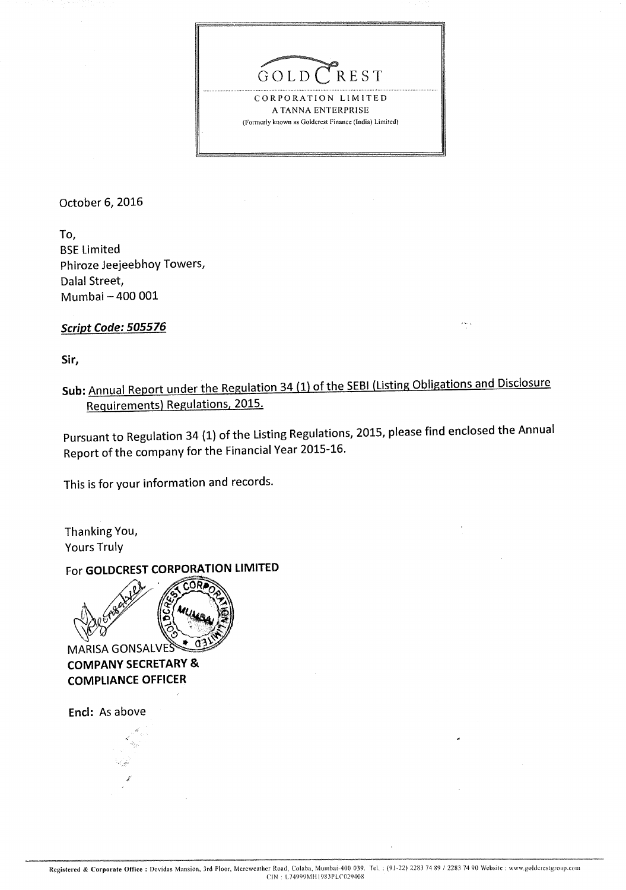GOLDCREST

CORPORATION LIMITED

A TANNA ENTERPRISE

(Formerly known as Goldcrest Finance (India) Limited)

October 6, 2016

To,
BSE Limited
Phiroze Jeejeebhoy Towers,
Dalal Street,
Mumbai – 400 001

***Script Code: 505576***

**Sir,**

**Sub:** Annual Report under the Regulation 34 (1) of the SEBI (Listing Obligations and Disclosure Requirements) Regulations, 2015.

Pursuant to Regulation 34 (1) of the Listing Regulations, 2015, please find enclosed the Annual Report of the company for the Financial Year 2015-16.

This is for your information and records.

Thanking You,
Yours Truly

For **GOLDCREST CORPORATION LIMITED**

MARISA GONSALVES
**COMPANY SECRETARY &**
**COMPLIANCE OFFICER**

**Encl:** As above

Registered & Corporate Office : Devidas Mansion, 3rd Floor, Mereweather Road, Colaba, Mumbai-400 039. Tel. : (91-22) 2283 74 89 / 2283 74 90 Website : www.goldcrestgroup.com
CIN : L74999MH1983PLC029408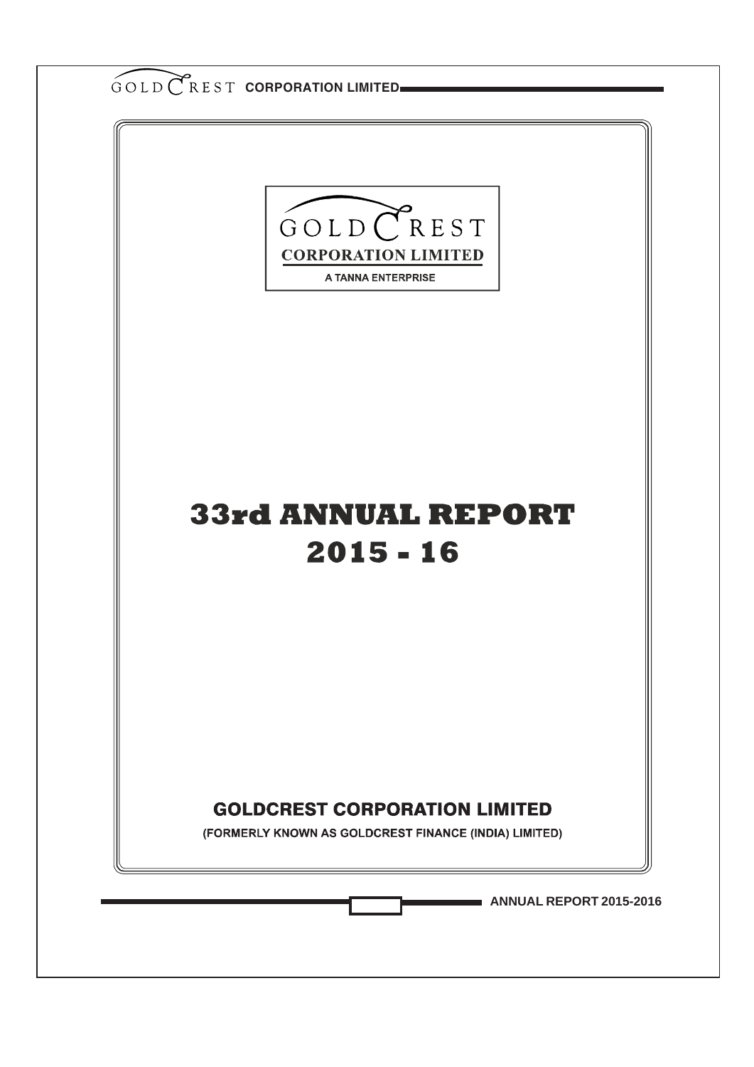GOLD CREST

**CORPORATION LIMITED**

A TANNA ENTERPRISE

# 33rd ANNUAL REPORT
# 2015 - 16

## GOLDCREST CORPORATION LIMITED

(FORMERLY KNOWN AS GOLDCREST FINANCE (INDIA) LIMITED)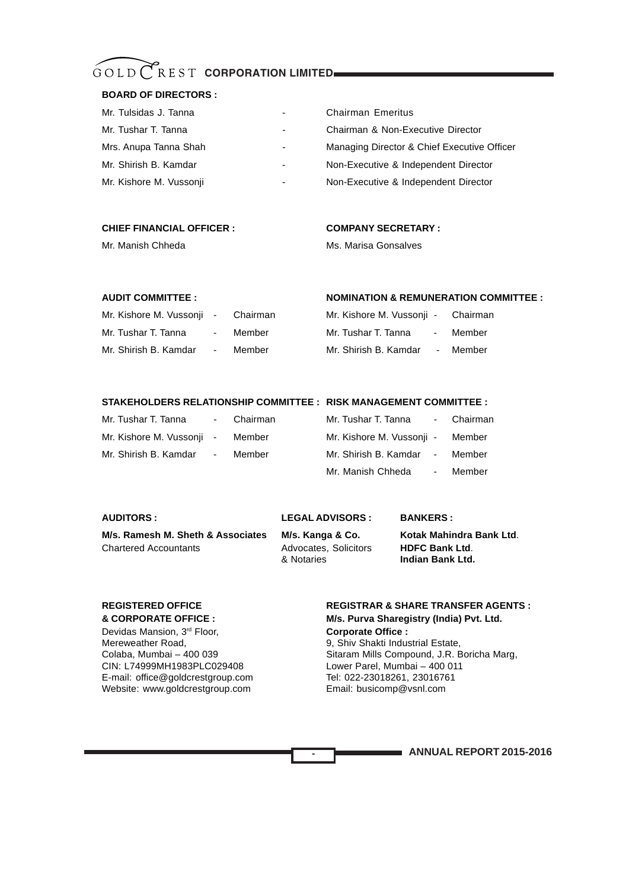# GOLDCREST CORPORATION LIMITED

**BOARD OF DIRECTORS :**

| | |
|---|---|
| Mr. Tulsidas J. Tanna | - Chairman Emeritus |
| Mr. Tushar T. Tanna | - Chairman & Non-Executive Director |
| Mrs. Anupa Tanna Shah | - Managing Director & Chief Executive Officer |
| Mr. Shirish B. Kamdar | - Non-Executive & Independent Director |
| Mr. Kishore M. Vussonji | - Non-Executive & Independent Director |

**CHIEF FINANCIAL OFFICER :**
Mr. Manish Chheda

**COMPANY SECRETARY :**
Ms. Marisa Gonsalves

**AUDIT COMMITTEE :**

| | |
|---|---|
| Mr. Kishore M. Vussonji | - Chairman |
| Mr. Tushar T. Tanna | - Member |
| Mr. Shirish B. Kamdar | - Member |

**NOMINATION & REMUNERATION COMMITTEE :**

| | |
|---|---|
| Mr. Kishore M. Vussonji | - Chairman |
| Mr. Tushar T. Tanna | - Member |
| Mr. Shirish B. Kamdar | - Member |

**STAKEHOLDERS RELATIONSHIP COMMITTEE :**

| | |
|---|---|
| Mr. Tushar T. Tanna | - Chairman |
| Mr. Kishore M. Vussonji | - Member |
| Mr. Shirish B. Kamdar | - Member |

**RISK MANAGEMENT COMMITTEE :**

| | |
|---|---|
| Mr. Tushar T. Tanna | - Chairman |
| Mr. Kishore M. Vussonji | - Member |
| Mr. Shirish B. Kamdar | - Member |
| Mr. Manish Chheda | - Member |

**AUDITORS :**
**M/s. Ramesh M. Sheth & Associates**
Chartered Accountants

**LEGAL ADVISORS :**
**M/s. Kanga & Co.**
Advocates, Solicitors
& Notaries

**BANKERS :**
**Kotak Mahindra Bank Ltd**.
**HDFC Bank Ltd**.
**Indian Bank Ltd.**

**REGISTERED OFFICE**
**& CORPORATE OFFICE :**
Devidas Mansion, 3rd Floor,
Mereweather Road,
Colaba, Mumbai – 400 039
CIN: L74999MH1983PLC029408
E-mail: office@goldcrestgroup.com
Website: www.goldcrestgroup.com

**REGISTRAR & SHARE TRANSFER AGENTS :**
**M/s. Purva Sharegistry (India) Pvt. Ltd.**
**Corporate Office :**
9, Shiv Shakti Industrial Estate,
Sitaram Mills Compound, J.R. Boricha Marg,
Lower Parel, Mumbai – 400 011
Tel: 022-23018261, 23016761
Email: busicomp@vsnl.com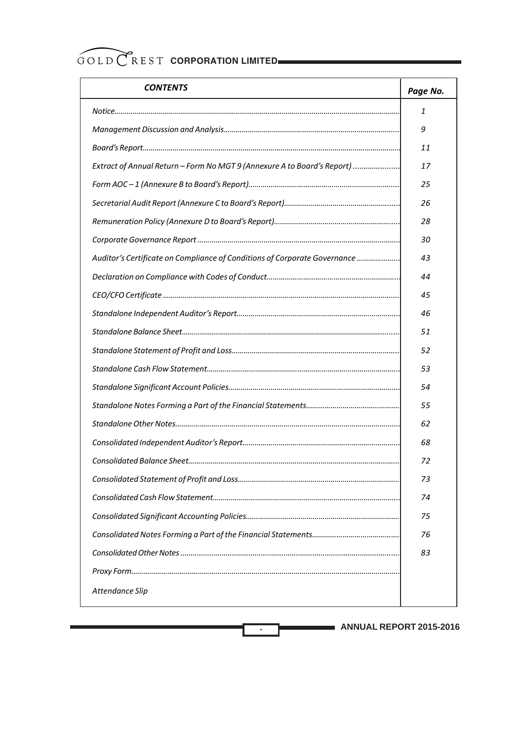| *CONTENTS* | *Page No.* |
|---|---|
| *Notice* | *1* |
| *Management Discussion and Analysis* | *9* |
| *Board's Report* | *11* |
| *Extract of Annual Return – Form No MGT 9 (Annexure A to Board's Report)* | *17* |
| *Form AOC – 1 (Annexure B to Board's Report)* | *25* |
| *Secretarial Audit Report (Annexure C to Board's Report)* | *26* |
| *Remuneration Policy (Annexure D to Board's Report)* | *28* |
| *Corporate Governance Report* | *30* |
| *Auditor's Certificate on Compliance of Conditions of Corporate Governance* | *43* |
| *Declaration on Compliance with Codes of Conduct* | *44* |
| *CEO/CFO Certificate* | *45* |
| *Standalone Independent Auditor's Report* | *46* |
| *Standalone Balance Sheet* | *51* |
| *Standalone Statement of Profit and Loss* | *52* |
| *Standalone Cash Flow Statement* | *53* |
| *Standalone Significant Account Policies* | *54* |
| *Standalone Notes Forming a Part of the Financial Statements* | *55* |
| *Standalone Other Notes* | *62* |
| *Consolidated Independent Auditor's Report* | *68* |
| *Consolidated Balance Sheet* | *72* |
| *Consolidated Statement of Profit and Loss* | *73* |
| *Consolidated Cash Flow Statement* | *74* |
| *Consolidated Significant Accounting Policies* | *75* |
| *Consolidated Notes Forming a Part of the Financial Statements* | *76* |
| *Consolidated Other Notes* | *83* |
| *Proxy Form* | |
| *Attendance Slip* | |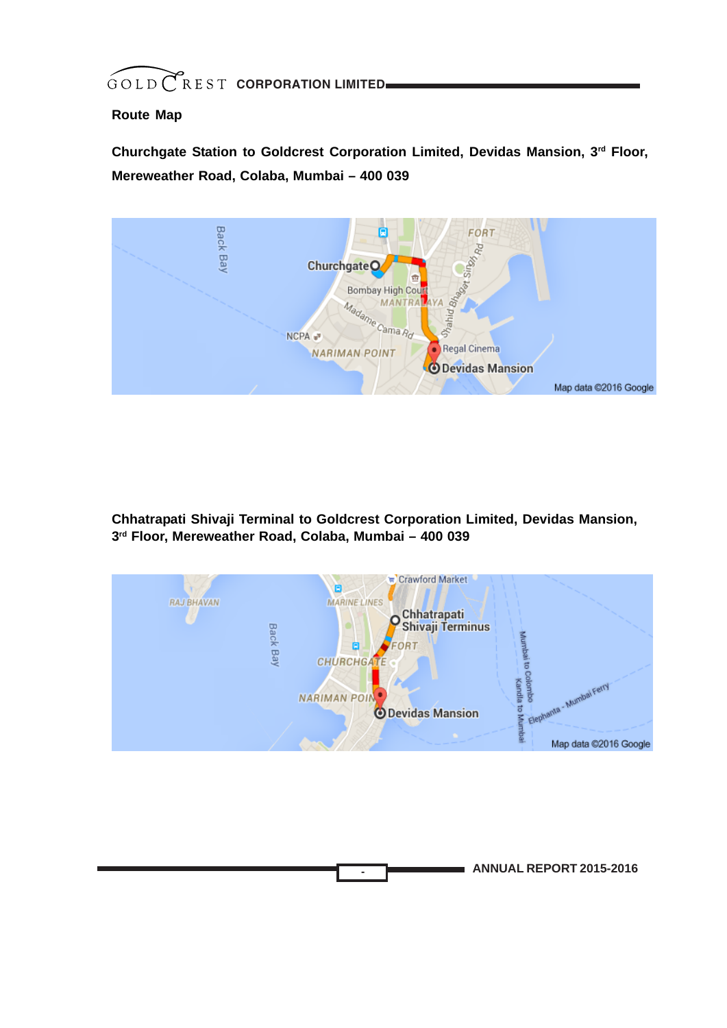## Route Map

**Churchgate Station to Goldcrest Corporation Limited, Devidas Mansion, 3rd Floor, Mereweather Road, Colaba, Mumbai – 400 039**

**Chhatrapati Shivaji Terminal to Goldcrest Corporation Limited, Devidas Mansion, 3rd Floor, Mereweather Road, Colaba, Mumbai – 400 039**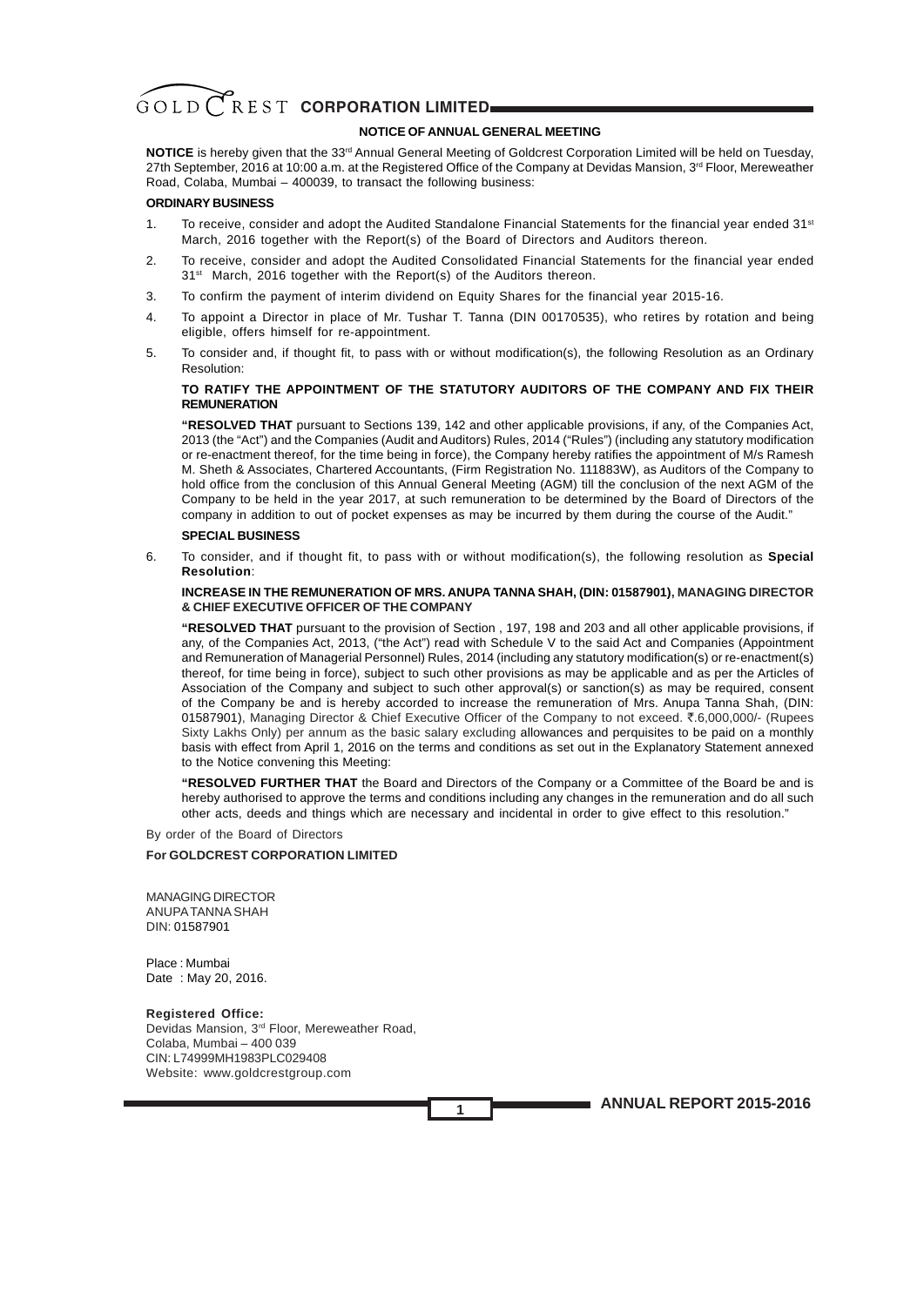# NOTICE OF ANNUAL GENERAL MEETING

**NOTICE** is hereby given that the 33rd Annual General Meeting of Goldcrest Corporation Limited will be held on Tuesday, 27th September, 2016 at 10:00 a.m. at the Registered Office of the Company at Devidas Mansion, 3rd Floor, Mereweather Road, Colaba, Mumbai – 400039, to transact the following business:

**ORDINARY BUSINESS**

1. To receive, consider and adopt the Audited Standalone Financial Statements for the financial year ended 31st March, 2016 together with the Report(s) of the Board of Directors and Auditors thereon.
2. To receive, consider and adopt the Audited Consolidated Financial Statements for the financial year ended 31st March, 2016 together with the Report(s) of the Auditors thereon.
3. To confirm the payment of interim dividend on Equity Shares for the financial year 2015-16.
4. To appoint a Director in place of Mr. Tushar T. Tanna (DIN 00170535), who retires by rotation and being eligible, offers himself for re-appointment.
5. To consider and, if thought fit, to pass with or without modification(s), the following Resolution as an Ordinary Resolution:

   **TO RATIFY THE APPOINTMENT OF THE STATUTORY AUDITORS OF THE COMPANY AND FIX THEIR REMUNERATION**

   **"RESOLVED THAT** pursuant to Sections 139, 142 and other applicable provisions, if any, of the Companies Act, 2013 (the "Act") and the Companies (Audit and Auditors) Rules, 2014 ("Rules") (including any statutory modification or re-enactment thereof, for the time being in force), the Company hereby ratifies the appointment of M/s Ramesh M. Sheth & Associates, Chartered Accountants, (Firm Registration No. 111883W), as Auditors of the Company to hold office from the conclusion of this Annual General Meeting (AGM) till the conclusion of the next AGM of the Company to be held in the year 2017, at such remuneration to be determined by the Board of Directors of the company in addition to out of pocket expenses as may be incurred by them during the course of the Audit."

**SPECIAL BUSINESS**

6. To consider, and if thought fit, to pass with or without modification(s), the following resolution as **Special Resolution**:

   **INCREASE IN THE REMUNERATION OF MRS. ANUPA TANNA SHAH, (DIN: 01587901), MANAGING DIRECTOR & CHIEF EXECUTIVE OFFICER OF THE COMPANY**

   **"RESOLVED THAT** pursuant to the provision of Section , 197, 198 and 203 and all other applicable provisions, if any, of the Companies Act, 2013, ("the Act") read with Schedule V to the said Act and Companies (Appointment and Remuneration of Managerial Personnel) Rules, 2014 (including any statutory modification(s) or re-enactment(s) thereof, for time being in force), subject to such other provisions as may be applicable and as per the Articles of Association of the Company and subject to such other approval(s) or sanction(s) as may be required, consent of the Company be and is hereby accorded to increase the remuneration of Mrs. Anupa Tanna Shah, (DIN: 01587901), Managing Director & Chief Executive Officer of the Company to not exceed. ₹.6,000,000/- (Rupees Sixty Lakhs Only) per annum as the basic salary excluding allowances and perquisites to be paid on a monthly basis with effect from April 1, 2016 on the terms and conditions as set out in the Explanatory Statement annexed to the Notice convening this Meeting:

   **"RESOLVED FURTHER THAT** the Board and Directors of the Company or a Committee of the Board be and is hereby authorised to approve the terms and conditions including any changes in the remuneration and do all such other acts, deeds and things which are necessary and incidental in order to give effect to this resolution."

By order of the Board of Directors

**For GOLDCREST CORPORATION LIMITED**

MANAGING DIRECTOR
ANUPA TANNA SHAH
DIN: 01587901

Place : Mumbai
Date : May 20, 2016.

**Registered Office:**
Devidas Mansion, 3rd Floor, Mereweather Road,
Colaba, Mumbai – 400 039
CIN: L74999MH1983PLC029408
Website: www.goldcrestgroup.com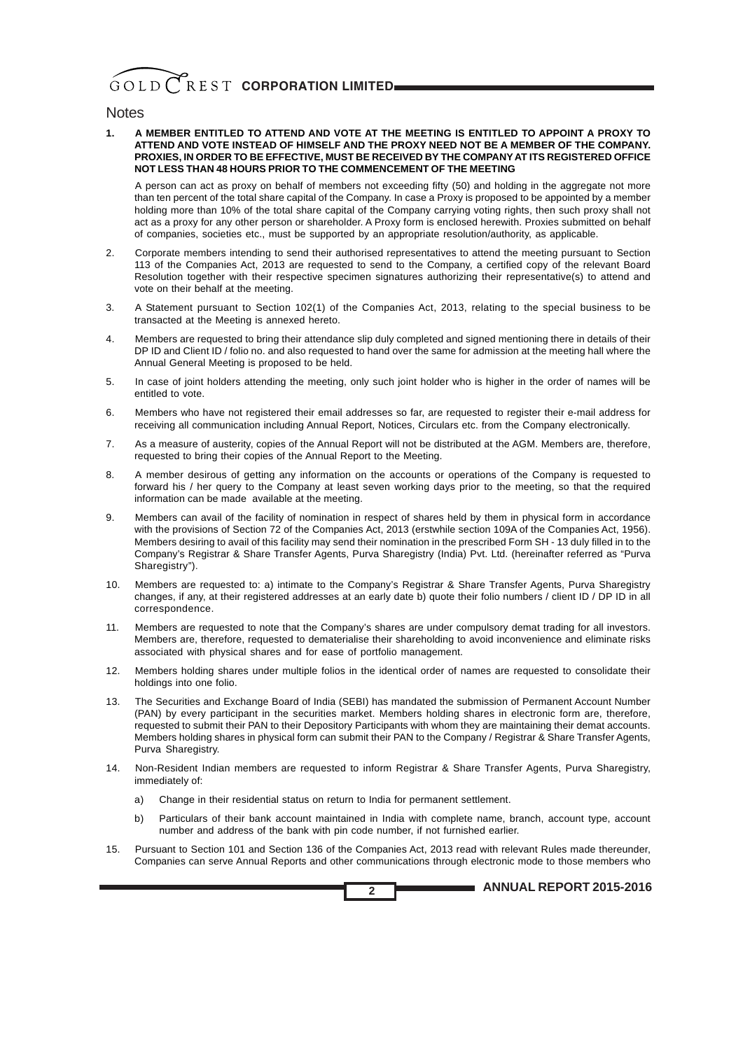## Notes

1. **A MEMBER ENTITLED TO ATTEND AND VOTE AT THE MEETING IS ENTITLED TO APPOINT A PROXY TO ATTEND AND VOTE INSTEAD OF HIMSELF AND THE PROXY NEED NOT BE A MEMBER OF THE COMPANY. PROXIES, IN ORDER TO BE EFFECTIVE, MUST BE RECEIVED BY THE COMPANY AT ITS REGISTERED OFFICE NOT LESS THAN 48 HOURS PRIOR TO THE COMMENCEMENT OF THE MEETING**

   A person can act as proxy on behalf of members not exceeding fifty (50) and holding in the aggregate not more than ten percent of the total share capital of the Company. In case a Proxy is proposed to be appointed by a member holding more than 10% of the total share capital of the Company carrying voting rights, then such proxy shall not act as a proxy for any other person or shareholder. A Proxy form is enclosed herewith. Proxies submitted on behalf of companies, societies etc., must be supported by an appropriate resolution/authority, as applicable.

2. Corporate members intending to send their authorised representatives to attend the meeting pursuant to Section 113 of the Companies Act, 2013 are requested to send to the Company, a certified copy of the relevant Board Resolution together with their respective specimen signatures authorizing their representative(s) to attend and vote on their behalf at the meeting.

3. A Statement pursuant to Section 102(1) of the Companies Act, 2013, relating to the special business to be transacted at the Meeting is annexed hereto.

4. Members are requested to bring their attendance slip duly completed and signed mentioning there in details of their DP ID and Client ID / folio no. and also requested to hand over the same for admission at the meeting hall where the Annual General Meeting is proposed to be held.

5. In case of joint holders attending the meeting, only such joint holder who is higher in the order of names will be entitled to vote.

6. Members who have not registered their email addresses so far, are requested to register their e-mail address for receiving all communication including Annual Report, Notices, Circulars etc. from the Company electronically.

7. As a measure of austerity, copies of the Annual Report will not be distributed at the AGM. Members are, therefore, requested to bring their copies of the Annual Report to the Meeting.

8. A member desirous of getting any information on the accounts or operations of the Company is requested to forward his / her query to the Company at least seven working days prior to the meeting, so that the required information can be made available at the meeting.

9. Members can avail of the facility of nomination in respect of shares held by them in physical form in accordance with the provisions of Section 72 of the Companies Act, 2013 (erstwhile section 109A of the Companies Act, 1956). Members desiring to avail of this facility may send their nomination in the prescribed Form SH - 13 duly filled in to the Company's Registrar & Share Transfer Agents, Purva Sharegistry (India) Pvt. Ltd. (hereinafter referred as "Purva Sharegistry").

10. Members are requested to: a) intimate to the Company's Registrar & Share Transfer Agents, Purva Sharegistry changes, if any, at their registered addresses at an early date b) quote their folio numbers / client ID / DP ID in all correspondence.

11. Members are requested to note that the Company's shares are under compulsory demat trading for all investors. Members are, therefore, requested to dematerialise their shareholding to avoid inconvenience and eliminate risks associated with physical shares and for ease of portfolio management.

12. Members holding shares under multiple folios in the identical order of names are requested to consolidate their holdings into one folio.

13. The Securities and Exchange Board of India (SEBI) has mandated the submission of Permanent Account Number (PAN) by every participant in the securities market. Members holding shares in electronic form are, therefore, requested to submit their PAN to their Depository Participants with whom they are maintaining their demat accounts. Members holding shares in physical form can submit their PAN to the Company / Registrar & Share Transfer Agents, Purva Sharegistry.

14. Non-Resident Indian members are requested to inform Registrar & Share Transfer Agents, Purva Sharegistry, immediately of:

    a) Change in their residential status on return to India for permanent settlement.

    b) Particulars of their bank account maintained in India with complete name, branch, account type, account number and address of the bank with pin code number, if not furnished earlier.

15. Pursuant to Section 101 and Section 136 of the Companies Act, 2013 read with relevant Rules made thereunder, Companies can serve Annual Reports and other communications through electronic mode to those members who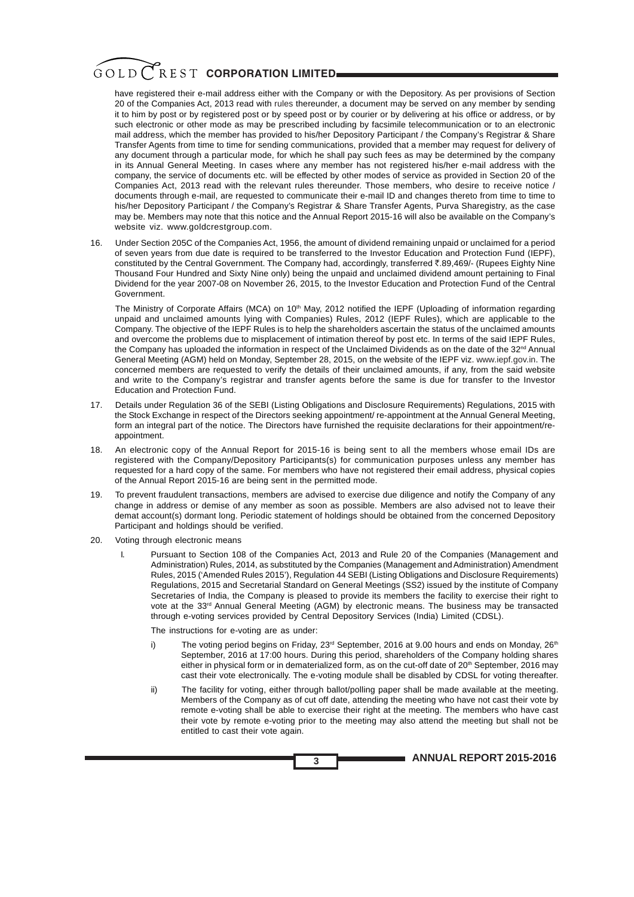have registered their e-mail address either with the Company or with the Depository. As per provisions of Section 20 of the Companies Act, 2013 read with rules thereunder, a document may be served on any member by sending it to him by post or by registered post or by speed post or by courier or by delivering at his office or address, or by such electronic or other mode as may be prescribed including by facsimile telecommunication or to an electronic mail address, which the member has provided to his/her Depository Participant / the Company's Registrar & Share Transfer Agents from time to time for sending communications, provided that a member may request for delivery of any document through a particular mode, for which he shall pay such fees as may be determined by the company in its Annual General Meeting. In cases where any member has not registered his/her e-mail address with the company, the service of documents etc. will be effected by other modes of service as provided in Section 20 of the Companies Act, 2013 read with the relevant rules thereunder. Those members, who desire to receive notice / documents through e-mail, are requested to communicate their e-mail ID and changes thereto from time to time to his/her Depository Participant / the Company's Registrar & Share Transfer Agents, Purva Sharegistry, as the case may be. Members may note that this notice and the Annual Report 2015-16 will also be available on the Company's website viz. www.goldcrestgroup.com.

16. Under Section 205C of the Companies Act, 1956, the amount of dividend remaining unpaid or unclaimed for a period of seven years from due date is required to be transferred to the Investor Education and Protection Fund (IEPF), constituted by the Central Government. The Company had, accordingly, transferred ₹.89,469/- (Rupees Eighty Nine Thousand Four Hundred and Sixty Nine only) being the unpaid and unclaimed dividend amount pertaining to Final Dividend for the year 2007-08 on November 26, 2015, to the Investor Education and Protection Fund of the Central Government.

    The Ministry of Corporate Affairs (MCA) on 10th May, 2012 notified the IEPF (Uploading of information regarding unpaid and unclaimed amounts lying with Companies) Rules, 2012 (IEPF Rules), which are applicable to the Company. The objective of the IEPF Rules is to help the shareholders ascertain the status of the unclaimed amounts and overcome the problems due to misplacement of intimation thereof by post etc. In terms of the said IEPF Rules, the Company has uploaded the information in respect of the Unclaimed Dividends as on the date of the 32nd Annual General Meeting (AGM) held on Monday, September 28, 2015, on the website of the IEPF viz. www.iepf.gov.in. The concerned members are requested to verify the details of their unclaimed amounts, if any, from the said website and write to the Company's registrar and transfer agents before the same is due for transfer to the Investor Education and Protection Fund.

17. Details under Regulation 36 of the SEBI (Listing Obligations and Disclosure Requirements) Regulations, 2015 with the Stock Exchange in respect of the Directors seeking appointment/ re-appointment at the Annual General Meeting, form an integral part of the notice. The Directors have furnished the requisite declarations for their appointment/re-appointment.

18. An electronic copy of the Annual Report for 2015-16 is being sent to all the members whose email IDs are registered with the Company/Depository Participants(s) for communication purposes unless any member has requested for a hard copy of the same. For members who have not registered their email address, physical copies of the Annual Report 2015-16 are being sent in the permitted mode.

19. To prevent fraudulent transactions, members are advised to exercise due diligence and notify the Company of any change in address or demise of any member as soon as possible. Members are also advised not to leave their demat account(s) dormant long. Periodic statement of holdings should be obtained from the concerned Depository Participant and holdings should be verified.

20. Voting through electronic means

    I. Pursuant to Section 108 of the Companies Act, 2013 and Rule 20 of the Companies (Management and Administration) Rules, 2014, as substituted by the Companies (Management and Administration) Amendment Rules, 2015 ('Amended Rules 2015'), Regulation 44 SEBI (Listing Obligations and Disclosure Requirements) Regulations, 2015 and Secretarial Standard on General Meetings (SS2) issued by the institute of Company Secretaries of India, the Company is pleased to provide its members the facility to exercise their right to vote at the 33rd Annual General Meeting (AGM) by electronic means. The business may be transacted through e-voting services provided by Central Depository Services (India) Limited (CDSL).

       The instructions for e-voting are as under:

       i) The voting period begins on Friday, 23rd September, 2016 at 9.00 hours and ends on Monday, 26th September, 2016 at 17:00 hours. During this period, shareholders of the Company holding shares either in physical form or in dematerialized form, as on the cut-off date of 20th September, 2016 may cast their vote electronically. The e-voting module shall be disabled by CDSL for voting thereafter.

       ii) The facility for voting, either through ballot/polling paper shall be made available at the meeting. Members of the Company as of cut off date, attending the meeting who have not cast their vote by remote e-voting shall be able to exercise their right at the meeting. The members who have cast their vote by remote e-voting prior to the meeting may also attend the meeting but shall not be entitled to cast their vote again.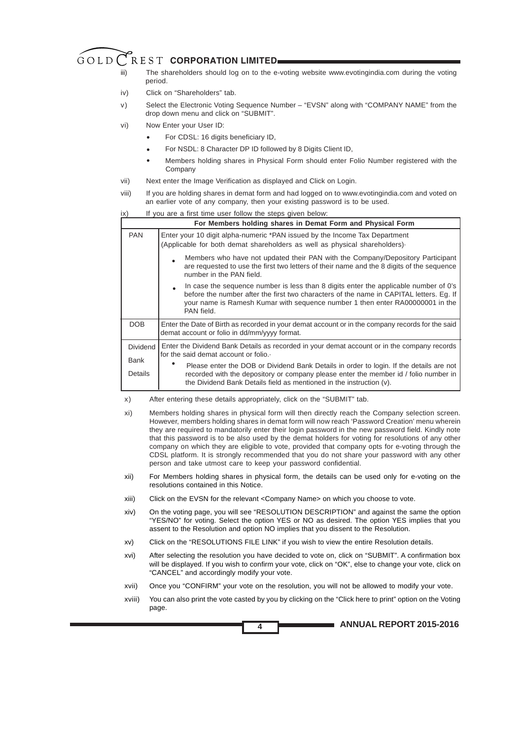iii) The shareholders should log on to the e-voting website www.evotingindia.com during the voting period.

iv) Click on "Shareholders" tab.

v) Select the Electronic Voting Sequence Number – "EVSN" along with "COMPANY NAME" from the drop down menu and click on "SUBMIT".

vi) Now Enter your User ID:

- For CDSL: 16 digits beneficiary ID,
- For NSDL: 8 Character DP ID followed by 8 Digits Client ID,
- Members holding shares in Physical Form should enter Folio Number registered with the Company

vii) Next enter the Image Verification as displayed and Click on Login.

viii) If you are holding shares in demat form and had logged on to www.evotingindia.com and voted on an earlier vote of any company, then your existing password is to be used.

ix) If you are a first time user follow the steps given below:

| | For Members holding shares in Demat Form and Physical Form |
|---|---|
| PAN | Enter your 10 digit alpha-numeric *PAN issued by the Income Tax Department (Applicable for both demat shareholders as well as physical shareholders)· <br> • Members who have not updated their PAN with the Company/Depository Participant are requested to use the first two letters of their name and the 8 digits of the sequence number in the PAN field. <br> • In case the sequence number is less than 8 digits enter the applicable number of 0's before the number after the first two characters of the name in CAPITAL letters. Eg. If your name is Ramesh Kumar with sequence number 1 then enter RA00000001 in the PAN field. |
| DOB | Enter the Date of Birth as recorded in your demat account or in the company records for the said demat account or folio in dd/mm/yyyy format. |
| Dividend Bank Details | Enter the Dividend Bank Details as recorded in your demat account or in the company records for the said demat account or folio.· <br> • Please enter the DOB or Dividend Bank Details in order to login. If the details are not recorded with the depository or company please enter the member id / folio number in the Dividend Bank Details field as mentioned in the instruction (v). |

x) After entering these details appropriately, click on the "SUBMIT" tab.

xi) Members holding shares in physical form will then directly reach the Company selection screen. However, members holding shares in demat form will now reach 'Password Creation' menu wherein they are required to mandatorily enter their login password in the new password field. Kindly note that this password is to be also used by the demat holders for voting for resolutions of any other company on which they are eligible to vote, provided that company opts for e-voting through the CDSL platform. It is strongly recommended that you do not share your password with any other person and take utmost care to keep your password confidential.

xii) For Members holding shares in physical form, the details can be used only for e-voting on the resolutions contained in this Notice.

xiii) Click on the EVSN for the relevant <Company Name> on which you choose to vote.

xiv) On the voting page, you will see "RESOLUTION DESCRIPTION" and against the same the option "YES/NO" for voting. Select the option YES or NO as desired. The option YES implies that you assent to the Resolution and option NO implies that you dissent to the Resolution.

xv) Click on the "RESOLUTIONS FILE LINK" if you wish to view the entire Resolution details.

xvi) After selecting the resolution you have decided to vote on, click on "SUBMIT". A confirmation box will be displayed. If you wish to confirm your vote, click on "OK", else to change your vote, click on "CANCEL" and accordingly modify your vote.

xvii) Once you "CONFIRM" your vote on the resolution, you will not be allowed to modify your vote.

xviii) You can also print the vote casted by you by clicking on the "Click here to print" option on the Voting page.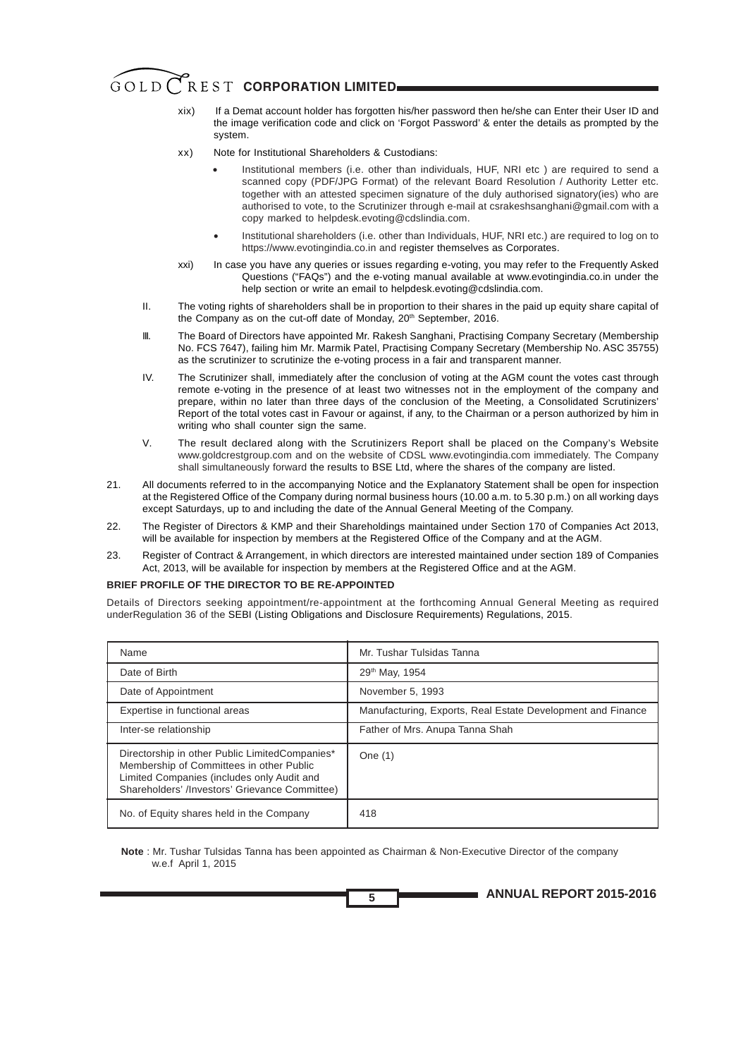xix) If a Demat account holder has forgotten his/her password then he/she can Enter their User ID and the image verification code and click on 'Forgot Password' & enter the details as prompted by the system.

xx) Note for Institutional Shareholders & Custodians:

- Institutional members (i.e. other than individuals, HUF, NRI etc ) are required to send a scanned copy (PDF/JPG Format) of the relevant Board Resolution / Authority Letter etc. together with an attested specimen signature of the duly authorised signatory(ies) who are authorised to vote, to the Scrutinizer through e-mail at csrakeshsanghani@gmail.com with a copy marked to helpdesk.evoting@cdslindia.com.
- Institutional shareholders (i.e. other than Individuals, HUF, NRI etc.) are required to log on to https://www.evotingindia.co.in and register themselves as Corporates.

xxi) In case you have any queries or issues regarding e-voting, you may refer to the Frequently Asked Questions ("FAQs") and the e-voting manual available at www.evotingindia.co.in under the help section or write an email to helpdesk.evoting@cdslindia.com.

II. The voting rights of shareholders shall be in proportion to their shares in the paid up equity share capital of the Company as on the cut-off date of Monday, 20th September, 2016.

III. The Board of Directors have appointed Mr. Rakesh Sanghani, Practising Company Secretary (Membership No. FCS 7647), failing him Mr. Marmik Patel, Practising Company Secretary (Membership No. ASC 35755) as the scrutinizer to scrutinize the e-voting process in a fair and transparent manner.

IV. The Scrutinizer shall, immediately after the conclusion of voting at the AGM count the votes cast through remote e-voting in the presence of at least two witnesses not in the employment of the company and prepare, within no later than three days of the conclusion of the Meeting, a Consolidated Scrutinizers' Report of the total votes cast in Favour or against, if any, to the Chairman or a person authorized by him in writing who shall counter sign the same.

V. The result declared along with the Scrutinizers Report shall be placed on the Company's Website www.goldcrestgroup.com and on the website of CDSL www.evotingindia.com immediately. The Company shall simultaneously forward the results to BSE Ltd, where the shares of the company are listed.

21. All documents referred to in the accompanying Notice and the Explanatory Statement shall be open for inspection at the Registered Office of the Company during normal business hours (10.00 a.m. to 5.30 p.m.) on all working days except Saturdays, up to and including the date of the Annual General Meeting of the Company.

22. The Register of Directors & KMP and their Shareholdings maintained under Section 170 of Companies Act 2013, will be available for inspection by members at the Registered Office of the Company and at the AGM.

23. Register of Contract & Arrangement, in which directors are interested maintained under section 189 of Companies Act, 2013, will be available for inspection by members at the Registered Office and at the AGM.

**BRIEF PROFILE OF THE DIRECTOR TO BE RE-APPOINTED**

Details of Directors seeking appointment/re-appointment at the forthcoming Annual General Meeting as required underRegulation 36 of the SEBI (Listing Obligations and Disclosure Requirements) Regulations, 2015.

| Name | Mr. Tushar Tulsidas Tanna |
|---|---|
| Date of Birth | 29th May, 1954 |
| Date of Appointment | November 5, 1993 |
| Expertise in functional areas | Manufacturing, Exports, Real Estate Development and Finance |
| Inter-se relationship | Father of Mrs. Anupa Tanna Shah |
| Directorship in other Public LimitedCompanies* Membership of Committees in other Public Limited Companies (includes only Audit and Shareholders' /Investors' Grievance Committee) | One (1) |
| No. of Equity shares held in the Company | 418 |

**Note** : Mr. Tushar Tulsidas Tanna has been appointed as Chairman & Non-Executive Director of the company w.e.f April 1, 2015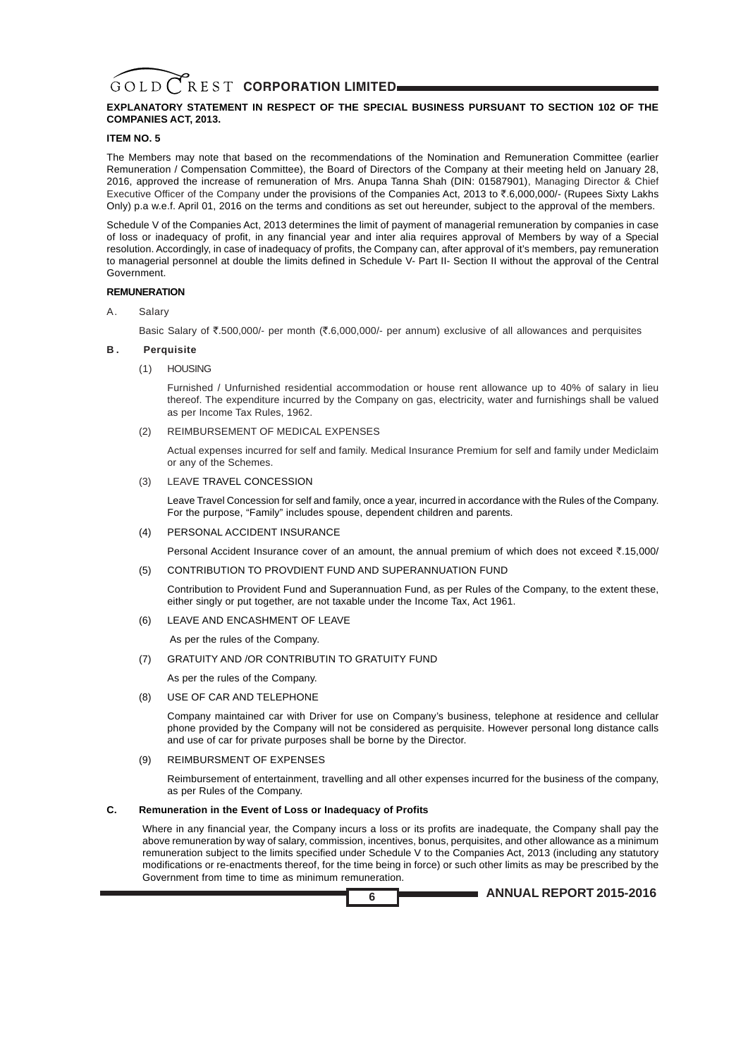**EXPLANATORY STATEMENT IN RESPECT OF THE SPECIAL BUSINESS PURSUANT TO SECTION 102 OF THE COMPANIES ACT, 2013.**

**ITEM NO. 5**

The Members may note that based on the recommendations of the Nomination and Remuneration Committee (earlier Remuneration / Compensation Committee), the Board of Directors of the Company at their meeting held on January 28, 2016, approved the increase of remuneration of Mrs. Anupa Tanna Shah (DIN: 01587901), Managing Director & Chief Executive Officer of the Company under the provisions of the Companies Act, 2013 to ₹.6,000,000/- (Rupees Sixty Lakhs Only) p.a w.e.f. April 01, 2016 on the terms and conditions as set out hereunder, subject to the approval of the members.

Schedule V of the Companies Act, 2013 determines the limit of payment of managerial remuneration by companies in case of loss or inadequacy of profit, in any financial year and inter alia requires approval of Members by way of a Special resolution. Accordingly, in case of inadequacy of profits, the Company can, after approval of it's members, pay remuneration to managerial personnel at double the limits defined in Schedule V- Part II- Section II without the approval of the Central Government.

**REMUNERATION**

A. Salary

Basic Salary of ₹.500,000/- per month (₹.6,000,000/- per annum) exclusive of all allowances and perquisites

**B. Perquisite**

(1) HOUSING

Furnished / Unfurnished residential accommodation or house rent allowance up to 40% of salary in lieu thereof. The expenditure incurred by the Company on gas, electricity, water and furnishings shall be valued as per Income Tax Rules, 1962.

(2) REIMBURSEMENT OF MEDICAL EXPENSES

Actual expenses incurred for self and family. Medical Insurance Premium for self and family under Mediclaim or any of the Schemes.

(3) LEAVE TRAVEL CONCESSION

Leave Travel Concession for self and family, once a year, incurred in accordance with the Rules of the Company. For the purpose, "Family" includes spouse, dependent children and parents.

(4) PERSONAL ACCIDENT INSURANCE

Personal Accident Insurance cover of an amount, the annual premium of which does not exceed ₹.15,000/

(5) CONTRIBUTION TO PROVDIENT FUND AND SUPERANNUATION FUND

Contribution to Provident Fund and Superannuation Fund, as per Rules of the Company, to the extent these, either singly or put together, are not taxable under the Income Tax, Act 1961.

(6) LEAVE AND ENCASHMENT OF LEAVE

As per the rules of the Company.

(7) GRATUITY AND /OR CONTRIBUTIN TO GRATUITY FUND

As per the rules of the Company.

(8) USE OF CAR AND TELEPHONE

Company maintained car with Driver for use on Company's business, telephone at residence and cellular phone provided by the Company will not be considered as perquisite. However personal long distance calls and use of car for private purposes shall be borne by the Director.

(9) REIMBURSMENT OF EXPENSES

Reimbursement of entertainment, travelling and all other expenses incurred for the business of the company, as per Rules of the Company.

**C. Remuneration in the Event of Loss or Inadequacy of Profits**

Where in any financial year, the Company incurs a loss or its profits are inadequate, the Company shall pay the above remuneration by way of salary, commission, incentives, bonus, perquisites, and other allowance as a minimum remuneration subject to the limits specified under Schedule V to the Companies Act, 2013 (including any statutory modifications or re-enactments thereof, for the time being in force) or such other limits as may be prescribed by the Government from time to time as minimum remuneration.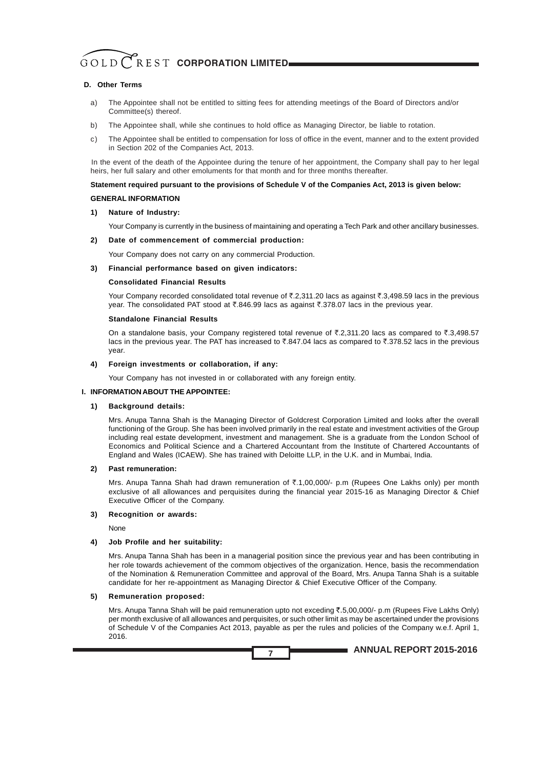### D. Other Terms

a) The Appointee shall not be entitled to sitting fees for attending meetings of the Board of Directors and/or Committee(s) thereof.

b) The Appointee shall, while she continues to hold office as Managing Director, be liable to rotation.

c) The Appointee shall be entitled to compensation for loss of office in the event, manner and to the extent provided in Section 202 of the Companies Act, 2013.

In the event of the death of the Appointee during the tenure of her appointment, the Company shall pay to her legal heirs, her full salary and other emoluments for that month and for three months thereafter.

**Statement required pursuant to the provisions of Schedule V of the Companies Act, 2013 is given below:**

**GENERAL INFORMATION**

**1) Nature of Industry:**

Your Company is currently in the business of maintaining and operating a Tech Park and other ancillary businesses.

**2) Date of commencement of commercial production:**

Your Company does not carry on any commercial Production.

**3) Financial performance based on given indicators:**

**Consolidated Financial Results**

Your Company recorded consolidated total revenue of ₹.2,311.20 lacs as against ₹.3,498.59 lacs in the previous year. The consolidated PAT stood at ₹.846.99 lacs as against ₹.378.07 lacs in the previous year.

**Standalone Financial Results**

On a standalone basis, your Company registered total revenue of ₹.2,311.20 lacs as compared to ₹.3,498.57 lacs in the previous year. The PAT has increased to ₹.847.04 lacs as compared to ₹.378.52 lacs in the previous year.

**4) Foreign investments or collaboration, if any:**

Your Company has not invested in or collaborated with any foreign entity.

**I. INFORMATION ABOUT THE APPOINTEE:**

**1) Background details:**

Mrs. Anupa Tanna Shah is the Managing Director of Goldcrest Corporation Limited and looks after the overall functioning of the Group. She has been involved primarily in the real estate and investment activities of the Group including real estate development, investment and management. She is a graduate from the London School of Economics and Political Science and a Chartered Accountant from the Institute of Chartered Accountants of England and Wales (ICAEW). She has trained with Deloitte LLP, in the U.K. and in Mumbai, India.

**2) Past remuneration:**

Mrs. Anupa Tanna Shah had drawn remuneration of ₹.1,00,000/- p.m (Rupees One Lakhs only) per month exclusive of all allowances and perquisites during the financial year 2015-16 as Managing Director & Chief Executive Officer of the Company.

**3) Recognition or awards:**

None

**4) Job Profile and her suitability:**

Mrs. Anupa Tanna Shah has been in a managerial position since the previous year and has been contributing in her role towards achievement of the commom objectives of the organization. Hence, basis the recommendation of the Nomination & Remuneration Committee and approval of the Board, Mrs. Anupa Tanna Shah is a suitable candidate for her re-appointment as Managing Director & Chief Executive Officer of the Company.

**5) Remuneration proposed:**

Mrs. Anupa Tanna Shah will be paid remuneration upto not exceding ₹.5,00,000/- p.m (Rupees Five Lakhs Only) per month exclusive of all allowances and perquisites, or such other limit as may be ascertained under the provisions of Schedule V of the Companies Act 2013, payable as per the rules and policies of the Company w.e.f. April 1, 2016.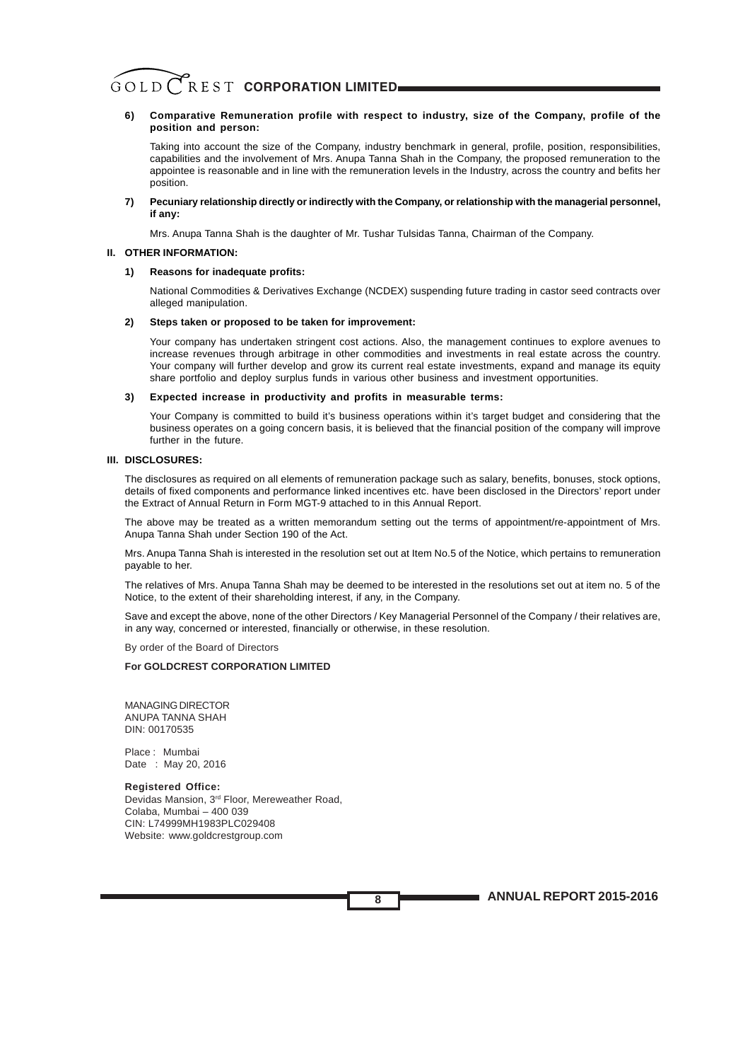**6) Comparative Remuneration profile with respect to industry, size of the Company, profile of the position and person:**

Taking into account the size of the Company, industry benchmark in general, profile, position, responsibilities, capabilities and the involvement of Mrs. Anupa Tanna Shah in the Company, the proposed remuneration to the appointee is reasonable and in line with the remuneration levels in the Industry, across the country and befits her position.

**7) Pecuniary relationship directly or indirectly with the Company, or relationship with the managerial personnel, if any:**

Mrs. Anupa Tanna Shah is the daughter of Mr. Tushar Tulsidas Tanna, Chairman of the Company.

**II. OTHER INFORMATION:**

**1) Reasons for inadequate profits:**

National Commodities & Derivatives Exchange (NCDEX) suspending future trading in castor seed contracts over alleged manipulation.

**2) Steps taken or proposed to be taken for improvement:**

Your company has undertaken stringent cost actions. Also, the management continues to explore avenues to increase revenues through arbitrage in other commodities and investments in real estate across the country. Your company will further develop and grow its current real estate investments, expand and manage its equity share portfolio and deploy surplus funds in various other business and investment opportunities.

**3) Expected increase in productivity and profits in measurable terms:**

Your Company is committed to build it's business operations within it's target budget and considering that the business operates on a going concern basis, it is believed that the financial position of the company will improve further in the future.

**III. DISCLOSURES:**

The disclosures as required on all elements of remuneration package such as salary, benefits, bonuses, stock options, details of fixed components and performance linked incentives etc. have been disclosed in the Directors' report under the Extract of Annual Return in Form MGT-9 attached to in this Annual Report.

The above may be treated as a written memorandum setting out the terms of appointment/re-appointment of Mrs. Anupa Tanna Shah under Section 190 of the Act.

Mrs. Anupa Tanna Shah is interested in the resolution set out at Item No.5 of the Notice, which pertains to remuneration payable to her.

The relatives of Mrs. Anupa Tanna Shah may be deemed to be interested in the resolutions set out at item no. 5 of the Notice, to the extent of their shareholding interest, if any, in the Company.

Save and except the above, none of the other Directors / Key Managerial Personnel of the Company / their relatives are, in any way, concerned or interested, financially or otherwise, in these resolution.

By order of the Board of Directors

**For GOLDCREST CORPORATION LIMITED**

MANAGING DIRECTOR
ANUPA TANNA SHAH
DIN: 00170535

Place : Mumbai
Date : May 20, 2016

**Registered Office:**
Devidas Mansion, 3rd Floor, Mereweather Road,
Colaba, Mumbai – 400 039
CIN: L74999MH1983PLC029408
Website: www.goldcrestgroup.com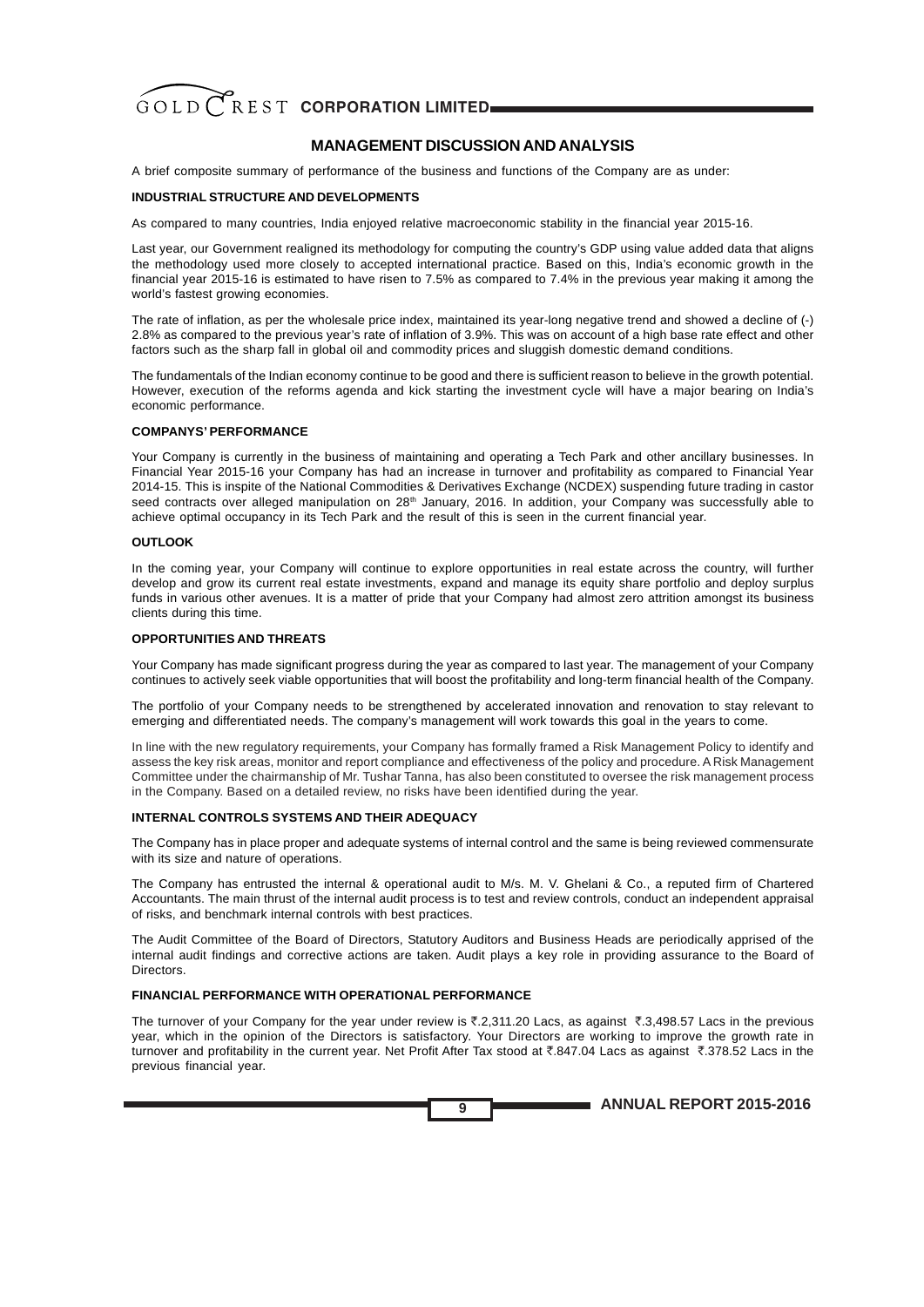## MANAGEMENT DISCUSSION AND ANALYSIS

A brief composite summary of performance of the business and functions of the Company are as under:

### INDUSTRIAL STRUCTURE AND DEVELOPMENTS

As compared to many countries, India enjoyed relative macroeconomic stability in the financial year 2015-16.

Last year, our Government realigned its methodology for computing the country's GDP using value added data that aligns the methodology used more closely to accepted international practice. Based on this, India's economic growth in the financial year 2015-16 is estimated to have risen to 7.5% as compared to 7.4% in the previous year making it among the world's fastest growing economies.

The rate of inflation, as per the wholesale price index, maintained its year-long negative trend and showed a decline of (-) 2.8% as compared to the previous year's rate of inflation of 3.9%. This was on account of a high base rate effect and other factors such as the sharp fall in global oil and commodity prices and sluggish domestic demand conditions.

The fundamentals of the Indian economy continue to be good and there is sufficient reason to believe in the growth potential. However, execution of the reforms agenda and kick starting the investment cycle will have a major bearing on India's economic performance.

### COMPANYS' PERFORMANCE

Your Company is currently in the business of maintaining and operating a Tech Park and other ancillary businesses. In Financial Year 2015-16 your Company has had an increase in turnover and profitability as compared to Financial Year 2014-15. This is inspite of the National Commodities & Derivatives Exchange (NCDEX) suspending future trading in castor seed contracts over alleged manipulation on 28th January, 2016. In addition, your Company was successfully able to achieve optimal occupancy in its Tech Park and the result of this is seen in the current financial year.

### OUTLOOK

In the coming year, your Company will continue to explore opportunities in real estate across the country, will further develop and grow its current real estate investments, expand and manage its equity share portfolio and deploy surplus funds in various other avenues. It is a matter of pride that your Company had almost zero attrition amongst its business clients during this time.

### OPPORTUNITIES AND THREATS

Your Company has made significant progress during the year as compared to last year. The management of your Company continues to actively seek viable opportunities that will boost the profitability and long-term financial health of the Company.

The portfolio of your Company needs to be strengthened by accelerated innovation and renovation to stay relevant to emerging and differentiated needs. The company's management will work towards this goal in the years to come.

In line with the new regulatory requirements, your Company has formally framed a Risk Management Policy to identify and assess the key risk areas, monitor and report compliance and effectiveness of the policy and procedure. A Risk Management Committee under the chairmanship of Mr. Tushar Tanna, has also been constituted to oversee the risk management process in the Company. Based on a detailed review, no risks have been identified during the year.

### INTERNAL CONTROLS SYSTEMS AND THEIR ADEQUACY

The Company has in place proper and adequate systems of internal control and the same is being reviewed commensurate with its size and nature of operations.

The Company has entrusted the internal & operational audit to M/s. M. V. Ghelani & Co., a reputed firm of Chartered Accountants. The main thrust of the internal audit process is to test and review controls, conduct an independent appraisal of risks, and benchmark internal controls with best practices.

The Audit Committee of the Board of Directors, Statutory Auditors and Business Heads are periodically apprised of the internal audit findings and corrective actions are taken. Audit plays a key role in providing assurance to the Board of Directors.

### FINANCIAL PERFORMANCE WITH OPERATIONAL PERFORMANCE

The turnover of your Company for the year under review is ₹.2,311.20 Lacs, as against ₹.3,498.57 Lacs in the previous year, which in the opinion of the Directors is satisfactory. Your Directors are working to improve the growth rate in turnover and profitability in the current year. Net Profit After Tax stood at ₹.847.04 Lacs as against ₹.378.52 Lacs in the previous financial year.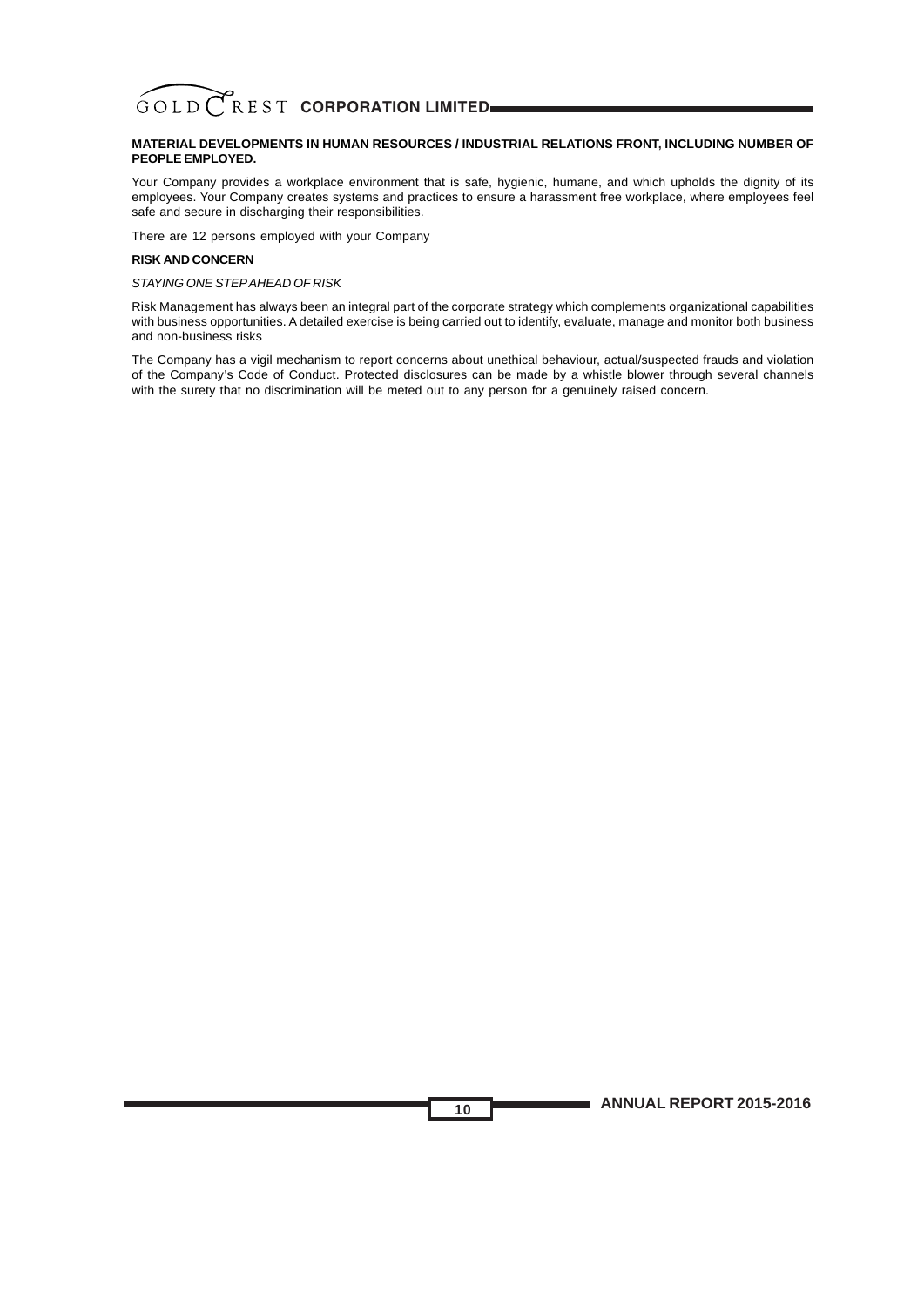**MATERIAL DEVELOPMENTS IN HUMAN RESOURCES / INDUSTRIAL RELATIONS FRONT, INCLUDING NUMBER OF PEOPLE EMPLOYED.**

Your Company provides a workplace environment that is safe, hygienic, humane, and which upholds the dignity of its employees. Your Company creates systems and practices to ensure a harassment free workplace, where employees feel safe and secure in discharging their responsibilities.

There are 12 persons employed with your Company

**RISK AND CONCERN**

*STAYING ONE STEP AHEAD OF RISK*

Risk Management has always been an integral part of the corporate strategy which complements organizational capabilities with business opportunities. A detailed exercise is being carried out to identify, evaluate, manage and monitor both business and non-business risks

The Company has a vigil mechanism to report concerns about unethical behaviour, actual/suspected frauds and violation of the Company's Code of Conduct. Protected disclosures can be made by a whistle blower through several channels with the surety that no discrimination will be meted out to any person for a genuinely raised concern.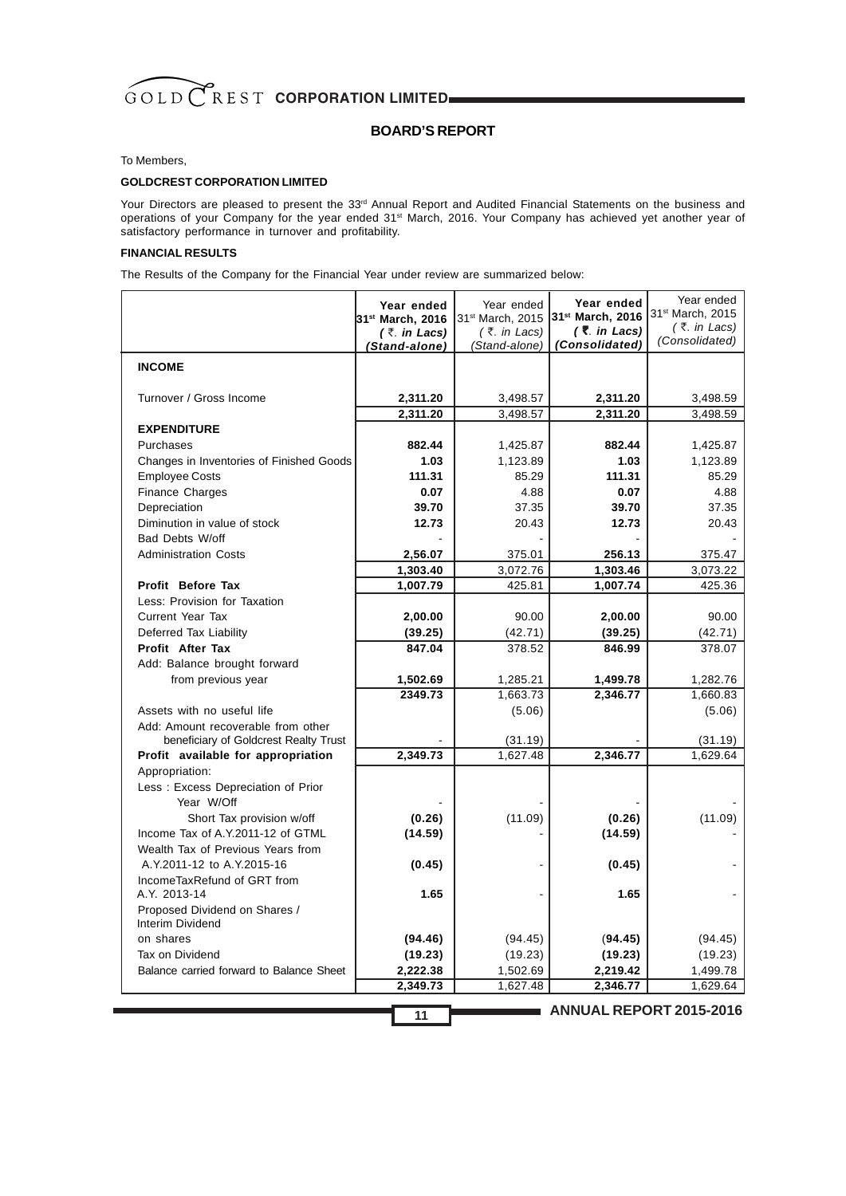# BOARD'S REPORT

To Members,

**GOLDCREST CORPORATION LIMITED**

Your Directors are pleased to present the 33rd Annual Report and Audited Financial Statements on the business and operations of your Company for the year ended 31st March, 2016. Your Company has achieved yet another year of satisfactory performance in turnover and profitability.

**FINANCIAL RESULTS**

The Results of the Company for the Financial Year under review are summarized below:

| | **Year ended 31st March, 2016 (₹. in Lacs) (Stand-alone)** | Year ended 31st March, 2015 (₹. in Lacs) (Stand-alone) | **Year ended 31st March, 2016 (₹. in Lacs) (Consolidated)** | Year ended 31st March, 2015 (₹. in Lacs) (Consolidated) |
|---|---|---|---|---|
| **INCOME** | | | | |
| Turnover / Gross Income | **2,311.20** | 3,498.57 | **2,311.20** | 3,498.59 |
| | **2,311.20** | 3,498.57 | **2,311.20** | 3,498.59 |
| **EXPENDITURE** | | | | |
| Purchases | **882.44** | 1,425.87 | **882.44** | 1,425.87 |
| Changes in Inventories of Finished Goods | **1.03** | 1,123.89 | **1.03** | 1,123.89 |
| Employee Costs | **111.31** | 85.29 | **111.31** | 85.29 |
| Finance Charges | **0.07** | 4.88 | **0.07** | 4.88 |
| Depreciation | **39.70** | 37.35 | **39.70** | 37.35 |
| Diminution in value of stock | **12.73** | 20.43 | **12.73** | 20.43 |
| Bad Debts W/off | - | - | - | - |
| Administration Costs | **2,56.07** | 375.01 | **256.13** | 375.47 |
| | **1,303.40** | 3,072.76 | **1,303.46** | 3,073.22 |
| **Profit Before Tax** | **1,007.79** | 425.81 | **1,007.74** | 425.36 |
| Less: Provision for Taxation | | | | |
| Current Year Tax | **2,00.00** | 90.00 | **2,00.00** | 90.00 |
| Deferred Tax Liability | **(39.25)** | (42.71) | **(39.25)** | (42.71) |
| **Profit After Tax** | **847.04** | 378.52 | **846.99** | 378.07 |
| Add: Balance brought forward from previous year | **1,502.69** | 1,285.21 | **1,499.78** | 1,282.76 |
| | **2349.73** | 1,663.73 | **2,346.77** | 1,660.83 |
| Assets with no useful life | | (5.06) | | (5.06) |
| Add: Amount recoverable from other beneficiary of Goldcrest Realty Trust | - | (31.19) | - | (31.19) |
| **Profit available for appropriation** | **2,349.73** | 1,627.48 | **2,346.77** | 1,629.64 |
| Appropriation: | | | | |
| Less : Excess Depreciation of Prior Year W/Off | - | - | - | - |
| Short Tax provision w/off | **(0.26)** | (11.09) | **(0.26)** | (11.09) |
| Income Tax of A.Y.2011-12 of GTML | **(14.59)** | - | **(14.59)** | - |
| Wealth Tax of Previous Years from A.Y.2011-12 to A.Y.2015-16 | **(0.45)** | - | **(0.45)** | - |
| IncomeTaxRefund of GRT from A.Y. 2013-14 | **1.65** | - | **1.65** | - |
| Proposed Dividend on Shares / Interim Dividend on shares | **(94.46)** | (94.45) | **(94.45)** | (94.45) |
| Tax on Dividend | **(19.23)** | (19.23) | **(19.23)** | (19.23) |
| Balance carried forward to Balance Sheet | **2,222.38** | 1,502.69 | **2,219.42** | 1,499.78 |
| | **2,349.73** | 1,627.48 | **2,346.77** | 1,629.64 |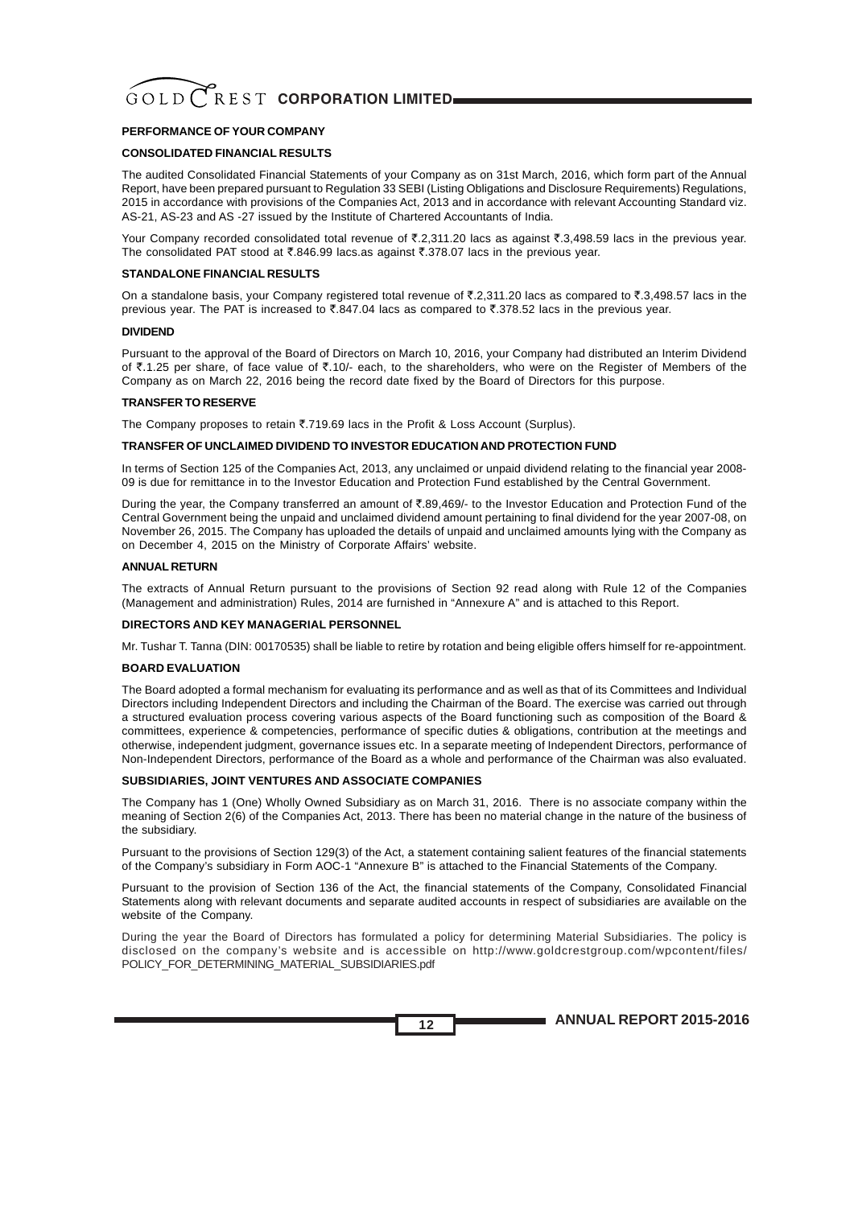## PERFORMANCE OF YOUR COMPANY

### CONSOLIDATED FINANCIAL RESULTS

The audited Consolidated Financial Statements of your Company as on 31st March, 2016, which form part of the Annual Report, have been prepared pursuant to Regulation 33 SEBI (Listing Obligations and Disclosure Requirements) Regulations, 2015 in accordance with provisions of the Companies Act, 2013 and in accordance with relevant Accounting Standard viz. AS-21, AS-23 and AS -27 issued by the Institute of Chartered Accountants of India.

Your Company recorded consolidated total revenue of ₹.2,311.20 lacs as against ₹.3,498.59 lacs in the previous year. The consolidated PAT stood at ₹.846.99 lacs.as against ₹.378.07 lacs in the previous year.

### STANDALONE FINANCIAL RESULTS

On a standalone basis, your Company registered total revenue of ₹.2,311.20 lacs as compared to ₹.3,498.57 lacs in the previous year. The PAT is increased to ₹.847.04 lacs as compared to ₹.378.52 lacs in the previous year.

### DIVIDEND

Pursuant to the approval of the Board of Directors on March 10, 2016, your Company had distributed an Interim Dividend of ₹.1.25 per share, of face value of ₹.10/- each, to the shareholders, who were on the Register of Members of the Company as on March 22, 2016 being the record date fixed by the Board of Directors for this purpose.

### TRANSFER TO RESERVE

The Company proposes to retain ₹.719.69 lacs in the Profit & Loss Account (Surplus).

### TRANSFER OF UNCLAIMED DIVIDEND TO INVESTOR EDUCATION AND PROTECTION FUND

In terms of Section 125 of the Companies Act, 2013, any unclaimed or unpaid dividend relating to the financial year 2008-09 is due for remittance in to the Investor Education and Protection Fund established by the Central Government.

During the year, the Company transferred an amount of ₹.89,469/- to the Investor Education and Protection Fund of the Central Government being the unpaid and unclaimed dividend amount pertaining to final dividend for the year 2007-08, on November 26, 2015. The Company has uploaded the details of unpaid and unclaimed amounts lying with the Company as on December 4, 2015 on the Ministry of Corporate Affairs' website.

### ANNUAL RETURN

The extracts of Annual Return pursuant to the provisions of Section 92 read along with Rule 12 of the Companies (Management and administration) Rules, 2014 are furnished in "Annexure A" and is attached to this Report.

### DIRECTORS AND KEY MANAGERIAL PERSONNEL

Mr. Tushar T. Tanna (DIN: 00170535) shall be liable to retire by rotation and being eligible offers himself for re-appointment.

### BOARD EVALUATION

The Board adopted a formal mechanism for evaluating its performance and as well as that of its Committees and Individual Directors including Independent Directors and including the Chairman of the Board. The exercise was carried out through a structured evaluation process covering various aspects of the Board functioning such as composition of the Board & committees, experience & competencies, performance of specific duties & obligations, contribution at the meetings and otherwise, independent judgment, governance issues etc. In a separate meeting of Independent Directors, performance of Non-Independent Directors, performance of the Board as a whole and performance of the Chairman was also evaluated.

### SUBSIDIARIES, JOINT VENTURES AND ASSOCIATE COMPANIES

The Company has 1 (One) Wholly Owned Subsidiary as on March 31, 2016. There is no associate company within the meaning of Section 2(6) of the Companies Act, 2013. There has been no material change in the nature of the business of the subsidiary.

Pursuant to the provisions of Section 129(3) of the Act, a statement containing salient features of the financial statements of the Company's subsidiary in Form AOC-1 "Annexure B" is attached to the Financial Statements of the Company.

Pursuant to the provision of Section 136 of the Act, the financial statements of the Company, Consolidated Financial Statements along with relevant documents and separate audited accounts in respect of subsidiaries are available on the website of the Company.

During the year the Board of Directors has formulated a policy for determining Material Subsidiaries. The policy is disclosed on the company's website and is accessible on http://www.goldcrestgroup.com/wpcontent/files/POLICY_FOR_DETERMINING_MATERIAL_SUBSIDIARIES.pdf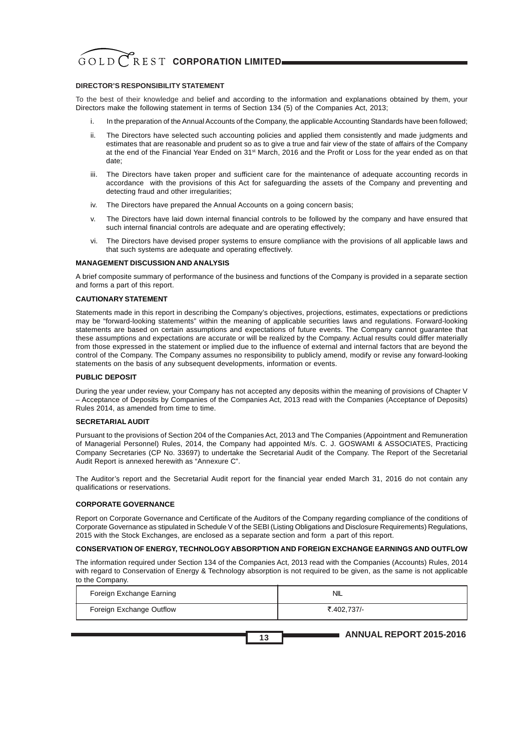**DIRECTOR'S RESPONSIBILITY STATEMENT**

To the best of their knowledge and belief and according to the information and explanations obtained by them, your Directors make the following statement in terms of Section 134 (5) of the Companies Act, 2013;

i. In the preparation of the Annual Accounts of the Company, the applicable Accounting Standards have been followed;

ii. The Directors have selected such accounting policies and applied them consistently and made judgments and estimates that are reasonable and prudent so as to give a true and fair view of the state of affairs of the Company at the end of the Financial Year Ended on 31st March, 2016 and the Profit or Loss for the year ended as on that date;

iii. The Directors have taken proper and sufficient care for the maintenance of adequate accounting records in accordance with the provisions of this Act for safeguarding the assets of the Company and preventing and detecting fraud and other irregularities;

iv. The Directors have prepared the Annual Accounts on a going concern basis;

v. The Directors have laid down internal financial controls to be followed by the company and have ensured that such internal financial controls are adequate and are operating effectively;

vi. The Directors have devised proper systems to ensure compliance with the provisions of all applicable laws and that such systems are adequate and operating effectively.

**MANAGEMENT DISCUSSION AND ANALYSIS**

A brief composite summary of performance of the business and functions of the Company is provided in a separate section and forms a part of this report.

**CAUTIONARY STATEMENT**

Statements made in this report in describing the Company's objectives, projections, estimates, expectations or predictions may be "forward-looking statements" within the meaning of applicable securities laws and regulations. Forward-looking statements are based on certain assumptions and expectations of future events. The Company cannot guarantee that these assumptions and expectations are accurate or will be realized by the Company. Actual results could differ materially from those expressed in the statement or implied due to the influence of external and internal factors that are beyond the control of the Company. The Company assumes no responsibility to publicly amend, modify or revise any forward-looking statements on the basis of any subsequent developments, information or events.

**PUBLIC DEPOSIT**

During the year under review, your Company has not accepted any deposits within the meaning of provisions of Chapter V – Acceptance of Deposits by Companies of the Companies Act, 2013 read with the Companies (Acceptance of Deposits) Rules 2014, as amended from time to time.

**SECRETARIAL AUDIT**

Pursuant to the provisions of Section 204 of the Companies Act, 2013 and The Companies (Appointment and Remuneration of Managerial Personnel) Rules, 2014, the Company had appointed M/s. C. J. GOSWAMI & ASSOCIATES, Practicing Company Secretaries (CP No. 33697) to undertake the Secretarial Audit of the Company. The Report of the Secretarial Audit Report is annexed herewith as "Annexure C".

The Auditor's report and the Secretarial Audit report for the financial year ended March 31, 2016 do not contain any qualifications or reservations.

**CORPORATE GOVERNANCE**

Report on Corporate Governance and Certificate of the Auditors of the Company regarding compliance of the conditions of Corporate Governance as stipulated in Schedule V of the SEBI (Listing Obligations and Disclosure Requirements) Regulations, 2015 with the Stock Exchanges, are enclosed as a separate section and form a part of this report.

**CONSERVATION OF ENERGY, TECHNOLOGY ABSORPTION AND FOREIGN EXCHANGE EARNINGS AND OUTFLOW**

The information required under Section 134 of the Companies Act, 2013 read with the Companies (Accounts) Rules, 2014 with regard to Conservation of Energy & Technology absorption is not required to be given, as the same is not applicable to the Company.

| | |
|---|---|
| Foreign Exchange Earning | NIL |
| Foreign Exchange Outflow | ₹.402,737/- |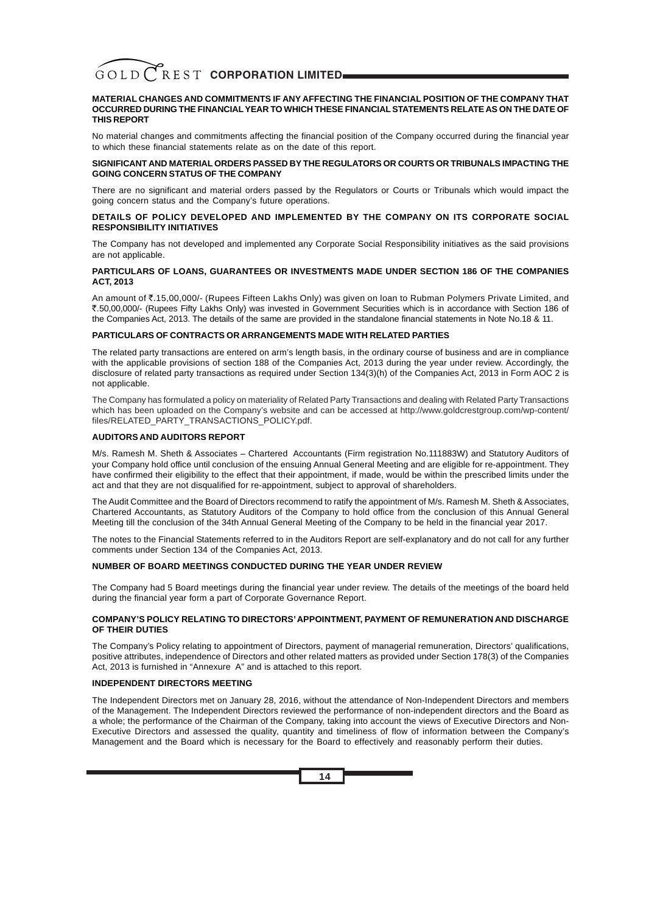**MATERIAL CHANGES AND COMMITMENTS IF ANY AFFECTING THE FINANCIAL POSITION OF THE COMPANY THAT OCCURRED DURING THE FINANCIAL YEAR TO WHICH THESE FINANCIAL STATEMENTS RELATE AS ON THE DATE OF THIS REPORT**

No material changes and commitments affecting the financial position of the Company occurred during the financial year to which these financial statements relate as on the date of this report.

**SIGNIFICANT AND MATERIAL ORDERS PASSED BY THE REGULATORS OR COURTS OR TRIBUNALS IMPACTING THE GOING CONCERN STATUS OF THE COMPANY**

There are no significant and material orders passed by the Regulators or Courts or Tribunals which would impact the going concern status and the Company's future operations.

**DETAILS OF POLICY DEVELOPED AND IMPLEMENTED BY THE COMPANY ON ITS CORPORATE SOCIAL RESPONSIBILITY INITIATIVES**

The Company has not developed and implemented any Corporate Social Responsibility initiatives as the said provisions are not applicable.

**PARTICULARS OF LOANS, GUARANTEES OR INVESTMENTS MADE UNDER SECTION 186 OF THE COMPANIES ACT, 2013**

An amount of ₹.15,00,000/- (Rupees Fifteen Lakhs Only) was given on loan to Rubman Polymers Private Limited, and ₹.50,00,000/- (Rupees Fifty Lakhs Only) was invested in Government Securities which is in accordance with Section 186 of the Companies Act, 2013. The details of the same are provided in the standalone financial statements in Note No.18 & 11.

**PARTICULARS OF CONTRACTS OR ARRANGEMENTS MADE WITH RELATED PARTIES**

The related party transactions are entered on arm's length basis, in the ordinary course of business and are in compliance with the applicable provisions of section 188 of the Companies Act, 2013 during the year under review. Accordingly, the disclosure of related party transactions as required under Section 134(3)(h) of the Companies Act, 2013 in Form AOC 2 is not applicable.

The Company has formulated a policy on materiality of Related Party Transactions and dealing with Related Party Transactions which has been uploaded on the Company's website and can be accessed at http://www.goldcrestgroup.com/wp-content/files/RELATED_PARTY_TRANSACTIONS_POLICY.pdf.

**AUDITORS AND AUDITORS REPORT**

M/s. Ramesh M. Sheth & Associates – Chartered Accountants (Firm registration No.111883W) and Statutory Auditors of your Company hold office until conclusion of the ensuing Annual General Meeting and are eligible for re-appointment. They have confirmed their eligibility to the effect that their appointment, if made, would be within the prescribed limits under the act and that they are not disqualified for re-appointment, subject to approval of shareholders.

The Audit Committee and the Board of Directors recommend to ratify the appointment of M/s. Ramesh M. Sheth & Associates, Chartered Accountants, as Statutory Auditors of the Company to hold office from the conclusion of this Annual General Meeting till the conclusion of the 34th Annual General Meeting of the Company to be held in the financial year 2017.

The notes to the Financial Statements referred to in the Auditors Report are self-explanatory and do not call for any further comments under Section 134 of the Companies Act, 2013.

**NUMBER OF BOARD MEETINGS CONDUCTED DURING THE YEAR UNDER REVIEW**

The Company had 5 Board meetings during the financial year under review. The details of the meetings of the board held during the financial year form a part of Corporate Governance Report.

**COMPANY'S POLICY RELATING TO DIRECTORS' APPOINTMENT, PAYMENT OF REMUNERATION AND DISCHARGE OF THEIR DUTIES**

The Company's Policy relating to appointment of Directors, payment of managerial remuneration, Directors' qualifications, positive attributes, independence of Directors and other related matters as provided under Section 178(3) of the Companies Act, 2013 is furnished in "Annexure A" and is attached to this report.

**INDEPENDENT DIRECTORS MEETING**

The Independent Directors met on January 28, 2016, without the attendance of Non-Independent Directors and members of the Management. The Independent Directors reviewed the performance of non-independent directors and the Board as a whole; the performance of the Chairman of the Company, taking into account the views of Executive Directors and Non-Executive Directors and assessed the quality, quantity and timeliness of flow of information between the Company's Management and the Board which is necessary for the Board to effectively and reasonably perform their duties.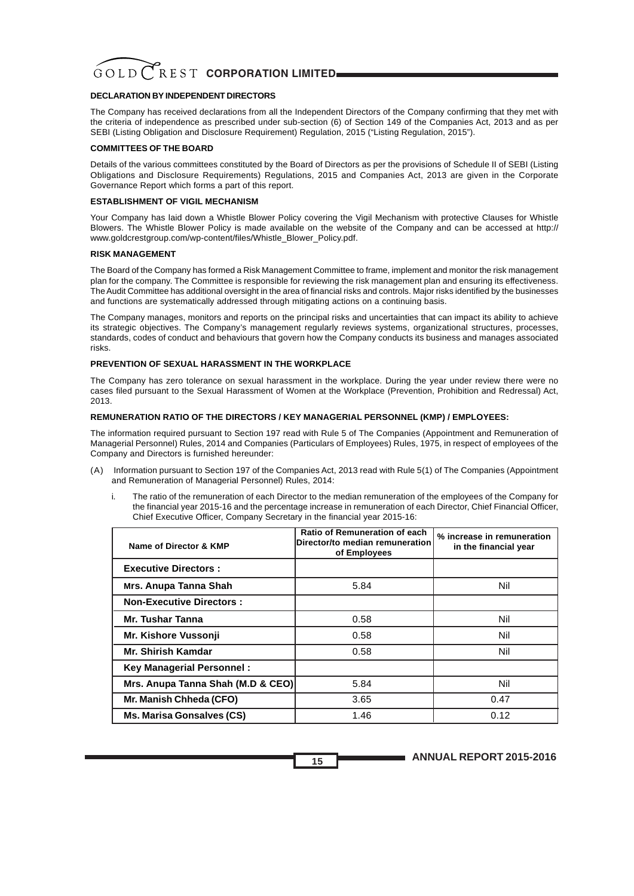## DECLARATION BY INDEPENDENT DIRECTORS

The Company has received declarations from all the Independent Directors of the Company confirming that they met with the criteria of independence as prescribed under sub-section (6) of Section 149 of the Companies Act, 2013 and as per SEBI (Listing Obligation and Disclosure Requirement) Regulation, 2015 ("Listing Regulation, 2015").

## COMMITTEES OF THE BOARD

Details of the various committees constituted by the Board of Directors as per the provisions of Schedule II of SEBI (Listing Obligations and Disclosure Requirements) Regulations, 2015 and Companies Act, 2013 are given in the Corporate Governance Report which forms a part of this report.

## ESTABLISHMENT OF VIGIL MECHANISM

Your Company has laid down a Whistle Blower Policy covering the Vigil Mechanism with protective Clauses for Whistle Blowers. The Whistle Blower Policy is made available on the website of the Company and can be accessed at http://www.goldcrestgroup.com/wp-content/files/Whistle_Blower_Policy.pdf.

## RISK MANAGEMENT

The Board of the Company has formed a Risk Management Committee to frame, implement and monitor the risk management plan for the company. The Committee is responsible for reviewing the risk management plan and ensuring its effectiveness. The Audit Committee has additional oversight in the area of financial risks and controls. Major risks identified by the businesses and functions are systematically addressed through mitigating actions on a continuing basis.

The Company manages, monitors and reports on the principal risks and uncertainties that can impact its ability to achieve its strategic objectives. The Company's management regularly reviews systems, organizational structures, processes, standards, codes of conduct and behaviours that govern how the Company conducts its business and manages associated risks.

## PREVENTION OF SEXUAL HARASSMENT IN THE WORKPLACE

The Company has zero tolerance on sexual harassment in the workplace. During the year under review there were no cases filed pursuant to the Sexual Harassment of Women at the Workplace (Prevention, Prohibition and Redressal) Act, 2013.

## REMUNERATION RATIO OF THE DIRECTORS / KEY MANAGERIAL PERSONNEL (KMP) / EMPLOYEES:

The information required pursuant to Section 197 read with Rule 5 of The Companies (Appointment and Remuneration of Managerial Personnel) Rules, 2014 and Companies (Particulars of Employees) Rules, 1975, in respect of employees of the Company and Directors is furnished hereunder:

(A) Information pursuant to Section 197 of the Companies Act, 2013 read with Rule 5(1) of The Companies (Appointment and Remuneration of Managerial Personnel) Rules, 2014:

i. The ratio of the remuneration of each Director to the median remuneration of the employees of the Company for the financial year 2015-16 and the percentage increase in remuneration of each Director, Chief Financial Officer, Chief Executive Officer, Company Secretary in the financial year 2015-16:

| Name of Director & KMP | Ratio of Remuneration of each Director/to median remuneration of Employees | % increase in remuneration in the financial year |
|---|---|---|
| **Executive Directors :** | | |
| **Mrs. Anupa Tanna Shah** | 5.84 | Nil |
| **Non-Executive Directors :** | | |
| **Mr. Tushar Tanna** | 0.58 | Nil |
| **Mr. Kishore Vussonji** | 0.58 | Nil |
| **Mr. Shirish Kamdar** | 0.58 | Nil |
| **Key Managerial Personnel :** | | |
| **Mrs. Anupa Tanna Shah (M.D & CEO)** | 5.84 | Nil |
| **Mr. Manish Chheda (CFO)** | 3.65 | 0.47 |
| **Ms. Marisa Gonsalves (CS)** | 1.46 | 0.12 |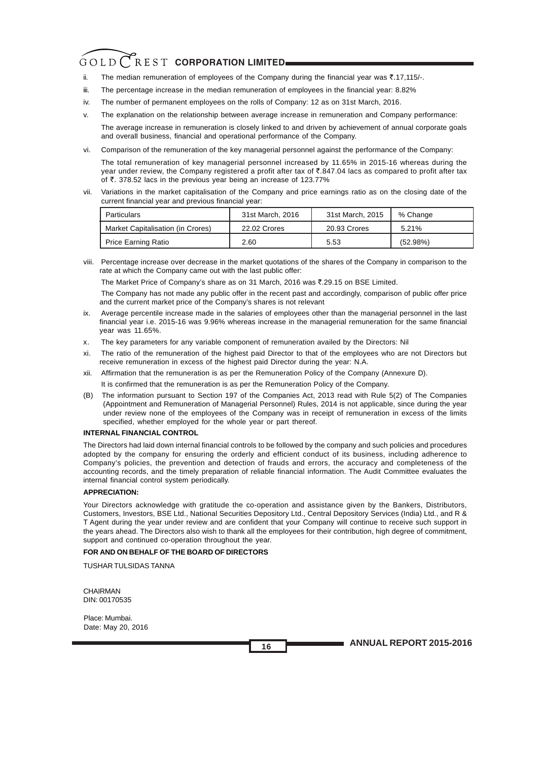ii. The median remuneration of employees of the Company during the financial year was ₹.17,115/-.

iii. The percentage increase in the median remuneration of employees in the financial year: 8.82%

iv. The number of permanent employees on the rolls of Company: 12 as on 31st March, 2016.

v. The explanation on the relationship between average increase in remuneration and Company performance:

   The average increase in remuneration is closely linked to and driven by achievement of annual corporate goals and overall business, financial and operational performance of the Company.

vi. Comparison of the remuneration of the key managerial personnel against the performance of the Company:

   The total remuneration of key managerial personnel increased by 11.65% in 2015-16 whereas during the year under review, the Company registered a profit after tax of ₹.847.04 lacs as compared to profit after tax of ₹. 378.52 lacs in the previous year being an increase of 123.77%

vii. Variations in the market capitalisation of the Company and price earnings ratio as on the closing date of the current financial year and previous financial year:

| Particulars | 31st March, 2016 | 31st March, 2015 | % Change |
|---|---|---|---|
| Market Capitalisation (in Crores) | 22.02 Crores | 20.93 Crores | 5.21% |
| Price Earning Ratio | 2.60 | 5.53 | (52.98%) |

viii. Percentage increase over decrease in the market quotations of the shares of the Company in comparison to the rate at which the Company came out with the last public offer:

   The Market Price of Company's share as on 31 March, 2016 was ₹.29.15 on BSE Limited.

   The Company has not made any public offer in the recent past and accordingly, comparison of public offer price and the current market price of the Company's shares is not relevant

ix. Average percentile increase made in the salaries of employees other than the managerial personnel in the last financial year i.e. 2015-16 was 9.96% whereas increase in the managerial remuneration for the same financial year was 11.65%.

x. The key parameters for any variable component of remuneration availed by the Directors: Nil

xi. The ratio of the remuneration of the highest paid Director to that of the employees who are not Directors but receive remuneration in excess of the highest paid Director during the year: N.A.

xii. Affirmation that the remuneration is as per the Remuneration Policy of the Company (Annexure D).

   It is confirmed that the remuneration is as per the Remuneration Policy of the Company.

(B) The information pursuant to Section 197 of the Companies Act, 2013 read with Rule 5(2) of The Companies (Appointment and Remuneration of Managerial Personnel) Rules, 2014 is not applicable, since during the year under review none of the employees of the Company was in receipt of remuneration in excess of the limits specified, whether employed for the whole year or part thereof.

**INTERNAL FINANCIAL CONTROL**

The Directors had laid down internal financial controls to be followed by the company and such policies and procedures adopted by the company for ensuring the orderly and efficient conduct of its business, including adherence to Company's policies, the prevention and detection of frauds and errors, the accuracy and completeness of the accounting records, and the timely preparation of reliable financial information. The Audit Committee evaluates the internal financial control system periodically.

**APPRECIATION:**

Your Directors acknowledge with gratitude the co-operation and assistance given by the Bankers, Distributors, Customers, Investors, BSE Ltd., National Securities Depository Ltd., Central Depository Services (India) Ltd., and R & T Agent during the year under review and are confident that your Company will continue to receive such support in the years ahead. The Directors also wish to thank all the employees for their contribution, high degree of commitment, support and continued co-operation throughout the year.

**FOR AND ON BEHALF OF THE BOARD OF DIRECTORS**

TUSHAR TULSIDAS TANNA

CHAIRMAN
DIN: 00170535

Place: Mumbai.
Date: May 20, 2016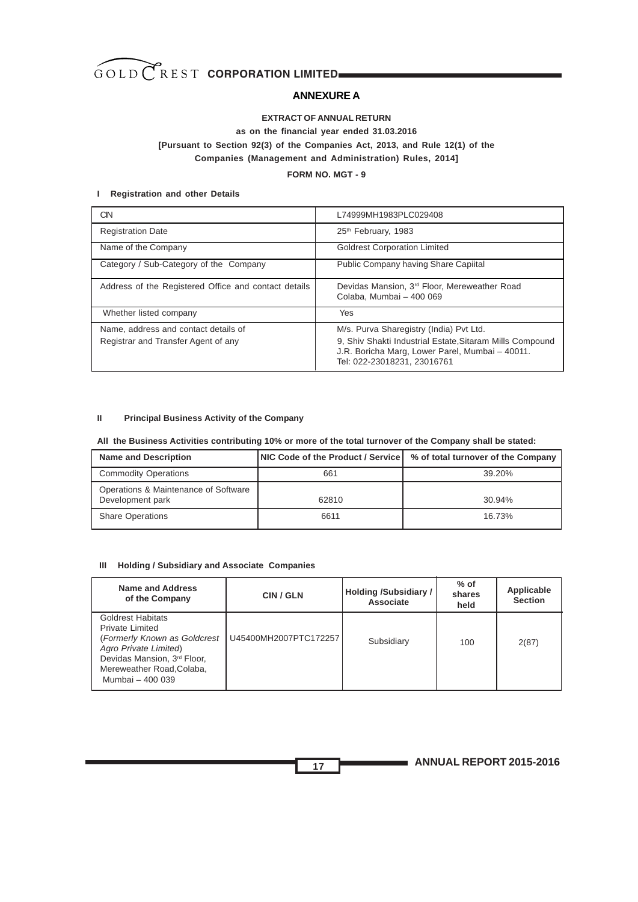## ANNEXURE A

**EXTRACT OF ANNUAL RETURN**

**as on the financial year ended 31.03.2016**

**[Pursuant to Section 92(3) of the Companies Act, 2013, and Rule 12(1) of the Companies (Management and Administration) Rules, 2014]**

**FORM NO. MGT - 9**

### I Registration and other Details

| | |
|---|---|
| CIN | L74999MH1983PLC029408 |
| Registration Date | 25th February, 1983 |
| Name of the Company | Goldrest Corporation Limited |
| Category / Sub-Category of the Company | Public Company having Share Capiital |
| Address of the Registered Office and contact details | Devidas Mansion, 3rd Floor, Mereweather Road Colaba, Mumbai – 400 069 |
| Whether listed company | Yes |
| Name, address and contact details of Registrar and Transfer Agent of any | M/s. Purva Sharegistry (India) Pvt Ltd. 9, Shiv Shakti Industrial Estate,Sitaram Mills Compound J.R. Boricha Marg, Lower Parel, Mumbai – 40011. Tel: 022-23018231, 23016761 |

### II Principal Business Activity of the Company

**All the Business Activities contributing 10% or more of the total turnover of the Company shall be stated:**

| Name and Description | NIC Code of the Product / Service | % of total turnover of the Company |
|---|---|---|
| Commodity Operations | 661 | 39.20% |
| Operations & Maintenance of Software Development park | 62810 | 30.94% |
| Share Operations | 6611 | 16.73% |

### III Holding / Subsidiary and Associate Companies

| Name and Address of the Company | CIN / GLN | Holding /Subsidiary / Associate | % of shares held | Applicable Section |
|---|---|---|---|---|
| Goldrest Habitats Private Limited (*Formerly Known as Goldcrest Agro Private Limited*) Devidas Mansion, 3rd Floor, Mereweather Road,Colaba, Mumbai – 400 039 | U45400MH2007PTC172257 | Subsidiary | 100 | 2(87) |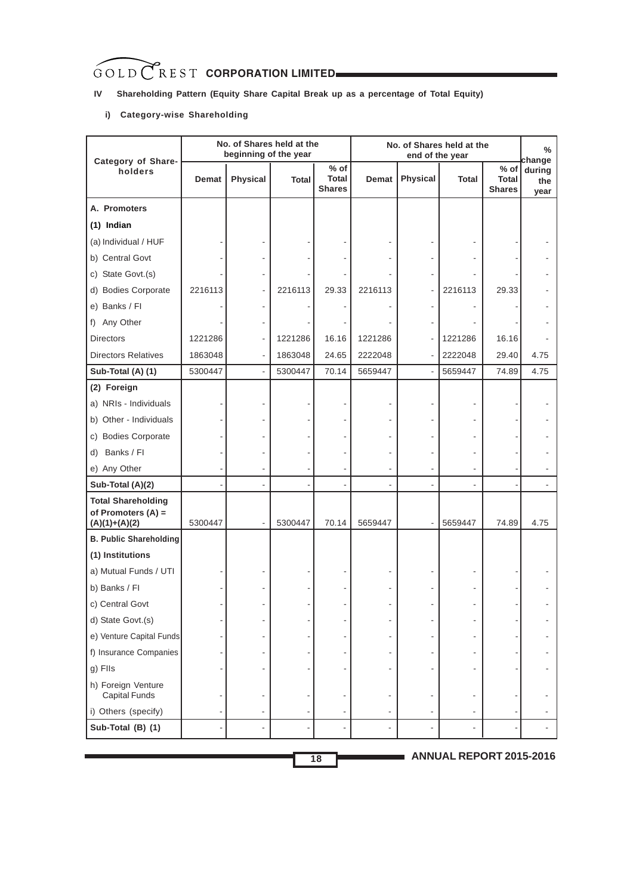**IV Shareholding Pattern (Equity Share Capital Break up as a percentage of Total Equity)**

**i) Category-wise Shareholding**

| Category of Share-holders | No. of Shares held at the beginning of the year | | | | No. of Shares held at the end of the year | | | | % change during the year |
|---|---|---|---|---|---|---|---|---|---|
| | Demat | Physical | Total | % of Total Shares | Demat | Physical | Total | % of Total Shares | |
| **A. Promoters** | | | | | | | | | |
| **(1) Indian** | | | | | | | | | |
| (a) Individual / HUF | - | - | - | - | - | - | - | - | - |
| b) Central Govt | - | - | - | - | - | - | - | - | - |
| c) State Govt.(s) | - | - | - | - | - | - | - | - | - |
| d) Bodies Corporate | 2216113 | - | 2216113 | 29.33 | 2216113 | - | 2216113 | 29.33 | - |
| e) Banks / FI | - | - | - | - | - | - | - | - | - |
| f) Any Other | - | - | - | - | - | - | - | - | - |
| Directors | 1221286 | - | 1221286 | 16.16 | 1221286 | - | 1221286 | 16.16 | - |
| Directors Relatives | 1863048 | - | 1863048 | 24.65 | 2222048 | - | 2222048 | 29.40 | 4.75 |
| **Sub-Total (A) (1)** | 5300447 | - | 5300447 | 70.14 | 5659447 | - | 5659447 | 74.89 | 4.75 |
| **(2) Foreign** | | | | | | | | | |
| a) NRIs - Individuals | - | - | - | - | - | - | - | - | - |
| b) Other - Individuals | - | - | - | - | - | - | - | - | - |
| c) Bodies Corporate | - | - | - | - | - | - | - | - | - |
| d) Banks / FI | - | - | - | - | - | - | - | - | - |
| e) Any Other | - | - | - | - | - | - | - | - | - |
| **Sub-Total (A)(2)** | - | - | - | - | - | - | - | - | - |
| **Total Shareholding of Promoters (A) = (A)(1)+(A)(2)** | 5300447 | - | 5300447 | 70.14 | 5659447 | - | 5659447 | 74.89 | 4.75 |
| **B. Public Shareholding** | | | | | | | | | |
| **(1) Institutions** | | | | | | | | | |
| a) Mutual Funds / UTI | - | - | - | - | - | - | - | - | - |
| b) Banks / FI | - | - | - | - | - | - | - | - | - |
| c) Central Govt | - | - | - | - | - | - | - | - | - |
| d) State Govt.(s) | - | - | - | - | - | - | - | - | - |
| e) Venture Capital Funds | - | - | - | - | - | - | - | - | - |
| f) Insurance Companies | - | - | - | - | - | - | - | - | - |
| g) FIIs | - | - | - | - | - | - | - | - | - |
| h) Foreign Venture Capital Funds | - | - | - | - | - | - | - | - | - |
| i) Others (specify) | - | - | - | - | - | - | - | - | - |
| **Sub-Total (B) (1)** | - | - | - | - | - | - | - | - | - |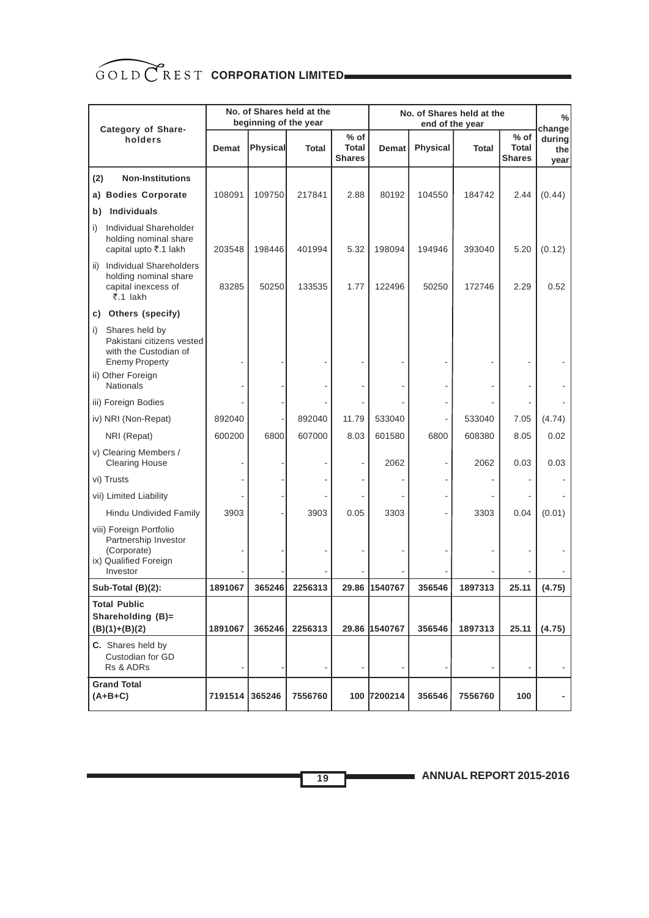| Category of Share-holders | No. of Shares held at the beginning of the year | | | | No. of Shares held at the end of the year | | | | % change during the year |
|---|---|---|---|---|---|---|---|---|---|
| | Demat | Physical | Total | % of Total Shares | Demat | Physical | Total | % of Total Shares | |
| **(2) Non-Institutions** | | | | | | | | | |
| **a) Bodies Corporate** | 108091 | 109750 | 217841 | 2.88 | 80192 | 104550 | 184742 | 2.44 | (0.44) |
| **b) Individuals** | | | | | | | | | |
| i) Individual Shareholder holding nominal share capital upto ₹.1 lakh | 203548 | 198446 | 401994 | 5.32 | 198094 | 194946 | 393040 | 5.20 | (0.12) |
| ii) Individual Shareholders holding nominal share capital inexcess of ₹.1 lakh | 83285 | 50250 | 133535 | 1.77 | 122496 | 50250 | 172746 | 2.29 | 0.52 |
| **c) Others (specify)** | | | | | | | | | |
| i) Shares held by Pakistani citizens vested with the Custodian of Enemy Property | - | - | - | - | - | - | - | - | - |
| ii) Other Foreign Nationals | - | - | - | - | - | - | - | - | - |
| iii) Foreign Bodies | - | - | - | - | - | - | - | - | - |
| iv) NRI (Non-Repat) | 892040 | - | 892040 | 11.79 | 533040 | - | 533040 | 7.05 | (4.74) |
| NRI (Repat) | 600200 | 6800 | 607000 | 8.03 | 601580 | 6800 | 608380 | 8.05 | 0.02 |
| v) Clearing Members / Clearing House | - | - | - | - | 2062 | - | 2062 | 0.03 | 0.03 |
| vi) Trusts | - | - | - | - | - | - | - | - | - |
| vii) Limited Liability | - | - | - | - | - | - | - | - | - |
| Hindu Undivided Family | 3903 | - | 3903 | 0.05 | 3303 | - | 3303 | 0.04 | (0.01) |
| viii) Foreign Portfolio Partnership Investor (Corporate) | - | - | - | - | - | - | - | - | - |
| ix) Qualified Foreign Investor | - | - | - | - | - | - | - | - | - |
| **Sub-Total (B)(2):** | **1891067** | **365246** | **2256313** | **29.86** | **1540767** | **356546** | **1897313** | **25.11** | **(4.75)** |
| **Total Public Shareholding (B)= (B)(1)+(B)(2)** | **1891067** | **365246** | **2256313** | **29.86** | **1540767** | **356546** | **1897313** | **25.11** | **(4.75)** |
| **C.** Shares held by Custodian for GD Rs & ADRs | - | - | - | - | - | - | - | - | - |
| **Grand Total (A+B+C)** | **7191514** | **365246** | **7556760** | **100** | **7200214** | **356546** | **7556760** | **100** | **-** |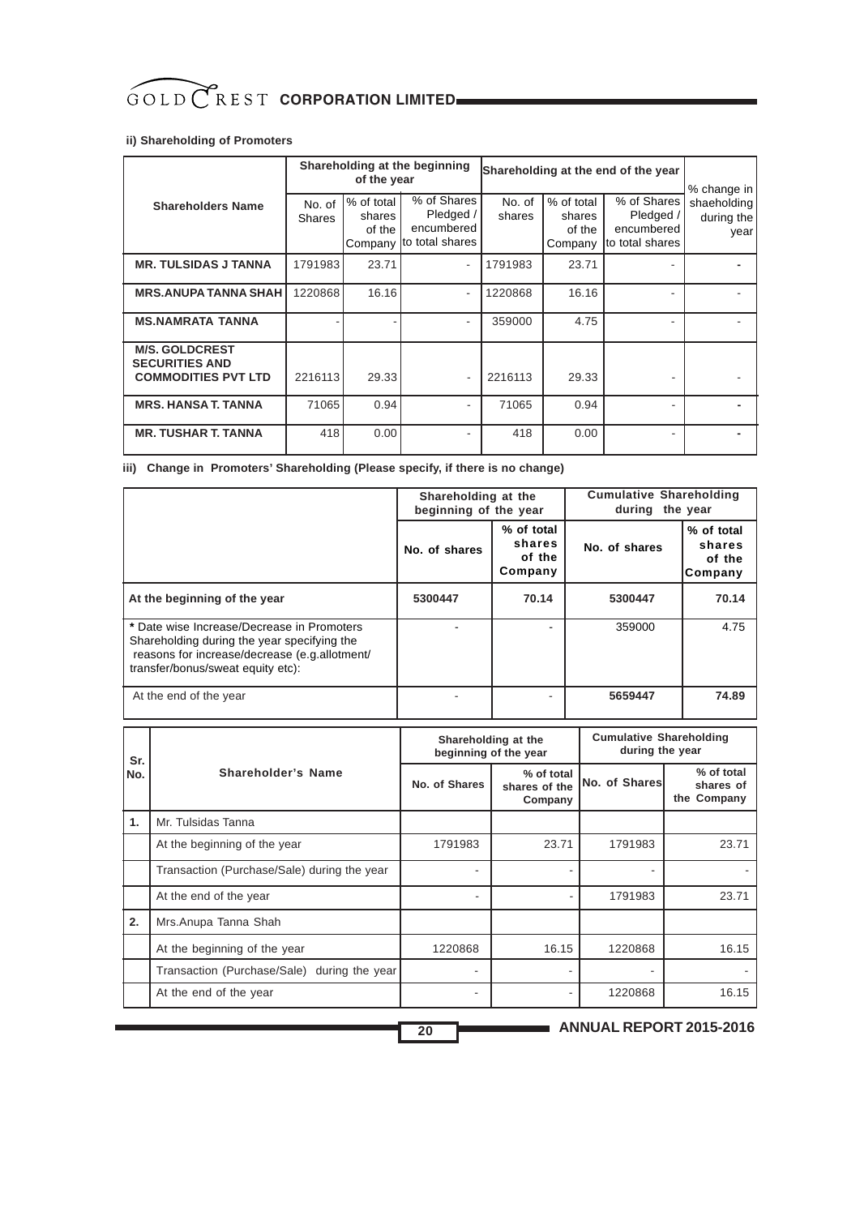### ii) Shareholding of Promoters

| Shareholders Name | Shareholding at the beginning of the year | | | Shareholding at the end of the year | | | % change in shaeholding during the year |
|---|---|---|---|---|---|---|---|
| | No. of Shares | % of total shares of the Company | % of Shares Pledged / encumbered to total shares | No. of shares | % of total shares of the Company | % of Shares Pledged / encumbered to total shares | |
| MR. TULSIDAS J TANNA | 1791983 | 23.71 | - | 1791983 | 23.71 | - | - |
| MRS.ANUPA TANNA SHAH | 1220868 | 16.16 | - | 1220868 | 16.16 | - | - |
| MS.NAMRATA TANNA | - | - | - | 359000 | 4.75 | - | - |
| M/S. GOLDCREST SECURITIES AND COMMODITIES PVT LTD | 2216113 | 29.33 | - | 2216113 | 29.33 | - | - |
| MRS. HANSA T. TANNA | 71065 | 0.94 | - | 71065 | 0.94 | - | - |
| MR. TUSHAR T. TANNA | 418 | 0.00 | - | 418 | 0.00 | - | - |

### iii) Change in Promoters' Shareholding (Please specify, if there is no change)

| | Shareholding at the beginning of the year | | Cumulative Shareholding during the year | |
|---|---|---|---|---|
| | No. of shares | % of total shares of the Company | No. of shares | % of total shares of the Company |
| At the beginning of the year | 5300447 | 70.14 | 5300447 | 70.14 |
| * Date wise Increase/Decrease in Promoters Shareholding during the year specifying the reasons for increase/decrease (e.g.allotment/ transfer/bonus/sweat equity etc): | - | - | 359000 | 4.75 |
| At the end of the year | - | - | 5659447 | 74.89 |

| Sr. No. | Shareholder's Name | Shareholding at the beginning of the year | | Cumulative Shareholding during the year | |
|---|---|---|---|---|---|
| | | No. of Shares | % of total shares of the Company | No. of Shares | % of total shares of the Company |
| 1. | Mr. Tulsidas Tanna | | | | |
| | At the beginning of the year | 1791983 | 23.71 | 1791983 | 23.71 |
| | Transaction (Purchase/Sale) during the year | - | - | - | - |
| | At the end of the year | - | - | 1791983 | 23.71 |
| 2. | Mrs.Anupa Tanna Shah | | | | |
| | At the beginning of the year | 1220868 | 16.15 | 1220868 | 16.15 |
| | Transaction (Purchase/Sale) during the year | - | - | - | - |
| | At the end of the year | - | - | 1220868 | 16.15 |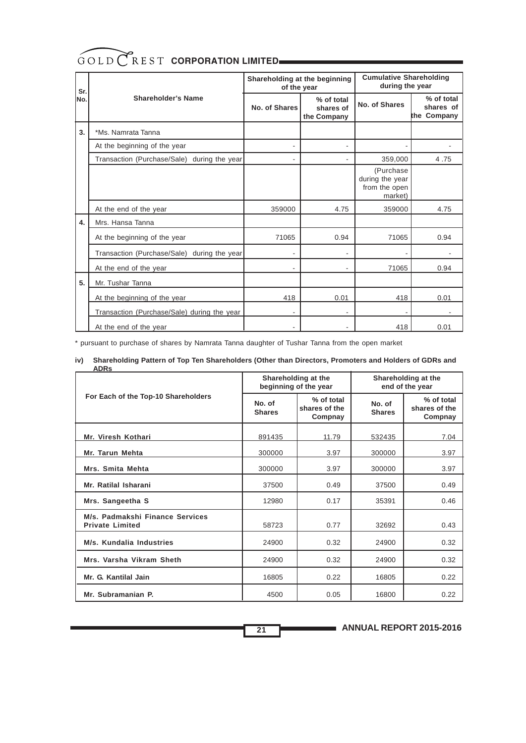| Sr. No. | Shareholder's Name | Shareholding at the beginning of the year | | Cumulative Shareholding during the year | |
|---|---|---|---|---|---|
| | | No. of Shares | % of total shares of the Company | No. of Shares | % of total shares of the Company |
| 3. | *Ms. Namrata Tanna | | | | |
| | At the beginning of the year | - | - | - | - |
| | Transaction (Purchase/Sale) during the year | - | - | 359,000 | 4 .75 |
| | | | | (Purchase during the year from the open market) | |
| | At the end of the year | 359000 | 4.75 | 359000 | 4.75 |
| 4. | Mrs. Hansa Tanna | | | | |
| | At the beginning of the year | 71065 | 0.94 | 71065 | 0.94 |
| | Transaction (Purchase/Sale) during the year | - | - | - | - |
| | At the end of the year | - | - | 71065 | 0.94 |
| 5. | Mr. Tushar Tanna | | | | |
| | At the beginning of the year | 418 | 0.01 | 418 | 0.01 |
| | Transaction (Purchase/Sale) during the year | - | - | - | - |
| | At the end of the year | - | - | 418 | 0.01 |

\* pursuant to purchase of shares by Namrata Tanna daughter of Tushar Tanna from the open market

**iv) Shareholding Pattern of Top Ten Shareholders (Other than Directors, Promoters and Holders of GDRs and ADRs**

| For Each of the Top-10 Shareholders | Shareholding at the beginning of the year | | Shareholding at the end of the year | |
|---|---|---|---|---|
| | No. of Shares | % of total shares of the Compnay | No. of Shares | % of total shares of the Compnay |
| Mr. Viresh Kothari | 891435 | 11.79 | 532435 | 7.04 |
| Mr. Tarun Mehta | 300000 | 3.97 | 300000 | 3.97 |
| Mrs. Smita Mehta | 300000 | 3.97 | 300000 | 3.97 |
| Mr. Ratilal Isharani | 37500 | 0.49 | 37500 | 0.49 |
| Mrs. Sangeetha S | 12980 | 0.17 | 35391 | 0.46 |
| M/s. Padmakshi Finance Services Private Limited | 58723 | 0.77 | 32692 | 0.43 |
| M/s. Kundalia Industries | 24900 | 0.32 | 24900 | 0.32 |
| Mrs. Varsha Vikram Sheth | 24900 | 0.32 | 24900 | 0.32 |
| Mr. G. Kantilal Jain | 16805 | 0.22 | 16805 | 0.22 |
| Mr. Subramanian P. | 4500 | 0.05 | 16800 | 0.22 |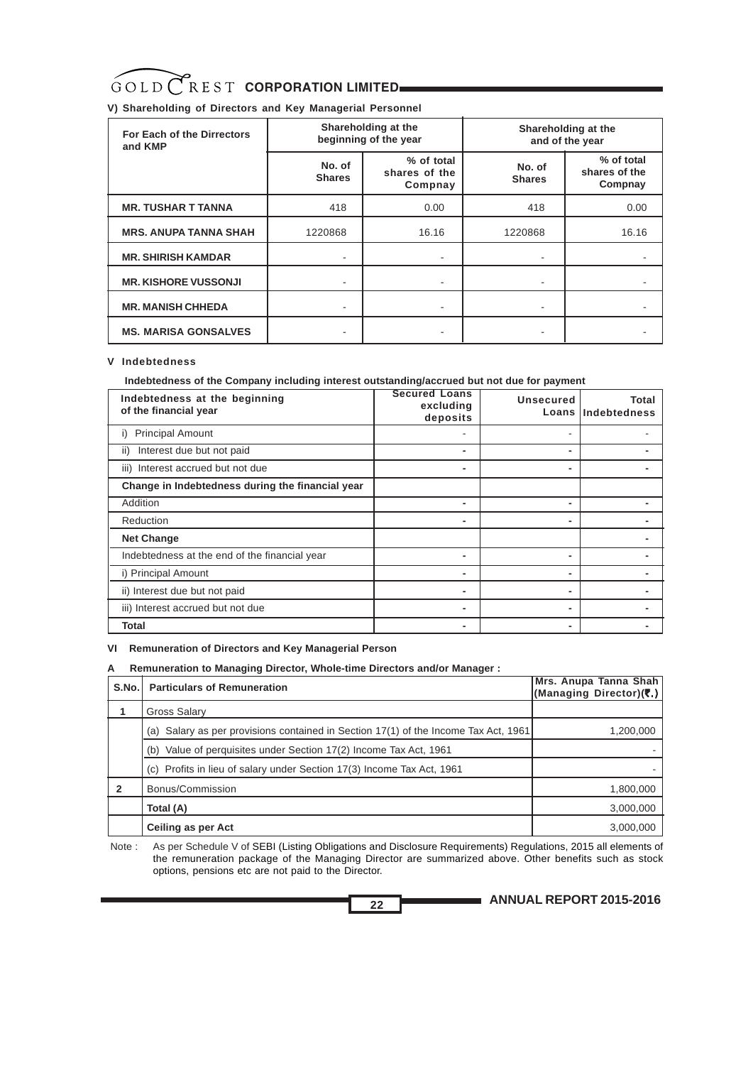### V) Shareholding of Directors and Key Managerial Personnel

| For Each of the Dirrectors and KMP | Shareholding at the beginning of the year | | Shareholding at the and of the year | |
|---|---|---|---|---|
| | No. of Shares | % of total shares of the Compnay | No. of Shares | % of total shares of the Compnay |
| **MR. TUSHAR T TANNA** | 418 | 0.00 | 418 | 0.00 |
| **MRS. ANUPA TANNA SHAH** | 1220868 | 16.16 | 1220868 | 16.16 |
| **MR. SHIRISH KAMDAR** | - | - | - | - |
| **MR. KISHORE VUSSONJI** | - | - | - | - |
| **MR. MANISH CHHEDA** | - | - | - | - |
| **MS. MARISA GONSALVES** | - | - | - | - |

### V Indebtedness

**Indebtedness of the Company including interest outstanding/accrued but not due for payment**

| Indebtedness at the beginning of the financial year | Secured Loans excluding deposits | Unsecured Loans | Total Indebtedness |
|---|---|---|---|
| i) Principal Amount | - | - | - |
| ii) Interest due but not paid | - | - | - |
| iii) Interest accrued but not due | - | - | - |
| **Change in Indebtedness during the financial year** | | | |
| Addition | - | - | - |
| Reduction | - | - | - |
| **Net Change** | | | - |
| Indebtedness at the end of the financial year | - | - | - |
| i) Principal Amount | - | - | - |
| ii) Interest due but not paid | - | - | - |
| iii) Interest accrued but not due | - | - | - |
| **Total** | - | - | - |

### VI Remuneration of Directors and Key Managerial Person

### A Remuneration to Managing Director, Whole-time Directors and/or Manager :

| S.No. | Particulars of Remuneration | Mrs. Anupa Tanna Shah (Managing Director)(₹.) |
|---|---|---|
| **1** | Gross Salary | |
| | (a) Salary as per provisions contained in Section 17(1) of the Income Tax Act, 1961 | 1,200,000 |
| | (b) Value of perquisites under Section 17(2) Income Tax Act, 1961 | - |
| | (c) Profits in lieu of salary under Section 17(3) Income Tax Act, 1961 | - |
| **2** | Bonus/Commission | 1,800,000 |
| | **Total (A)** | 3,000,000 |
| | **Ceiling as per Act** | 3,000,000 |

Note : As per Schedule V of SEBI (Listing Obligations and Disclosure Requirements) Regulations, 2015 all elements of the remuneration package of the Managing Director are summarized above. Other benefits such as stock options, pensions etc are not paid to the Director.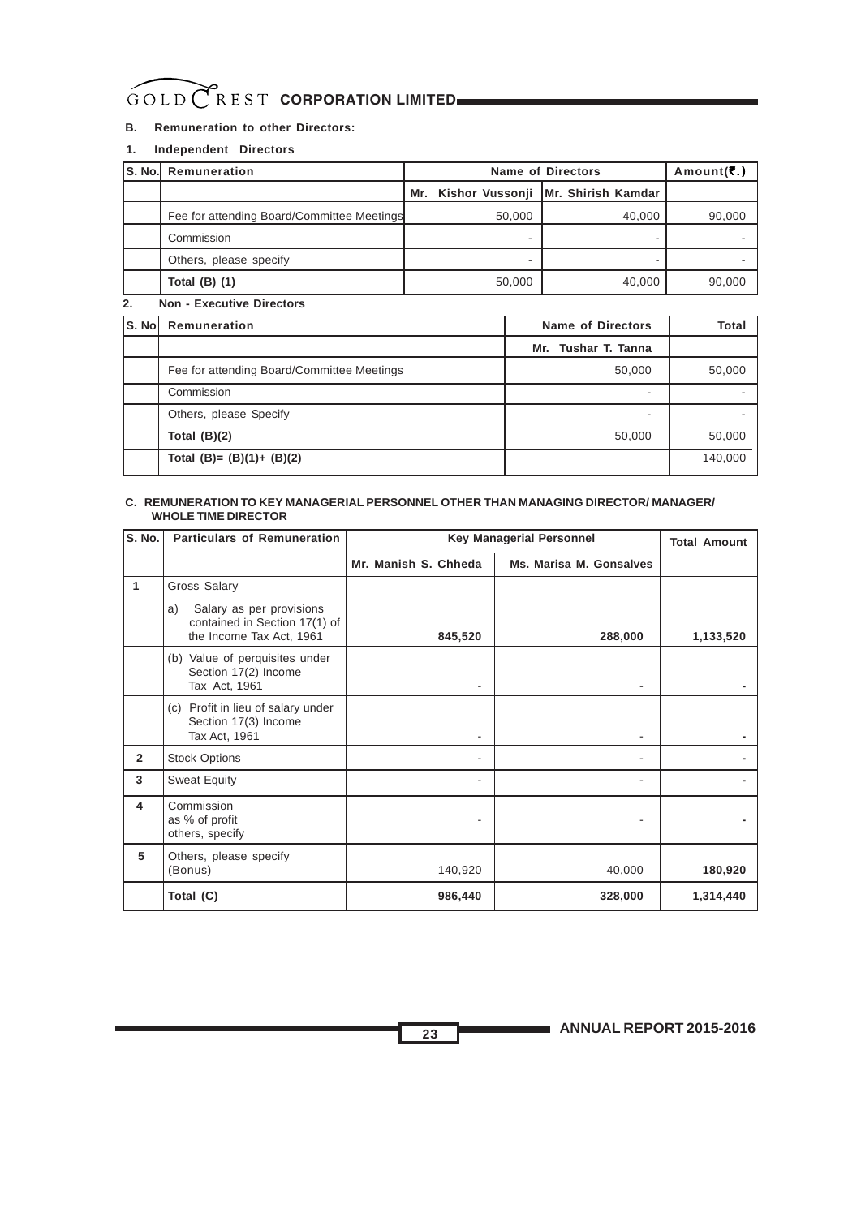**B. Remuneration to other Directors:**

**1. Independent Directors**

| S. No. | Remuneration | Name of Directors | | Amount(₹.) |
|---|---|---|---|---|
| | | Mr. Kishor Vussonji | Mr. Shirish Kamdar | |
| | Fee for attending Board/Committee Meetings | 50,000 | 40,000 | 90,000 |
| | Commission | - | - | - |
| | Others, please specify | - | - | - |
| | **Total (B) (1)** | 50,000 | 40,000 | 90,000 |

**2. Non - Executive Directors**

| S. No | Remuneration | Name of Directors | Total |
|---|---|---|---|
| | | Mr. Tushar T. Tanna | |
| | Fee for attending Board/Committee Meetings | 50,000 | 50,000 |
| | Commission | - | - |
| | Others, please Specify | - | - |
| | **Total (B)(2)** | 50,000 | 50,000 |
| | **Total (B)= (B)(1)+ (B)(2)** | | 140,000 |

**C. REMUNERATION TO KEY MANAGERIAL PERSONNEL OTHER THAN MANAGING DIRECTOR/ MANAGER/ WHOLE TIME DIRECTOR**

| S. No. | Particulars of Remuneration | Key Managerial Personnel | | Total Amount |
|---|---|---|---|---|
| | | Mr. Manish S. Chheda | Ms. Marisa M. Gonsalves | |
| 1 | Gross Salary<br>a) Salary as per provisions contained in Section 17(1) of the Income Tax Act, 1961 | **845,520** | **288,000** | **1,133,520** |
| | (b) Value of perquisites under Section 17(2) Income Tax Act, 1961 | - | - | **-** |
| | (c) Profit in lieu of salary under Section 17(3) Income Tax Act, 1961 | - | - | **-** |
| 2 | Stock Options | - | - | **-** |
| 3 | Sweat Equity | - | - | **-** |
| 4 | Commission<br>as % of profit<br>others, specify | - | - | **-** |
| 5 | Others, please specify (Bonus) | 140,920 | 40,000 | **180,920** |
| | **Total (C)** | **986,440** | **328,000** | **1,314,440** |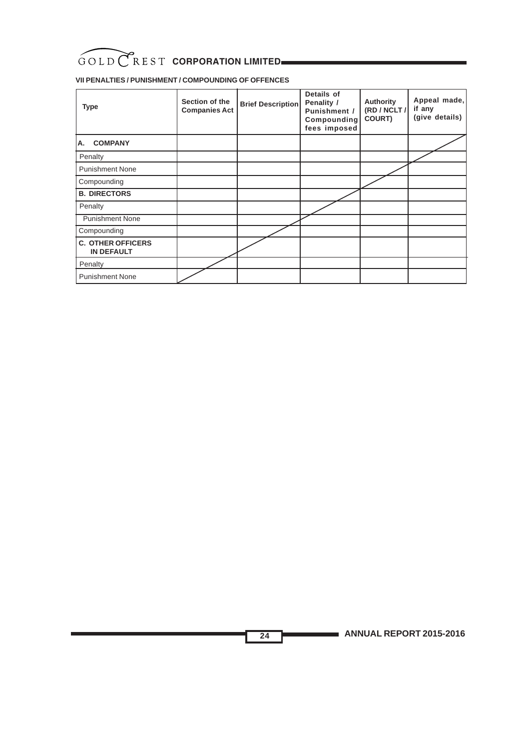### VII PENALTIES / PUNISHMENT / COMPOUNDING OF OFFENCES

| Type | Section of the Companies Act | Brief Description | Details of Penality / Punishment / Compounding fees imposed | Authority (RD / NCLT / COURT) | Appeal made, if any (give details) |
|---|---|---|---|---|---|
| **A. COMPANY** | | | | | |
| Penalty | | | | | |
| Punishment None | | | | | |
| Compounding | | | | | |
| **B. DIRECTORS** | | | | | |
| Penalty | | | | | |
| Punishment None | | | | | |
| Compounding | | | | | |
| **C. OTHER OFFICERS IN DEFAULT** | | | | | |
| Penalty | | | | | |
| Punishment None | | | | | |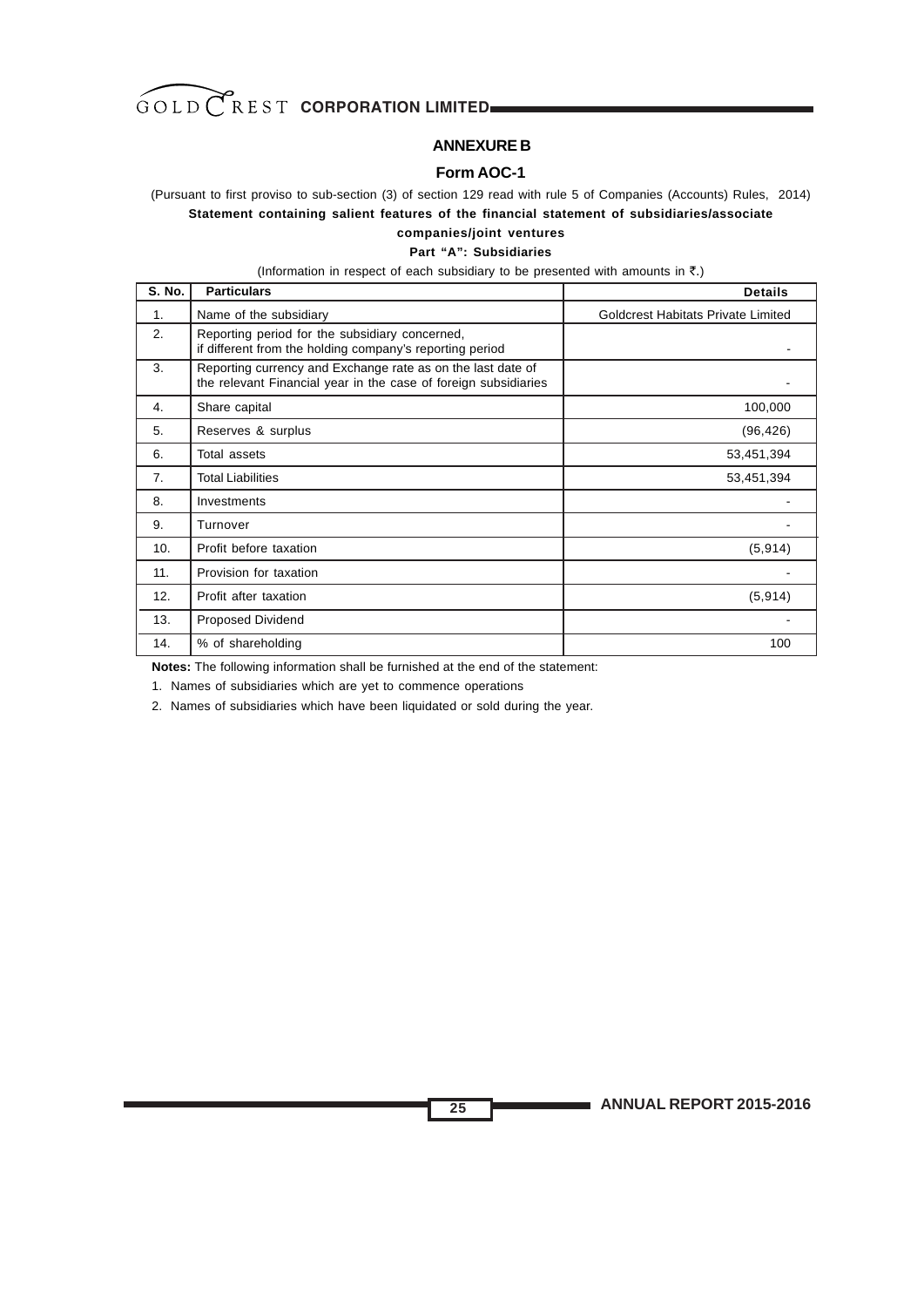## ANNEXURE B

### Form AOC-1

(Pursuant to first proviso to sub-section (3) of section 129 read with rule 5 of Companies (Accounts) Rules, 2014)

**Statement containing salient features of the financial statement of subsidiaries/associate companies/joint ventures**

**Part "A": Subsidiaries**

(Information in respect of each subsidiary to be presented with amounts in ₹.)

| S. No. | Particulars | Details |
|---|---|---|
| 1. | Name of the subsidiary | Goldcrest Habitats Private Limited |
| 2. | Reporting period for the subsidiary concerned, if different from the holding company's reporting period | - |
| 3. | Reporting currency and Exchange rate as on the last date of the relevant Financial year in the case of foreign subsidiaries | - |
| 4. | Share capital | 100,000 |
| 5. | Reserves & surplus | (96,426) |
| 6. | Total assets | 53,451,394 |
| 7. | Total Liabilities | 53,451,394 |
| 8. | Investments | - |
| 9. | Turnover | - |
| 10. | Profit before taxation | (5,914) |
| 11. | Provision for taxation | - |
| 12. | Profit after taxation | (5,914) |
| 13. | Proposed Dividend | - |
| 14. | % of shareholding | 100 |

**Notes:** The following information shall be furnished at the end of the statement:

1. Names of subsidiaries which are yet to commence operations
2. Names of subsidiaries which have been liquidated or sold during the year.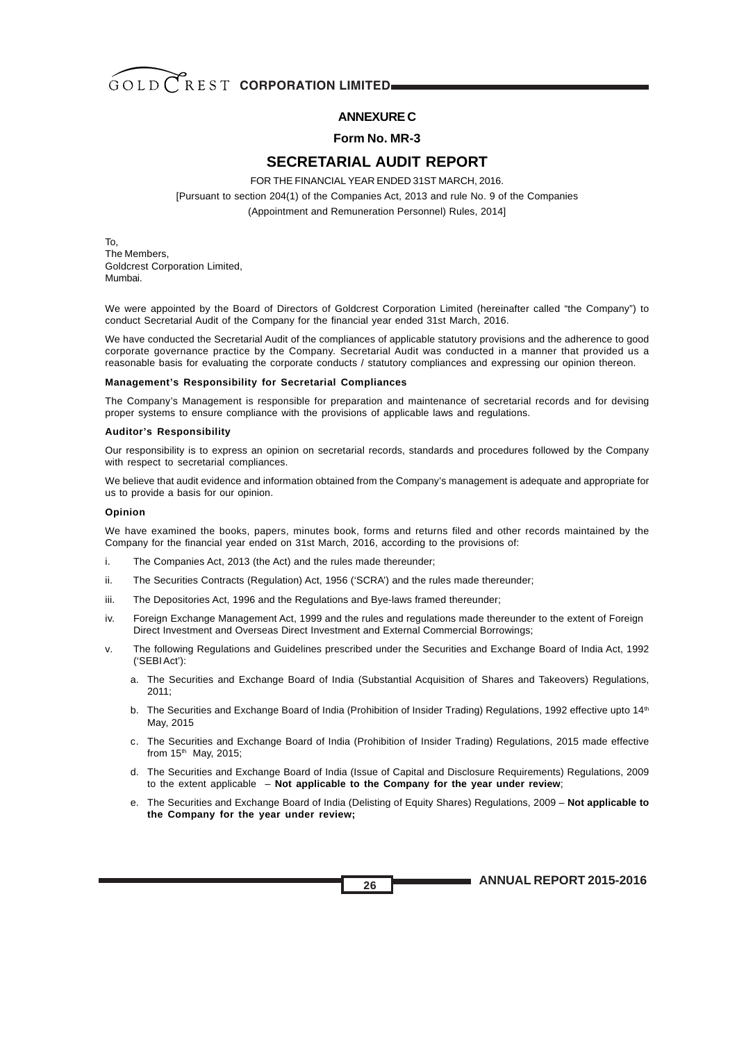## ANNEXURE C

**Form No. MR-3**

# SECRETARIAL AUDIT REPORT

FOR THE FINANCIAL YEAR ENDED 31ST MARCH, 2016.

[Pursuant to section 204(1) of the Companies Act, 2013 and rule No. 9 of the Companies (Appointment and Remuneration Personnel) Rules, 2014]

To,
The Members,
Goldcrest Corporation Limited,
Mumbai.

We were appointed by the Board of Directors of Goldcrest Corporation Limited (hereinafter called "the Company") to conduct Secretarial Audit of the Company for the financial year ended 31st March, 2016.

We have conducted the Secretarial Audit of the compliances of applicable statutory provisions and the adherence to good corporate governance practice by the Company. Secretarial Audit was conducted in a manner that provided us a reasonable basis for evaluating the corporate conducts / statutory compliances and expressing our opinion thereon.

**Management's Responsibility for Secretarial Compliances**

The Company's Management is responsible for preparation and maintenance of secretarial records and for devising proper systems to ensure compliance with the provisions of applicable laws and regulations.

**Auditor's Responsibility**

Our responsibility is to express an opinion on secretarial records, standards and procedures followed by the Company with respect to secretarial compliances.

We believe that audit evidence and information obtained from the Company's management is adequate and appropriate for us to provide a basis for our opinion.

**Opinion**

We have examined the books, papers, minutes book, forms and returns filed and other records maintained by the Company for the financial year ended on 31st March, 2016, according to the provisions of:

i. The Companies Act, 2013 (the Act) and the rules made thereunder;

ii. The Securities Contracts (Regulation) Act, 1956 ('SCRA') and the rules made thereunder;

iii. The Depositories Act, 1996 and the Regulations and Bye-laws framed thereunder;

iv. Foreign Exchange Management Act, 1999 and the rules and regulations made thereunder to the extent of Foreign Direct Investment and Overseas Direct Investment and External Commercial Borrowings;

v. The following Regulations and Guidelines prescribed under the Securities and Exchange Board of India Act, 1992 ('SEBI Act'):

   a. The Securities and Exchange Board of India (Substantial Acquisition of Shares and Takeovers) Regulations, 2011;

   b. The Securities and Exchange Board of India (Prohibition of Insider Trading) Regulations, 1992 effective upto 14th May, 2015

   c. The Securities and Exchange Board of India (Prohibition of Insider Trading) Regulations, 2015 made effective from 15th May, 2015;

   d. The Securities and Exchange Board of India (Issue of Capital and Disclosure Requirements) Regulations, 2009 to the extent applicable – **Not applicable to the Company for the year under review**;

   e. The Securities and Exchange Board of India (Delisting of Equity Shares) Regulations, 2009 – **Not applicable to the Company for the year under review;**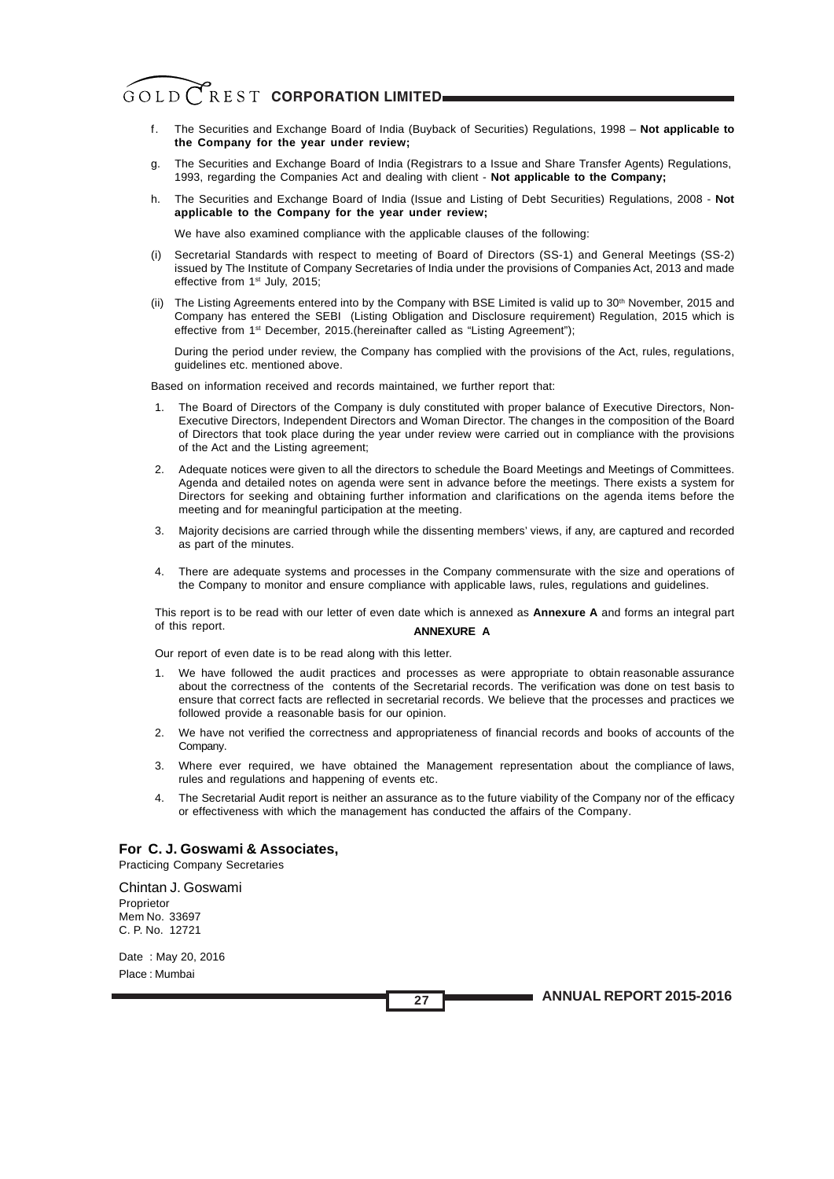f. The Securities and Exchange Board of India (Buyback of Securities) Regulations, 1998 – **Not applicable to the Company for the year under review;**

g. The Securities and Exchange Board of India (Registrars to a Issue and Share Transfer Agents) Regulations, 1993, regarding the Companies Act and dealing with client - **Not applicable to the Company;**

h. The Securities and Exchange Board of India (Issue and Listing of Debt Securities) Regulations, 2008 - **Not applicable to the Company for the year under review;**

We have also examined compliance with the applicable clauses of the following:

(i) Secretarial Standards with respect to meeting of Board of Directors (SS-1) and General Meetings (SS-2) issued by The Institute of Company Secretaries of India under the provisions of Companies Act, 2013 and made effective from 1st July, 2015;

(ii) The Listing Agreements entered into by the Company with BSE Limited is valid up to 30th November, 2015 and Company has entered the SEBI (Listing Obligation and Disclosure requirement) Regulation, 2015 which is effective from 1st December, 2015.(hereinafter called as "Listing Agreement");

During the period under review, the Company has complied with the provisions of the Act, rules, regulations, guidelines etc. mentioned above.

Based on information received and records maintained, we further report that:

1. The Board of Directors of the Company is duly constituted with proper balance of Executive Directors, Non-Executive Directors, Independent Directors and Woman Director. The changes in the composition of the Board of Directors that took place during the year under review were carried out in compliance with the provisions of the Act and the Listing agreement;

2. Adequate notices were given to all the directors to schedule the Board Meetings and Meetings of Committees. Agenda and detailed notes on agenda were sent in advance before the meetings. There exists a system for Directors for seeking and obtaining further information and clarifications on the agenda items before the meeting and for meaningful participation at the meeting.

3. Majority decisions are carried through while the dissenting members' views, if any, are captured and recorded as part of the minutes.

4. There are adequate systems and processes in the Company commensurate with the size and operations of the Company to monitor and ensure compliance with applicable laws, rules, regulations and guidelines.

This report is to be read with our letter of even date which is annexed as **Annexure A** and forms an integral part of this report.

## ANNEXURE A

Our report of even date is to be read along with this letter.

1. We have followed the audit practices and processes as were appropriate to obtain reasonable assurance about the correctness of the contents of the Secretarial records. The verification was done on test basis to ensure that correct facts are reflected in secretarial records. We believe that the processes and practices we followed provide a reasonable basis for our opinion.

2. We have not verified the correctness and appropriateness of financial records and books of accounts of the Company.

3. Where ever required, we have obtained the Management representation about the compliance of laws, rules and regulations and happening of events etc.

4. The Secretarial Audit report is neither an assurance as to the future viability of the Company nor of the efficacy or effectiveness with which the management has conducted the affairs of the Company.

**For C. J. Goswami & Associates,**
Practicing Company Secretaries

Chintan J. Goswami
Proprietor
Mem No. 33697
C. P. No. 12721

Date : May 20, 2016
Place : Mumbai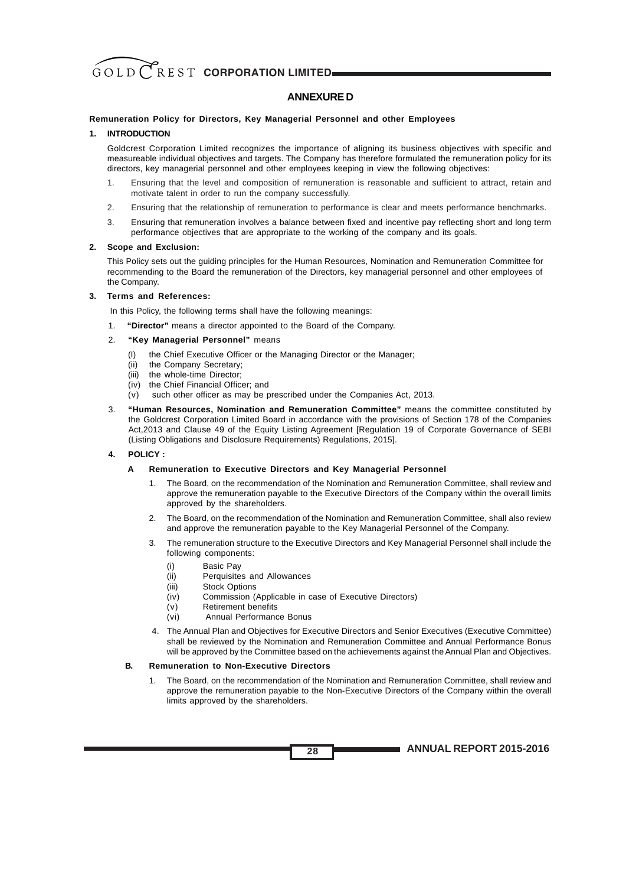## ANNEXURE D

**Remuneration Policy for Directors, Key Managerial Personnel and other Employees**

**1. INTRODUCTION**

Goldcrest Corporation Limited recognizes the importance of aligning its business objectives with specific and measureable individual objectives and targets. The Company has therefore formulated the remuneration policy for its directors, key managerial personnel and other employees keeping in view the following objectives:

1. Ensuring that the level and composition of remuneration is reasonable and sufficient to attract, retain and motivate talent in order to run the company successfully.
2. Ensuring that the relationship of remuneration to performance is clear and meets performance benchmarks.
3. Ensuring that remuneration involves a balance between fixed and incentive pay reflecting short and long term performance objectives that are appropriate to the working of the company and its goals.

**2. Scope and Exclusion:**

This Policy sets out the guiding principles for the Human Resources, Nomination and Remuneration Committee for recommending to the Board the remuneration of the Directors, key managerial personnel and other employees of the Company.

**3. Terms and References:**

In this Policy, the following terms shall have the following meanings:

1. **"Director"** means a director appointed to the Board of the Company.
2. **"Key Managerial Personnel"** means
   (I) the Chief Executive Officer or the Managing Director or the Manager;
   (ii) the Company Secretary;
   (iii) the whole-time Director;
   (iv) the Chief Financial Officer; and
   (v) such other officer as may be prescribed under the Companies Act, 2013.
3. **"Human Resources, Nomination and Remuneration Committee"** means the committee constituted by the Goldcrest Corporation Limited Board in accordance with the provisions of Section 178 of the Companies Act,2013 and Clause 49 of the Equity Listing Agreement [Regulation 19 of Corporate Governance of SEBI (Listing Obligations and Disclosure Requirements) Regulations, 2015].

**4. POLICY :**

**A Remuneration to Executive Directors and Key Managerial Personnel**

1. The Board, on the recommendation of the Nomination and Remuneration Committee, shall review and approve the remuneration payable to the Executive Directors of the Company within the overall limits approved by the shareholders.
2. The Board, on the recommendation of the Nomination and Remuneration Committee, shall also review and approve the remuneration payable to the Key Managerial Personnel of the Company.
3. The remuneration structure to the Executive Directors and Key Managerial Personnel shall include the following components:
   (i) Basic Pay
   (ii) Perquisites and Allowances
   (iii) Stock Options
   (iv) Commission (Applicable in case of Executive Directors)
   (v) Retirement benefits
   (vi) Annual Performance Bonus
4. The Annual Plan and Objectives for Executive Directors and Senior Executives (Executive Committee) shall be reviewed by the Nomination and Remuneration Committee and Annual Performance Bonus will be approved by the Committee based on the achievements against the Annual Plan and Objectives.

**B. Remuneration to Non-Executive Directors**

1. The Board, on the recommendation of the Nomination and Remuneration Committee, shall review and approve the remuneration payable to the Non-Executive Directors of the Company within the overall limits approved by the shareholders.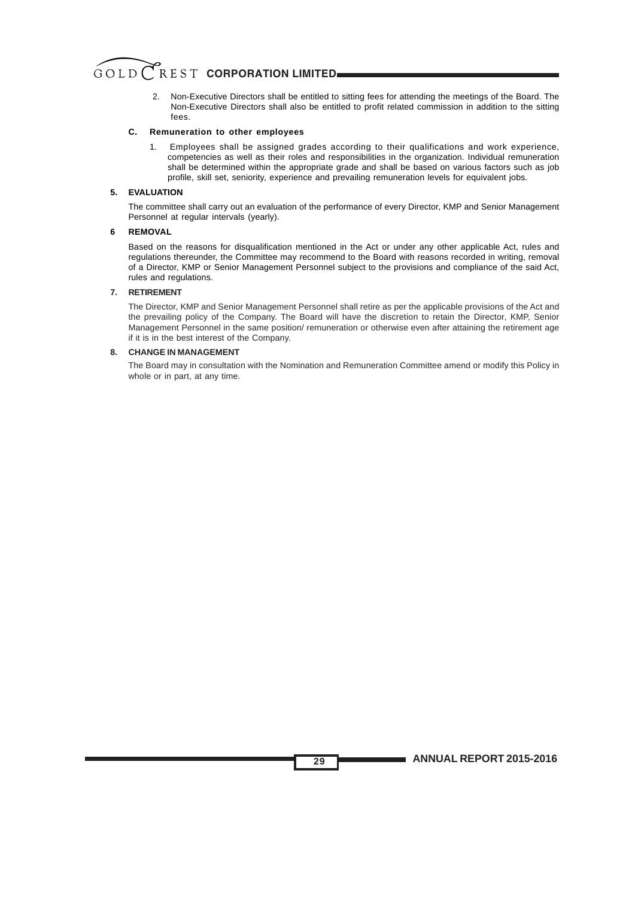2. Non-Executive Directors shall be entitled to sitting fees for attending the meetings of the Board. The Non-Executive Directors shall also be entitled to profit related commission in addition to the sitting fees.

**C. Remuneration to other employees**

1. Employees shall be assigned grades according to their qualifications and work experience, competencies as well as their roles and responsibilities in the organization. Individual remuneration shall be determined within the appropriate grade and shall be based on various factors such as job profile, skill set, seniority, experience and prevailing remuneration levels for equivalent jobs.

**5. EVALUATION**

The committee shall carry out an evaluation of the performance of every Director, KMP and Senior Management Personnel at regular intervals (yearly).

**6 REMOVAL**

Based on the reasons for disqualification mentioned in the Act or under any other applicable Act, rules and regulations thereunder, the Committee may recommend to the Board with reasons recorded in writing, removal of a Director, KMP or Senior Management Personnel subject to the provisions and compliance of the said Act, rules and regulations.

**7. RETIREMENT**

The Director, KMP and Senior Management Personnel shall retire as per the applicable provisions of the Act and the prevailing policy of the Company. The Board will have the discretion to retain the Director, KMP, Senior Management Personnel in the same position/ remuneration or otherwise even after attaining the retirement age if it is in the best interest of the Company.

**8. CHANGE IN MANAGEMENT**

The Board may in consultation with the Nomination and Remuneration Committee amend or modify this Policy in whole or in part, at any time.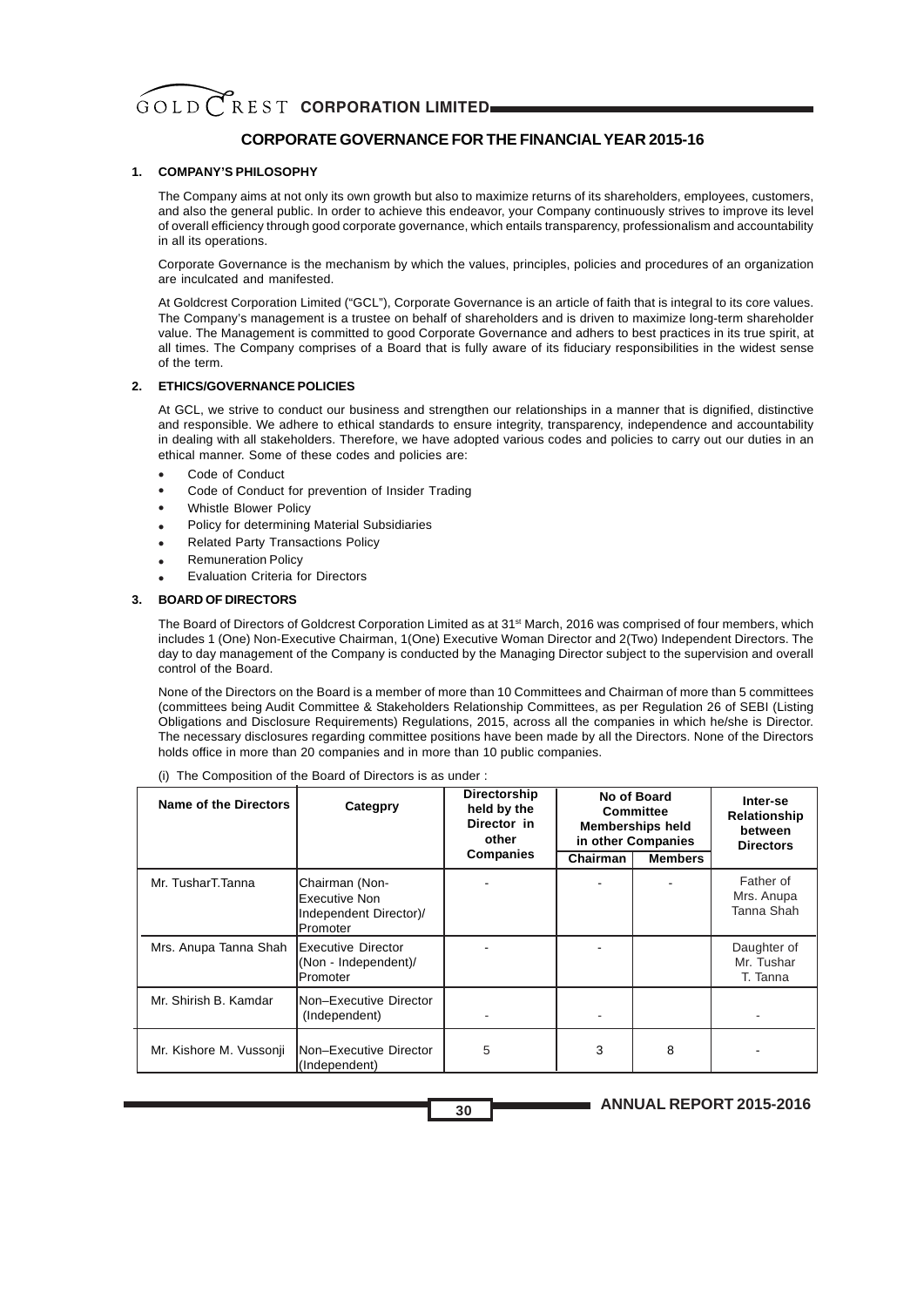## CORPORATE GOVERNANCE FOR THE FINANCIAL YEAR 2015-16

### 1. COMPANY'S PHILOSOPHY

The Company aims at not only its own growth but also to maximize returns of its shareholders, employees, customers, and also the general public. In order to achieve this endeavor, your Company continuously strives to improve its level of overall efficiency through good corporate governance, which entails transparency, professionalism and accountability in all its operations.

Corporate Governance is the mechanism by which the values, principles, policies and procedures of an organization are inculcated and manifested.

At Goldcrest Corporation Limited ("GCL"), Corporate Governance is an article of faith that is integral to its core values. The Company's management is a trustee on behalf of shareholders and is driven to maximize long-term shareholder value. The Management is committed to good Corporate Governance and adhers to best practices in its true spirit, at all times. The Company comprises of a Board that is fully aware of its fiduciary responsibilities in the widest sense of the term.

### 2. ETHICS/GOVERNANCE POLICIES

At GCL, we strive to conduct our business and strengthen our relationships in a manner that is dignified, distinctive and responsible. We adhere to ethical standards to ensure integrity, transparency, independence and accountability in dealing with all stakeholders. Therefore, we have adopted various codes and policies to carry out our duties in an ethical manner. Some of these codes and policies are:

- Code of Conduct
- Code of Conduct for prevention of Insider Trading
- Whistle Blower Policy
- Policy for determining Material Subsidiaries
- Related Party Transactions Policy
- Remuneration Policy
- Evaluation Criteria for Directors

### 3. BOARD OF DIRECTORS

The Board of Directors of Goldcrest Corporation Limited as at 31st March, 2016 was comprised of four members, which includes 1 (One) Non-Executive Chairman, 1(One) Executive Woman Director and 2(Two) Independent Directors. The day to day management of the Company is conducted by the Managing Director subject to the supervision and overall control of the Board.

None of the Directors on the Board is a member of more than 10 Committees and Chairman of more than 5 committees (committees being Audit Committee & Stakeholders Relationship Committees, as per Regulation 26 of SEBI (Listing Obligations and Disclosure Requirements) Regulations, 2015, across all the companies in which he/she is Director. The necessary disclosures regarding committee positions have been made by all the Directors. None of the Directors holds office in more than 20 companies and in more than 10 public companies.

(i) The Composition of the Board of Directors is as under :

| Name of the Directors | Categpry | Directorship held by the Director in other Companies | No of Board Committee Memberships held in other Companies | | Inter-se Relationship between Directors |
|---|---|---|---|---|---|
| | | | Chairman | Members | |
| Mr. TusharT.Tanna | Chairman (Non-Executive Non Independent Director)/ Promoter | - | - | - | Father of Mrs. Anupa Tanna Shah |
| Mrs. Anupa Tanna Shah | Executive Director (Non - Independent)/ Promoter | - | - | | Daughter of Mr. Tushar T. Tanna |
| Mr. Shirish B. Kamdar | Non–Executive Director (Independent) | - | - | | - |
| Mr. Kishore M. Vussonji | Non–Executive Director (Independent) | 5 | 3 | 8 | - |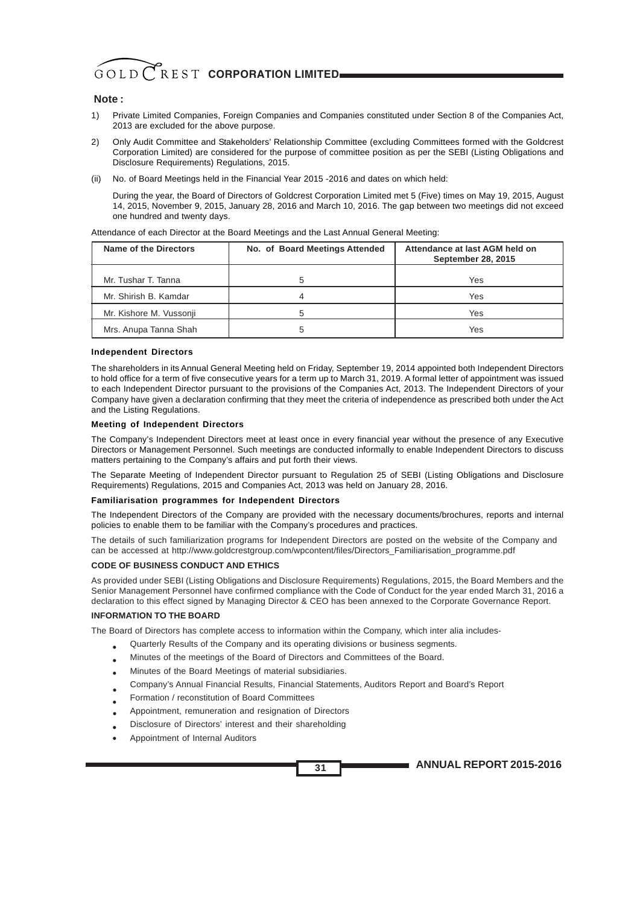**Note :**

1) Private Limited Companies, Foreign Companies and Companies constituted under Section 8 of the Companies Act, 2013 are excluded for the above purpose.

2) Only Audit Committee and Stakeholders' Relationship Committee (excluding Committees formed with the Goldcrest Corporation Limited) are considered for the purpose of committee position as per the SEBI (Listing Obligations and Disclosure Requirements) Regulations, 2015.

(ii) No. of Board Meetings held in the Financial Year 2015 -2016 and dates on which held:

During the year, the Board of Directors of Goldcrest Corporation Limited met 5 (Five) times on May 19, 2015, August 14, 2015, November 9, 2015, January 28, 2016 and March 10, 2016. The gap between two meetings did not exceed one hundred and twenty days.

Attendance of each Director at the Board Meetings and the Last Annual General Meeting:

| Name of the Directors | No. of Board Meetings Attended | Attendance at last AGM held on September 28, 2015 |
|---|---|---|
| Mr. Tushar T. Tanna | 5 | Yes |
| Mr. Shirish B. Kamdar | 4 | Yes |
| Mr. Kishore M. Vussonji | 5 | Yes |
| Mrs. Anupa Tanna Shah | 5 | Yes |

#### Independent Directors

The shareholders in its Annual General Meeting held on Friday, September 19, 2014 appointed both Independent Directors to hold office for a term of five consecutive years for a term up to March 31, 2019. A formal letter of appointment was issued to each Independent Director pursuant to the provisions of the Companies Act, 2013. The Independent Directors of your Company have given a declaration confirming that they meet the criteria of independence as prescribed both under the Act and the Listing Regulations.

#### Meeting of Independent Directors

The Company's Independent Directors meet at least once in every financial year without the presence of any Executive Directors or Management Personnel. Such meetings are conducted informally to enable Independent Directors to discuss matters pertaining to the Company's affairs and put forth their views.

The Separate Meeting of Independent Director pursuant to Regulation 25 of SEBI (Listing Obligations and Disclosure Requirements) Regulations, 2015 and Companies Act, 2013 was held on January 28, 2016.

#### Familiarisation programmes for Independent Directors

The Independent Directors of the Company are provided with the necessary documents/brochures, reports and internal policies to enable them to be familiar with the Company's procedures and practices.

The details of such familiarization programs for Independent Directors are posted on the website of the Company and can be accessed at http://www.goldcrestgroup.com/wpcontent/files/Directors_Familiarisation_programme.pdf

#### CODE OF BUSINESS CONDUCT AND ETHICS

As provided under SEBI (Listing Obligations and Disclosure Requirements) Regulations, 2015, the Board Members and the Senior Management Personnel have confirmed compliance with the Code of Conduct for the year ended March 31, 2016 a declaration to this effect signed by Managing Director & CEO has been annexed to the Corporate Governance Report.

#### INFORMATION TO THE BOARD

The Board of Directors has complete access to information within the Company, which inter alia includes-

- Quarterly Results of the Company and its operating divisions or business segments.
- Minutes of the meetings of the Board of Directors and Committees of the Board.
- Minutes of the Board Meetings of material subsidiaries.
- Company's Annual Financial Results, Financial Statements, Auditors Report and Board's Report
- Formation / reconstitution of Board Committees
- Appointment, remuneration and resignation of Directors
- Disclosure of Directors' interest and their shareholding
- Appointment of Internal Auditors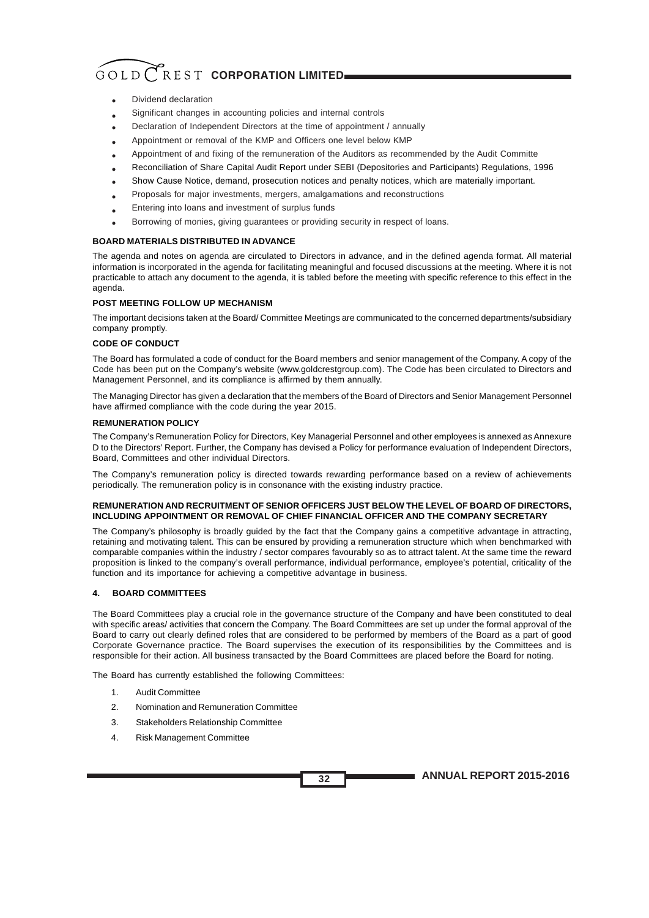- Dividend declaration
- Significant changes in accounting policies and internal controls
- Declaration of Independent Directors at the time of appointment / annually
- Appointment or removal of the KMP and Officers one level below KMP
- Appointment of and fixing of the remuneration of the Auditors as recommended by the Audit Committe
- Reconciliation of Share Capital Audit Report under SEBI (Depositories and Participants) Regulations, 1996
- Show Cause Notice, demand, prosecution notices and penalty notices, which are materially important.
- Proposals for major investments, mergers, amalgamations and reconstructions
- Entering into loans and investment of surplus funds
- Borrowing of monies, giving guarantees or providing security in respect of loans.

**BOARD MATERIALS DISTRIBUTED IN ADVANCE**

The agenda and notes on agenda are circulated to Directors in advance, and in the defined agenda format. All material information is incorporated in the agenda for facilitating meaningful and focused discussions at the meeting. Where it is not practicable to attach any document to the agenda, it is tabled before the meeting with specific reference to this effect in the agenda.

**POST MEETING FOLLOW UP MECHANISM**

The important decisions taken at the Board/ Committee Meetings are communicated to the concerned departments/subsidiary company promptly.

**CODE OF CONDUCT**

The Board has formulated a code of conduct for the Board members and senior management of the Company. A copy of the Code has been put on the Company's website (www.goldcrestgroup.com). The Code has been circulated to Directors and Management Personnel, and its compliance is affirmed by them annually.

The Managing Director has given a declaration that the members of the Board of Directors and Senior Management Personnel have affirmed compliance with the code during the year 2015.

**REMUNERATION POLICY**

The Company's Remuneration Policy for Directors, Key Managerial Personnel and other employees is annexed as Annexure D to the Directors' Report. Further, the Company has devised a Policy for performance evaluation of Independent Directors, Board, Committees and other individual Directors.

The Company's remuneration policy is directed towards rewarding performance based on a review of achievements periodically. The remuneration policy is in consonance with the existing industry practice.

**REMUNERATION AND RECRUITMENT OF SENIOR OFFICERS JUST BELOW THE LEVEL OF BOARD OF DIRECTORS, INCLUDING APPOINTMENT OR REMOVAL OF CHIEF FINANCIAL OFFICER AND THE COMPANY SECRETARY**

The Company's philosophy is broadly guided by the fact that the Company gains a competitive advantage in attracting, retaining and motivating talent. This can be ensured by providing a remuneration structure which when benchmarked with comparable companies within the industry / sector compares favourably so as to attract talent. At the same time the reward proposition is linked to the company's overall performance, individual performance, employee's potential, criticality of the function and its importance for achieving a competitive advantage in business.

## 4. BOARD COMMITTEES

The Board Committees play a crucial role in the governance structure of the Company and have been constituted to deal with specific areas/ activities that concern the Company. The Board Committees are set up under the formal approval of the Board to carry out clearly defined roles that are considered to be performed by members of the Board as a part of good Corporate Governance practice. The Board supervises the execution of its responsibilities by the Committees and is responsible for their action. All business transacted by the Board Committees are placed before the Board for noting.

The Board has currently established the following Committees:

1. Audit Committee
2. Nomination and Remuneration Committee
3. Stakeholders Relationship Committee
4. Risk Management Committee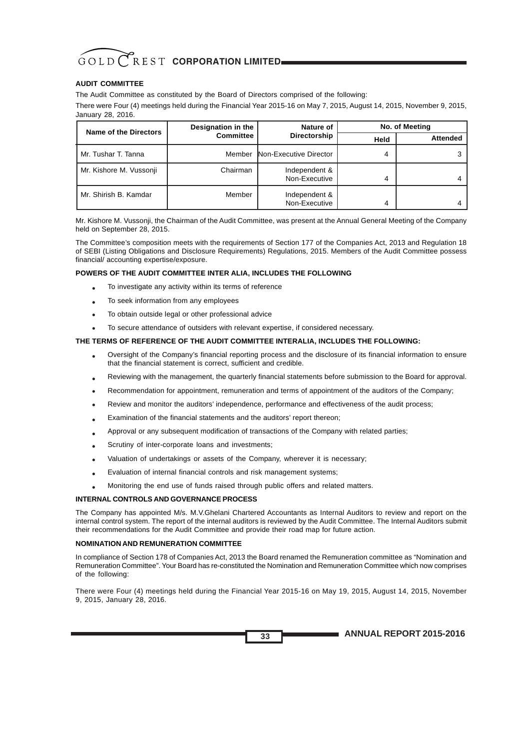## AUDIT COMMITTEE

The Audit Committee as constituted by the Board of Directors comprised of the following:

There were Four (4) meetings held during the Financial Year 2015-16 on May 7, 2015, August 14, 2015, November 9, 2015, January 28, 2016.

| Name of the Directors | Designation in the Committee | Nature of Directorship | No. of Meeting | |
|---|---|---|---|---|
| | | | Held | Attended |
| Mr. Tushar T. Tanna | Member | Non-Executive Director | 4 | 3 |
| Mr. Kishore M. Vussonji | Chairman | Independent & Non-Executive | 4 | 4 |
| Mr. Shirish B. Kamdar | Member | Independent & Non-Executive | 4 | 4 |

Mr. Kishore M. Vussonji, the Chairman of the Audit Committee, was present at the Annual General Meeting of the Company held on September 28, 2015.

The Committee's composition meets with the requirements of Section 177 of the Companies Act, 2013 and Regulation 18 of SEBI (Listing Obligations and Disclosure Requirements) Regulations, 2015. Members of the Audit Committee possess financial/ accounting expertise/exposure.

### POWERS OF THE AUDIT COMMITTEE INTER ALIA, INCLUDES THE FOLLOWING

- To investigate any activity within its terms of reference
- To seek information from any employees
- To obtain outside legal or other professional advice
- To secure attendance of outsiders with relevant expertise, if considered necessary.

### THE TERMS OF REFERENCE OF THE AUDIT COMMITTEE INTERALIA, INCLUDES THE FOLLOWING:

- Oversight of the Company's financial reporting process and the disclosure of its financial information to ensure that the financial statement is correct, sufficient and credible.
- Reviewing with the management, the quarterly financial statements before submission to the Board for approval.
- Recommendation for appointment, remuneration and terms of appointment of the auditors of the Company;
- Review and monitor the auditors' independence, performance and effectiveness of the audit process;
- Examination of the financial statements and the auditors' report thereon;
- Approval or any subsequent modification of transactions of the Company with related parties;
- Scrutiny of inter-corporate loans and investments;
- Valuation of undertakings or assets of the Company, wherever it is necessary;
- Evaluation of internal financial controls and risk management systems;
- Monitoring the end use of funds raised through public offers and related matters.

### INTERNAL CONTROLS AND GOVERNANCE PROCESS

The Company has appointed M/s. M.V.Ghelani Chartered Accountants as Internal Auditors to review and report on the internal control system. The report of the internal auditors is reviewed by the Audit Committee. The Internal Auditors submit their recommendations for the Audit Committee and provide their road map for future action.

## NOMINATION AND REMUNERATION COMMITTEE

In compliance of Section 178 of Companies Act, 2013 the Board renamed the Remuneration committee as "Nomination and Remuneration Committee". Your Board has re-constituted the Nomination and Remuneration Committee which now comprises of the following:

There were Four (4) meetings held during the Financial Year 2015-16 on May 19, 2015, August 14, 2015, November 9, 2015, January 28, 2016.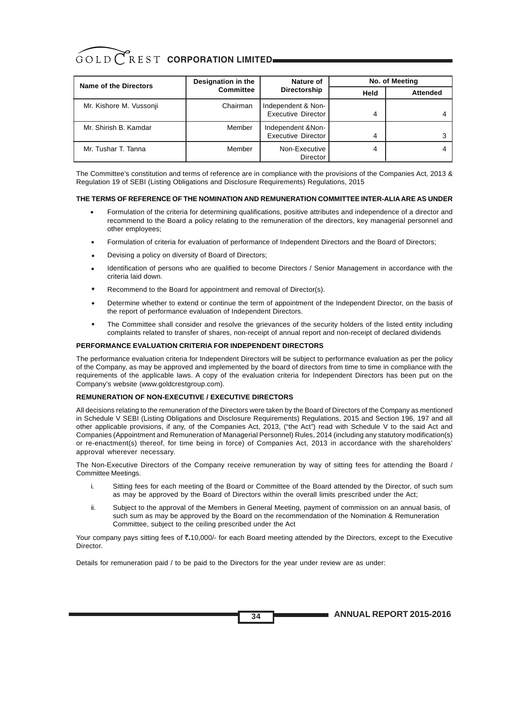| Name of the Directors | Designation in the Committee | Nature of Directorship | No. of Meeting | |
|---|---|---|---|---|
| | | | Held | Attended |
| Mr. Kishore M. Vussonji | Chairman | Independent & Non-Executive Director | 4 | 4 |
| Mr. Shirish B. Kamdar | Member | Independent &Non-Executive Director | 4 | 3 |
| Mr. Tushar T. Tanna | Member | Non-Executive Director | 4 | 4 |

The Committee's constitution and terms of reference are in compliance with the provisions of the Companies Act, 2013 & Regulation 19 of SEBI (Listing Obligations and Disclosure Requirements) Regulations, 2015

**THE TERMS OF REFERENCE OF THE NOMINATION AND REMUNERATION COMMITTEE INTER-ALIA ARE AS UNDER**

- Formulation of the criteria for determining qualifications, positive attributes and independence of a director and recommend to the Board a policy relating to the remuneration of the directors, key managerial personnel and other employees;
- Formulation of criteria for evaluation of performance of Independent Directors and the Board of Directors;
- Devising a policy on diversity of Board of Directors;
- Identification of persons who are qualified to become Directors / Senior Management in accordance with the criteria laid down.
- Recommend to the Board for appointment and removal of Director(s).
- Determine whether to extend or continue the term of appointment of the Independent Director, on the basis of the report of performance evaluation of Independent Directors.
- The Committee shall consider and resolve the grievances of the security holders of the listed entity including complaints related to transfer of shares, non-receipt of annual report and non-receipt of declared dividends

**PERFORMANCE EVALUATION CRITERIA FOR INDEPENDENT DIRECTORS**

The performance evaluation criteria for Independent Directors will be subject to performance evaluation as per the policy of the Company, as may be approved and implemented by the board of directors from time to time in compliance with the requirements of the applicable laws. A copy of the evaluation criteria for Independent Directors has been put on the Company's website (www.goldcrestgroup.com).

**REMUNERATION OF NON-EXECUTIVE / EXECUTIVE DIRECTORS**

All decisions relating to the remuneration of the Directors were taken by the Board of Directors of the Company as mentioned in Schedule V SEBI (Listing Obligations and Disclosure Requirements) Regulations, 2015 and Section 196, 197 and all other applicable provisions, if any, of the Companies Act, 2013, ("the Act") read with Schedule V to the said Act and Companies (Appointment and Remuneration of Managerial Personnel) Rules, 2014 (including any statutory modification(s) or re-enactment(s) thereof, for time being in force) of Companies Act, 2013 in accordance with the shareholders' approval wherever necessary.

The Non-Executive Directors of the Company receive remuneration by way of sitting fees for attending the Board / Committee Meetings.

i. Sitting fees for each meeting of the Board or Committee of the Board attended by the Director, of such sum as may be approved by the Board of Directors within the overall limits prescribed under the Act;

ii. Subject to the approval of the Members in General Meeting, payment of commission on an annual basis, of such sum as may be approved by the Board on the recommendation of the Nomination & Remuneration Committee, subject to the ceiling prescribed under the Act

Your company pays sitting fees of ₹.10,000/- for each Board meeting attended by the Directors, except to the Executive Director.

Details for remuneration paid / to be paid to the Directors for the year under review are as under: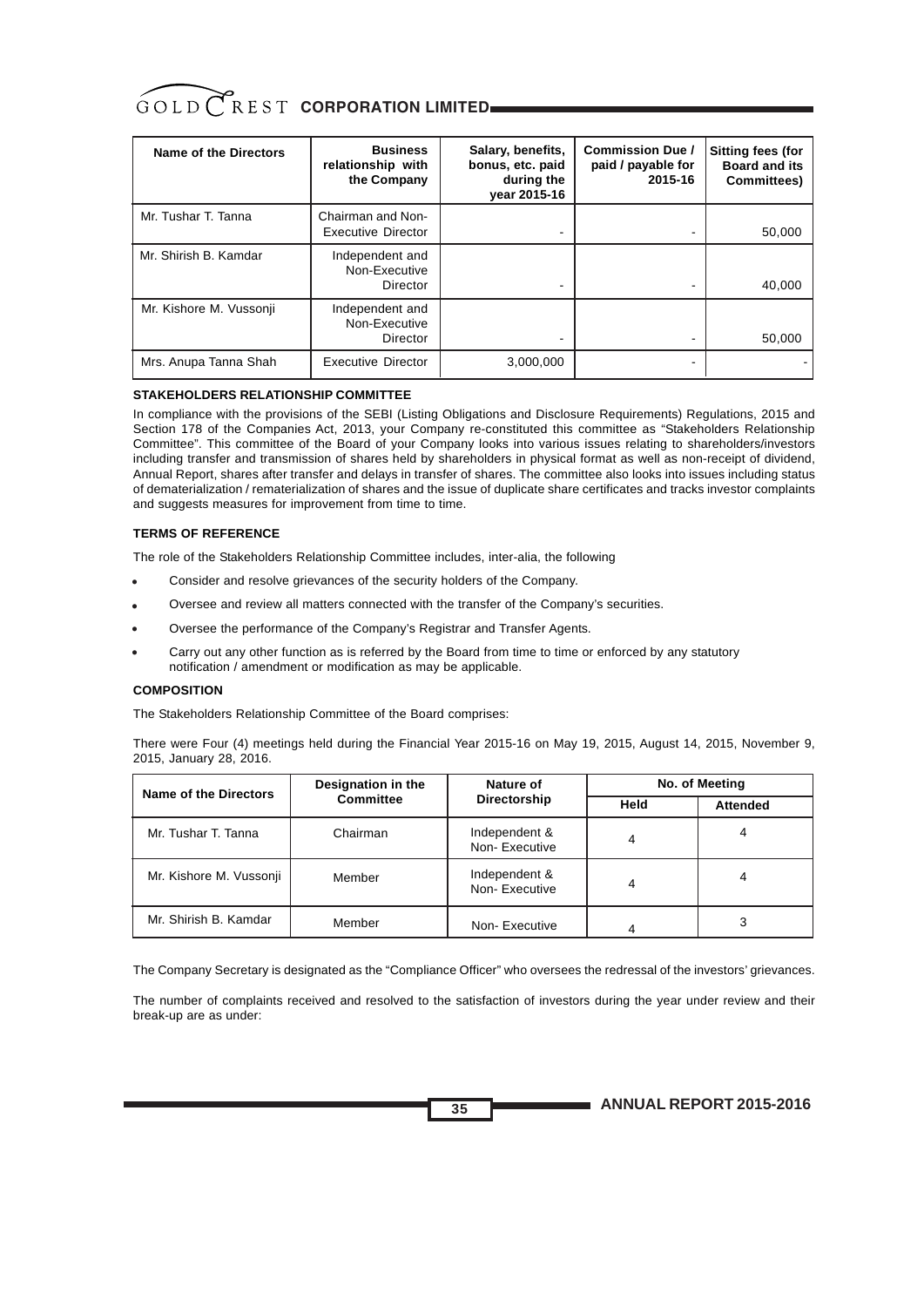| Name of the Directors | Business relationship with the Company | Salary, benefits, bonus, etc. paid during the year 2015-16 | Commission Due / paid / payable for 2015-16 | Sitting fees (for Board and its Committees) |
|---|---|---|---|---|
| Mr. Tushar T. Tanna | Chairman and Non-Executive Director | - | - | 50,000 |
| Mr. Shirish B. Kamdar | Independent and Non-Executive Director | - | - | 40,000 |
| Mr. Kishore M. Vussonji | Independent and Non-Executive Director | - | - | 50,000 |
| Mrs. Anupa Tanna Shah | Executive Director | 3,000,000 | - | - |

### STAKEHOLDERS RELATIONSHIP COMMITTEE

In compliance with the provisions of the SEBI (Listing Obligations and Disclosure Requirements) Regulations, 2015 and Section 178 of the Companies Act, 2013, your Company re-constituted this committee as "Stakeholders Relationship Committee". This committee of the Board of your Company looks into various issues relating to shareholders/investors including transfer and transmission of shares held by shareholders in physical format as well as non-receipt of dividend, Annual Report, shares after transfer and delays in transfer of shares. The committee also looks into issues including status of dematerialization / rematerialization of shares and the issue of duplicate share certificates and tracks investor complaints and suggests measures for improvement from time to time.

### TERMS OF REFERENCE

The role of the Stakeholders Relationship Committee includes, inter-alia, the following

- Consider and resolve grievances of the security holders of the Company.
- Oversee and review all matters connected with the transfer of the Company's securities.
- Oversee the performance of the Company's Registrar and Transfer Agents.
- Carry out any other function as is referred by the Board from time to time or enforced by any statutory notification / amendment or modification as may be applicable.

### COMPOSITION

The Stakeholders Relationship Committee of the Board comprises:

There were Four (4) meetings held during the Financial Year 2015-16 on May 19, 2015, August 14, 2015, November 9, 2015, January 28, 2016.

| Name of the Directors | Designation in the Committee | Nature of Directorship | No. of Meeting | |
|---|---|---|---|---|
| | | | Held | Attended |
| Mr. Tushar T. Tanna | Chairman | Independent & Non- Executive | 4 | 4 |
| Mr. Kishore M. Vussonji | Member | Independent & Non- Executive | 4 | 4 |
| Mr. Shirish B. Kamdar | Member | Non- Executive | 4 | 3 |

The Company Secretary is designated as the "Compliance Officer" who oversees the redressal of the investors' grievances.

The number of complaints received and resolved to the satisfaction of investors during the year under review and their break-up are as under: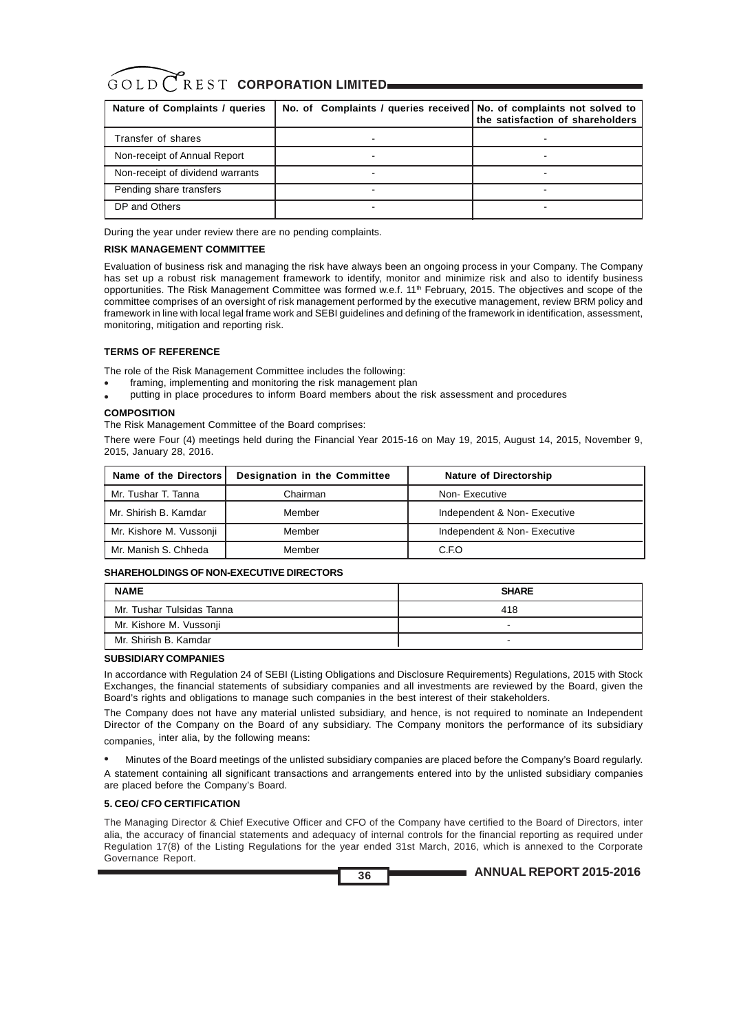| Nature of Complaints / queries | No. of Complaints / queries received | No. of complaints not solved to the satisfaction of shareholders |
|---|---|---|
| Transfer of shares | - | - |
| Non-receipt of Annual Report | - | - |
| Non-receipt of dividend warrants | - | - |
| Pending share transfers | - | - |
| DP and Others | - | - |

During the year under review there are no pending complaints.

**RISK MANAGEMENT COMMITTEE**

Evaluation of business risk and managing the risk have always been an ongoing process in your Company. The Company has set up a robust risk management framework to identify, monitor and minimize risk and also to identify business opportunities. The Risk Management Committee was formed w.e.f. 11th February, 2015. The objectives and scope of the committee comprises of an oversight of risk management performed by the executive management, review BRM policy and framework in line with local legal frame work and SEBI guidelines and defining of the framework in identification, assessment, monitoring, mitigation and reporting risk.

**TERMS OF REFERENCE**

The role of the Risk Management Committee includes the following:

- framing, implementing and monitoring the risk management plan
- putting in place procedures to inform Board members about the risk assessment and procedures

**COMPOSITION**

The Risk Management Committee of the Board comprises:

There were Four (4) meetings held during the Financial Year 2015-16 on May 19, 2015, August 14, 2015, November 9, 2015, January 28, 2016.

| Name of the Directors | Designation in the Committee | Nature of Directorship |
|---|---|---|
| Mr. Tushar T. Tanna | Chairman | Non- Executive |
| Mr. Shirish B. Kamdar | Member | Independent & Non- Executive |
| Mr. Kishore M. Vussonji | Member | Independent & Non- Executive |
| Mr. Manish S. Chheda | Member | C.F.O |

**SHAREHOLDINGS OF NON-EXECUTIVE DIRECTORS**

| NAME | SHARE |
|---|---|
| Mr. Tushar Tulsidas Tanna | 418 |
| Mr. Kishore M. Vussonji | - |
| Mr. Shirish B. Kamdar | - |

**SUBSIDIARY COMPANIES**

In accordance with Regulation 24 of SEBI (Listing Obligations and Disclosure Requirements) Regulations, 2015 with Stock Exchanges, the financial statements of subsidiary companies and all investments are reviewed by the Board, given the Board's rights and obligations to manage such companies in the best interest of their stakeholders.

The Company does not have any material unlisted subsidiary, and hence, is not required to nominate an Independent Director of the Company on the Board of any subsidiary. The Company monitors the performance of its subsidiary companies, inter alia, by the following means:

- Minutes of the Board meetings of the unlisted subsidiary companies are placed before the Company's Board regularly.

A statement containing all significant transactions and arrangements entered into by the unlisted subsidiary companies are placed before the Company's Board.

**5. CEO/ CFO CERTIFICATION**

The Managing Director & Chief Executive Officer and CFO of the Company have certified to the Board of Directors, inter alia, the accuracy of financial statements and adequacy of internal controls for the financial reporting as required under Regulation 17(8) of the Listing Regulations for the year ended 31st March, 2016, which is annexed to the Corporate Governance Report.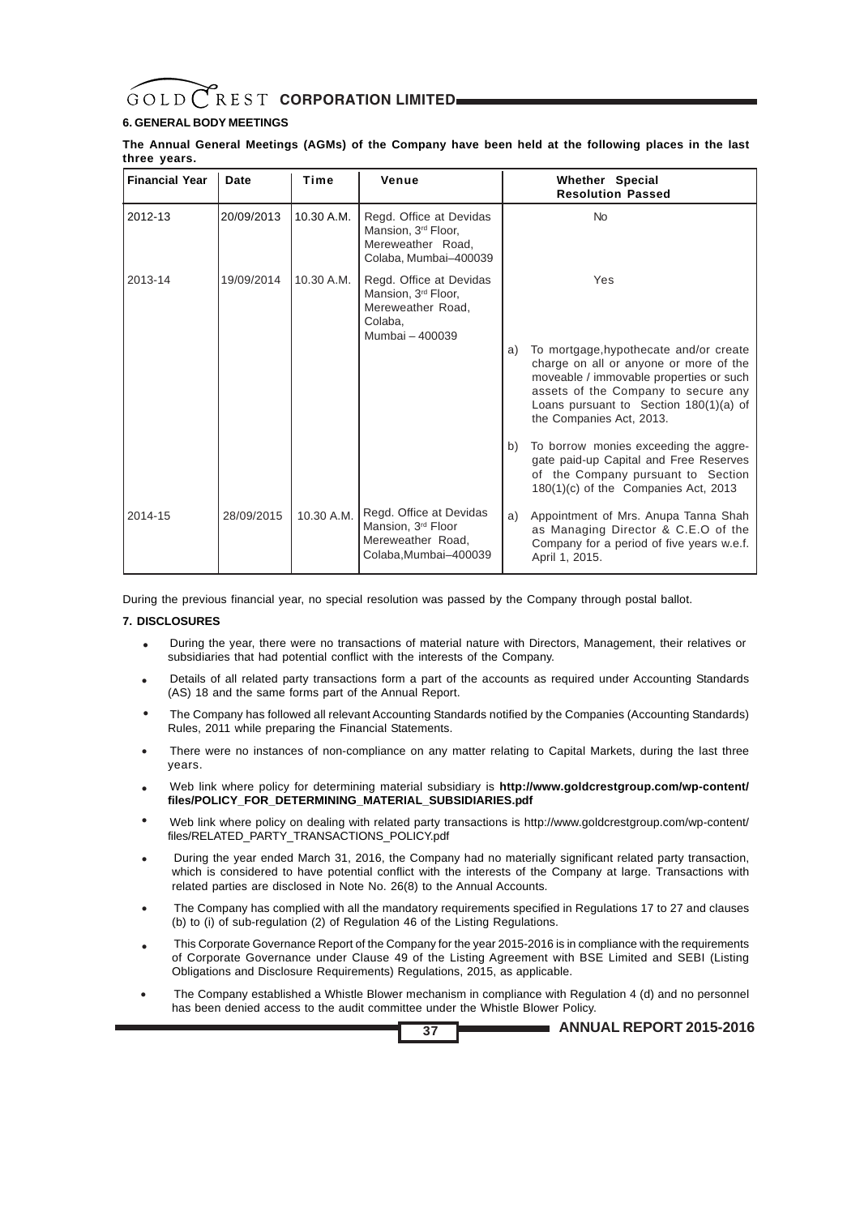### 6. GENERAL BODY MEETINGS

**The Annual General Meetings (AGMs) of the Company have been held at the following places in the last three years.**

| Financial Year | Date | Time | Venue | Whether Special Resolution Passed |
|---|---|---|---|---|
| 2012-13 | 20/09/2013 | 10.30 A.M. | Regd. Office at Devidas Mansion, 3rd Floor, Mereweather Road, Colaba, Mumbai–400039 | No |
| 2013-14 | 19/09/2014 | 10.30 A.M. | Regd. Office at Devidas Mansion, 3rd Floor, Mereweather Road, Colaba, Mumbai – 400039 | Yes<br>a) To mortgage,hypothecate and/or create charge on all or anyone or more of the moveable / immovable properties or such assets of the Company to secure any Loans pursuant to Section 180(1)(a) of the Companies Act, 2013.<br>b) To borrow monies exceeding the aggregate paid-up Capital and Free Reserves of the Company pursuant to Section 180(1)(c) of the Companies Act, 2013 |
| 2014-15 | 28/09/2015 | 10.30 A.M. | Regd. Office at Devidas Mansion, 3rd Floor Mereweather Road, Colaba,Mumbai–400039 | a) Appointment of Mrs. Anupa Tanna Shah as Managing Director & C.E.O of the Company for a period of five years w.e.f. April 1, 2015. |

During the previous financial year, no special resolution was passed by the Company through postal ballot.

### 7. DISCLOSURES

- During the year, there were no transactions of material nature with Directors, Management, their relatives or subsidiaries that had potential conflict with the interests of the Company.
- Details of all related party transactions form a part of the accounts as required under Accounting Standards (AS) 18 and the same forms part of the Annual Report.
- The Company has followed all relevant Accounting Standards notified by the Companies (Accounting Standards) Rules, 2011 while preparing the Financial Statements.
- There were no instances of non-compliance on any matter relating to Capital Markets, during the last three years.
- Web link where policy for determining material subsidiary is **http://www.goldcrestgroup.com/wp-content/files/POLICY_FOR_DETERMINING_MATERIAL_SUBSIDIARIES.pdf**
- Web link where policy on dealing with related party transactions is http://www.goldcrestgroup.com/wp-content/files/RELATED_PARTY_TRANSACTIONS_POLICY.pdf
- During the year ended March 31, 2016, the Company had no materially significant related party transaction, which is considered to have potential conflict with the interests of the Company at large. Transactions with related parties are disclosed in Note No. 26(8) to the Annual Accounts.
- The Company has complied with all the mandatory requirements specified in Regulations 17 to 27 and clauses (b) to (i) of sub-regulation (2) of Regulation 46 of the Listing Regulations.
- This Corporate Governance Report of the Company for the year 2015-2016 is in compliance with the requirements of Corporate Governance under Clause 49 of the Listing Agreement with BSE Limited and SEBI (Listing Obligations and Disclosure Requirements) Regulations, 2015, as applicable.
- The Company established a Whistle Blower mechanism in compliance with Regulation 4 (d) and no personnel has been denied access to the audit committee under the Whistle Blower Policy.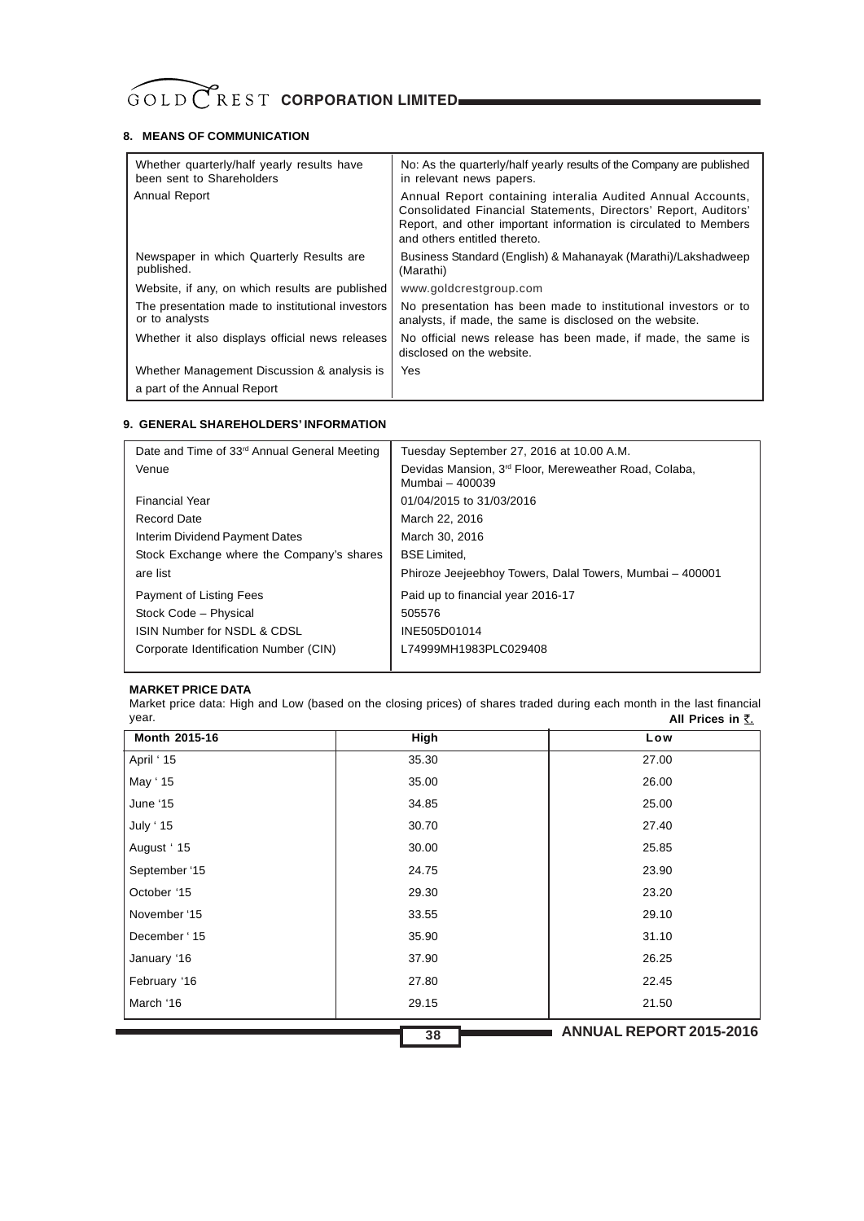## 8. MEANS OF COMMUNICATION

| | |
|---|---|
| Whether quarterly/half yearly results have been sent to Shareholders | No: As the quarterly/half yearly results of the Company are published in relevant news papers. |
| Annual Report | Annual Report containing interalia Audited Annual Accounts, Consolidated Financial Statements, Directors' Report, Auditors' Report, and other important information is circulated to Members and others entitled thereto. |
| Newspaper in which Quarterly Results are published. | Business Standard (English) & Mahanayak (Marathi)/Lakshadweep (Marathi) |
| Website, if any, on which results are published | www.goldcrestgroup.com |
| The presentation made to institutional investors or to analysts | No presentation has been made to institutional investors or to analysts, if made, the same is disclosed on the website. |
| Whether it also displays official news releases | No official news release has been made, if made, the same is disclosed on the website. |
| Whether Management Discussion & analysis is a part of the Annual Report | Yes |

## 9. GENERAL SHAREHOLDERS' INFORMATION

| | |
|---|---|
| Date and Time of 33rd Annual General Meeting | Tuesday September 27, 2016 at 10.00 A.M. |
| Venue | Devidas Mansion, 3rd Floor, Mereweather Road, Colaba, Mumbai – 400039 |
| Financial Year | 01/04/2015 to 31/03/2016 |
| Record Date | March 22, 2016 |
| Interim Dividend Payment Dates | March 30, 2016 |
| Stock Exchange where the Company's shares are list | BSE Limited, Phiroze Jeejeebhoy Towers, Dalal Towers, Mumbai – 400001 |
| Payment of Listing Fees | Paid up to financial year 2016-17 |
| Stock Code – Physical | 505576 |
| ISIN Number for NSDL & CDSL | INE505D01014 |
| Corporate Identification Number (CIN) | L74999MH1983PLC029408 |

### MARKET PRICE DATA

Market price data: High and Low (based on the closing prices) of shares traded during each month in the last financial year.

**All Prices in ₹.**

| Month 2015-16 | High | Low |
|---|---|---|
| April ' 15 | 35.30 | 27.00 |
| May ' 15 | 35.00 | 26.00 |
| June '15 | 34.85 | 25.00 |
| July ' 15 | 30.70 | 27.40 |
| August ' 15 | 30.00 | 25.85 |
| September '15 | 24.75 | 23.90 |
| October '15 | 29.30 | 23.20 |
| November '15 | 33.55 | 29.10 |
| December ' 15 | 35.90 | 31.10 |
| January '16 | 37.90 | 26.25 |
| February '16 | 27.80 | 22.45 |
| March '16 | 29.15 | 21.50 |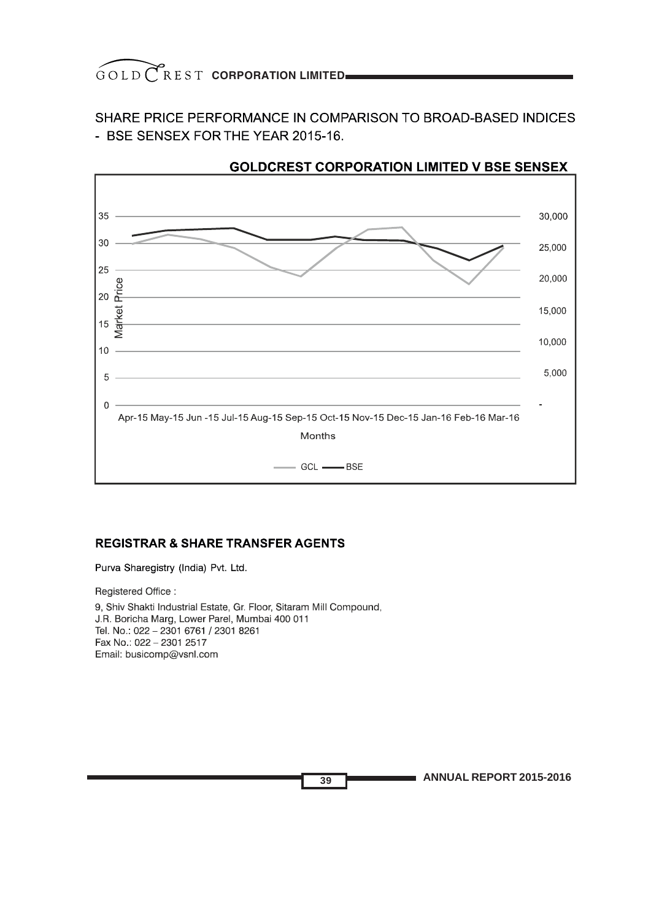SHARE PRICE PERFORMANCE IN COMPARISON TO BROAD-BASED INDICES - BSE SENSEX FOR THE YEAR 2015-16.

**GOLDCREST CORPORATION LIMITED V BSE SENSEX**

## REGISTRAR & SHARE TRANSFER AGENTS

Purva Sharegistry (India) Pvt. Ltd.

Registered Office :

9, Shiv Shakti Industrial Estate, Gr. Floor, Sitaram Mill Compound,
J.R. Boricha Marg, Lower Parel, Mumbai 400 011
Tel. No.: 022 – 2301 6761 / 2301 8261
Fax No.: 022 – 2301 2517
Email: busicomp@vsnl.com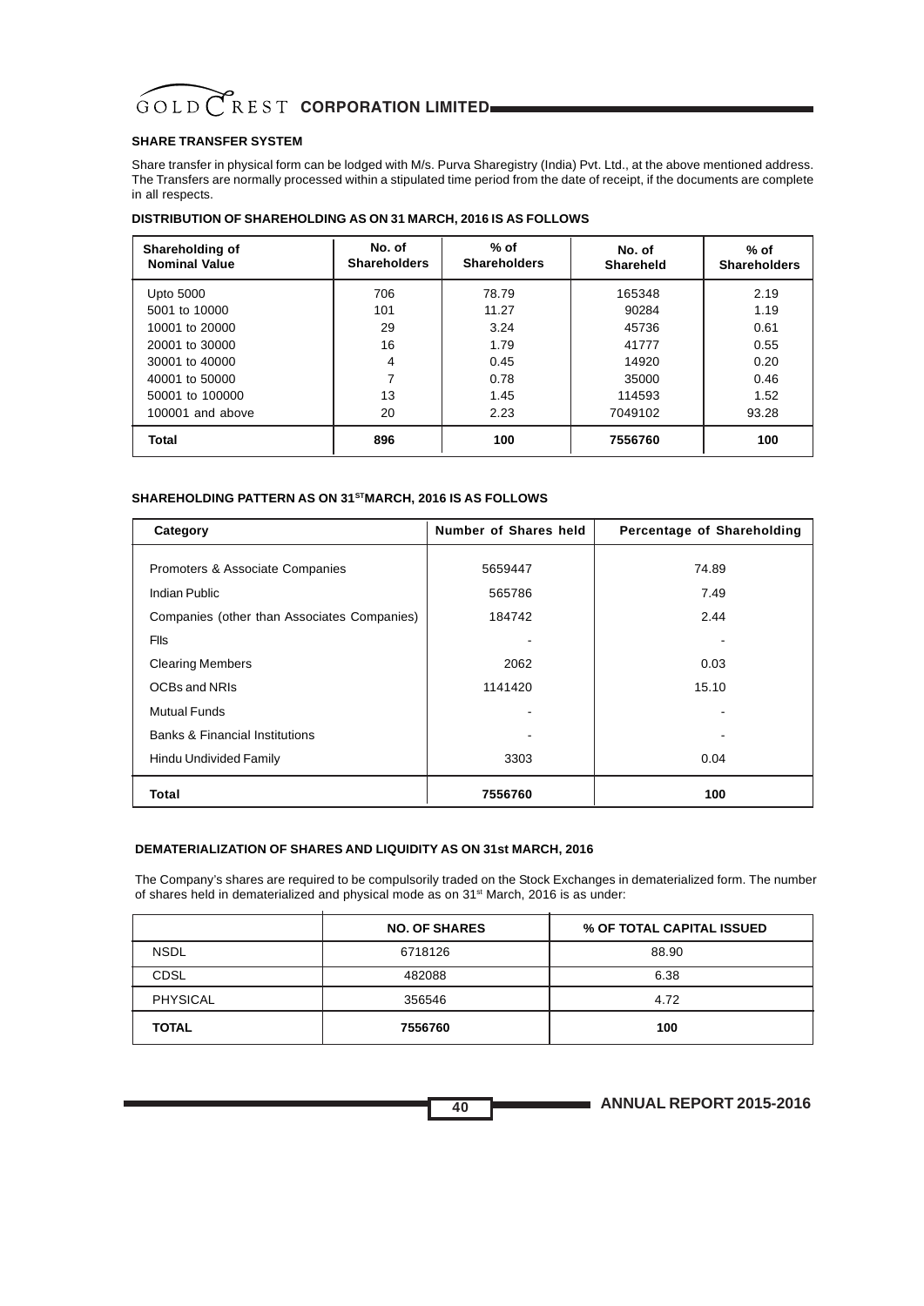### SHARE TRANSFER SYSTEM

Share transfer in physical form can be lodged with M/s. Purva Sharegistry (India) Pvt. Ltd., at the above mentioned address. The Transfers are normally processed within a stipulated time period from the date of receipt, if the documents are complete in all respects.

### DISTRIBUTION OF SHAREHOLDING AS ON 31 MARCH, 2016 IS AS FOLLOWS

| Shareholding of Nominal Value | No. of Shareholders | % of Shareholders | No. of Shareheld | % of Shareholders |
|---|---|---|---|---|
| Upto 5000 | 706 | 78.79 | 165348 | 2.19 |
| 5001 to 10000 | 101 | 11.27 | 90284 | 1.19 |
| 10001 to 20000 | 29 | 3.24 | 45736 | 0.61 |
| 20001 to 30000 | 16 | 1.79 | 41777 | 0.55 |
| 30001 to 40000 | 4 | 0.45 | 14920 | 0.20 |
| 40001 to 50000 | 7 | 0.78 | 35000 | 0.46 |
| 50001 to 100000 | 13 | 1.45 | 114593 | 1.52 |
| 100001 and above | 20 | 2.23 | 7049102 | 93.28 |
| **Total** | **896** | **100** | **7556760** | **100** |

### SHAREHOLDING PATTERN AS ON 31ST MARCH, 2016 IS AS FOLLOWS

| Category | Number of Shares held | Percentage of Shareholding |
|---|---|---|
| Promoters & Associate Companies | 5659447 | 74.89 |
| Indian Public | 565786 | 7.49 |
| Companies (other than Associates Companies) | 184742 | 2.44 |
| FIIs | - | - |
| Clearing Members | 2062 | 0.03 |
| OCBs and NRIs | 1141420 | 15.10 |
| Mutual Funds | - | - |
| Banks & Financial Institutions | - | - |
| Hindu Undivided Family | 3303 | 0.04 |
| **Total** | **7556760** | **100** |

### DEMATERIALIZATION OF SHARES AND LIQUIDITY AS ON 31st MARCH, 2016

The Company's shares are required to be compulsorily traded on the Stock Exchanges in dematerialized form. The number of shares held in dematerialized and physical mode as on 31st March, 2016 is as under:

| | NO. OF SHARES | % OF TOTAL CAPITAL ISSUED |
|---|---|---|
| NSDL | 6718126 | 88.90 |
| CDSL | 482088 | 6.38 |
| PHYSICAL | 356546 | 4.72 |
| **TOTAL** | **7556760** | **100** |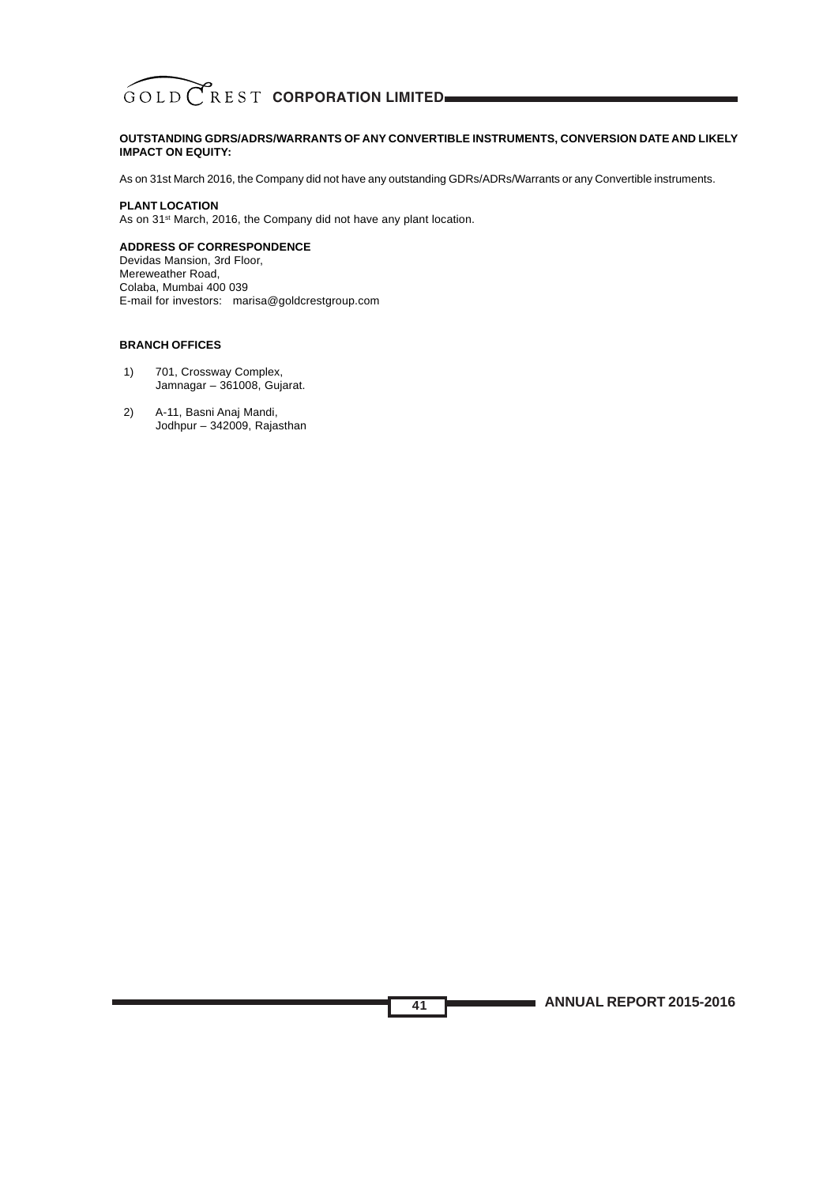**OUTSTANDING GDRS/ADRS/WARRANTS OF ANY CONVERTIBLE INSTRUMENTS, CONVERSION DATE AND LIKELY IMPACT ON EQUITY:**

As on 31st March 2016, the Company did not have any outstanding GDRs/ADRs/Warrants or any Convertible instruments.

**PLANT LOCATION**

As on 31st March, 2016, the Company did not have any plant location.

**ADDRESS OF CORRESPONDENCE**

Devidas Mansion, 3rd Floor,
Mereweather Road,
Colaba, Mumbai 400 039
E-mail for investors: marisa@goldcrestgroup.com

**BRANCH OFFICES**

1) 701, Crossway Complex,
   Jamnagar – 361008, Gujarat.

2) A-11, Basni Anaj Mandi,
   Jodhpur – 342009, Rajasthan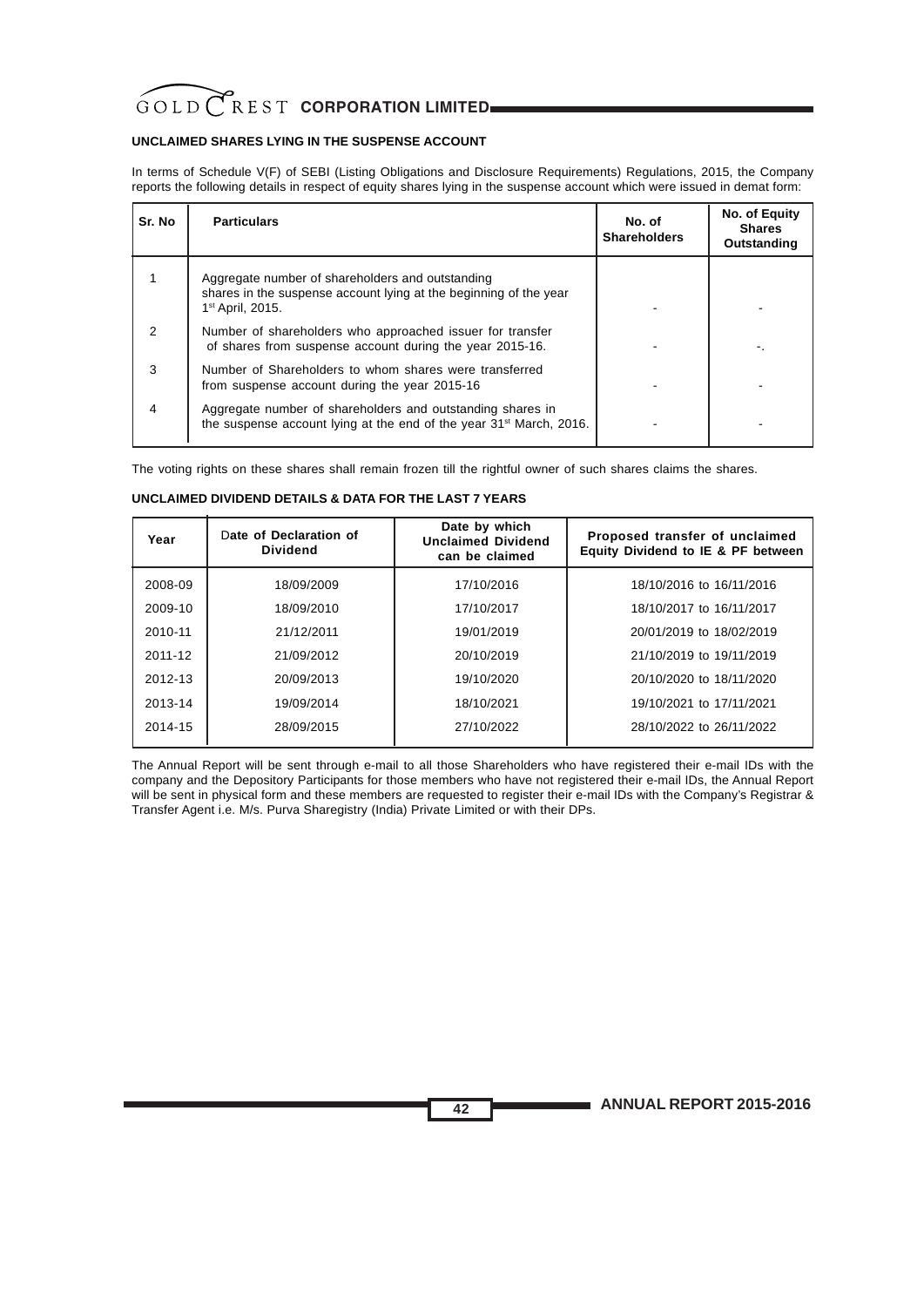## UNCLAIMED SHARES LYING IN THE SUSPENSE ACCOUNT

In terms of Schedule V(F) of SEBI (Listing Obligations and Disclosure Requirements) Regulations, 2015, the Company reports the following details in respect of equity shares lying in the suspense account which were issued in demat form:

| Sr. No | Particulars | No. of Shareholders | No. of Equity Shares Outstanding |
|---|---|---|---|
| 1 | Aggregate number of shareholders and outstanding shares in the suspense account lying at the beginning of the year 1st April, 2015. | - | - |
| 2 | Number of shareholders who approached issuer for transfer of shares from suspense account during the year 2015-16. | - | -. |
| 3 | Number of Shareholders to whom shares were transferred from suspense account during the year 2015-16 | - | - |
| 4 | Aggregate number of shareholders and outstanding shares in the suspense account lying at the end of the year 31st March, 2016. | - | - |

The voting rights on these shares shall remain frozen till the rightful owner of such shares claims the shares.

## UNCLAIMED DIVIDEND DETAILS & DATA FOR THE LAST 7 YEARS

| Year | Date of Declaration of Dividend | Date by which Unclaimed Dividend can be claimed | Proposed transfer of unclaimed Equity Dividend to IE & PF between |
|---|---|---|---|
| 2008-09 | 18/09/2009 | 17/10/2016 | 18/10/2016 to 16/11/2016 |
| 2009-10 | 18/09/2010 | 17/10/2017 | 18/10/2017 to 16/11/2017 |
| 2010-11 | 21/12/2011 | 19/01/2019 | 20/01/2019 to 18/02/2019 |
| 2011-12 | 21/09/2012 | 20/10/2019 | 21/10/2019 to 19/11/2019 |
| 2012-13 | 20/09/2013 | 19/10/2020 | 20/10/2020 to 18/11/2020 |
| 2013-14 | 19/09/2014 | 18/10/2021 | 19/10/2021 to 17/11/2021 |
| 2014-15 | 28/09/2015 | 27/10/2022 | 28/10/2022 to 26/11/2022 |

The Annual Report will be sent through e-mail to all those Shareholders who have registered their e-mail IDs with the company and the Depository Participants for those members who have not registered their e-mail IDs, the Annual Report will be sent in physical form and these members are requested to register their e-mail IDs with the Company's Registrar & Transfer Agent i.e. M/s. Purva Sharegistry (India) Private Limited or with their DPs.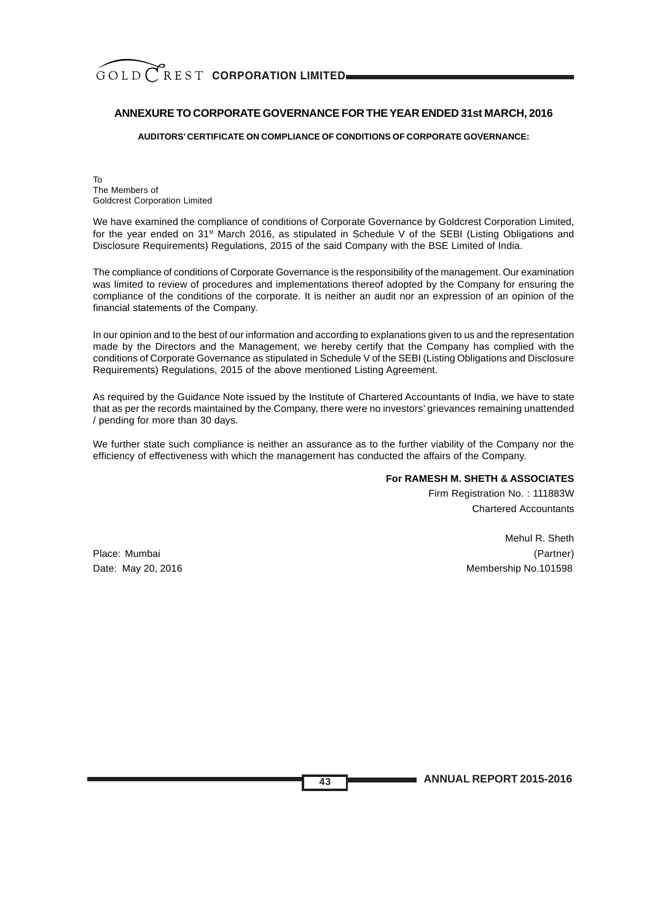## ANNEXURE TO CORPORATE GOVERNANCE FOR THE YEAR ENDED 31st MARCH, 2016

### AUDITORS' CERTIFICATE ON COMPLIANCE OF CONDITIONS OF CORPORATE GOVERNANCE:

To
The Members of
Goldcrest Corporation Limited

We have examined the compliance of conditions of Corporate Governance by Goldcrest Corporation Limited, for the year ended on 31st March 2016, as stipulated in Schedule V of the SEBI (Listing Obligations and Disclosure Requirements) Regulations, 2015 of the said Company with the BSE Limited of India.

The compliance of conditions of Corporate Governance is the responsibility of the management. Our examination was limited to review of procedures and implementations thereof adopted by the Company for ensuring the compliance of the conditions of the corporate. It is neither an audit nor an expression of an opinion of the financial statements of the Company.

In our opinion and to the best of our information and according to explanations given to us and the representation made by the Directors and the Management, we hereby certify that the Company has complied with the conditions of Corporate Governance as stipulated in Schedule V of the SEBI (Listing Obligations and Disclosure Requirements) Regulations, 2015 of the above mentioned Listing Agreement.

As required by the Guidance Note issued by the Institute of Chartered Accountants of India, we have to state that as per the records maintained by the Company, there were no investors' grievances remaining unattended / pending for more than 30 days.

We further state such compliance is neither an assurance as to the further viability of the Company nor the efficiency of effectiveness with which the management has conducted the affairs of the Company.

**For RAMESH M. SHETH & ASSOCIATES**
Firm Registration No. : 111883W
Chartered Accountants

Mehul R. Sheth
(Partner)
Membership No.101598

Place: Mumbai
Date: May 20, 2016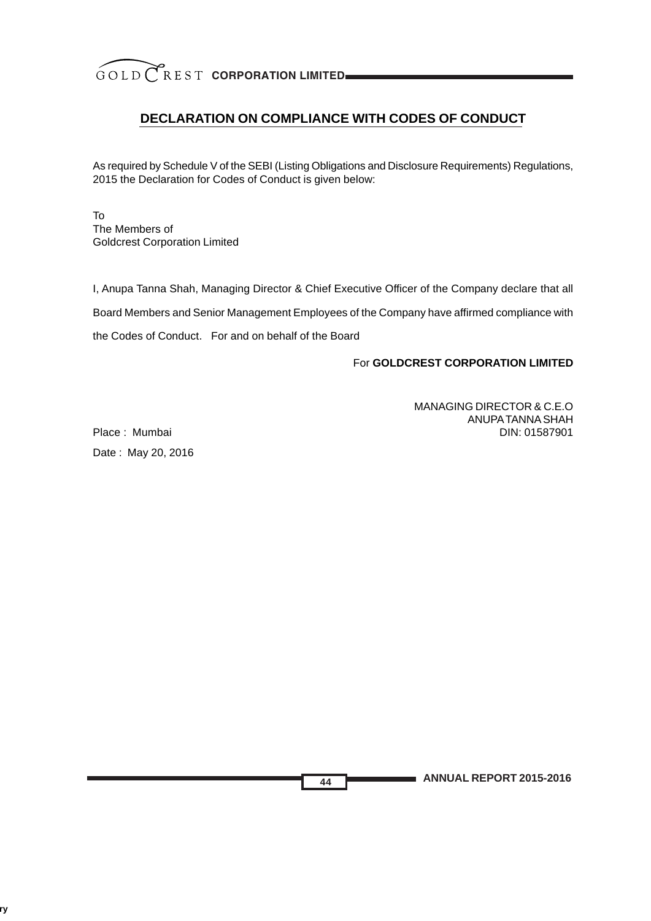## DECLARATION ON COMPLIANCE WITH CODES OF CONDUCT

As required by Schedule V of the SEBI (Listing Obligations and Disclosure Requirements) Regulations, 2015 the Declaration for Codes of Conduct is given below:

To
The Members of
Goldcrest Corporation Limited

I, Anupa Tanna Shah, Managing Director & Chief Executive Officer of the Company declare that all Board Members and Senior Management Employees of the Company have affirmed compliance with the Codes of Conduct. For and on behalf of the Board

For **GOLDCREST CORPORATION LIMITED**

MANAGING DIRECTOR & C.E.O
ANUPA TANNA SHAH
DIN: 01587901

Place : Mumbai

Date : May 20, 2016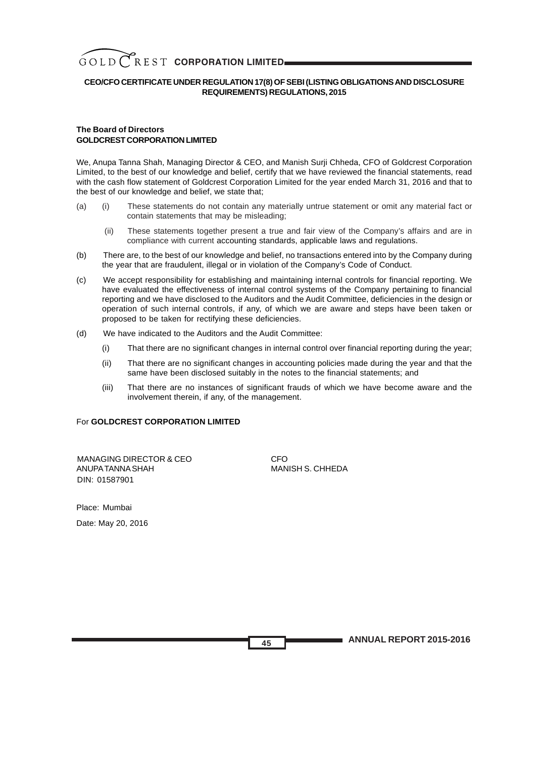## CEO/CFO CERTIFICATE UNDER REGULATION 17(8) OF SEBI (LISTING OBLIGATIONS AND DISCLOSURE REQUIREMENTS) REGULATIONS, 2015

**The Board of Directors**
**GOLDCREST CORPORATION LIMITED**

We, Anupa Tanna Shah, Managing Director & CEO, and Manish Surji Chheda, CFO of Goldcrest Corporation Limited, to the best of our knowledge and belief, certify that we have reviewed the financial statements, read with the cash flow statement of Goldcrest Corporation Limited for the year ended March 31, 2016 and that to the best of our knowledge and belief, we state that;

(a) (i) These statements do not contain any materially untrue statement or omit any material fact or contain statements that may be misleading;

(ii) These statements together present a true and fair view of the Company's affairs and are in compliance with current accounting standards, applicable laws and regulations.

(b) There are, to the best of our knowledge and belief, no transactions entered into by the Company during the year that are fraudulent, illegal or in violation of the Company's Code of Conduct.

(c) We accept responsibility for establishing and maintaining internal controls for financial reporting. We have evaluated the effectiveness of internal control systems of the Company pertaining to financial reporting and we have disclosed to the Auditors and the Audit Committee, deficiencies in the design or operation of such internal controls, if any, of which we are aware and steps have been taken or proposed to be taken for rectifying these deficiencies.

(d) We have indicated to the Auditors and the Audit Committee:

(i) That there are no significant changes in internal control over financial reporting during the year;

(ii) That there are no significant changes in accounting policies made during the year and that the same have been disclosed suitably in the notes to the financial statements; and

(iii) That there are no instances of significant frauds of which we have become aware and the involvement therein, if any, of the management.

For **GOLDCREST CORPORATION LIMITED**

MANAGING DIRECTOR & CEO
ANUPA TANNA SHAH
DIN: 01587901

CFO
MANISH S. CHHEDA

Place: Mumbai

Date: May 20, 2016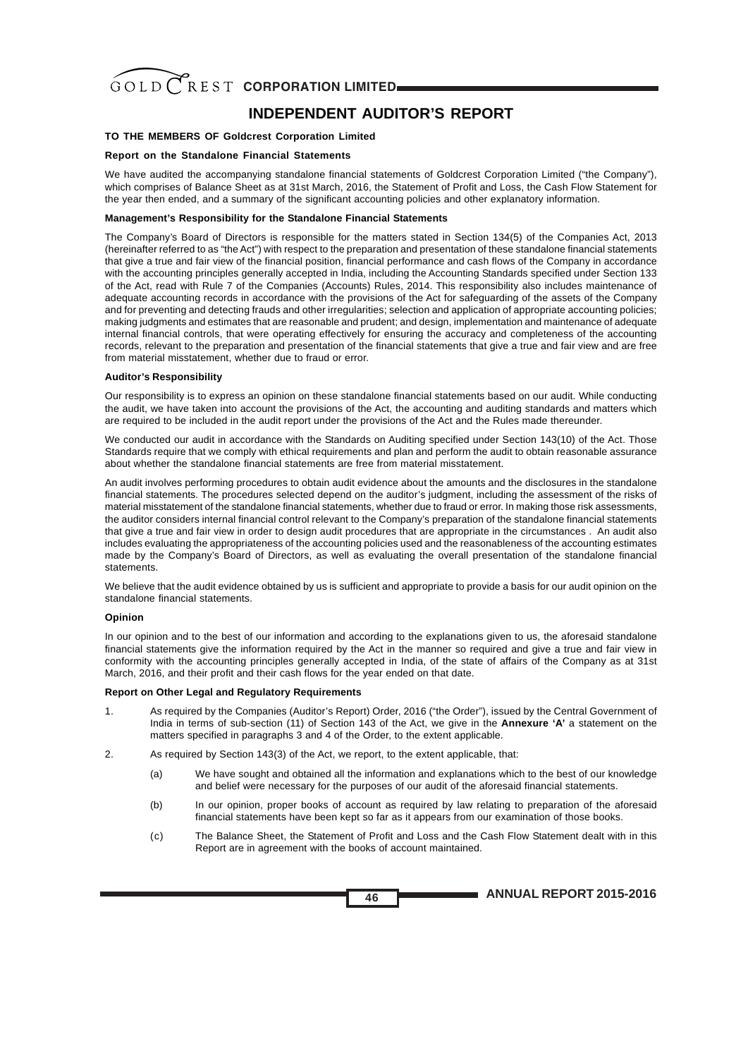# INDEPENDENT AUDITOR'S REPORT

**TO THE MEMBERS OF Goldcrest Corporation Limited**

**Report on the Standalone Financial Statements**

We have audited the accompanying standalone financial statements of Goldcrest Corporation Limited ("the Company"), which comprises of Balance Sheet as at 31st March, 2016, the Statement of Profit and Loss, the Cash Flow Statement for the year then ended, and a summary of the significant accounting policies and other explanatory information.

**Management's Responsibility for the Standalone Financial Statements**

The Company's Board of Directors is responsible for the matters stated in Section 134(5) of the Companies Act, 2013 (hereinafter referred to as "the Act") with respect to the preparation and presentation of these standalone financial statements that give a true and fair view of the financial position, financial performance and cash flows of the Company in accordance with the accounting principles generally accepted in India, including the Accounting Standards specified under Section 133 of the Act, read with Rule 7 of the Companies (Accounts) Rules, 2014. This responsibility also includes maintenance of adequate accounting records in accordance with the provisions of the Act for safeguarding of the assets of the Company and for preventing and detecting frauds and other irregularities; selection and application of appropriate accounting policies; making judgments and estimates that are reasonable and prudent; and design, implementation and maintenance of adequate internal financial controls, that were operating effectively for ensuring the accuracy and completeness of the accounting records, relevant to the preparation and presentation of the financial statements that give a true and fair view and are free from material misstatement, whether due to fraud or error.

**Auditor's Responsibility**

Our responsibility is to express an opinion on these standalone financial statements based on our audit. While conducting the audit, we have taken into account the provisions of the Act, the accounting and auditing standards and matters which are required to be included in the audit report under the provisions of the Act and the Rules made thereunder.

We conducted our audit in accordance with the Standards on Auditing specified under Section 143(10) of the Act. Those Standards require that we comply with ethical requirements and plan and perform the audit to obtain reasonable assurance about whether the standalone financial statements are free from material misstatement.

An audit involves performing procedures to obtain audit evidence about the amounts and the disclosures in the standalone financial statements. The procedures selected depend on the auditor's judgment, including the assessment of the risks of material misstatement of the standalone financial statements, whether due to fraud or error. In making those risk assessments, the auditor considers internal financial control relevant to the Company's preparation of the standalone financial statements that give a true and fair view in order to design audit procedures that are appropriate in the circumstances . An audit also includes evaluating the appropriateness of the accounting policies used and the reasonableness of the accounting estimates made by the Company's Board of Directors, as well as evaluating the overall presentation of the standalone financial statements.

We believe that the audit evidence obtained by us is sufficient and appropriate to provide a basis for our audit opinion on the standalone financial statements.

**Opinion**

In our opinion and to the best of our information and according to the explanations given to us, the aforesaid standalone financial statements give the information required by the Act in the manner so required and give a true and fair view in conformity with the accounting principles generally accepted in India, of the state of affairs of the Company as at 31st March, 2016, and their profit and their cash flows for the year ended on that date.

**Report on Other Legal and Regulatory Requirements**

1. As required by the Companies (Auditor's Report) Order, 2016 ("the Order"), issued by the Central Government of India in terms of sub-section (11) of Section 143 of the Act, we give in the **Annexure 'A'** a statement on the matters specified in paragraphs 3 and 4 of the Order, to the extent applicable.

2. As required by Section 143(3) of the Act, we report, to the extent applicable, that:

   (a) We have sought and obtained all the information and explanations which to the best of our knowledge and belief were necessary for the purposes of our audit of the aforesaid financial statements.

   (b) In our opinion, proper books of account as required by law relating to preparation of the aforesaid financial statements have been kept so far as it appears from our examination of those books.

   (c) The Balance Sheet, the Statement of Profit and Loss and the Cash Flow Statement dealt with in this Report are in agreement with the books of account maintained.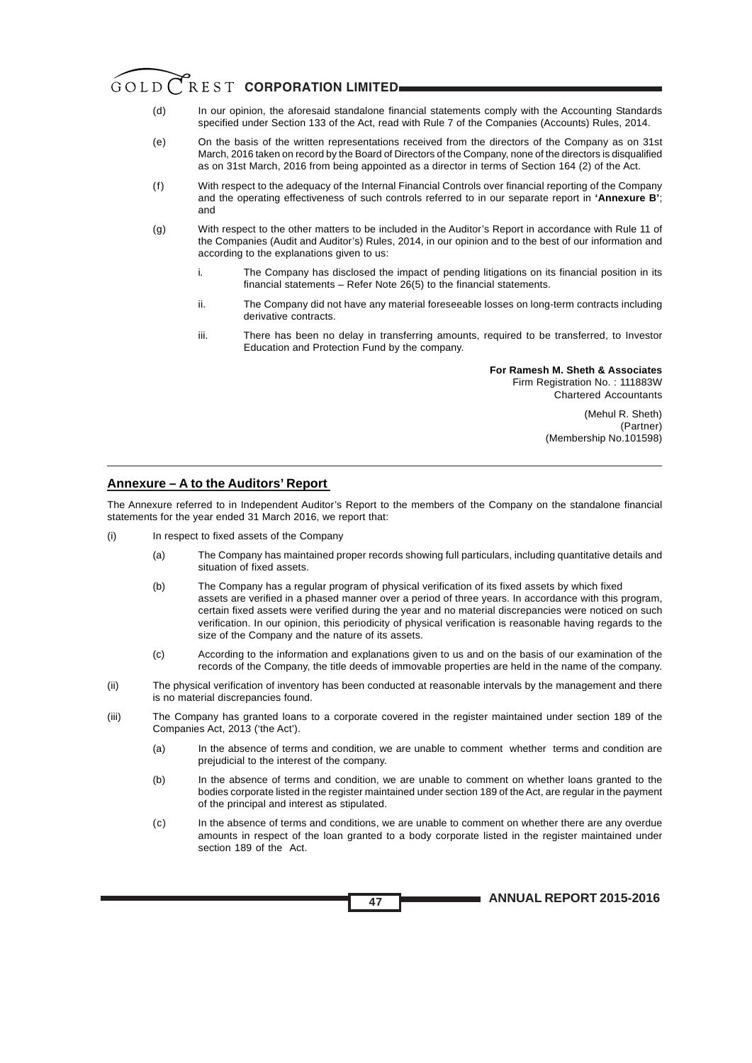(d) In our opinion, the aforesaid standalone financial statements comply with the Accounting Standards specified under Section 133 of the Act, read with Rule 7 of the Companies (Accounts) Rules, 2014.

(e) On the basis of the written representations received from the directors of the Company as on 31st March, 2016 taken on record by the Board of Directors of the Company, none of the directors is disqualified as on 31st March, 2016 from being appointed as a director in terms of Section 164 (2) of the Act.

(f) With respect to the adequacy of the Internal Financial Controls over financial reporting of the Company and the operating effectiveness of such controls referred to in our separate report in **'Annexure B'**; and

(g) With respect to the other matters to be included in the Auditor's Report in accordance with Rule 11 of the Companies (Audit and Auditor's) Rules, 2014, in our opinion and to the best of our information and according to the explanations given to us:

   i. The Company has disclosed the impact of pending litigations on its financial position in its financial statements – Refer Note 26(5) to the financial statements.

   ii. The Company did not have any material foreseeable losses on long-term contracts including derivative contracts.

   iii. There has been no delay in transferring amounts, required to be transferred, to Investor Education and Protection Fund by the company.

**For Ramesh M. Sheth & Associates**
Firm Registration No. : 111883W
Chartered Accountants

(Mehul R. Sheth)
(Partner)
(Membership No.101598)

---

## Annexure – A to the Auditors' Report

The Annexure referred to in Independent Auditor's Report to the members of the Company on the standalone financial statements for the year ended 31 March 2016, we report that:

(i) In respect to fixed assets of the Company

   (a) The Company has maintained proper records showing full particulars, including quantitative details and situation of fixed assets.

   (b) The Company has a regular program of physical verification of its fixed assets by which fixed assets are verified in a phased manner over a period of three years. In accordance with this program, certain fixed assets were verified during the year and no material discrepancies were noticed on such verification. In our opinion, this periodicity of physical verification is reasonable having regards to the size of the Company and the nature of its assets.

   (c) According to the information and explanations given to us and on the basis of our examination of the records of the Company, the title deeds of immovable properties are held in the name of the company.

(ii) The physical verification of inventory has been conducted at reasonable intervals by the management and there is no material discrepancies found.

(iii) The Company has granted loans to a corporate covered in the register maintained under section 189 of the Companies Act, 2013 ('the Act').

   (a) In the absence of terms and condition, we are unable to comment whether terms and condition are prejudicial to the interest of the company.

   (b) In the absence of terms and condition, we are unable to comment on whether loans granted to the bodies corporate listed in the register maintained under section 189 of the Act, are regular in the payment of the principal and interest as stipulated.

   (c) In the absence of terms and conditions, we are unable to comment on whether there are any overdue amounts in respect of the loan granted to a body corporate listed in the register maintained under section 189 of the Act.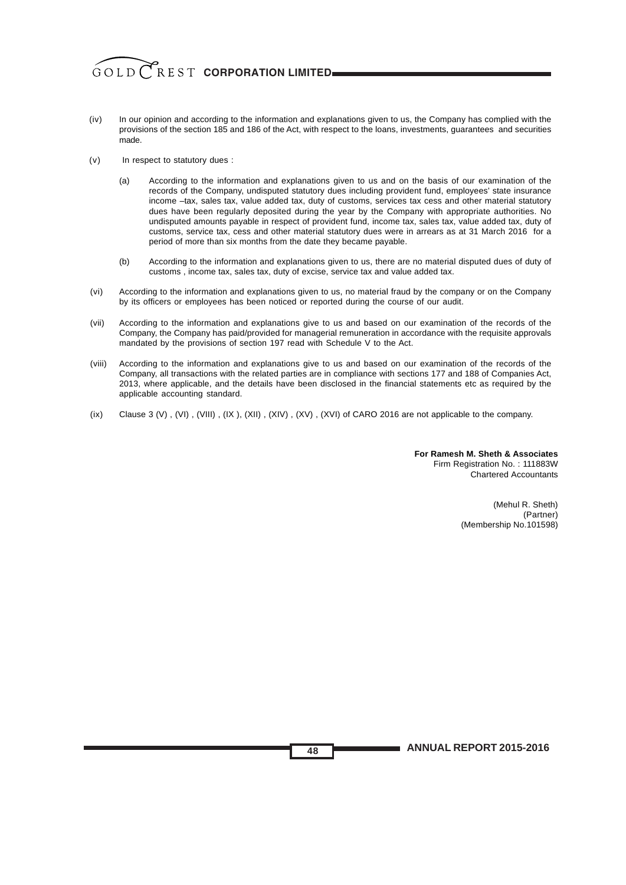(iv) In our opinion and according to the information and explanations given to us, the Company has complied with the provisions of the section 185 and 186 of the Act, with respect to the loans, investments, guarantees and securities made.

(v) In respect to statutory dues :

(a) According to the information and explanations given to us and on the basis of our examination of the records of the Company, undisputed statutory dues including provident fund, employees' state insurance income –tax, sales tax, value added tax, duty of customs, services tax cess and other material statutory dues have been regularly deposited during the year by the Company with appropriate authorities. No undisputed amounts payable in respect of provident fund, income tax, sales tax, value added tax, duty of customs, service tax, cess and other material statutory dues were in arrears as at 31 March 2016 for a period of more than six months from the date they became payable.

(b) According to the information and explanations given to us, there are no material disputed dues of duty of customs , income tax, sales tax, duty of excise, service tax and value added tax.

(vi) According to the information and explanations given to us, no material fraud by the company or on the Company by its officers or employees has been noticed or reported during the course of our audit.

(vii) According to the information and explanations give to us and based on our examination of the records of the Company, the Company has paid/provided for managerial remuneration in accordance with the requisite approvals mandated by the provisions of section 197 read with Schedule V to the Act.

(viii) According to the information and explanations give to us and based on our examination of the records of the Company, all transactions with the related parties are in compliance with sections 177 and 188 of Companies Act, 2013, where applicable, and the details have been disclosed in the financial statements etc as required by the applicable accounting standard.

(ix) Clause 3 (V) , (VI) , (VIII) , (IX ), (XII) , (XIV) , (XV) , (XVI) of CARO 2016 are not applicable to the company.

**For Ramesh M. Sheth & Associates**
Firm Registration No. : 111883W
Chartered Accountants

(Mehul R. Sheth)
(Partner)
(Membership No.101598)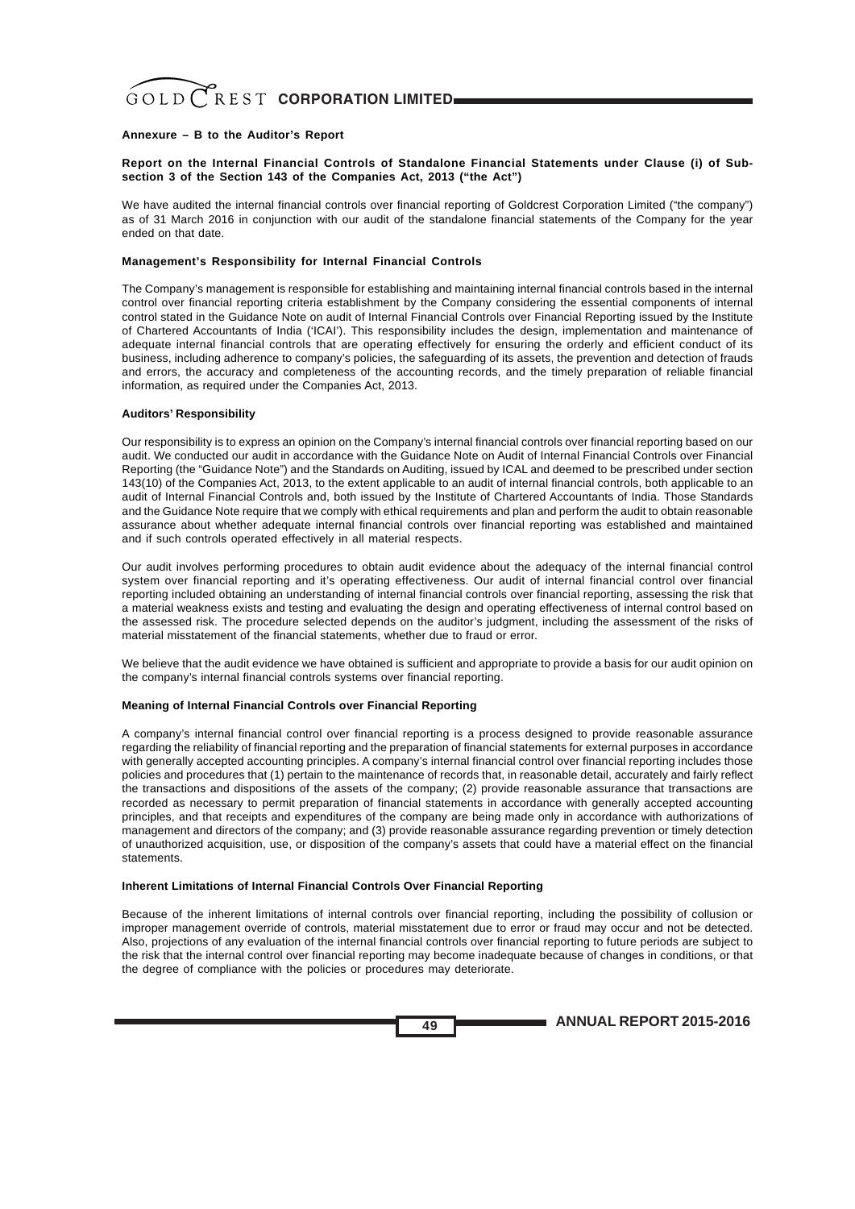## Annexure – B to the Auditor's Report

### Report on the Internal Financial Controls of Standalone Financial Statements under Clause (i) of Sub-section 3 of the Section 143 of the Companies Act, 2013 ("the Act")

We have audited the internal financial controls over financial reporting of Goldcrest Corporation Limited ("the company") as of 31 March 2016 in conjunction with our audit of the standalone financial statements of the Company for the year ended on that date.

### Management's Responsibility for Internal Financial Controls

The Company's management is responsible for establishing and maintaining internal financial controls based in the internal control over financial reporting criteria establishment by the Company considering the essential components of internal control stated in the Guidance Note on audit of Internal Financial Controls over Financial Reporting issued by the Institute of Chartered Accountants of India ('ICAI'). This responsibility includes the design, implementation and maintenance of adequate internal financial controls that are operating effectively for ensuring the orderly and efficient conduct of its business, including adherence to company's policies, the safeguarding of its assets, the prevention and detection of frauds and errors, the accuracy and completeness of the accounting records, and the timely preparation of reliable financial information, as required under the Companies Act, 2013.

### Auditors' Responsibility

Our responsibility is to express an opinion on the Company's internal financial controls over financial reporting based on our audit. We conducted our audit in accordance with the Guidance Note on Audit of Internal Financial Controls over Financial Reporting (the "Guidance Note") and the Standards on Auditing, issued by ICAL and deemed to be prescribed under section 143(10) of the Companies Act, 2013, to the extent applicable to an audit of internal financial controls, both applicable to an audit of Internal Financial Controls and, both issued by the Institute of Chartered Accountants of India. Those Standards and the Guidance Note require that we comply with ethical requirements and plan and perform the audit to obtain reasonable assurance about whether adequate internal financial controls over financial reporting was established and maintained and if such controls operated effectively in all material respects.

Our audit involves performing procedures to obtain audit evidence about the adequacy of the internal financial control system over financial reporting and it's operating effectiveness. Our audit of internal financial control over financial reporting included obtaining an understanding of internal financial controls over financial reporting, assessing the risk that a material weakness exists and testing and evaluating the design and operating effectiveness of internal control based on the assessed risk. The procedure selected depends on the auditor's judgment, including the assessment of the risks of material misstatement of the financial statements, whether due to fraud or error.

We believe that the audit evidence we have obtained is sufficient and appropriate to provide a basis for our audit opinion on the company's internal financial controls systems over financial reporting.

### Meaning of Internal Financial Controls over Financial Reporting

A company's internal financial control over financial reporting is a process designed to provide reasonable assurance regarding the reliability of financial reporting and the preparation of financial statements for external purposes in accordance with generally accepted accounting principles. A company's internal financial control over financial reporting includes those policies and procedures that (1) pertain to the maintenance of records that, in reasonable detail, accurately and fairly reflect the transactions and dispositions of the assets of the company; (2) provide reasonable assurance that transactions are recorded as necessary to permit preparation of financial statements in accordance with generally accepted accounting principles, and that receipts and expenditures of the company are being made only in accordance with authorizations of management and directors of the company; and (3) provide reasonable assurance regarding prevention or timely detection of unauthorized acquisition, use, or disposition of the company's assets that could have a material effect on the financial statements.

### Inherent Limitations of Internal Financial Controls Over Financial Reporting

Because of the inherent limitations of internal controls over financial reporting, including the possibility of collusion or improper management override of controls, material misstatement due to error or fraud may occur and not be detected. Also, projections of any evaluation of the internal financial controls over financial reporting to future periods are subject to the risk that the internal control over financial reporting may become inadequate because of changes in conditions, or that the degree of compliance with the policies or procedures may deteriorate.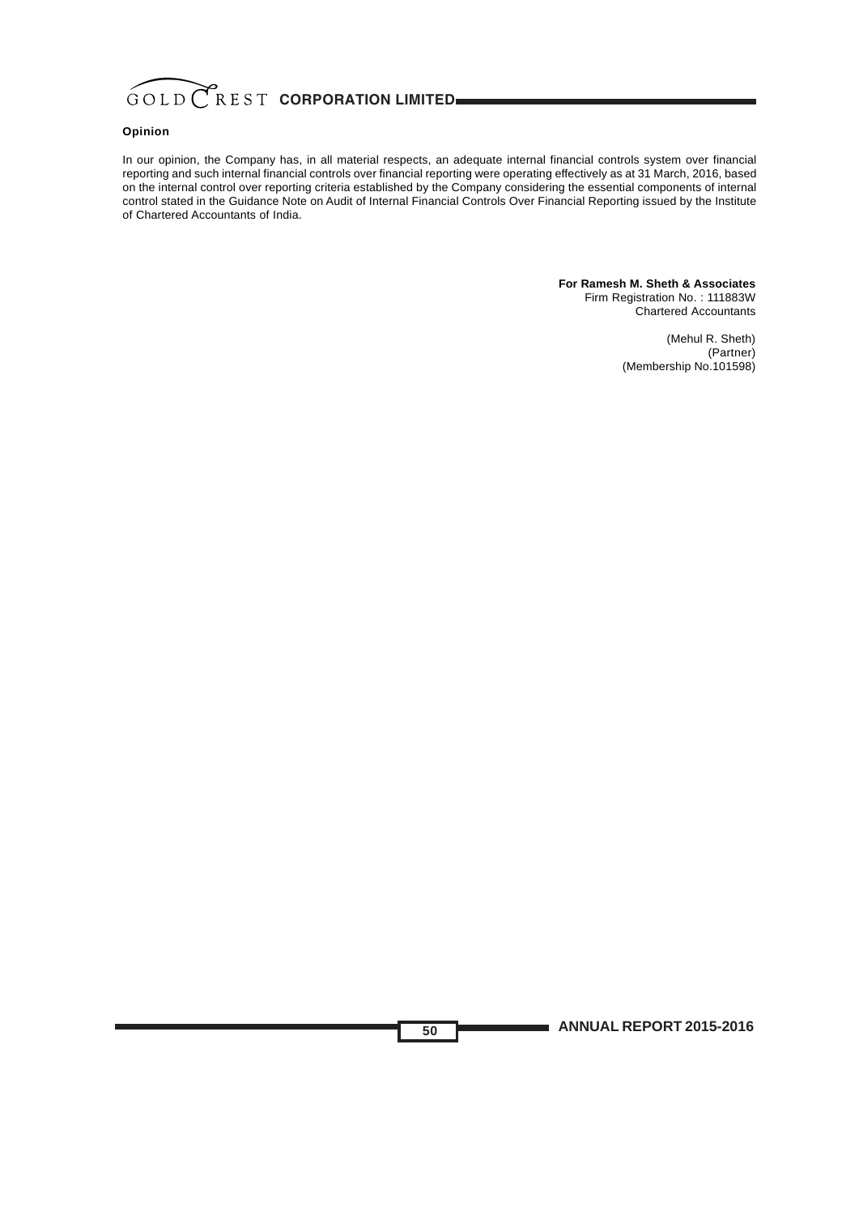**Opinion**

In our opinion, the Company has, in all material respects, an adequate internal financial controls system over financial reporting and such internal financial controls over financial reporting were operating effectively as at 31 March, 2016, based on the internal control over reporting criteria established by the Company considering the essential components of internal control stated in the Guidance Note on Audit of Internal Financial Controls Over Financial Reporting issued by the Institute of Chartered Accountants of India.

**For Ramesh M. Sheth & Associates**
Firm Registration No. : 111883W
Chartered Accountants

(Mehul R. Sheth)
(Partner)
(Membership No.101598)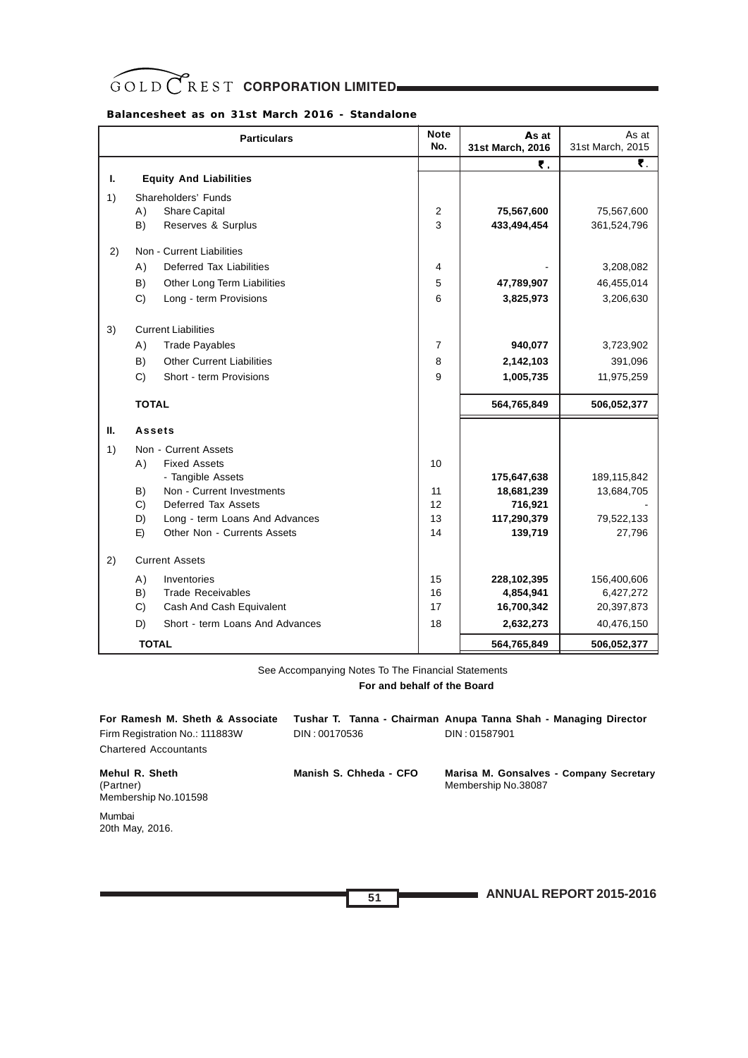**Balancesheet as on 31st March 2016 - Standalone**

| | Particulars | Note No. | As at 31st March, 2016 | As at 31st March, 2015 |
|---|---|---|---|---|
| | | | ₹. | ₹. |
| **I.** | **Equity And Liabilities** | | | |
| 1) | Shareholders' Funds | | | |
| | A) Share Capital | 2 | **75,567,600** | 75,567,600 |
| | B) Reserves & Surplus | 3 | **433,494,454** | 361,524,796 |
| 2) | Non - Current Liabilities | | | |
| | A) Deferred Tax Liabilities | 4 | - | 3,208,082 |
| | B) Other Long Term Liabilities | 5 | **47,789,907** | 46,455,014 |
| | C) Long - term Provisions | 6 | **3,825,973** | 3,206,630 |
| 3) | Current Liabilities | | | |
| | A) Trade Payables | 7 | **940,077** | 3,723,902 |
| | B) Other Current Liabilities | 8 | **2,142,103** | 391,096 |
| | C) Short - term Provisions | 9 | **1,005,735** | 11,975,259 |
| | **TOTAL** | | **564,765,849** | **506,052,377** |
| **II.** | **Assets** | | | |
| 1) | Non - Current Assets | | | |
| | A) Fixed Assets | 10 | | |
| | - Tangible Assets | | **175,647,638** | 189,115,842 |
| | B) Non - Current Investments | 11 | **18,681,239** | 13,684,705 |
| | C) Deferred Tax Assets | 12 | **716,921** | - |
| | D) Long - term Loans And Advances | 13 | **117,290,379** | 79,522,133 |
| | E) Other Non - Currents Assets | 14 | **139,719** | 27,796 |
| 2) | Current Assets | | | |
| | A) Inventories | 15 | **228,102,395** | 156,400,606 |
| | B) Trade Receivables | 16 | **4,854,941** | 6,427,272 |
| | C) Cash And Cash Equivalent | 17 | **16,700,342** | 20,397,873 |
| | D) Short - term Loans And Advances | 18 | **2,632,273** | 40,476,150 |
| | **TOTAL** | | **564,765,849** | **506,052,377** |

See Accompanying Notes To The Financial Statements

**For and behalf of the Board**

**For Ramesh M. Sheth & Associate**
Firm Registration No.: 111883W
Chartered Accountants

**Tushar T. Tanna - Chairman**
DIN : 00170536

**Anupa Tanna Shah - Managing Director**
DIN : 01587901

**Mehul R. Sheth**
(Partner)
Membership No.101598

**Manish S. Chheda - CFO**

**Marisa M. Gonsalves - Company Secretary**
Membership No.38087

Mumbai
20th May, 2016.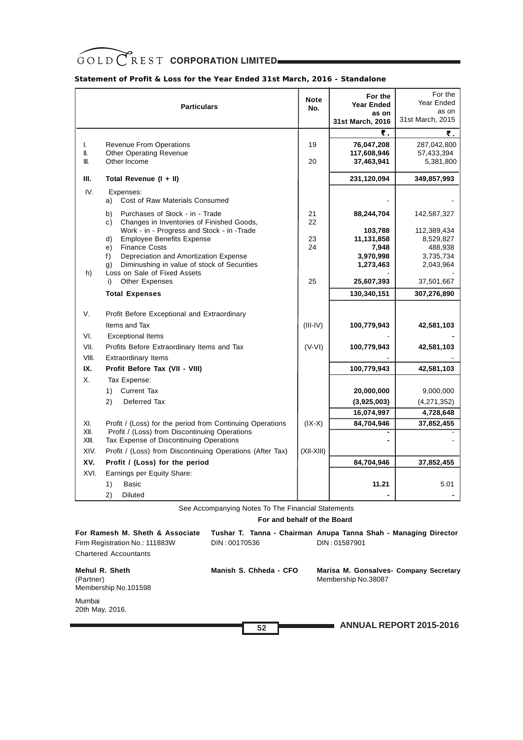**Statement of Profit & Loss for the Year Ended 31st March, 2016 - Standalone**

| | Particulars | Note No. | For the Year Ended as on 31st March, 2016 | For the Year Ended as on 31st March, 2015 |
|---|---|---|---|---|
| | | | ₹. | ₹. |
| I. | Revenue From Operations | 19 | 76,047,208 | 287,042,800 |
| II. | Other Operating Revenue | | 117,608,946 | 57,433,394 |
| III. | Other Income | 20 | 37,463,941 | 5,381,800 |
| **III.** | **Total Revenue (I + II)** | | **231,120,094** | **349,857,993** |
| IV. | Expenses: | | | |
| | a) Cost of Raw Materials Consumed | | - | - |
| | b) Purchases of Stock - in - Trade | 21 | 88,244,704 | 142,587,327 |
| | c) Changes in Inventories of Finished Goods, Work - in - Progress and Stock - in -Trade | 22 | 103,788 | 112,389,434 |
| | d) Employee Benefits Expense | 23 | 11,131,858 | 8,529,827 |
| | e) Finance Costs | 24 | 7,948 | 488,938 |
| | f) Depreciation and Amortization Expense | | 3,970,998 | 3,735,734 |
| | g) Diminushing in value of stock of Securities | | 1,273,463 | 2,043,964 |
| h) | Loss on Sale of Fixed Assets | | - | - |
| | i) Other Expenses | 25 | 25,607,393 | 37,501,667 |
| | **Total Expenses** | | **130,340,151** | **307,276,890** |
| V. | Profit Before Exceptional and Extraordinary Items and Tax | (III-IV) | 100,779,943 | 42,581,103 |
| VI. | Exceptional Items | | - | - |
| VII. | Profits Before Extraordinary Items and Tax | (V-VI) | 100,779,943 | 42,581,103 |
| VIII. | Extraordinary Items | | - | - |
| **IX.** | **Profit Before Tax (VII - VIII)** | | **100,779,943** | **42,581,103** |
| X. | Tax Expense: | | | |
| | 1) Current Tax | | 20,000,000 | 9,000,000 |
| | 2) Deferred Tax | | (3,925,003) | (4,271,352) |
| | | | 16,074,997 | 4,728,648 |
| XI. | Profit / (Loss) for the period from Continuing Operations | (IX-X) | 84,704,946 | 37,852,455 |
| XII. | Profit / (Loss) from Discontinuing Operations | | - | - |
| XIII. | Tax Expense of Discontinuing Operations | | - | - |
| XIV. | Profit / (Loss) from Discontinuing Operations (After Tax) | (XII-XIII) | | |
| **XV.** | **Profit / (Loss) for the period** | | **84,704,946** | **37,852,455** |
| XVI. | Earnings per Equity Share: | | | |
| | 1) Basic | | 11.21 | 5.01 |
| | 2) Diluted | | - | - |

See Accompanying Notes To The Financial Statements

**For and behalf of the Board**

**For Ramesh M. Sheth & Associate**
Firm Registration No.: 111883W
Chartered Accountants

**Tushar T. Tanna - Chairman**
DIN : 00170536

**Anupa Tanna Shah - Managing Director**
DIN : 01587901

**Mehul R. Sheth**
(Partner)
Membership No.101598

**Manish S. Chheda - CFO**

**Marisa M. Gonsalves- Company Secretary**
Membership No.38087

Mumbai
20th May, 2016.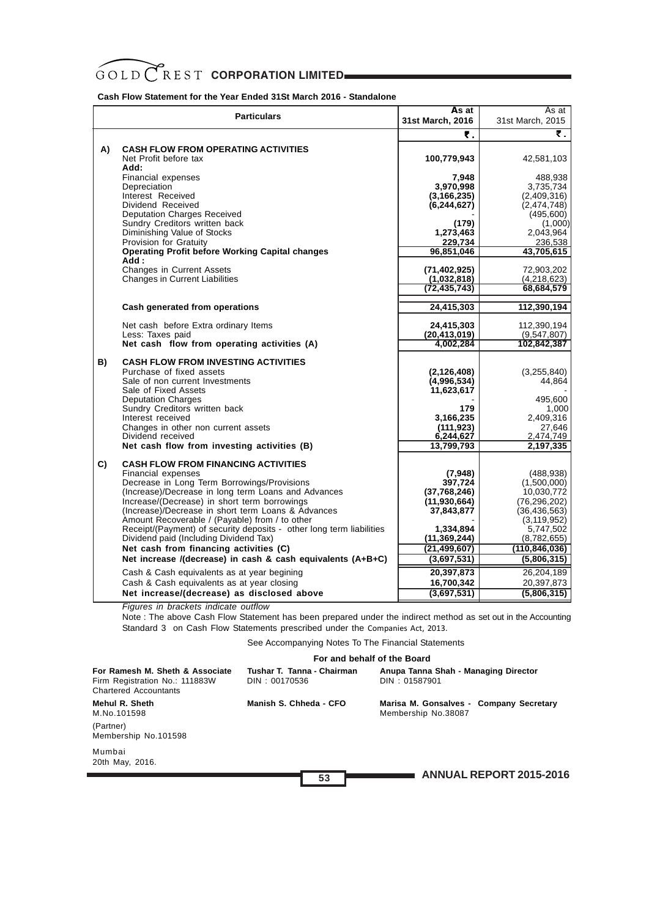# GOLD CREST CORPORATION LIMITED

**Cash Flow Statement for the Year Ended 31St March 2016 - Standalone**

| | Particulars | As at 31st March, 2016 | As at 31st March, 2015 |
|---|---|---|---|
| | | ₹. | ₹. |
| **A)** | **CASH FLOW FROM OPERATING ACTIVITIES** | | |
| | Net Profit before tax | **100,779,943** | 42,581,103 |
| | **Add:** | | |
| | Financial expenses | **7,948** | 488,938 |
| | Depreciation | **3,970,998** | 3,735,734 |
| | Interest Received | **(3,166,235)** | (2,409,316) |
| | Dividend Received | **(6,244,627)** | (2,474,748) |
| | Deputation Charges Received | - | (495,600) |
| | Sundry Creditors written back | **(179)** | (1,000) |
| | Diminishing Value of Stocks | **1,273,463** | 2,043,964 |
| | Provision for Gratuity | **229,734** | 236,538 |
| | **Operating Profit before Working Capital changes** | **96,851,046** | **43,705,615** |
| | **Add :** | | |
| | Changes in Current Assets | **(71,402,925)** | 72,903,202 |
| | Changes in Current Liabilities | **(1,032,818)** | (4,218,623) |
| | | **(72,435,743)** | **68,684,579** |
| | **Cash generated from operations** | **24,415,303** | **112,390,194** |
| | Net cash before Extra ordinary Items | **24,415,303** | 112,390,194 |
| | Less: Taxes paid | **(20,413,019)** | (9,547,807) |
| | **Net cash flow from operating activities (A)** | **4,002,284** | **102,842,387** |
| **B)** | **CASH FLOW FROM INVESTING ACTIVITIES** | | |
| | Purchase of fixed assets | **(2,126,408)** | (3,255,840) |
| | Sale of non current Investments | **(4,996,534)** | 44,864 |
| | Sale of Fixed Assets | **11,623,617** | - |
| | Deputation Charges | - | 495,600 |
| | Sundry Creditors written back | **179** | 1,000 |
| | Interest received | **3,166,235** | 2,409,316 |
| | Changes in other non current assets | **(111,923)** | 27,646 |
| | Dividend received | **6,244,627** | 2,474,749 |
| | **Net cash flow from investing activities (B)** | **13,799,793** | **2,197,335** |
| **C)** | **CASH FLOW FROM FINANCING ACTIVITIES** | | |
| | Financial expenses | **(7,948)** | (488,938) |
| | Decrease in Long Term Borrowings/Provisions | **397,724** | (1,500,000) |
| | (Increase)/Decrease in long term Loans and Advances | **(37,768,246)** | 10,030,772 |
| | Increase/(Decrease) in short term borrowings | **(11,930,664)** | (76,296,202) |
| | (Increase)/Decrease in short term Loans & Advances | **37,843,877** | (36,436,563) |
| | Amount Recoverable / (Payable) from / to other | - | (3,119,952) |
| | Receipt/(Payment) of security deposits - other long term liabilities | **1,334,894** | 5,747,502 |
| | Dividend paid (Including Dividend Tax) | **(11,369,244)** | (8,782,655) |
| | **Net cash flow from financing activities (C)** | **(21,499,607)** | **(110,846,036)** |
| | **Net increase /(decrease) in cash & cash equivalents (A+B+C)** | **(3,697,531)** | **(5,806,315)** |
| | Cash & Cash equivalents as at year begining | **20,397,873** | 26,204,189 |
| | Cash & Cash equivalents as at year closing | **16,700,342** | 20,397,873 |
| | **Net increase/(decrease) as disclosed above** | **(3,697,531)** | **(5,806,315)** |

*Figures in brackets indicate outflow*

Note : The above Cash Flow Statement has been prepared under the indirect method as set out in the Accounting Standard 3 on Cash Flow Statements prescribed under the Companies Act, 2013.

See Accompanying Notes To The Financial Statements

**For and behalf of the Board**

**For Ramesh M. Sheth & Associate**
Firm Registration No.: 111883W
Chartered Accountants

**Tushar T. Tanna - Chairman**
DIN : 00170536

**Anupa Tanna Shah - Managing Director**
DIN : 01587901

**Mehul R. Sheth**
M.No.101598
(Partner)
Membership No.101598

**Manish S. Chheda - CFO**

**Marisa M. Gonsalves - Company Secretary**
Membership No.38087

Mumbai
20th May, 2016.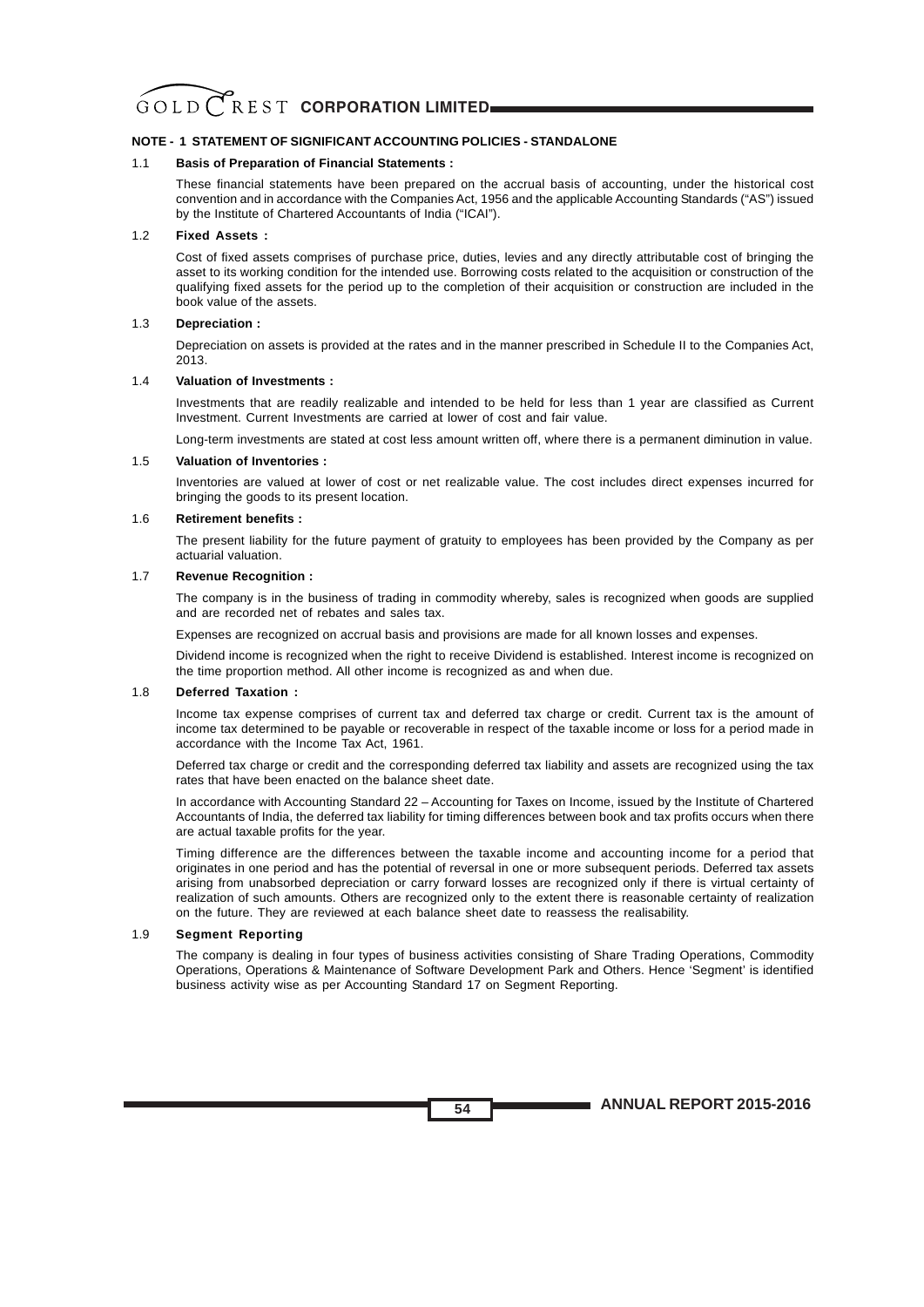## NOTE - 1 STATEMENT OF SIGNIFICANT ACCOUNTING POLICIES - STANDALONE

### 1.1 Basis of Preparation of Financial Statements :

These financial statements have been prepared on the accrual basis of accounting, under the historical cost convention and in accordance with the Companies Act, 1956 and the applicable Accounting Standards ("AS") issued by the Institute of Chartered Accountants of India ("ICAI").

### 1.2 Fixed Assets :

Cost of fixed assets comprises of purchase price, duties, levies and any directly attributable cost of bringing the asset to its working condition for the intended use. Borrowing costs related to the acquisition or construction of the qualifying fixed assets for the period up to the completion of their acquisition or construction are included in the book value of the assets.

### 1.3 Depreciation :

Depreciation on assets is provided at the rates and in the manner prescribed in Schedule II to the Companies Act, 2013.

### 1.4 Valuation of Investments :

Investments that are readily realizable and intended to be held for less than 1 year are classified as Current Investment. Current Investments are carried at lower of cost and fair value.

Long-term investments are stated at cost less amount written off, where there is a permanent diminution in value.

### 1.5 Valuation of Inventories :

Inventories are valued at lower of cost or net realizable value. The cost includes direct expenses incurred for bringing the goods to its present location.

### 1.6 Retirement benefits :

The present liability for the future payment of gratuity to employees has been provided by the Company as per actuarial valuation.

### 1.7 Revenue Recognition :

The company is in the business of trading in commodity whereby, sales is recognized when goods are supplied and are recorded net of rebates and sales tax.

Expenses are recognized on accrual basis and provisions are made for all known losses and expenses.

Dividend income is recognized when the right to receive Dividend is established. Interest income is recognized on the time proportion method. All other income is recognized as and when due.

### 1.8 Deferred Taxation :

Income tax expense comprises of current tax and deferred tax charge or credit. Current tax is the amount of income tax determined to be payable or recoverable in respect of the taxable income or loss for a period made in accordance with the Income Tax Act, 1961.

Deferred tax charge or credit and the corresponding deferred tax liability and assets are recognized using the tax rates that have been enacted on the balance sheet date.

In accordance with Accounting Standard 22 – Accounting for Taxes on Income, issued by the Institute of Chartered Accountants of India, the deferred tax liability for timing differences between book and tax profits occurs when there are actual taxable profits for the year.

Timing difference are the differences between the taxable income and accounting income for a period that originates in one period and has the potential of reversal in one or more subsequent periods. Deferred tax assets arising from unabsorbed depreciation or carry forward losses are recognized only if there is virtual certainty of realization of such amounts. Others are recognized only to the extent there is reasonable certainty of realization on the future. They are reviewed at each balance sheet date to reassess the realisability.

### 1.9 Segment Reporting

The company is dealing in four types of business activities consisting of Share Trading Operations, Commodity Operations, Operations & Maintenance of Software Development Park and Others. Hence 'Segment' is identified business activity wise as per Accounting Standard 17 on Segment Reporting.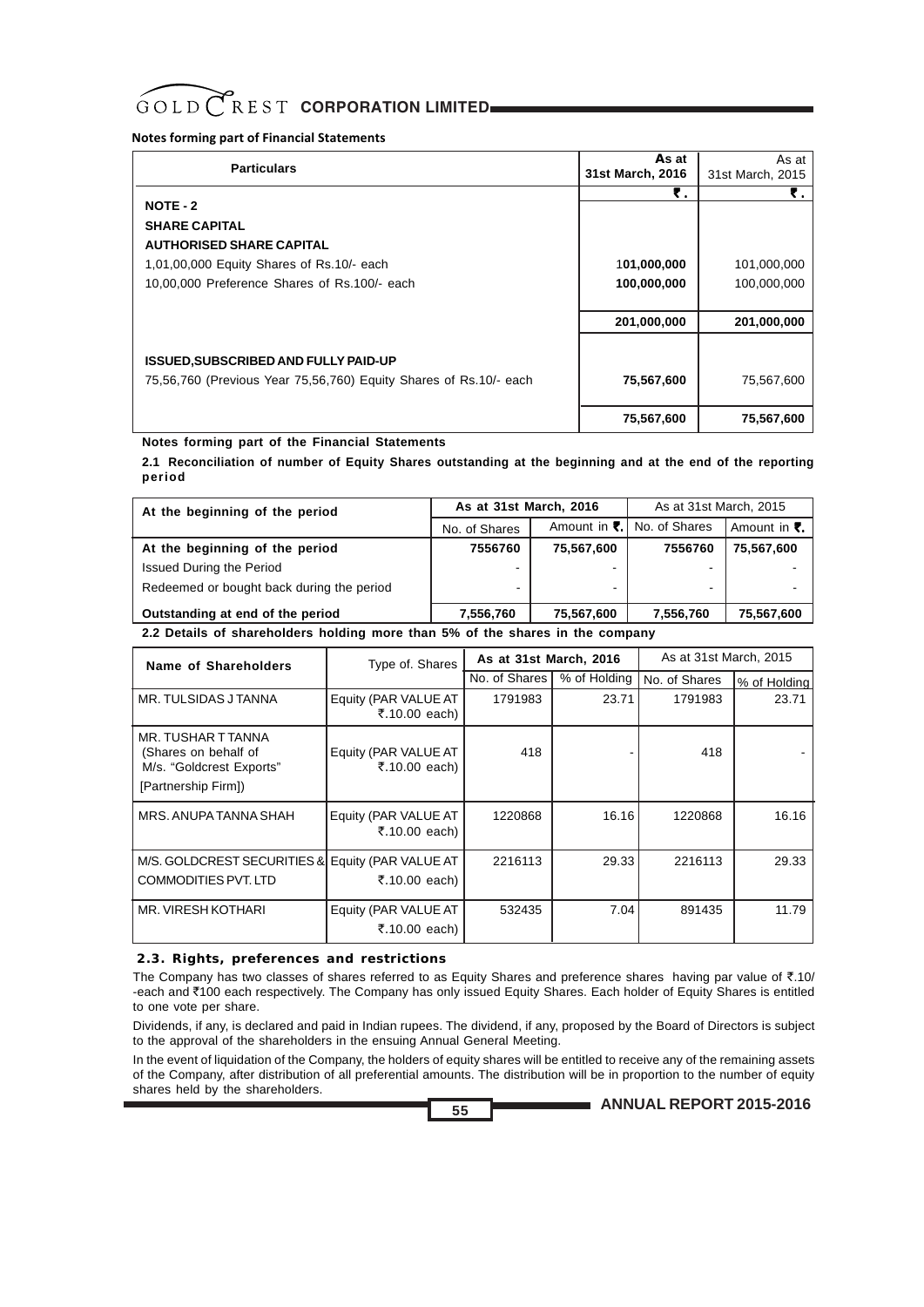Notes forming part of Financial Statements

| Particulars | As at 31st March, 2016 | As at 31st March, 2015 |
|---|---|---|
| | ₹. | ₹. |
| **NOTE - 2** | | |
| **SHARE CAPITAL** | | |
| **AUTHORISED SHARE CAPITAL** | | |
| 1,01,00,000 Equity Shares of Rs.10/- each | 101,000,000 | 101,000,000 |
| 10,00,000 Preference Shares of Rs.100/- each | 100,000,000 | 100,000,000 |
| | **201,000,000** | **201,000,000** |
| **ISSUED,SUBSCRIBED AND FULLY PAID-UP** | | |
| 75,56,760 (Previous Year 75,56,760) Equity Shares of Rs.10/- each | **75,567,600** | 75,567,600 |
| | **75,567,600** | **75,567,600** |

**Notes forming part of the Financial Statements**

**2.1 Reconciliation of number of Equity Shares outstanding at the beginning and at the end of the reporting period**

| At the beginning of the period | As at 31st March, 2016 | | As at 31st March, 2015 | |
|---|---|---|---|---|
| | No. of Shares | Amount in ₹. | No. of Shares | Amount in ₹. |
| **At the beginning of the period** | **7556760** | **75,567,600** | **7556760** | **75,567,600** |
| Issued During the Period | - | - | - | - |
| Redeemed or bought back during the period | - | - | - | - |
| **Outstanding at end of the period** | **7,556,760** | **75,567,600** | **7,556,760** | **75,567,600** |

**2.2 Details of shareholders holding more than 5% of the shares in the company**

| Name of Shareholders | Type of. Shares | As at 31st March, 2016 | | As at 31st March, 2015 | |
|---|---|---|---|---|---|
| | | No. of Shares | % of Holding | No. of Shares | % of Holding |
| MR. TULSIDAS J TANNA | Equity (PAR VALUE AT ₹.10.00 each) | 1791983 | 23.71 | 1791983 | 23.71 |
| MR. TUSHAR T TANNA (Shares on behalf of M/s. "Goldcrest Exports" [Partnership Firm]) | Equity (PAR VALUE AT ₹.10.00 each) | 418 | - | 418 | - |
| MRS. ANUPA TANNA SHAH | Equity (PAR VALUE AT ₹.10.00 each) | 1220868 | 16.16 | 1220868 | 16.16 |
| M/S. GOLDCREST SECURITIES & COMMODITIES PVT. LTD | Equity (PAR VALUE AT ₹.10.00 each) | 2216113 | 29.33 | 2216113 | 29.33 |
| MR. VIRESH KOTHARI | Equity (PAR VALUE AT ₹.10.00 each) | 532435 | 7.04 | 891435 | 11.79 |

**2.3. Rights, preferences and restrictions**

The Company has two classes of shares referred to as Equity Shares and preference shares having par value of ₹.10/-each and ₹100 each respectively. The Company has only issued Equity Shares. Each holder of Equity Shares is entitled to one vote per share.

Dividends, if any, is declared and paid in Indian rupees. The dividend, if any, proposed by the Board of Directors is subject to the approval of the shareholders in the ensuing Annual General Meeting.

In the event of liquidation of the Company, the holders of equity shares will be entitled to receive any of the remaining assets of the Company, after distribution of all preferential amounts. The distribution will be in proportion to the number of equity shares held by the shareholders.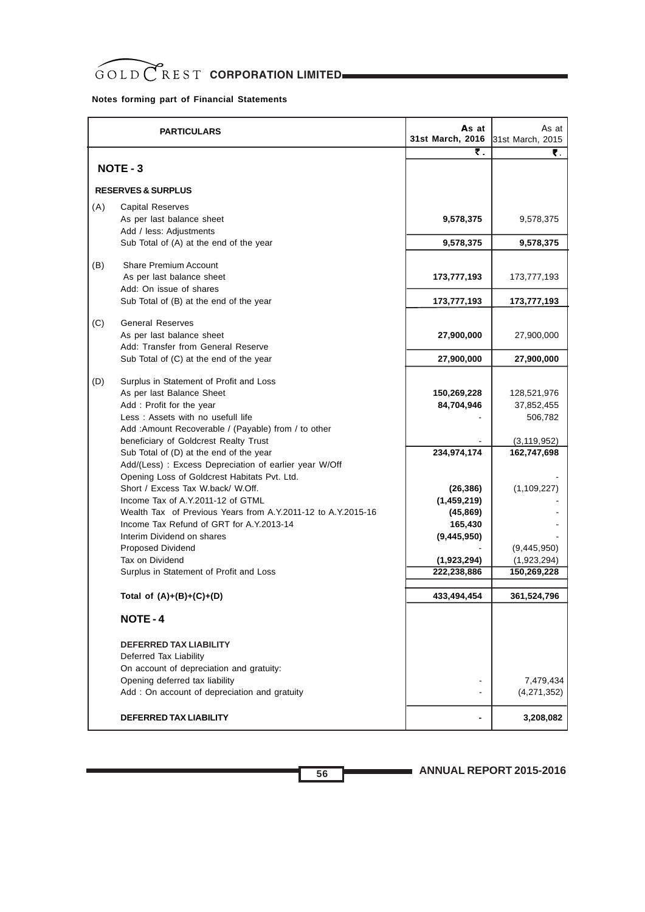**Notes forming part of Financial Statements**

| | PARTICULARS | As at 31st March, 2016 | As at 31st March, 2015 |
|---|---|---|---|
| | | ₹. | ₹. |
| | **NOTE - 3** | | |
| | **RESERVES & SURPLUS** | | |
| (A) | Capital Reserves | | |
| | As per last balance sheet | **9,578,375** | 9,578,375 |
| | Add / less: Adjustments | | |
| | Sub Total of (A) at the end of the year | **9,578,375** | **9,578,375** |
| (B) | Share Premium Account | | |
| | As per last balance sheet | **173,777,193** | 173,777,193 |
| | Add: On issue of shares | | |
| | Sub Total of (B) at the end of the year | **173,777,193** | **173,777,193** |
| (C) | General Reserves | | |
| | As per last balance sheet | **27,900,000** | 27,900,000 |
| | Add: Transfer from General Reserve | | |
| | Sub Total of (C) at the end of the year | **27,900,000** | **27,900,000** |
| (D) | Surplus in Statement of Profit and Loss | | |
| | As per last Balance Sheet | **150,269,228** | 128,521,976 |
| | Add : Profit for the year | **84,704,946** | 37,852,455 |
| | Less : Assets with no usefull life | - | 506,782 |
| | Add :Amount Recoverable / (Payable) from / to other beneficiary of Goldcrest Realty Trust | - | (3,119,952) |
| | Sub Total of (D) at the end of the year | **234,974,174** | **162,747,698** |
| | Add/(Less) : Excess Depreciation of earlier year W/Off | | |
| | Opening Loss of Goldcrest Habitats Pvt. Ltd. | | - |
| | Short / Excess Tax W.back/ W.Off. | **(26,386)** | (1,109,227) |
| | Income Tax of A.Y.2011-12 of GTML | **(1,459,219)** | - |
| | Wealth Tax of Previous Years from A.Y.2011-12 to A.Y.2015-16 | **(45,869)** | - |
| | Income Tax Refund of GRT for A.Y.2013-14 | **165,430** | - |
| | Interim Dividend on shares | **(9,445,950)** | - |
| | Proposed Dividend | - | (9,445,950) |
| | Tax on Dividend | **(1,923,294)** | (1,923,294) |
| | Surplus in Statement of Profit and Loss | **222,238,886** | **150,269,228** |
| | **Total of (A)+(B)+(C)+(D)** | **433,494,454** | **361,524,796** |
| | **NOTE - 4** | | |
| | **DEFERRED TAX LIABILITY** | | |
| | Deferred Tax Liability | | |
| | On account of depreciation and gratuity: | | |
| | Opening deferred tax liability | - | 7,479,434 |
| | Add : On account of depreciation and gratuity | - | (4,271,352) |
| | **DEFERRED TAX LIABILITY** | **-** | **3,208,082** |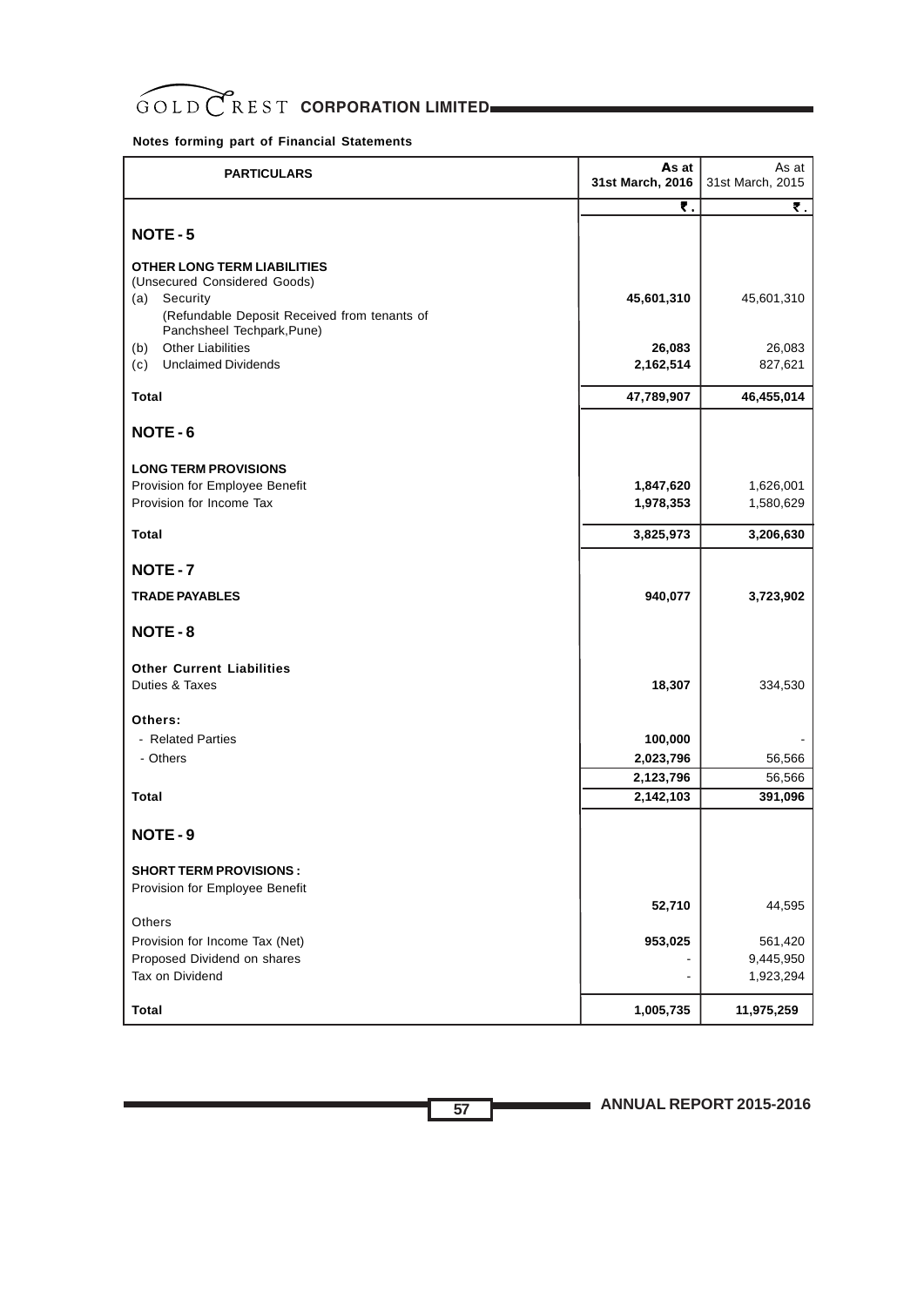**Notes forming part of Financial Statements**

| PARTICULARS | As at 31st March, 2016 | As at 31st March, 2015 |
|---|---|---|
| | ₹. | ₹. |
| **NOTE - 5** | | |
| **OTHER LONG TERM LIABILITIES** | | |
| (Unsecured Considered Goods) | | |
| (a) Security | **45,601,310** | 45,601,310 |
| (Refundable Deposit Received from tenants of Panchsheel Techpark,Pune) | | |
| (b) Other Liabilities | **26,083** | 26,083 |
| (c) Unclaimed Dividends | **2,162,514** | 827,621 |
| **Total** | **47,789,907** | **46,455,014** |
| **NOTE - 6** | | |
| **LONG TERM PROVISIONS** | | |
| Provision for Employee Benefit | **1,847,620** | 1,626,001 |
| Provision for Income Tax | **1,978,353** | 1,580,629 |
| **Total** | **3,825,973** | **3,206,630** |
| **NOTE - 7** | | |
| **TRADE PAYABLES** | **940,077** | **3,723,902** |
| **NOTE - 8** | | |
| **Other Current Liabilities** | | |
| Duties & Taxes | **18,307** | 334,530 |
| **Others:** | | |
| - Related Parties | **100,000** | - |
| - Others | **2,023,796** | 56,566 |
| | **2,123,796** | 56,566 |
| **Total** | **2,142,103** | **391,096** |
| **NOTE - 9** | | |
| **SHORT TERM PROVISIONS :** | | |
| Provision for Employee Benefit | **52,710** | 44,595 |
| Others | | |
| Provision for Income Tax (Net) | **953,025** | 561,420 |
| Proposed Dividend on shares | - | 9,445,950 |
| Tax on Dividend | - | 1,923,294 |
| **Total** | **1,005,735** | **11,975,259** |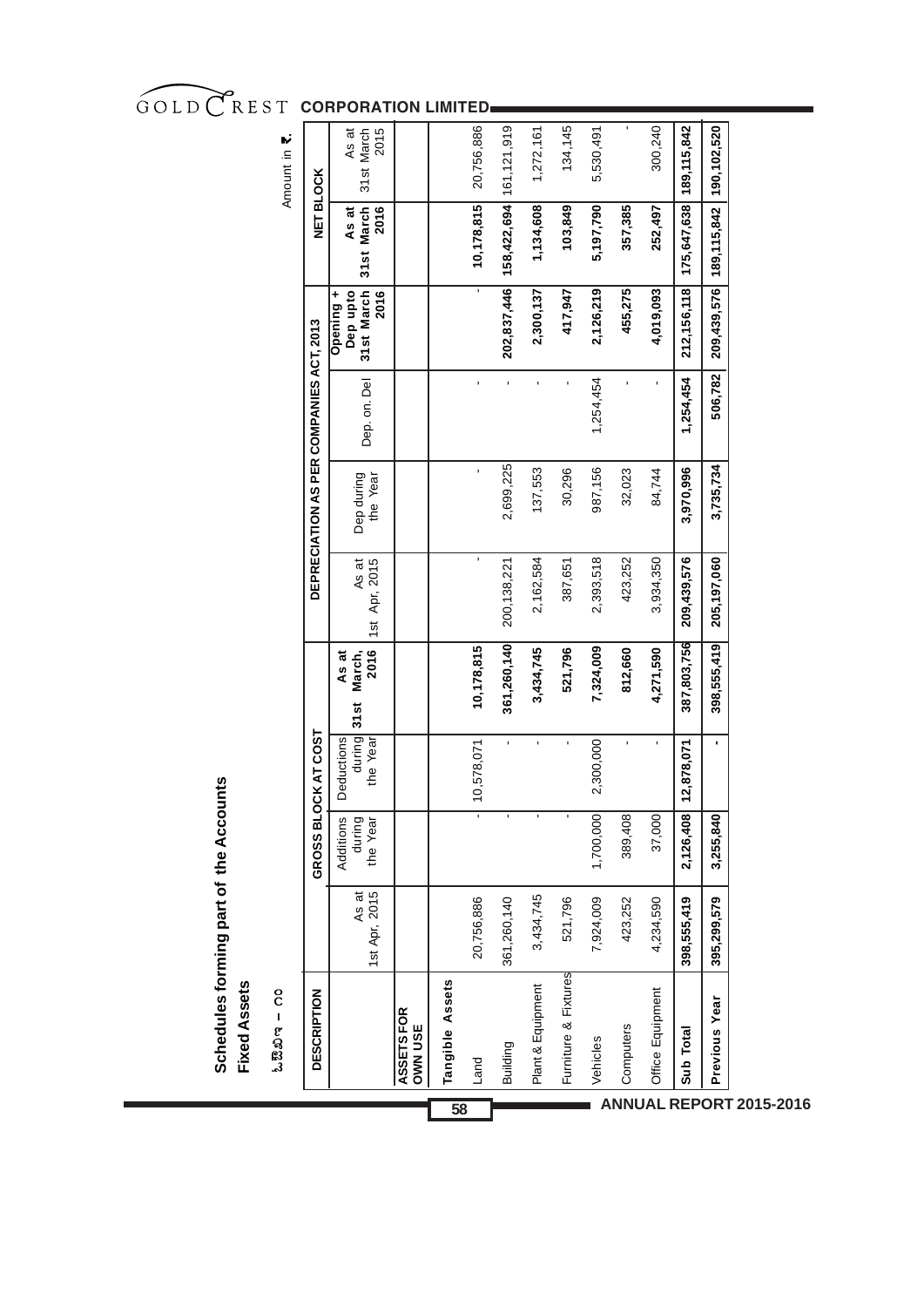## Schedules forming part of the Accounts

**Fixed Assets**

ಓಖ಼ಾಌ – ೧೦

Amount in ₹.

| DESCRIPTION | GROSS BLOCK AT COST | | | | DEPRECIATION AS PER COMPANIES ACT, 2013 | | | | NET BLOCK | |
|---|---|---|---|---|---|---|---|---|---|---|
| | As at 1st Apr, 2015 | Additions during the Year | Deductions during the Year | As at 31st March, 2016 | As at 1st Apr, 2015 | Dep during the Year | Dep. on. Del | Opening + Dep upto 31st March 2016 | As at 31st March 2016 | As at 31st March 2015 |
| **ASSETS FOR OWN USE** | | | | | | | | | | |
| **Tangible Assets** | | | | | | | | | | |
| Land | 20,756,886 | - | 10,578,071 | **10,178,815** | - | - | - | - | **10,178,815** | 20,756,886 |
| Building | 361,260,140 | - | - | **361,260,140** | 200,138,221 | 2,699,225 | - | **202,837,446** | **158,422,694** | 161,121,919 |
| Plant & Equipment | 3,434,745 | - | - | **3,434,745** | 2,162,584 | 137,553 | - | **2,300,137** | **1,134,608** | 1,272,161 |
| Furniture & Fixtures | 521,796 | - | - | **521,796** | 387,651 | 30,296 | - | **417,947** | **103,849** | 134,145 |
| Vehicles | 7,924,009 | 1,700,000 | 2,300,000 | **7,324,009** | 2,393,518 | 987,156 | 1,254,454 | **2,126,219** | **5,197,790** | 5,530,491 |
| Computers | 423,252 | 389,408 | - | **812,660** | 423,252 | 32,023 | - | **455,275** | **357,385** | - |
| Office Equipment | 4,234,590 | 37,000 | - | **4,271,590** | 3,934,350 | 84,744 | - | **4,019,093** | **252,497** | 300,240 |
| **Sub Total** | **398,555,419** | **2,126,408** | **12,878,071** | **387,803,756** | **209,439,576** | **3,970,996** | **1,254,454** | **212,156,118** | **175,647,638** | **189,115,842** |
| **Previous Year** | **395,299,579** | **3,255,840** | **-** | **398,555,419** | **205,197,060** | **3,735,734** | **506,782** | **209,439,576** | **189,115,842** | **190,102,520** |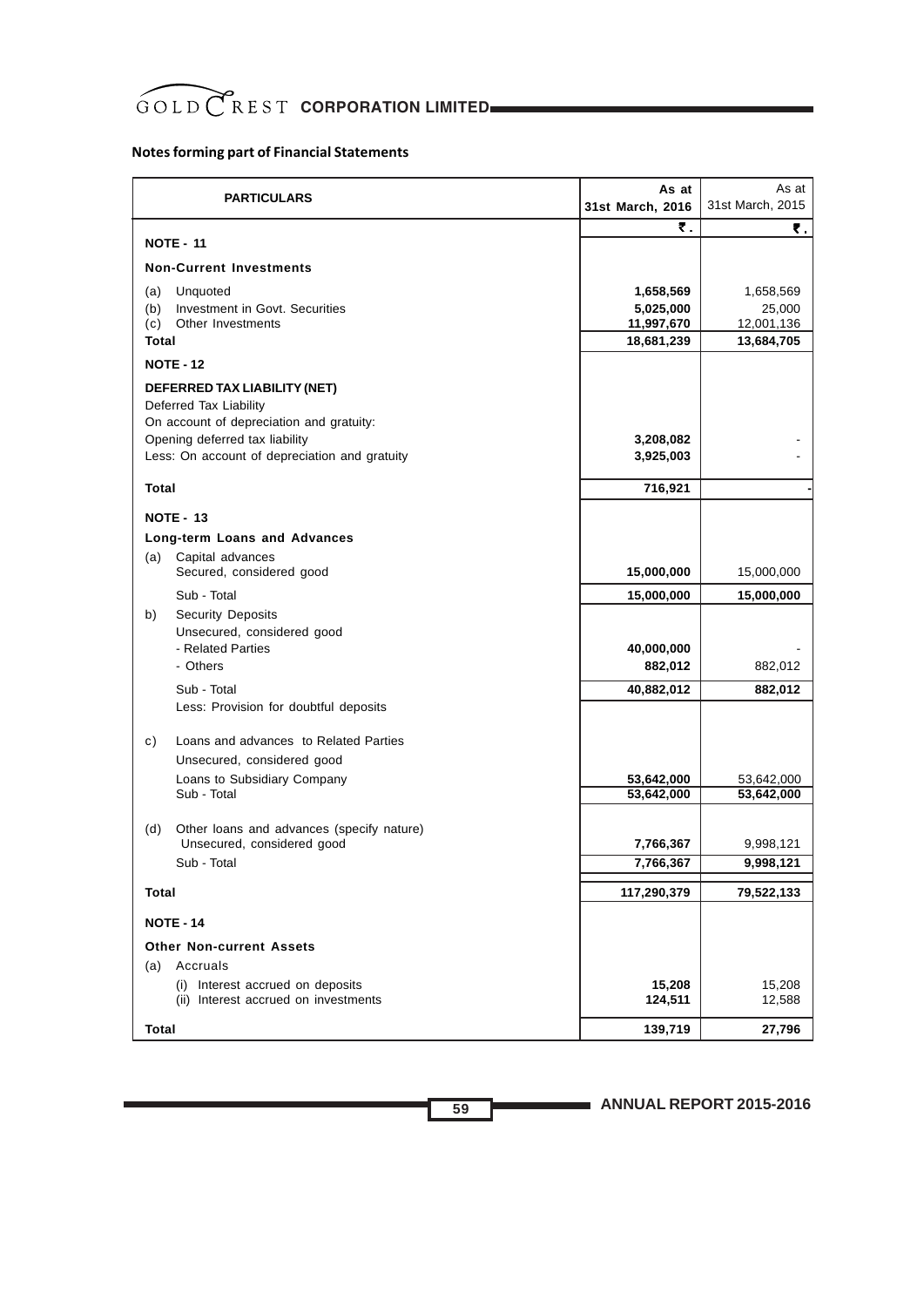## Notes forming part of Financial Statements

| PARTICULARS | As at 31st March, 2016 | As at 31st March, 2015 |
|---|---|---|
| | ₹. | ₹. |
| **NOTE - 11** | | |
| **Non-Current Investments** | | |
| (a) Unquoted | **1,658,569** | 1,658,569 |
| (b) Investment in Govt. Securities | **5,025,000** | 25,000 |
| (c) Other Investments | **11,997,670** | 12,001,136 |
| **Total** | **18,681,239** | **13,684,705** |
| **NOTE - 12** | | |
| **DEFERRED TAX LIABILITY (NET)** | | |
| Deferred Tax Liability | | |
| On account of depreciation and gratuity: | | |
| Opening deferred tax liability | **3,208,082** | - |
| Less: On account of depreciation and gratuity | **3,925,003** | - |
| **Total** | **716,921** | - |
| **NOTE - 13** | | |
| **Long-term Loans and Advances** | | |
| (a) Capital advances | | |
| Secured, considered good | **15,000,000** | 15,000,000 |
| Sub - Total | **15,000,000** | **15,000,000** |
| b) Security Deposits | | |
| Unsecured, considered good | | |
| - Related Parties | **40,000,000** | - |
| - Others | **882,012** | 882,012 |
| Sub - Total | **40,882,012** | **882,012** |
| Less: Provision for doubtful deposits | | |
| c) Loans and advances to Related Parties | | |
| Unsecured, considered good | | |
| Loans to Subsidiary Company | **53,642,000** | 53,642,000 |
| Sub - Total | **53,642,000** | **53,642,000** |
| (d) Other loans and advances (specify nature) | | |
| Unsecured, considered good | **7,766,367** | 9,998,121 |
| Sub - Total | **7,766,367** | **9,998,121** |
| **Total** | **117,290,379** | **79,522,133** |
| **NOTE - 14** | | |
| **Other Non-current Assets** | | |
| (a) Accruals | | |
| (i) Interest accrued on deposits | **15,208** | 15,208 |
| (ii) Interest accrued on investments | **124,511** | 12,588 |
| **Total** | **139,719** | **27,796** |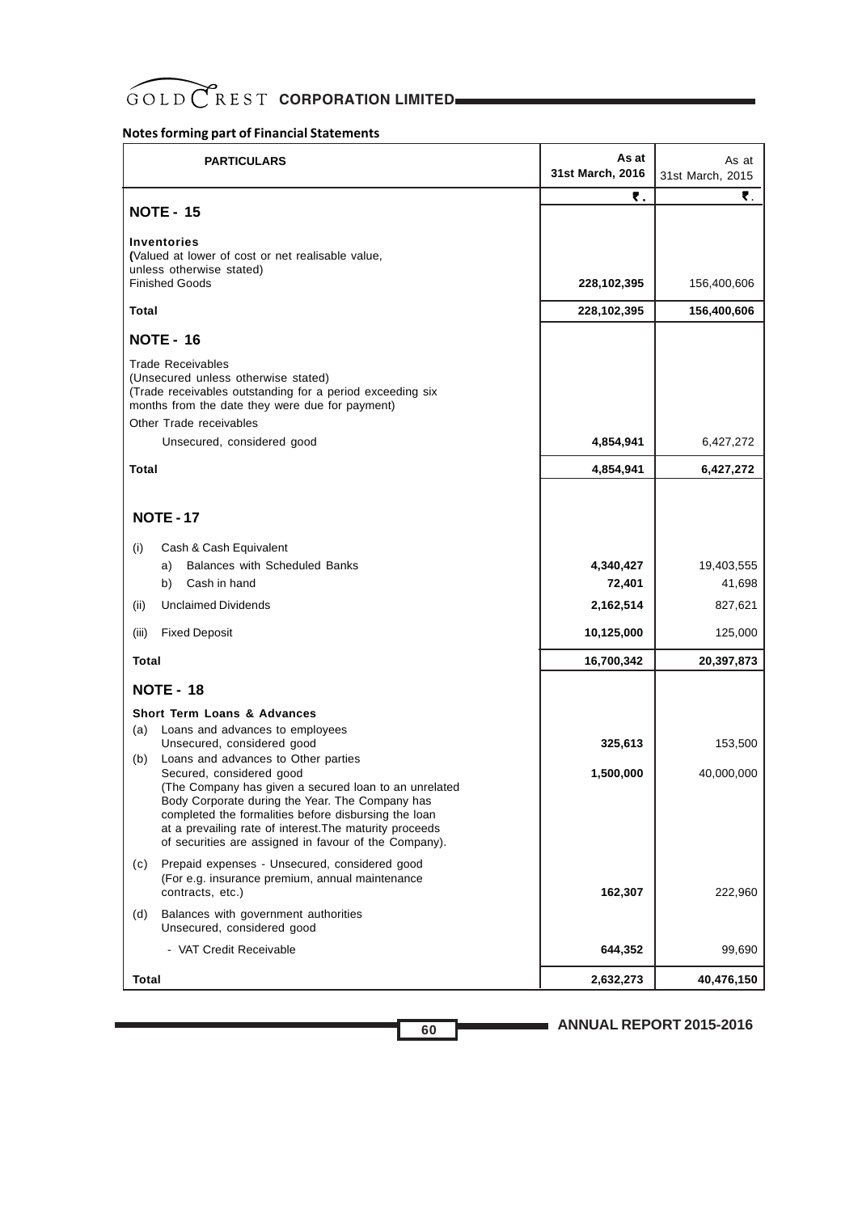## Notes forming part of Financial Statements

| PARTICULARS | As at 31st March, 2016 | As at 31st March, 2015 |
|---|---|---|
| | ₹. | ₹. |
| **NOTE - 15** | | |
| **Inventories** (Valued at lower of cost or net realisable value, unless otherwise stated) | | |
| Finished Goods | **228,102,395** | 156,400,606 |
| **Total** | **228,102,395** | **156,400,606** |
| **NOTE - 16** | | |
| Trade Receivables (Unsecured unless otherwise stated) (Trade receivables outstanding for a period exceeding six months from the date they were due for payment) | | |
| Other Trade receivables | | |
| Unsecured, considered good | **4,854,941** | 6,427,272 |
| **Total** | **4,854,941** | **6,427,272** |
| **NOTE - 17** | | |
| (i) Cash & Cash Equivalent | | |
| a) Balances with Scheduled Banks | **4,340,427** | 19,403,555 |
| b) Cash in hand | **72,401** | 41,698 |
| (ii) Unclaimed Dividends | **2,162,514** | 827,621 |
| (iii) Fixed Deposit | **10,125,000** | 125,000 |
| **Total** | **16,700,342** | **20,397,873** |
| **NOTE - 18** | | |
| **Short Term Loans & Advances** | | |
| (a) Loans and advances to employees Unsecured, considered good | **325,613** | 153,500 |
| (b) Loans and advances to Other parties Secured, considered good (The Company has given a secured loan to an unrelated Body Corporate during the Year. The Company has completed the formalities before disbursing the loan at a prevailing rate of interest.The maturity proceeds of securities are assigned in favour of the Company). | **1,500,000** | 40,000,000 |
| (c) Prepaid expenses - Unsecured, considered good (For e.g. insurance premium, annual maintenance contracts, etc.) | **162,307** | 222,960 |
| (d) Balances with government authorities Unsecured, considered good | | |
| - VAT Credit Receivable | **644,352** | 99,690 |
| **Total** | **2,632,273** | **40,476,150** |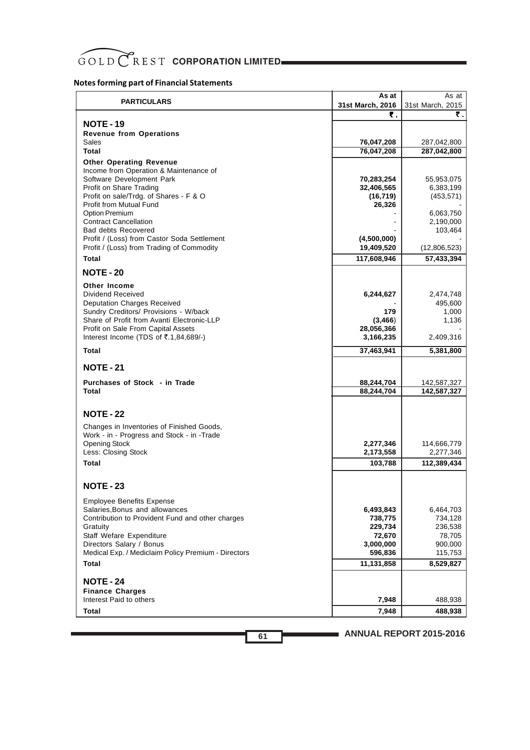## Notes forming part of Financial Statements

| PARTICULARS | As at 31st March, 2016 ₹. | As at 31st March, 2015 ₹. |
|---|---|---|
| **NOTE - 19** | | |
| **Revenue from Operations** | | |
| Sales | **76,047,208** | 287,042,800 |
| **Total** | **76,047,208** | **287,042,800** |
| **Other Operating Revenue** | | |
| Income from Operation & Maintenance of Software Development Park | **70,283,254** | 55,953,075 |
| Profit on Share Trading | **32,406,565** | 6,383,199 |
| Profit on sale/Trdg. of Shares - F & O | **(16,719)** | (453,571) |
| Profit from Mutual Fund | **26,326** | - |
| Option Premium | - | 6,063,750 |
| Contract Cancellation | - | 2,190,000 |
| Bad debts Recovered | - | 103,464 |
| Profit / (Loss) from Castor Soda Settlement | **(4,500,000)** | - |
| Profit / (Loss) from Trading of Commodity | **19,409,520** | (12,806,523) |
| **Total** | **117,608,946** | **57,433,394** |
| **NOTE - 20** | | |
| **Other Income** | | |
| Dividend Received | **6,244,627** | 2,474,748 |
| Deputation Charges Received | - | 495,600 |
| Sundry Creditors/ Provisions - W/back | **179** | 1,000 |
| Share of Profit from Avanti Electronic-LLP | **(3,466)** | 1,136 |
| Profit on Sale From Capital Assets | **28,056,366** | - |
| Interest Income (TDS of ₹.1,84,689/-) | **3,166,235** | 2,409,316 |
| **Total** | **37,463,941** | **5,381,800** |
| **NOTE - 21** | | |
| **Purchases of Stock - in Trade** | **88,244,704** | 142,587,327 |
| **Total** | **88,244,704** | **142,587,327** |
| **NOTE - 22** | | |
| Changes in Inventories of Finished Goods, Work - in - Progress and Stock - in -Trade | | |
| Opening Stock | **2,277,346** | 114,666,779 |
| Less: Closing Stock | **2,173,558** | 2,277,346 |
| **Total** | **103,788** | **112,389,434** |
| **NOTE - 23** | | |
| Employee Benefits Expense | | |
| Salaries,Bonus and allowances | **6,493,843** | 6,464,703 |
| Contribution to Provident Fund and other charges | **738,775** | 734,128 |
| Gratuity | **229,734** | 236,538 |
| Staff Wefare Expenditure | **72,670** | 78,705 |
| Directors Salary / Bonus | **3,000,000** | 900,000 |
| Medical Exp. / Mediclaim Policy Premium - Directors | **596,836** | 115,753 |
| **Total** | **11,131,858** | **8,529,827** |
| **NOTE - 24** | | |
| **Finance Charges** | | |
| Interest Paid to others | **7,948** | 488,938 |
| **Total** | **7,948** | **488,938** |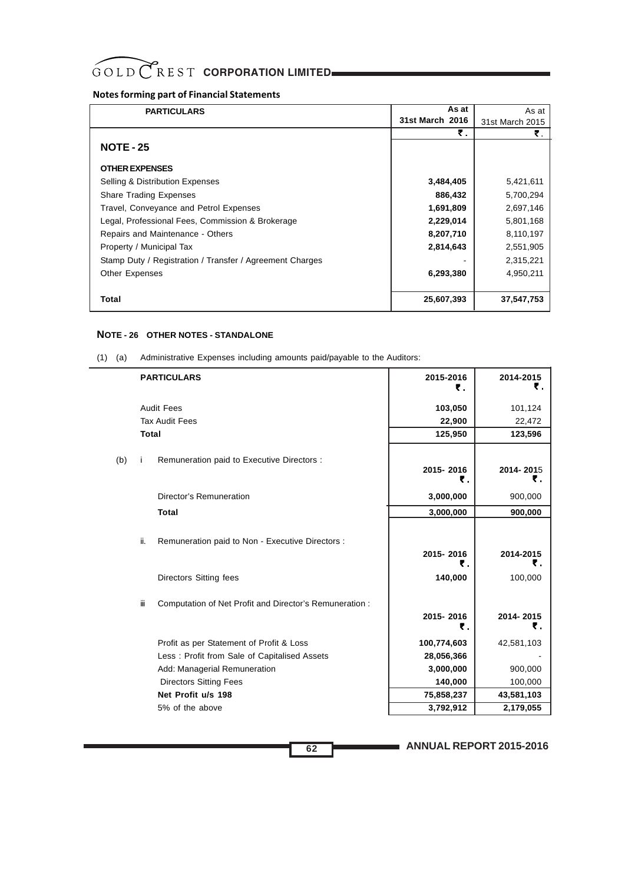## Notes forming part of Financial Statements

| PARTICULARS | As at 31st March 2016 ₹. | As at 31st March 2015 ₹. |
|---|---|---|
| **NOTE - 25** | | |
| **OTHER EXPENSES** | | |
| Selling & Distribution Expenses | **3,484,405** | 5,421,611 |
| Share Trading Expenses | **886,432** | 5,700,294 |
| Travel, Conveyance and Petrol Expenses | **1,691,809** | 2,697,146 |
| Legal, Professional Fees, Commission & Brokerage | **2,229,014** | 5,801,168 |
| Repairs and Maintenance - Others | **8,207,710** | 8,110,197 |
| Property / Municipal Tax | **2,814,643** | 2,551,905 |
| Stamp Duty / Registration / Transfer / Agreement Charges | - | 2,315,221 |
| Other Expenses | **6,293,380** | 4,950,211 |
| **Total** | **25,607,393** | **37,547,753** |

### NOTE - 26 OTHER NOTES - STANDALONE

(1) (a) Administrative Expenses including amounts paid/payable to the Auditors:

| PARTICULARS | 2015-2016 ₹. | 2014-2015 ₹. |
|---|---|---|
| Audit Fees | **103,050** | 101,124 |
| Tax Audit Fees | **22,900** | 22,472 |
| **Total** | **125,950** | **123,596** |

(b) i Remuneration paid to Executive Directors :

| | 2015- 2016 ₹. | 2014- 2015 ₹. |
|---|---|---|
| Director's Remuneration | **3,000,000** | 900,000 |
| **Total** | **3,000,000** | **900,000** |

ii. Remuneration paid to Non - Executive Directors :

| | 2015- 2016 ₹. | 2014-2015 ₹. |
|---|---|---|
| Directors Sitting fees | **140,000** | 100,000 |

iii Computation of Net Profit and Director's Remuneration :

| | 2015- 2016 ₹. | 2014- 2015 ₹. |
|---|---|---|
| Profit as per Statement of Profit & Loss | **100,774,603** | 42,581,103 |
| Less : Profit from Sale of Capitalised Assets | **28,056,366** | - |
| Add: Managerial Remuneration | **3,000,000** | 900,000 |
| Directors Sitting Fees | **140,000** | 100,000 |
| **Net Profit u/s 198** | **75,858,237** | **43,581,103** |
| 5% of the above | **3,792,912** | **2,179,055** |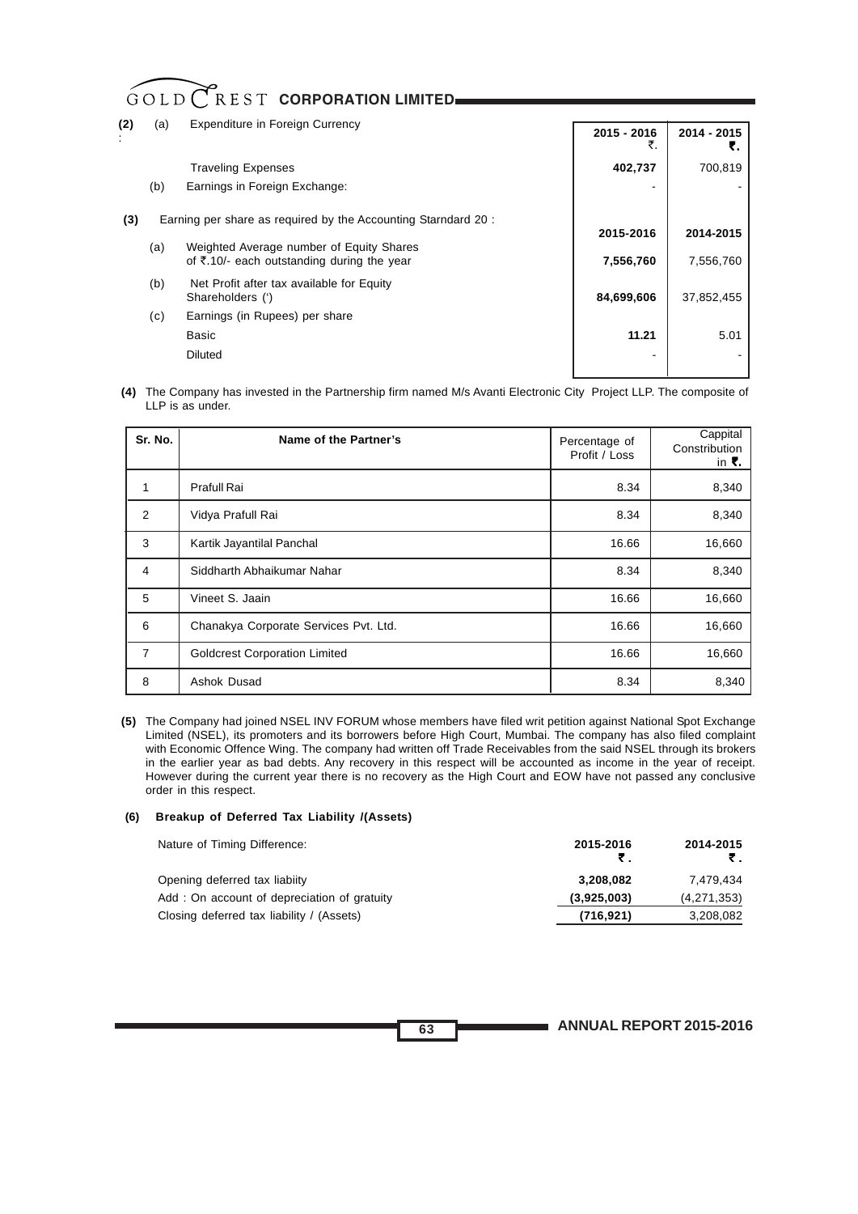**(2)** (a) Expenditure in Foreign Currency :

| | 2015 - 2016 ₹. | 2014 - 2015 ₹. |
|---|---|---|
| Traveling Expenses | **402,737** | 700,819 |
| (b) Earnings in Foreign Exchange: | - | - |

**(3)** Earning per share as required by the Accounting Starndard 20 :

| | 2015-2016 | 2014-2015 |
|---|---|---|
| (a) Weighted Average number of Equity Shares of ₹.10/- each outstanding during the year | **7,556,760** | 7,556,760 |
| (b) Net Profit after tax available for Equity Shareholders (') | **84,699,606** | 37,852,455 |
| (c) Earnings (in Rupees) per share | | |
| Basic | **11.21** | 5.01 |
| Diluted | - | - |

**(4)** The Company has invested in the Partnership firm named M/s Avanti Electronic City Project LLP. The composite of LLP is as under.

| Sr. No. | Name of the Partner's | Percentage of Profit / Loss | Cappital Constribution in ₹. |
|---|---|---|---|
| 1 | Prafull Rai | 8.34 | 8,340 |
| 2 | Vidya Prafull Rai | 8.34 | 8,340 |
| 3 | Kartik Jayantilal Panchal | 16.66 | 16,660 |
| 4 | Siddharth Abhaikumar Nahar | 8.34 | 8,340 |
| 5 | Vineet S. Jaain | 16.66 | 16,660 |
| 6 | Chanakya Corporate Services Pvt. Ltd. | 16.66 | 16,660 |
| 7 | Goldcrest Corporation Limited | 16.66 | 16,660 |
| 8 | Ashok Dusad | 8.34 | 8,340 |

**(5)** The Company had joined NSEL INV FORUM whose members have filed writ petition against National Spot Exchange Limited (NSEL), its promoters and its borrowers before High Court, Mumbai. The company has also filed complaint with Economic Offence Wing. The company had written off Trade Receivables from the said NSEL through its brokers in the earlier year as bad debts. Any recovery in this respect will be accounted as income in the year of receipt. However during the current year there is no recovery as the High Court and EOW have not passed any conclusive order in this respect.

**(6) Breakup of Deferred Tax Liability /(Assets)**

| Nature of Timing Difference: | 2015-2016 ₹. | 2014-2015 ₹. |
|---|---|---|
| Opening deferred tax liabiity | **3,208,082** | 7,479,434 |
| Add : On account of depreciation of gratuity | **(3,925,003)** | (4,271,353) |
| Closing deferred tax liability / (Assets) | **(716,921)** | 3,208,082 |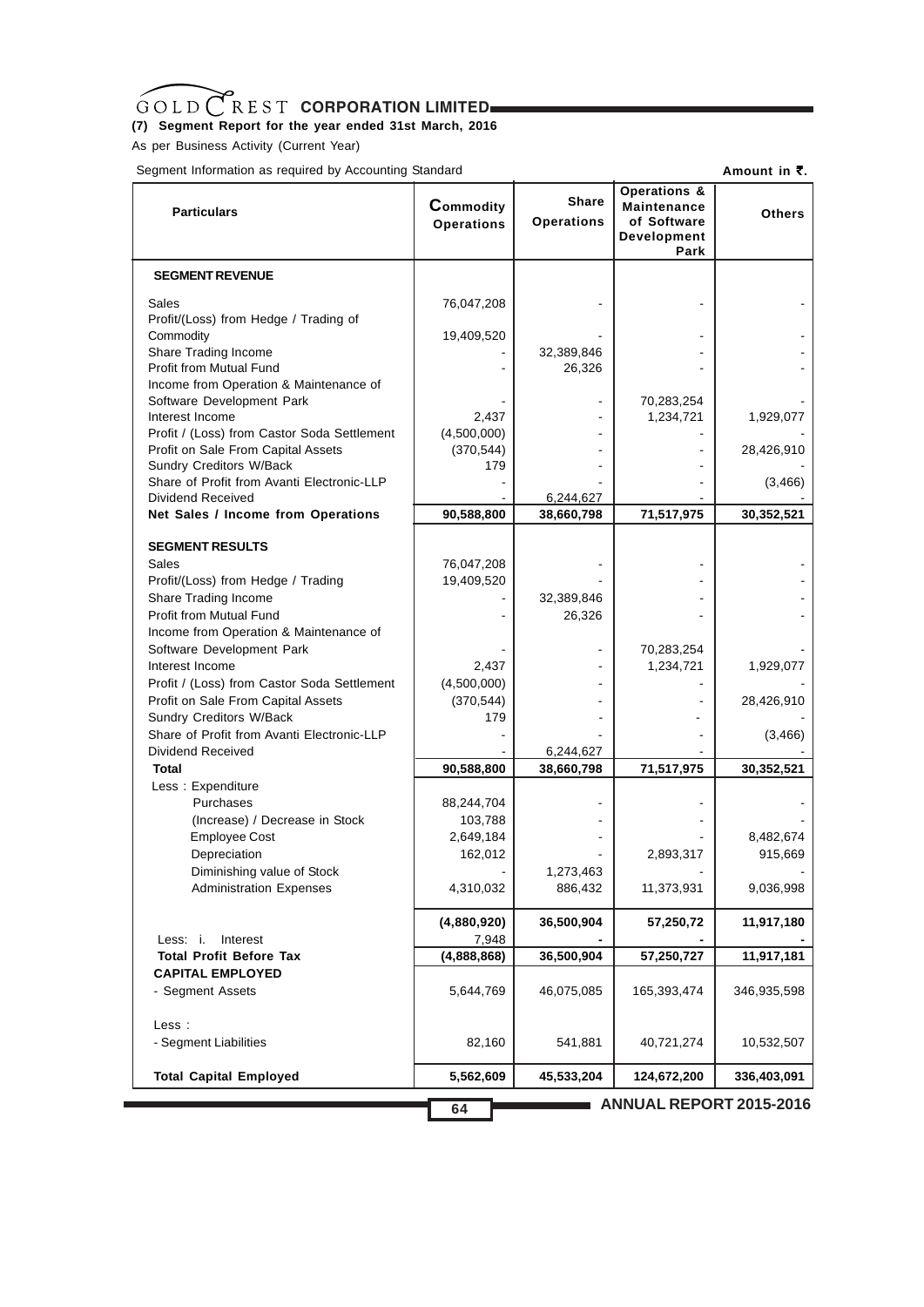### (7) Segment Report for the year ended 31st March, 2016

As per Business Activity (Current Year)

Segment Information as required by Accounting Standard

**Amount in ₹.**

| Particulars | Commodity Operations | Share Operations | Operations & Maintenance of Software Development Park | Others |
|---|---|---|---|---|
| **SEGMENT REVENUE** | | | | |
| Sales | 76,047,208 | - | - | - |
| Profit/(Loss) from Hedge / Trading of Commodity | 19,409,520 | - | - | - |
| Share Trading Income | - | 32,389,846 | - | - |
| Profit from Mutual Fund | - | 26,326 | - | - |
| Income from Operation & Maintenance of Software Development Park | - | - | 70,283,254 | - |
| Interest Income | 2,437 | - | 1,234,721 | 1,929,077 |
| Profit / (Loss) from Castor Soda Settlement | (4,500,000) | - | - | - |
| Profit on Sale From Capital Assets | (370,544) | - | - | 28,426,910 |
| Sundry Creditors W/Back | 179 | - | - | - |
| Share of Profit from Avanti Electronic-LLP | - | - | - | (3,466) |
| Dividend Received | - | 6,244,627 | - | - |
| **Net Sales / Income from Operations** | **90,588,800** | **38,660,798** | **71,517,975** | **30,352,521** |
| **SEGMENT RESULTS** | | | | |
| Sales | 76,047,208 | - | - | - |
| Profit/(Loss) from Hedge / Trading | 19,409,520 | - | - | - |
| Share Trading Income | - | 32,389,846 | - | - |
| Profit from Mutual Fund | - | 26,326 | - | - |
| Income from Operation & Maintenance of Software Development Park | - | - | 70,283,254 | - |
| Interest Income | 2,437 | - | 1,234,721 | 1,929,077 |
| Profit / (Loss) from Castor Soda Settlement | (4,500,000) | - | - | - |
| Profit on Sale From Capital Assets | (370,544) | - | - | 28,426,910 |
| Sundry Creditors W/Back | 179 | - | - | - |
| Share of Profit from Avanti Electronic-LLP | - | - | - | (3,466) |
| Dividend Received | - | 6,244,627 | - | - |
| **Total** | **90,588,800** | **38,660,798** | **71,517,975** | **30,352,521** |
| Less : Expenditure | | | | |
| Purchases | 88,244,704 | - | - | - |
| (Increase) / Decrease in Stock | 103,788 | - | - | - |
| Employee Cost | 2,649,184 | - | - | 8,482,674 |
| Depreciation | 162,012 | - | 2,893,317 | 915,669 |
| Diminishing value of Stock | - | 1,273,463 | - | - |
| Administration Expenses | 4,310,032 | 886,432 | 11,373,931 | 9,036,998 |
| | **(4,880,920)** | **36,500,904** | **57,250,72** | **11,917,180** |
| Less: i. Interest | 7,948 | - | - | - |
| **Total Profit Before Tax** | **(4,888,868)** | **36,500,904** | **57,250,727** | **11,917,181** |
| **CAPITAL EMPLOYED** | | | | |
| - Segment Assets | 5,644,769 | 46,075,085 | 165,393,474 | 346,935,598 |
| Less : | | | | |
| - Segment Liabilities | 82,160 | 541,881 | 40,721,274 | 10,532,507 |
| **Total Capital Employed** | **5,562,609** | **45,533,204** | **124,672,200** | **336,403,091** |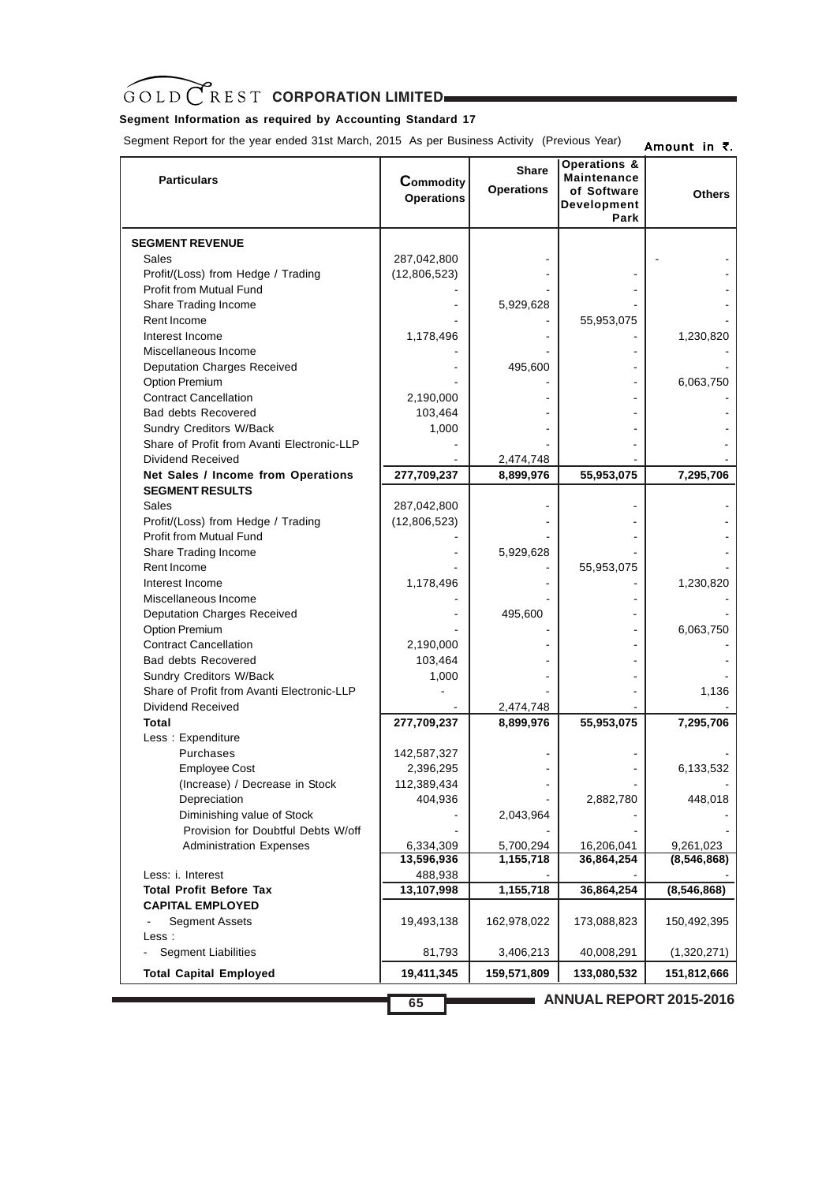**Segment Information as required by Accounting Standard 17**

Segment Report for the year ended 31st March, 2015 As per Business Activity (Previous Year) Amount in ₹.

| Particulars | Commodity Operations | Share Operations | Operations & Maintenance of Software Development Park | Others |
|---|---|---|---|---|
| **SEGMENT REVENUE** | | | | |
| Sales | 287,042,800 | - | | - |
| Profit/(Loss) from Hedge / Trading | (12,806,523) | - | - | - |
| Profit from Mutual Fund | - | - | - | - |
| Share Trading Income | - | 5,929,628 | - | - |
| Rent Income | - | - | 55,953,075 | - |
| Interest Income | 1,178,496 | - | - | 1,230,820 |
| Miscellaneous Income | - | - | - | - |
| Deputation Charges Received | - | 495,600 | - | - |
| Option Premium | - | - | - | 6,063,750 |
| Contract Cancellation | 2,190,000 | - | - | - |
| Bad debts Recovered | 103,464 | - | - | - |
| Sundry Creditors W/Back | 1,000 | - | - | - |
| Share of Profit from Avanti Electronic-LLP | - | - | - | - |
| Dividend Received | - | 2,474,748 | - | - |
| **Net Sales / Income from Operations** | **277,709,237** | **8,899,976** | **55,953,075** | **7,295,706** |
| **SEGMENT RESULTS** | | | | |
| Sales | 287,042,800 | - | - | - |
| Profit/(Loss) from Hedge / Trading | (12,806,523) | - | - | - |
| Profit from Mutual Fund | - | - | - | - |
| Share Trading Income | - | 5,929,628 | - | - |
| Rent Income | - | - | 55,953,075 | - |
| Interest Income | 1,178,496 | - | - | 1,230,820 |
| Miscellaneous Income | - | - | - | - |
| Deputation Charges Received | - | 495,600 | - | - |
| Option Premium | - | - | - | 6,063,750 |
| Contract Cancellation | 2,190,000 | - | - | - |
| Bad debts Recovered | 103,464 | - | - | - |
| Sundry Creditors W/Back | 1,000 | - | - | - |
| Share of Profit from Avanti Electronic-LLP | - | - | - | 1,136 |
| Dividend Received | - | 2,474,748 | - | - |
| **Total** | **277,709,237** | **8,899,976** | **55,953,075** | **7,295,706** |
| Less : Expenditure | | | | |
| Purchases | 142,587,327 | - | - | - |
| Employee Cost | 2,396,295 | - | - | 6,133,532 |
| (Increase) / Decrease in Stock | 112,389,434 | - | - | - |
| Depreciation | 404,936 | - | 2,882,780 | 448,018 |
| Diminishing value of Stock | - | 2,043,964 | - | - |
| Provision for Doubtful Debts W/off | - | - | - | - |
| Administration Expenses | 6,334,309 | 5,700,294 | 16,206,041 | 9,261,023 |
| | **13,596,936** | **1,155,718** | **36,864,254** | **(8,546,868)** |
| Less: i. Interest | 488,938 | - | - | - |
| **Total Profit Before Tax** | **13,107,998** | **1,155,718** | **36,864,254** | **(8,546,868)** |
| **CAPITAL EMPLOYED** | | | | |
| - Segment Assets | 19,493,138 | 162,978,022 | 173,088,823 | 150,492,395 |
| Less : | | | | |
| - Segment Liabilities | 81,793 | 3,406,213 | 40,008,291 | (1,320,271) |
| **Total Capital Employed** | **19,411,345** | **159,571,809** | **133,080,532** | **151,812,666** |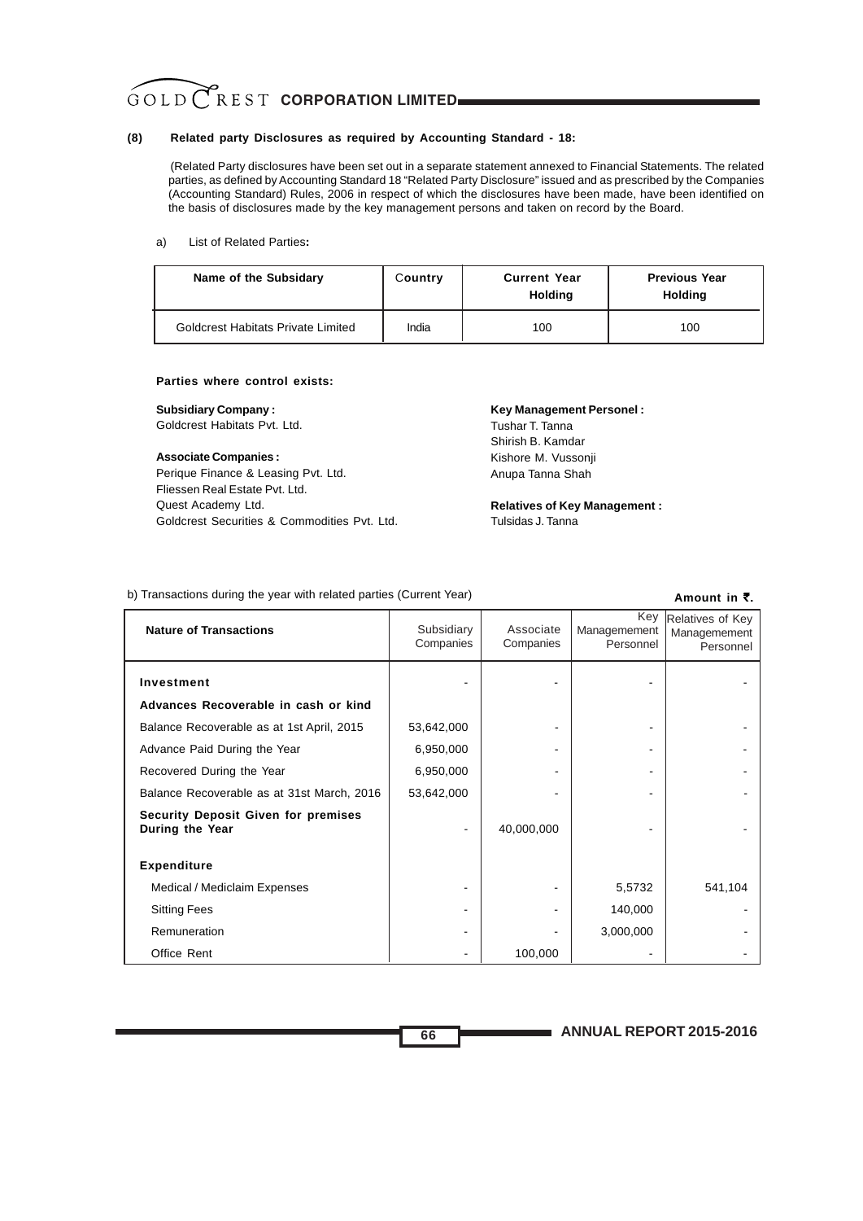### (8) Related party Disclosures as required by Accounting Standard - 18:

(Related Party disclosures have been set out in a separate statement annexed to Financial Statements. The related parties, as defined by Accounting Standard 18 "Related Party Disclosure" issued and as prescribed by the Companies (Accounting Standard) Rules, 2006 in respect of which the disclosures have been made, have been identified on the basis of disclosures made by the key management persons and taken on record by the Board.

a) List of Related Parties**:**

| Name of the Subsidary | Country | Current Year Holding | Previous Year Holding |
|---|---|---|---|
| Goldcrest Habitats Private Limited | India | 100 | 100 |

**Parties where control exists:**

**Subsidiary Company :**
Goldcrest Habitats Pvt. Ltd.

**Associate Companies :**
Perique Finance & Leasing Pvt. Ltd.
Fliessen Real Estate Pvt. Ltd.
Quest Academy Ltd.
Goldcrest Securities & Commodities Pvt. Ltd.

**Key Management Personel :**
Tushar T. Tanna
Shirish B. Kamdar
Kishore M. Vussonji
Anupa Tanna Shah

**Relatives of Key Management :**
Tulsidas J. Tanna

b) Transactions during the year with related parties (Current Year)

**Amount in ₹.**

| Nature of Transactions | Subsidiary Companies | Associate Companies | Key Managemement Personnel | Relatives of Key Managemement Personnel |
|---|---|---|---|---|
| **Investment** | - | - | - | - |
| **Advances Recoverable in cash or kind** | | | | |
| Balance Recoverable as at 1st April, 2015 | 53,642,000 | - | - | - |
| Advance Paid During the Year | 6,950,000 | - | - | - |
| Recovered During the Year | 6,950,000 | - | - | - |
| Balance Recoverable as at 31st March, 2016 | 53,642,000 | - | - | - |
| **Security Deposit Given for premises During the Year** | - | 40,000,000 | - | - |
| **Expenditure** | | | | |
| Medical / Mediclaim Expenses | - | - | 5,5732 | 541,104 |
| Sitting Fees | - | - | 140,000 | - |
| Remuneration | - | - | 3,000,000 | - |
| Office Rent | - | 100,000 | - | - |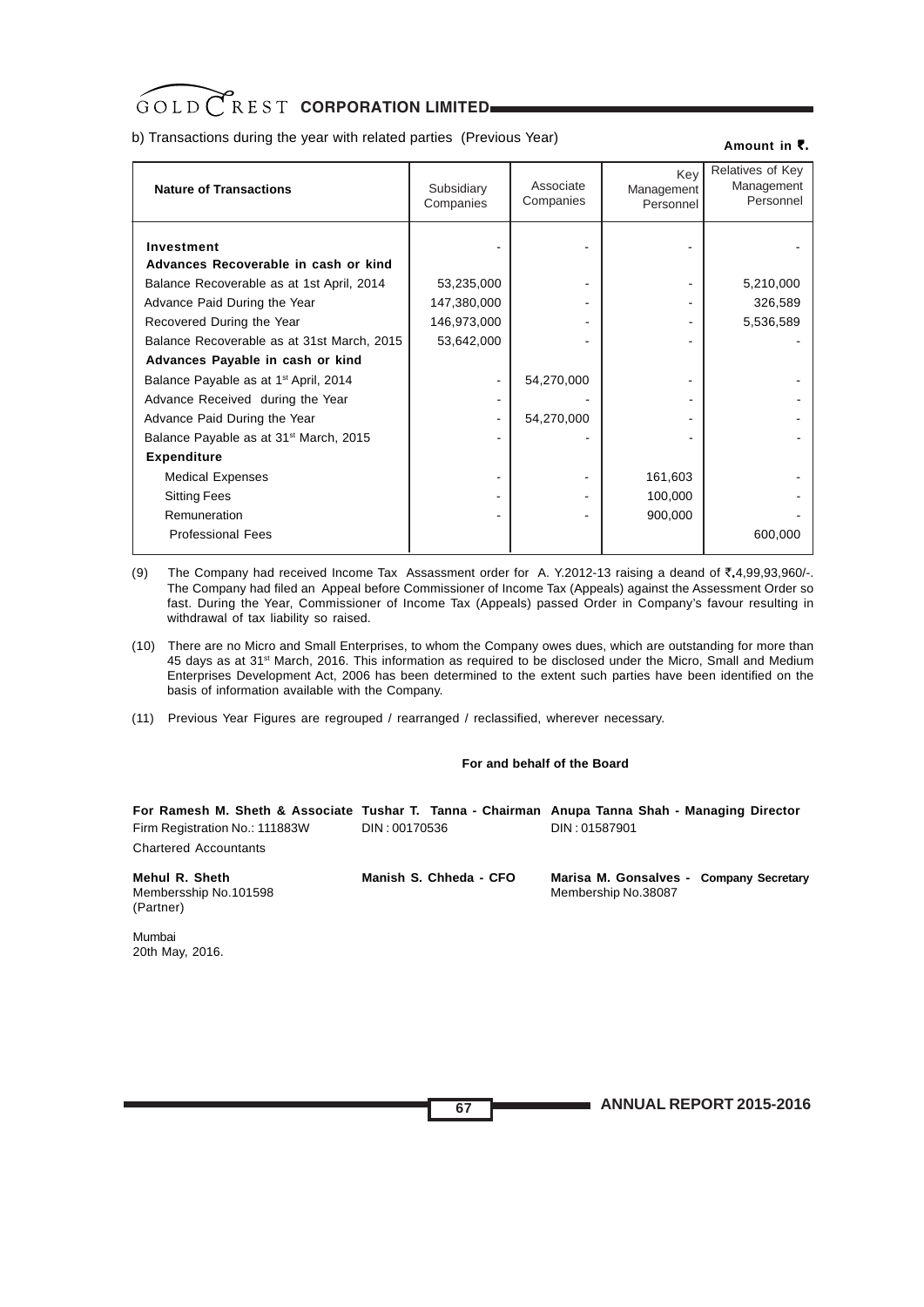b) Transactions during the year with related parties (Previous Year)

**Amount in ₹.**

| Nature of Transactions | Subsidiary Companies | Associate Companies | Key Management Personnel | Relatives of Key Management Personnel |
|---|---|---|---|---|
| **Investment** | - | - | - | - |
| **Advances Recoverable in cash or kind** | | | | |
| Balance Recoverable as at 1st April, 2014 | 53,235,000 | - | - | 5,210,000 |
| Advance Paid During the Year | 147,380,000 | - | - | 326,589 |
| Recovered During the Year | 146,973,000 | - | - | 5,536,589 |
| Balance Recoverable as at 31st March, 2015 | 53,642,000 | - | - | - |
| **Advances Payable in cash or kind** | | | | |
| Balance Payable as at 1st April, 2014 | - | 54,270,000 | - | - |
| Advance Received during the Year | - | - | - | - |
| Advance Paid During the Year | - | 54,270,000 | - | - |
| Balance Payable as at 31st March, 2015 | - | - | - | - |
| **Expenditure** | | | | |
| Medical Expenses | - | - | 161,603 | - |
| Sitting Fees | - | - | 100,000 | - |
| Remuneration | - | - | 900,000 | - |
| Professional Fees | | | | 600,000 |

(9) The Company had received Income Tax Assessment order for A. Y.2012-13 raising a deand of ₹.4,99,93,960/-. The Company had filed an Appeal before Commissioner of Income Tax (Appeals) against the Assessment Order so fast. During the Year, Commissioner of Income Tax (Appeals) passed Order in Company's favour resulting in withdrawal of tax liability so raised.

(10) There are no Micro and Small Enterprises, to whom the Company owes dues, which are outstanding for more than 45 days as at 31st March, 2016. This information as required to be disclosed under the Micro, Small and Medium Enterprises Development Act, 2006 has been determined to the extent such parties have been identified on the basis of information available with the Company.

(11) Previous Year Figures are regrouped / rearranged / reclassified, wherever necessary.

**For and behalf of the Board**

**For Ramesh M. Sheth & Associate**
Firm Registration No.: 111883W
Chartered Accountants

**Tushar T. Tanna - Chairman**
DIN : 00170536

**Anupa Tanna Shah - Managing Director**
DIN : 01587901

**Mehul R. Sheth**
Membersship No.101598
(Partner)

**Manish S. Chheda - CFO**

**Marisa M. Gonsalves - Company Secretary**
Membership No.38087

Mumbai
20th May, 2016.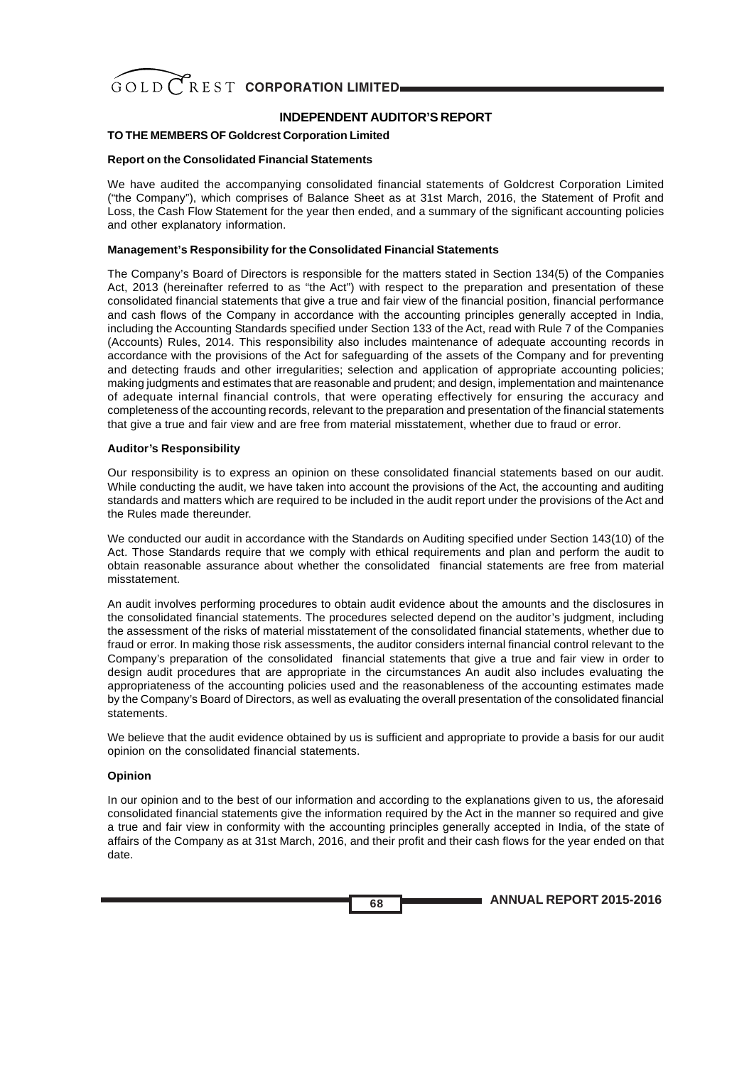## INDEPENDENT AUDITOR'S REPORT

**TO THE MEMBERS OF Goldcrest Corporation Limited**

**Report on the Consolidated Financial Statements**

We have audited the accompanying consolidated financial statements of Goldcrest Corporation Limited ("the Company"), which comprises of Balance Sheet as at 31st March, 2016, the Statement of Profit and Loss, the Cash Flow Statement for the year then ended, and a summary of the significant accounting policies and other explanatory information.

**Management's Responsibility for the Consolidated Financial Statements**

The Company's Board of Directors is responsible for the matters stated in Section 134(5) of the Companies Act, 2013 (hereinafter referred to as "the Act") with respect to the preparation and presentation of these consolidated financial statements that give a true and fair view of the financial position, financial performance and cash flows of the Company in accordance with the accounting principles generally accepted in India, including the Accounting Standards specified under Section 133 of the Act, read with Rule 7 of the Companies (Accounts) Rules, 2014. This responsibility also includes maintenance of adequate accounting records in accordance with the provisions of the Act for safeguarding of the assets of the Company and for preventing and detecting frauds and other irregularities; selection and application of appropriate accounting policies; making judgments and estimates that are reasonable and prudent; and design, implementation and maintenance of adequate internal financial controls, that were operating effectively for ensuring the accuracy and completeness of the accounting records, relevant to the preparation and presentation of the financial statements that give a true and fair view and are free from material misstatement, whether due to fraud or error.

**Auditor's Responsibility**

Our responsibility is to express an opinion on these consolidated financial statements based on our audit. While conducting the audit, we have taken into account the provisions of the Act, the accounting and auditing standards and matters which are required to be included in the audit report under the provisions of the Act and the Rules made thereunder.

We conducted our audit in accordance with the Standards on Auditing specified under Section 143(10) of the Act. Those Standards require that we comply with ethical requirements and plan and perform the audit to obtain reasonable assurance about whether the consolidated financial statements are free from material misstatement.

An audit involves performing procedures to obtain audit evidence about the amounts and the disclosures in the consolidated financial statements. The procedures selected depend on the auditor's judgment, including the assessment of the risks of material misstatement of the consolidated financial statements, whether due to fraud or error. In making those risk assessments, the auditor considers internal financial control relevant to the Company's preparation of the consolidated financial statements that give a true and fair view in order to design audit procedures that are appropriate in the circumstances An audit also includes evaluating the appropriateness of the accounting policies used and the reasonableness of the accounting estimates made by the Company's Board of Directors, as well as evaluating the overall presentation of the consolidated financial statements.

We believe that the audit evidence obtained by us is sufficient and appropriate to provide a basis for our audit opinion on the consolidated financial statements.

**Opinion**

In our opinion and to the best of our information and according to the explanations given to us, the aforesaid consolidated financial statements give the information required by the Act in the manner so required and give a true and fair view in conformity with the accounting principles generally accepted in India, of the state of affairs of the Company as at 31st March, 2016, and their profit and their cash flows for the year ended on that date.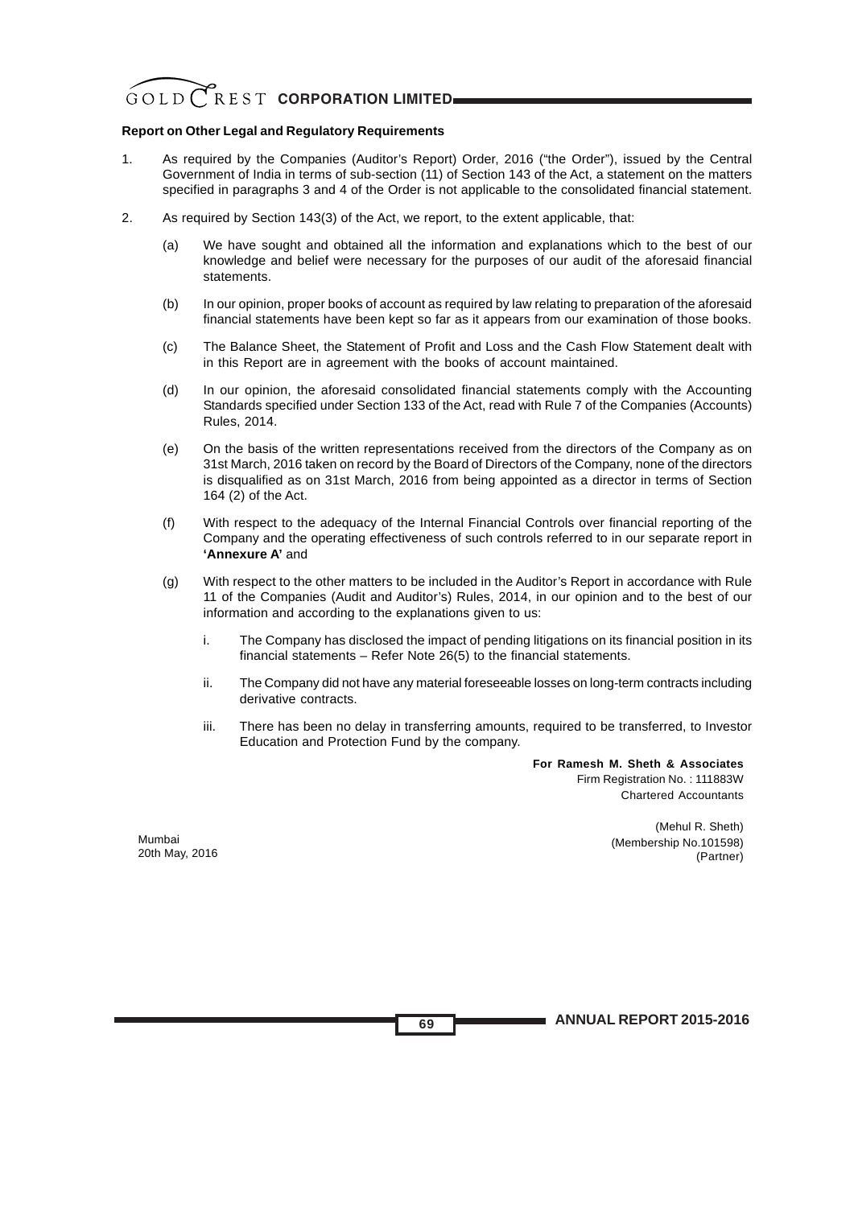**Report on Other Legal and Regulatory Requirements**

1. As required by the Companies (Auditor's Report) Order, 2016 ("the Order"), issued by the Central Government of India in terms of sub-section (11) of Section 143 of the Act, a statement on the matters specified in paragraphs 3 and 4 of the Order is not applicable to the consolidated financial statement.

2. As required by Section 143(3) of the Act, we report, to the extent applicable, that:

   (a) We have sought and obtained all the information and explanations which to the best of our knowledge and belief were necessary for the purposes of our audit of the aforesaid financial statements.

   (b) In our opinion, proper books of account as required by law relating to preparation of the aforesaid financial statements have been kept so far as it appears from our examination of those books.

   (c) The Balance Sheet, the Statement of Profit and Loss and the Cash Flow Statement dealt with in this Report are in agreement with the books of account maintained.

   (d) In our opinion, the aforesaid consolidated financial statements comply with the Accounting Standards specified under Section 133 of the Act, read with Rule 7 of the Companies (Accounts) Rules, 2014.

   (e) On the basis of the written representations received from the directors of the Company as on 31st March, 2016 taken on record by the Board of Directors of the Company, none of the directors is disqualified as on 31st March, 2016 from being appointed as a director in terms of Section 164 (2) of the Act.

   (f) With respect to the adequacy of the Internal Financial Controls over financial reporting of the Company and the operating effectiveness of such controls referred to in our separate report in **'Annexure A'** and

   (g) With respect to the other matters to be included in the Auditor's Report in accordance with Rule 11 of the Companies (Audit and Auditor's) Rules, 2014, in our opinion and to the best of our information and according to the explanations given to us:

      i. The Company has disclosed the impact of pending litigations on its financial position in its financial statements – Refer Note 26(5) to the financial statements.

      ii. The Company did not have any material foreseeable losses on long-term contracts including derivative contracts.

      iii. There has been no delay in transferring amounts, required to be transferred, to Investor Education and Protection Fund by the company.

**For Ramesh M. Sheth & Associates**
Firm Registration No. : 111883W
Chartered Accountants

(Mehul R. Sheth)
(Membership No.101598)
(Partner)

Mumbai
20th May, 2016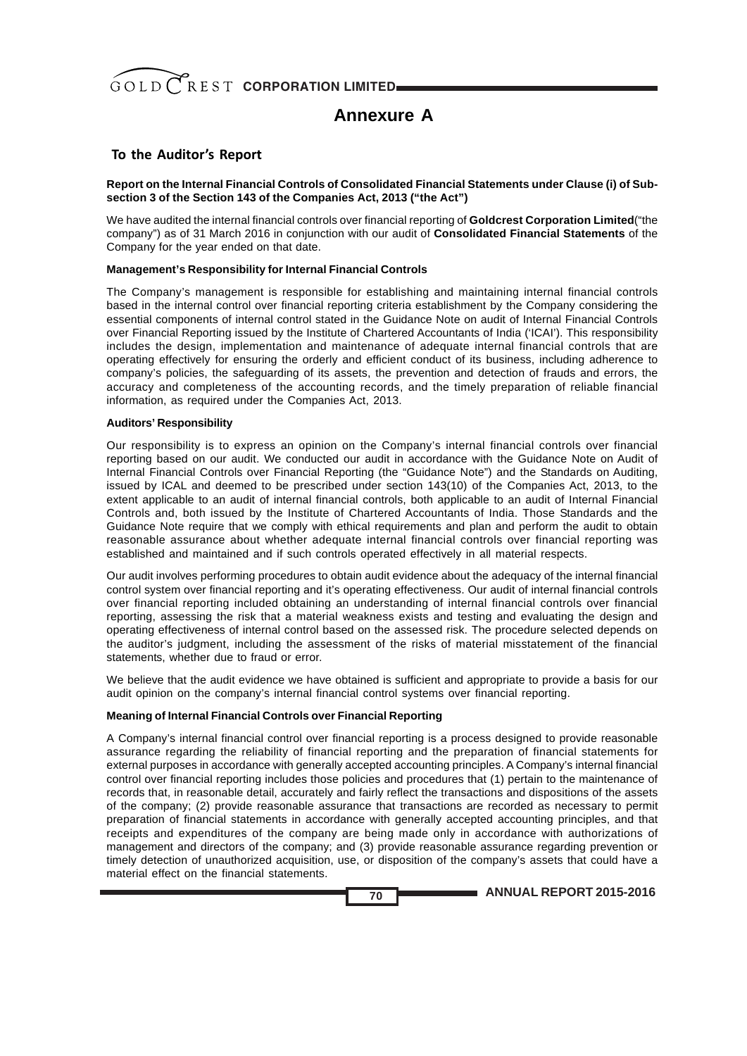# Annexure A

## To the Auditor's Report

**Report on the Internal Financial Controls of Consolidated Financial Statements under Clause (i) of Sub-section 3 of the Section 143 of the Companies Act, 2013 ("the Act")**

We have audited the internal financial controls over financial reporting of **Goldcrest Corporation Limited**("the company") as of 31 March 2016 in conjunction with our audit of **Consolidated Financial Statements** of the Company for the year ended on that date.

**Management's Responsibility for Internal Financial Controls**

The Company's management is responsible for establishing and maintaining internal financial controls based in the internal control over financial reporting criteria establishment by the Company considering the essential components of internal control stated in the Guidance Note on audit of Internal Financial Controls over Financial Reporting issued by the Institute of Chartered Accountants of India ('ICAI'). This responsibility includes the design, implementation and maintenance of adequate internal financial controls that are operating effectively for ensuring the orderly and efficient conduct of its business, including adherence to company's policies, the safeguarding of its assets, the prevention and detection of frauds and errors, the accuracy and completeness of the accounting records, and the timely preparation of reliable financial information, as required under the Companies Act, 2013.

**Auditors' Responsibility**

Our responsibility is to express an opinion on the Company's internal financial controls over financial reporting based on our audit. We conducted our audit in accordance with the Guidance Note on Audit of Internal Financial Controls over Financial Reporting (the "Guidance Note") and the Standards on Auditing, issued by ICAL and deemed to be prescribed under section 143(10) of the Companies Act, 2013, to the extent applicable to an audit of internal financial controls, both applicable to an audit of Internal Financial Controls and, both issued by the Institute of Chartered Accountants of India. Those Standards and the Guidance Note require that we comply with ethical requirements and plan and perform the audit to obtain reasonable assurance about whether adequate internal financial controls over financial reporting was established and maintained and if such controls operated effectively in all material respects.

Our audit involves performing procedures to obtain audit evidence about the adequacy of the internal financial control system over financial reporting and it's operating effectiveness. Our audit of internal financial controls over financial reporting included obtaining an understanding of internal financial controls over financial reporting, assessing the risk that a material weakness exists and testing and evaluating the design and operating effectiveness of internal control based on the assessed risk. The procedure selected depends on the auditor's judgment, including the assessment of the risks of material misstatement of the financial statements, whether due to fraud or error.

We believe that the audit evidence we have obtained is sufficient and appropriate to provide a basis for our audit opinion on the company's internal financial control systems over financial reporting.

**Meaning of Internal Financial Controls over Financial Reporting**

A Company's internal financial control over financial reporting is a process designed to provide reasonable assurance regarding the reliability of financial reporting and the preparation of financial statements for external purposes in accordance with generally accepted accounting principles. A Company's internal financial control over financial reporting includes those policies and procedures that (1) pertain to the maintenance of records that, in reasonable detail, accurately and fairly reflect the transactions and dispositions of the assets of the company; (2) provide reasonable assurance that transactions are recorded as necessary to permit preparation of financial statements in accordance with generally accepted accounting principles, and that receipts and expenditures of the company are being made only in accordance with authorizations of management and directors of the company; and (3) provide reasonable assurance regarding prevention or timely detection of unauthorized acquisition, use, or disposition of the company's assets that could have a material effect on the financial statements.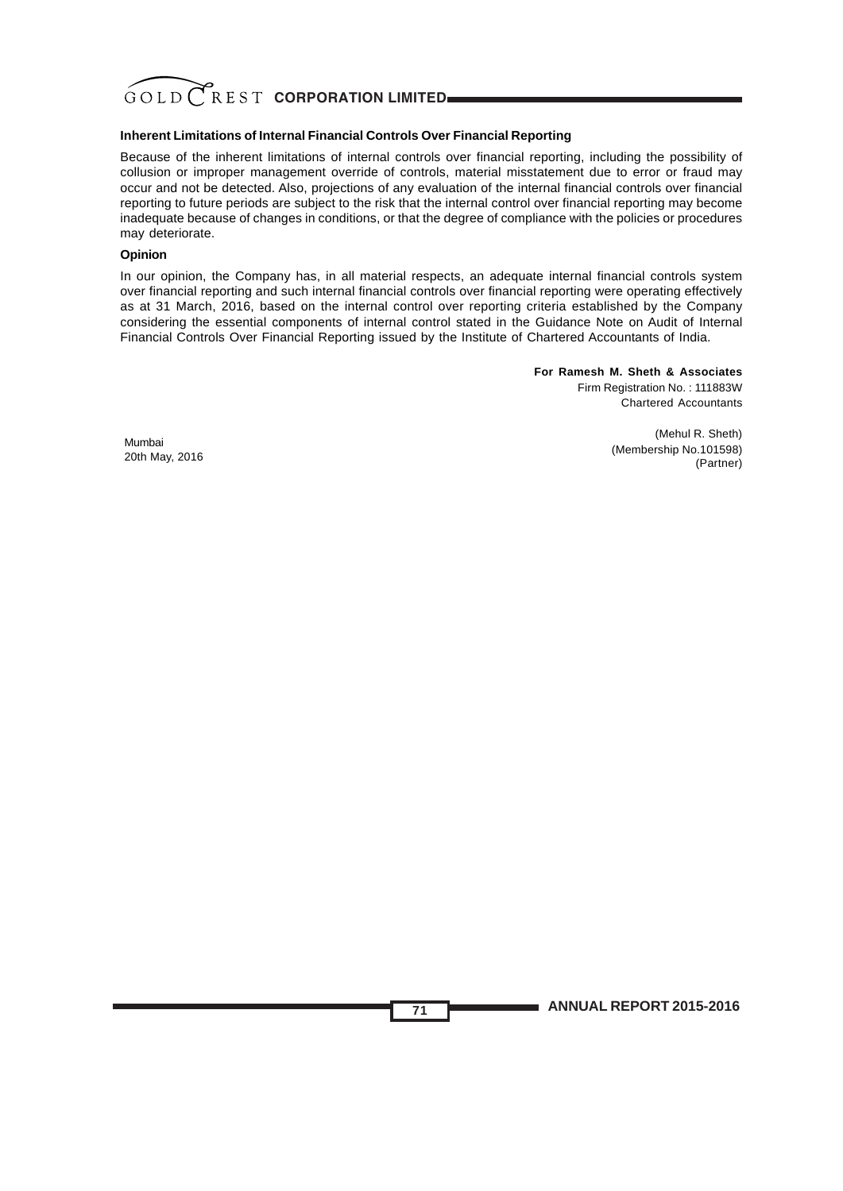### Inherent Limitations of Internal Financial Controls Over Financial Reporting

Because of the inherent limitations of internal controls over financial reporting, including the possibility of collusion or improper management override of controls, material misstatement due to error or fraud may occur and not be detected. Also, projections of any evaluation of the internal financial controls over financial reporting to future periods are subject to the risk that the internal control over financial reporting may become inadequate because of changes in conditions, or that the degree of compliance with the policies or procedures may deteriorate.

### Opinion

In our opinion, the Company has, in all material respects, an adequate internal financial controls system over financial reporting and such internal financial controls over financial reporting were operating effectively as at 31 March, 2016, based on the internal control over reporting criteria established by the Company considering the essential components of internal control stated in the Guidance Note on Audit of Internal Financial Controls Over Financial Reporting issued by the Institute of Chartered Accountants of India.

**For Ramesh M. Sheth & Associates**
Firm Registration No. : 111883W
Chartered Accountants

Mumbai
20th May, 2016

(Mehul R. Sheth)
(Membership No.101598)
(Partner)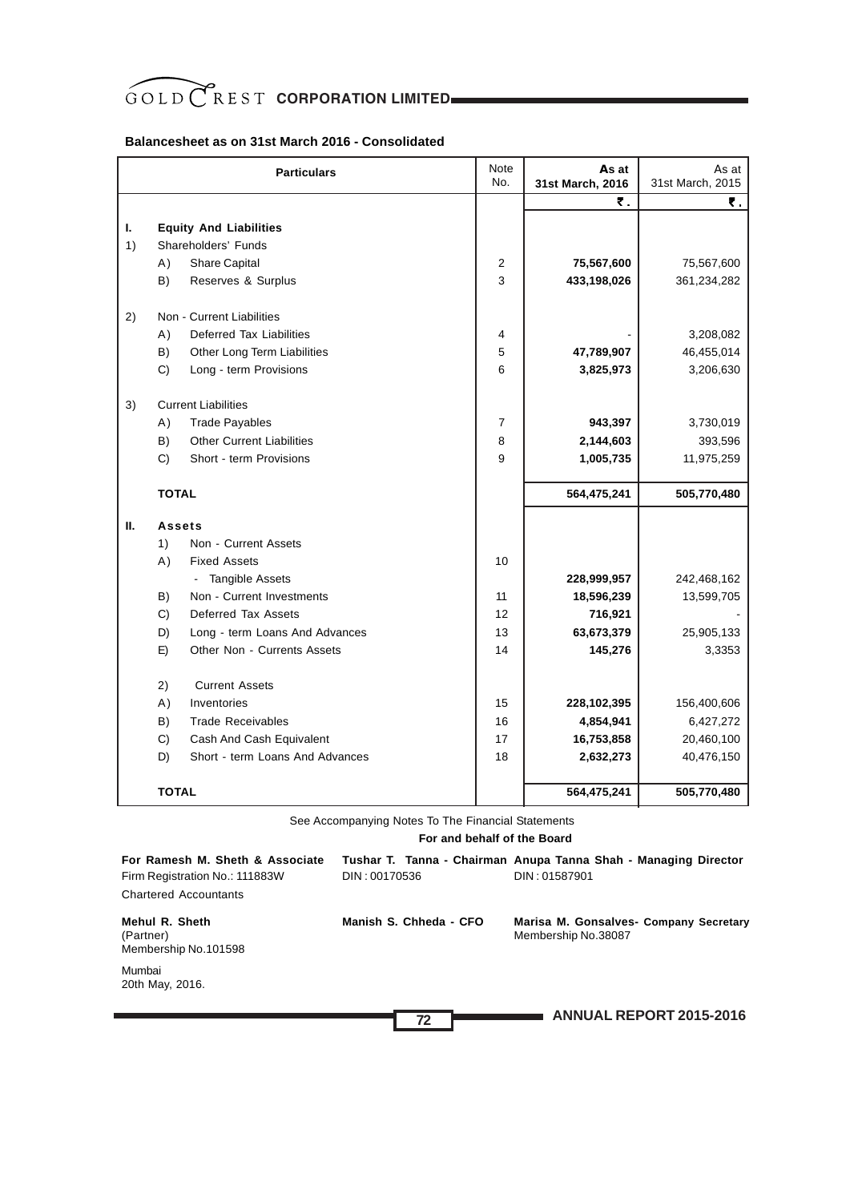## Balancesheet as on 31st March 2016 - Consolidated

| | | Particulars | Note No. | As at 31st March, 2016 | As at 31st March, 2015 |
|---|---|---|---|---|---|
| | | | | ₹. | ₹. |
| **I.** | | **Equity And Liabilities** | | | |
| 1) | | Shareholders' Funds | | | |
| | A) | Share Capital | 2 | **75,567,600** | 75,567,600 |
| | B) | Reserves & Surplus | 3 | **433,198,026** | 361,234,282 |
| 2) | | Non - Current Liabilities | | | |
| | A) | Deferred Tax Liabilities | 4 | - | 3,208,082 |
| | B) | Other Long Term Liabilities | 5 | **47,789,907** | 46,455,014 |
| | C) | Long - term Provisions | 6 | **3,825,973** | 3,206,630 |
| 3) | | Current Liabilities | | | |
| | A) | Trade Payables | 7 | **943,397** | 3,730,019 |
| | B) | Other Current Liabilities | 8 | **2,144,603** | 393,596 |
| | C) | Short - term Provisions | 9 | **1,005,735** | 11,975,259 |
| | | **TOTAL** | | **564,475,241** | **505,770,480** |
| **II.** | | **Assets** | | | |
| | 1) | Non - Current Assets | | | |
| | A) | Fixed Assets | 10 | | |
| | | - Tangible Assets | | **228,999,957** | 242,468,162 |
| | B) | Non - Current Investments | 11 | **18,596,239** | 13,599,705 |
| | C) | Deferred Tax Assets | 12 | **716,921** | - |
| | D) | Long - term Loans And Advances | 13 | **63,673,379** | 25,905,133 |
| | E) | Other Non - Currents Assets | 14 | **145,276** | 3,3353 |
| | 2) | Current Assets | | | |
| | A) | Inventories | 15 | **228,102,395** | 156,400,606 |
| | B) | Trade Receivables | 16 | **4,854,941** | 6,427,272 |
| | C) | Cash And Cash Equivalent | 17 | **16,753,858** | 20,460,100 |
| | D) | Short - term Loans And Advances | 18 | **2,632,273** | 40,476,150 |
| | | **TOTAL** | | **564,475,241** | **505,770,480** |

See Accompanying Notes To The Financial Statements

**For and behalf of the Board**

**For Ramesh M. Sheth & Associate**
Firm Registration No.: 111883W
Chartered Accountants

**Tushar T. Tanna - Chairman**
DIN : 00170536

**Anupa Tanna Shah - Managing Director**
DIN : 01587901

**Mehul R. Sheth**
(Partner)
Membership No.101598

**Manish S. Chheda - CFO**

**Marisa M. Gonsalves- Company Secretary**
Membership No.38087

Mumbai
20th May, 2016.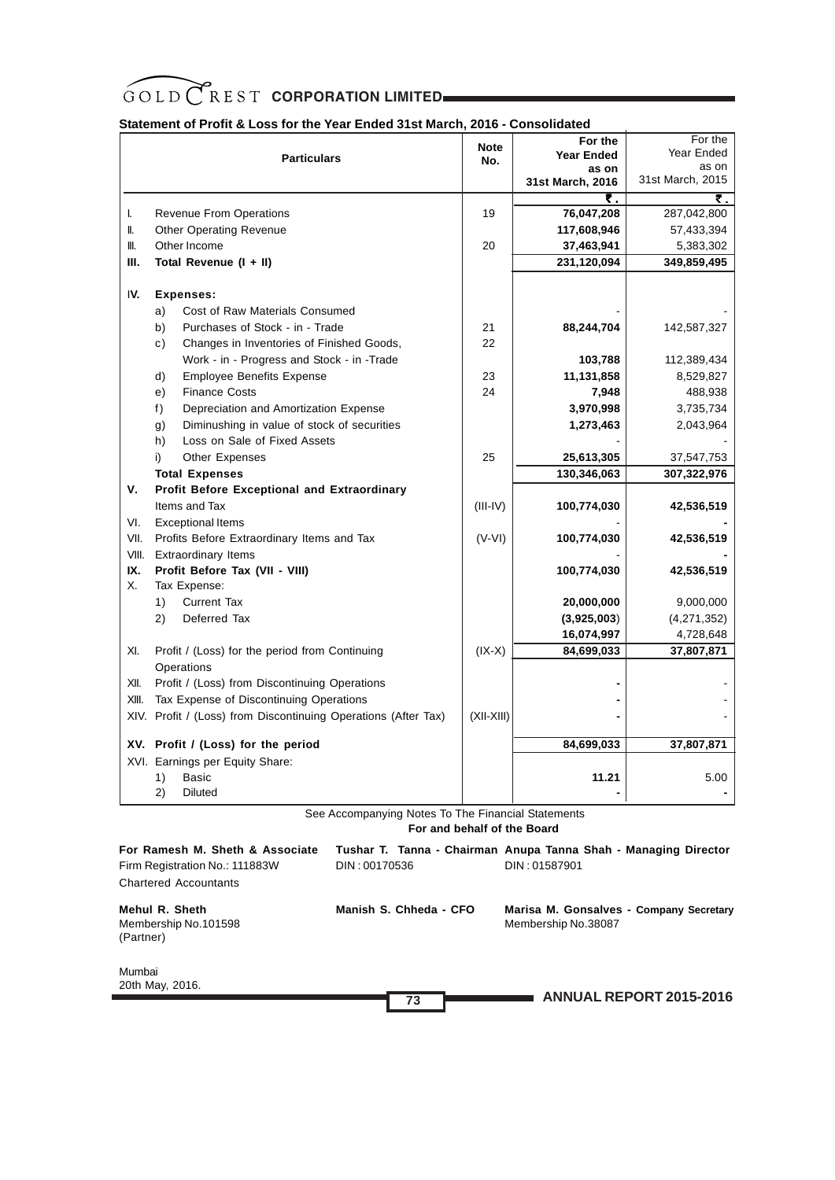# GOLD CREST CORPORATION LIMITED

## Statement of Profit & Loss for the Year Ended 31st March, 2016 - Consolidated

| | Particulars | Note No. | For the Year Ended as on 31st March, 2016 | For the Year Ended as on 31st March, 2015 |
|---|---|---|---|---|
| | | | ₹. | ₹. |
| I. | Revenue From Operations | 19 | **76,047,208** | 287,042,800 |
| II. | Other Operating Revenue | | **117,608,946** | 57,433,394 |
| III. | Other Income | 20 | **37,463,941** | 5,383,302 |
| **III.** | **Total Revenue (I + II)** | | **231,120,094** | **349,859,495** |
| **IV.** | **Expenses:** | | | |
| | a) Cost of Raw Materials Consumed | | - | - |
| | b) Purchases of Stock - in - Trade | 21 | **88,244,704** | 142,587,327 |
| | c) Changes in Inventories of Finished Goods, Work - in - Progress and Stock - in -Trade | 22 | **103,788** | 112,389,434 |
| | d) Employee Benefits Expense | 23 | **11,131,858** | 8,529,827 |
| | e) Finance Costs | 24 | **7,948** | 488,938 |
| | f) Depreciation and Amortization Expense | | **3,970,998** | 3,735,734 |
| | g) Diminushing in value of stock of securities | | **1,273,463** | 2,043,964 |
| | h) Loss on Sale of Fixed Assets | | - | - |
| | i) Other Expenses | 25 | **25,613,305** | 37,547,753 |
| | **Total Expenses** | | **130,346,063** | **307,322,976** |
| **V.** | **Profit Before Exceptional and Extraordinary** Items and Tax | (III-IV) | **100,774,030** | **42,536,519** |
| VI. | Exceptional Items | | - | **-** |
| VII. | Profits Before Extraordinary Items and Tax | (V-VI) | **100,774,030** | **42,536,519** |
| VIII. | Extraordinary Items | | - | **-** |
| **IX.** | **Profit Before Tax (VII - VIII)** | | **100,774,030** | **42,536,519** |
| X. | Tax Expense: | | | |
| | 1) Current Tax | | **20,000,000** | 9,000,000 |
| | 2) Deferred Tax | | **(3,925,003)** | (4,271,352) |
| | | | **16,074,997** | 4,728,648 |
| XI. | Profit / (Loss) for the period from Continuing Operations | (IX-X) | **84,699,033** | **37,807,871** |
| XII. | Profit / (Loss) from Discontinuing Operations | | **-** | - |
| XIII. | Tax Expense of Discontinuing Operations | | **-** | - |
| XIV. | Profit / (Loss) from Discontinuing Operations (After Tax) | (XII-XIII) | **-** | - |
| **XV.** | **Profit / (Loss) for the period** | | **84,699,033** | **37,807,871** |
| XVI. | Earnings per Equity Share: | | | |
| | 1) Basic | | **11.21** | 5.00 |
| | 2) Diluted | | **-** | **-** |

See Accompanying Notes To The Financial Statements

**For and behalf of the Board**

**For Ramesh M. Sheth & Associate**
Firm Registration No.: 111883W
Chartered Accountants

**Tushar T. Tanna - Chairman**
DIN : 00170536

**Anupa Tanna Shah - Managing Director**
DIN : 01587901

**Mehul R. Sheth**
Membership No.101598
(Partner)

**Manish S. Chheda - CFO**

**Marisa M. Gonsalves - Company Secretary**
Membership No.38087

Mumbai
20th May, 2016.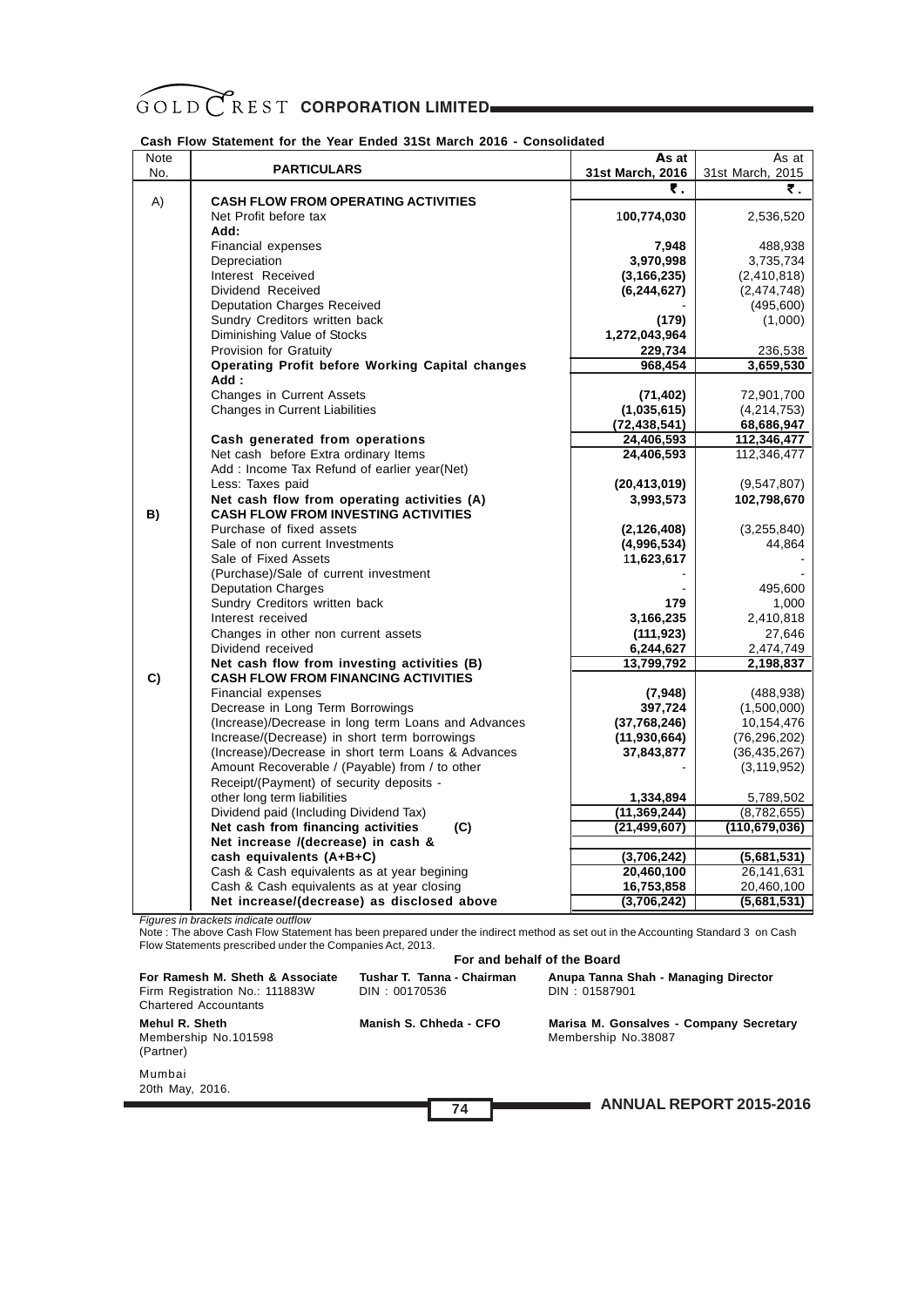## Cash Flow Statement for the Year Ended 31St March 2016 - Consolidated

| Note No. | PARTICULARS | As at 31st March, 2016 | As at 31st March, 2015 |
|---|---|---|---|
| | | ₹. | ₹. |
| A) | **CASH FLOW FROM OPERATING ACTIVITIES** | | |
| | Net Profit before tax | **100,774,030** | 2,536,520 |
| | **Add:** | | |
| | Financial expenses | **7,948** | 488,938 |
| | Depreciation | **3,970,998** | 3,735,734 |
| | Interest Received | **(3,166,235)** | (2,410,818) |
| | Dividend Received | **(6,244,627)** | (2,474,748) |
| | Deputation Charges Received | - | (495,600) |
| | Sundry Creditors written back | **(179)** | (1,000) |
| | Diminishing Value of Stocks | **1,272,043,964** | |
| | Provision for Gratuity | **229,734** | 236,538 |
| | **Operating Profit before Working Capital changes** | **968,454** | **3,659,530** |
| | **Add :** | | |
| | Changes in Current Assets | **(71,402)** | 72,901,700 |
| | Changes in Current Liabilities | **(1,035,615)** | (4,214,753) |
| | | **(72,438,541)** | **68,686,947** |
| | **Cash generated from operations** | **24,406,593** | **112,346,477** |
| | Net cash before Extra ordinary Items | **24,406,593** | 112,346,477 |
| | Add : Income Tax Refund of earlier year(Net) | | |
| | Less: Taxes paid | **(20,413,019)** | (9,547,807) |
| | **Net cash flow from operating activities (A)** | **3,993,573** | **102,798,670** |
| **B)** | **CASH FLOW FROM INVESTING ACTIVITIES** | | |
| | Purchase of fixed assets | **(2,126,408)** | (3,255,840) |
| | Sale of non current Investments | **(4,996,534)** | 44,864 |
| | Sale of Fixed Assets | **11,623,617** | - |
| | (Purchase)/Sale of current investment | - | - |
| | Deputation Charges | - | 495,600 |
| | Sundry Creditors written back | **179** | 1,000 |
| | Interest received | **3,166,235** | 2,410,818 |
| | Changes in other non current assets | **(111,923)** | 27,646 |
| | Dividend received | **6,244,627** | 2,474,749 |
| | **Net cash flow from investing activities (B)** | **13,799,792** | **2,198,837** |
| **C)** | **CASH FLOW FROM FINANCING ACTIVITIES** | | |
| | Financial expenses | **(7,948)** | (488,938) |
| | Decrease in Long Term Borrowings | **397,724** | (1,500,000) |
| | (Increase)/Decrease in long term Loans and Advances | **(37,768,246)** | 10,154,476 |
| | Increase/(Decrease) in short term borrowings | **(11,930,664)** | (76,296,202) |
| | (Increase)/Decrease in short term Loans & Advances | **37,843,877** | (36,435,267) |
| | Amount Recoverable / (Payable) from / to other | - | (3,119,952) |
| | Receipt/(Payment) of security deposits - other long term liabilities | **1,334,894** | 5,789,502 |
| | Dividend paid (Including Dividend Tax) | **(11,369,244)** | (8,782,655) |
| | **Net cash from financing activities (C)** | **(21,499,607)** | **(110,679,036)** |
| | **Net increase /(decrease) in cash & cash equivalents (A+B+C)** | **(3,706,242)** | **(5,681,531)** |
| | Cash & Cash equivalents as at year begining | **20,460,100** | 26,141,631 |
| | Cash & Cash equivalents as at year closing | **16,753,858** | 20,460,100 |
| | **Net increase/(decrease) as disclosed above** | **(3,706,242)** | **(5,681,531)** |

*Figures in brackets indicate outflow*

Note : The above Cash Flow Statement has been prepared under the indirect method as set out in the Accounting Standard 3 on Cash Flow Statements prescribed under the Companies Act, 2013.

**For and behalf of the Board**

**For Ramesh M. Sheth & Associate**
Firm Registration No.: 111883W
Chartered Accountants

**Tushar T. Tanna - Chairman**
DIN : 00170536

**Anupa Tanna Shah - Managing Director**
DIN : 01587901

**Mehul R. Sheth**
Membership No.101598
(Partner)

**Manish S. Chheda - CFO**

**Marisa M. Gonsalves - Company Secretary**
Membership No.38087

Mumbai
20th May, 2016.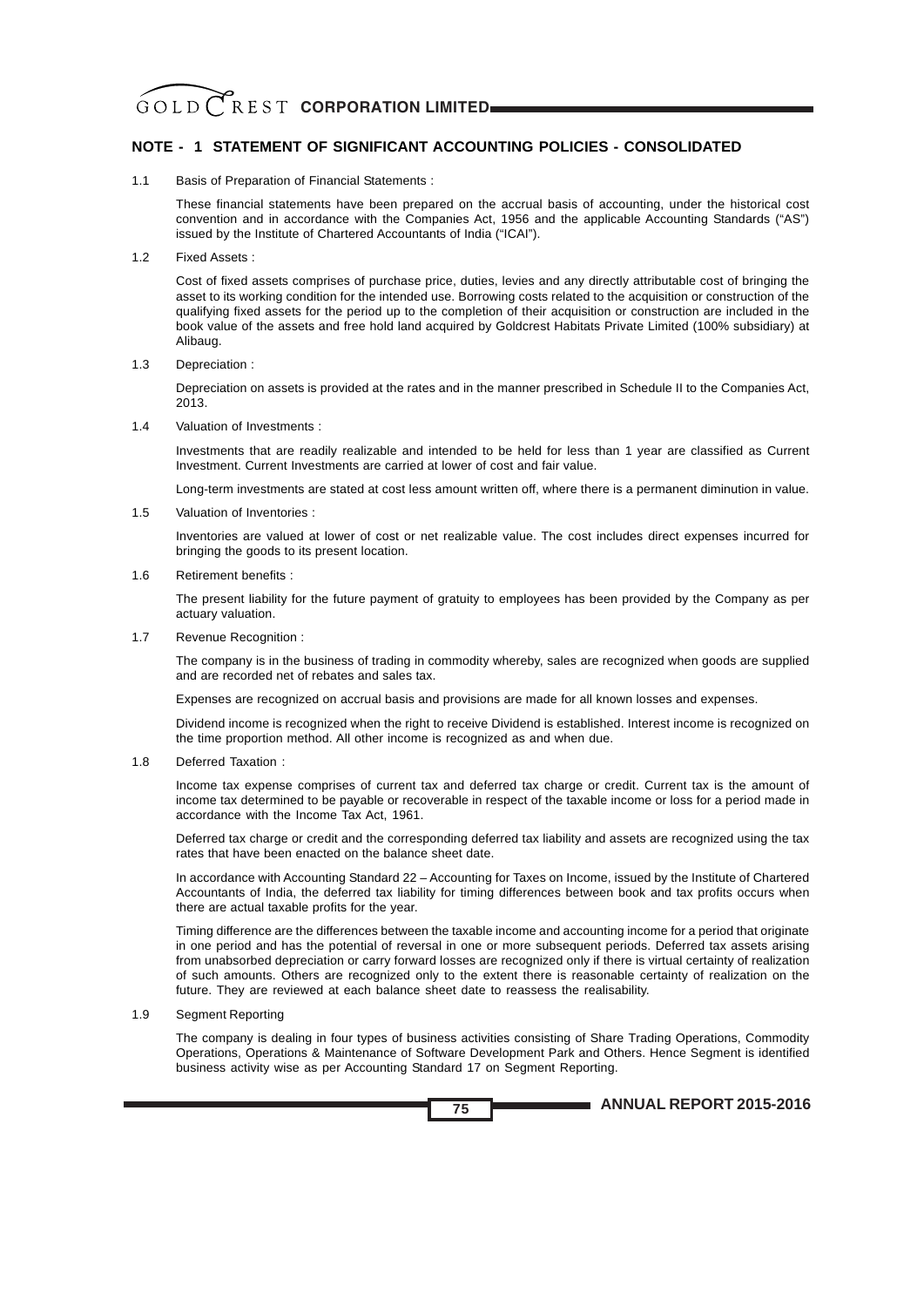## NOTE - 1 STATEMENT OF SIGNIFICANT ACCOUNTING POLICIES - CONSOLIDATED

1.1 Basis of Preparation of Financial Statements :

These financial statements have been prepared on the accrual basis of accounting, under the historical cost convention and in accordance with the Companies Act, 1956 and the applicable Accounting Standards ("AS") issued by the Institute of Chartered Accountants of India ("ICAI").

1.2 Fixed Assets :

Cost of fixed assets comprises of purchase price, duties, levies and any directly attributable cost of bringing the asset to its working condition for the intended use. Borrowing costs related to the acquisition or construction of the qualifying fixed assets for the period up to the completion of their acquisition or construction are included in the book value of the assets and free hold land acquired by Goldcrest Habitats Private Limited (100% subsidiary) at Alibaug.

1.3 Depreciation :

Depreciation on assets is provided at the rates and in the manner prescribed in Schedule II to the Companies Act, 2013.

1.4 Valuation of Investments :

Investments that are readily realizable and intended to be held for less than 1 year are classified as Current Investment. Current Investments are carried at lower of cost and fair value.

Long-term investments are stated at cost less amount written off, where there is a permanent diminution in value.

1.5 Valuation of Inventories :

Inventories are valued at lower of cost or net realizable value. The cost includes direct expenses incurred for bringing the goods to its present location.

1.6 Retirement benefits :

The present liability for the future payment of gratuity to employees has been provided by the Company as per actuary valuation.

1.7 Revenue Recognition :

The company is in the business of trading in commodity whereby, sales are recognized when goods are supplied and are recorded net of rebates and sales tax.

Expenses are recognized on accrual basis and provisions are made for all known losses and expenses.

Dividend income is recognized when the right to receive Dividend is established. Interest income is recognized on the time proportion method. All other income is recognized as and when due.

1.8 Deferred Taxation :

Income tax expense comprises of current tax and deferred tax charge or credit. Current tax is the amount of income tax determined to be payable or recoverable in respect of the taxable income or loss for a period made in accordance with the Income Tax Act, 1961.

Deferred tax charge or credit and the corresponding deferred tax liability and assets are recognized using the tax rates that have been enacted on the balance sheet date.

In accordance with Accounting Standard 22 – Accounting for Taxes on Income, issued by the Institute of Chartered Accountants of India, the deferred tax liability for timing differences between book and tax profits occurs when there are actual taxable profits for the year.

Timing difference are the differences between the taxable income and accounting income for a period that originate in one period and has the potential of reversal in one or more subsequent periods. Deferred tax assets arising from unabsorbed depreciation or carry forward losses are recognized only if there is virtual certainty of realization of such amounts. Others are recognized only to the extent there is reasonable certainty of realization on the future. They are reviewed at each balance sheet date to reassess the realisability.

1.9 Segment Reporting

The company is dealing in four types of business activities consisting of Share Trading Operations, Commodity Operations, Operations & Maintenance of Software Development Park and Others. Hence Segment is identified business activity wise as per Accounting Standard 17 on Segment Reporting.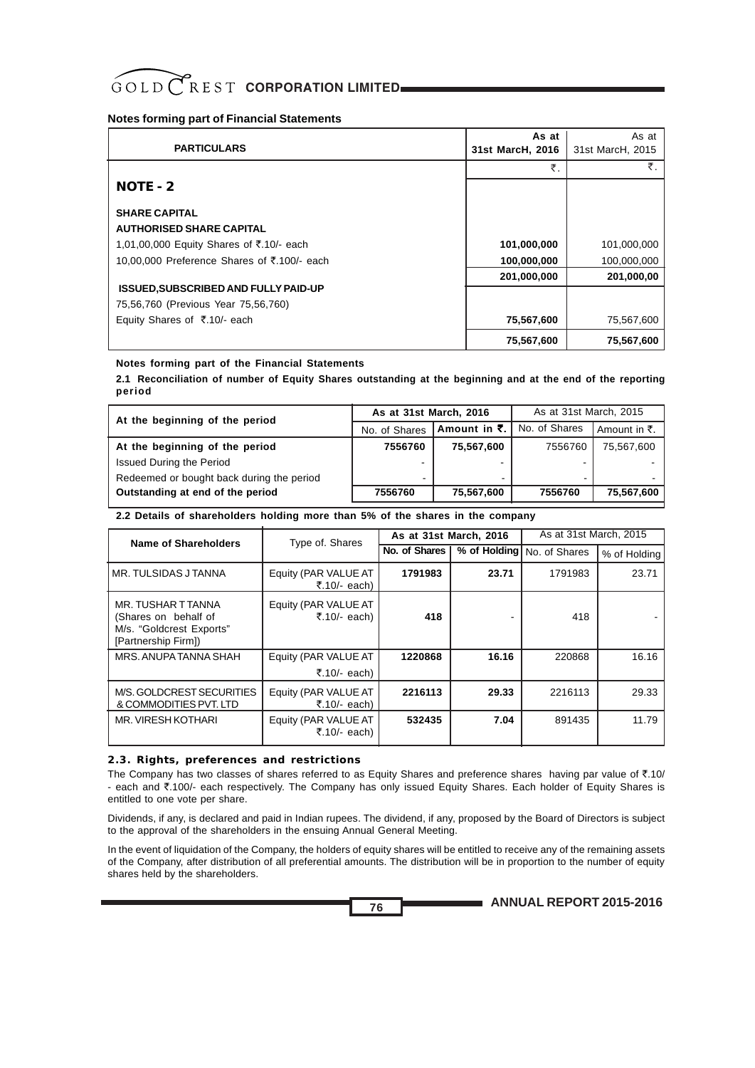## Notes forming part of Financial Statements

| PARTICULARS | As at 31st MarcH, 2016 | As at 31st MarcH, 2015 |
|---|---|---|
| | ₹. | ₹. |
| **NOTE - 2** | | |
| **SHARE CAPITAL** | | |
| **AUTHORISED SHARE CAPITAL** | | |
| 1,01,00,000 Equity Shares of ₹.10/- each | **101,000,000** | 101,000,000 |
| 10,00,000 Preference Shares of ₹.100/- each | **100,000,000** | 100,000,000 |
| | **201,000,000** | **201,000,00** |
| **ISSUED,SUBSCRIBED AND FULLY PAID-UP** | | |
| 75,56,760 (Previous Year 75,56,760) | | |
| Equity Shares of ₹.10/- each | **75,567,600** | 75,567,600 |
| | **75,567,600** | **75,567,600** |

**Notes forming part of the Financial Statements**

**2.1 Reconciliation of number of Equity Shares outstanding at the beginning and at the end of the reporting period**

| At the beginning of the period | As at 31st March, 2016 | | As at 31st March, 2015 | |
|---|---|---|---|---|
| | No. of Shares | **Amount in ₹.** | No. of Shares | Amount in ₹. |
| **At the beginning of the period** | **7556760** | **75,567,600** | 7556760 | 75,567,600 |
| Issued During the Period | - | - | - | - |
| Redeemed or bought back during the period | - | - | - | - |
| **Outstanding at end of the period** | **7556760** | **75,567,600** | **7556760** | **75,567,600** |

**2.2 Details of shareholders holding more than 5% of the shares in the company**

| Name of Shareholders | Type of. Shares | As at 31st March, 2016 | | As at 31st March, 2015 | |
|---|---|---|---|---|---|
| | | **No. of Shares** | **% of Holding** | No. of Shares | % of Holding |
| MR. TULSIDAS J TANNA | Equity (PAR VALUE AT ₹.10/- each) | **1791983** | **23.71** | 1791983 | 23.71 |
| MR. TUSHAR T TANNA (Shares on behalf of M/s. "Goldcrest Exports" [Partnership Firm]) | Equity (PAR VALUE AT ₹.10/- each) | **418** | - | 418 | - |
| MRS. ANUPA TANNA SHAH | Equity (PAR VALUE AT ₹.10/- each) | **1220868** | **16.16** | 220868 | 16.16 |
| M/S. GOLDCREST SECURITIES & COMMODITIES PVT. LTD | Equity (PAR VALUE AT ₹.10/- each) | **2216113** | **29.33** | 2216113 | 29.33 |
| MR. VIRESH KOTHARI | Equity (PAR VALUE AT ₹.10/- each) | **532435** | **7.04** | 891435 | 11.79 |

### 2.3. Rights, preferences and restrictions

The Company has two classes of shares referred to as Equity Shares and preference shares having par value of ₹.10/- each and ₹.100/- each respectively. The Company has only issued Equity Shares. Each holder of Equity Shares is entitled to one vote per share.

Dividends, if any, is declared and paid in Indian rupees. The dividend, if any, proposed by the Board of Directors is subject to the approval of the shareholders in the ensuing Annual General Meeting.

In the event of liquidation of the Company, the holders of equity shares will be entitled to receive any of the remaining assets of the Company, after distribution of all preferential amounts. The distribution will be in proportion to the number of equity shares held by the shareholders.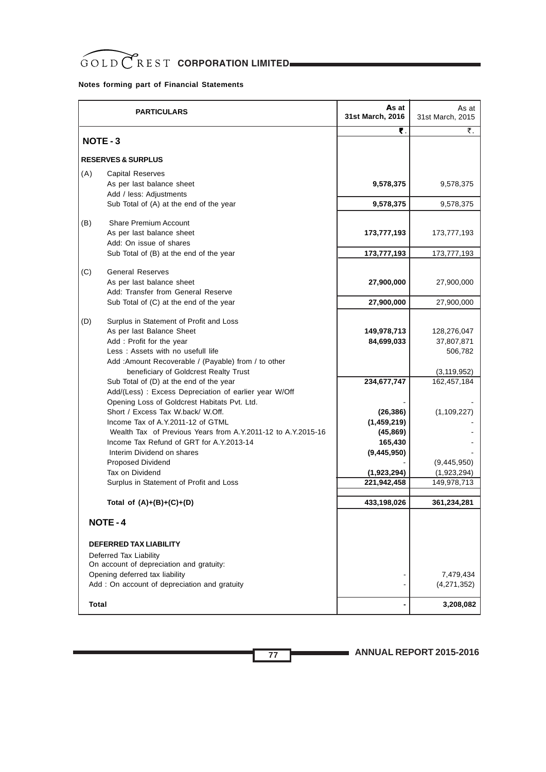**Notes forming part of Financial Statements**

| PARTICULARS | As at 31st March, 2016 | As at 31st March, 2015 |
|---|---|---|
| | ₹. | ₹. |
| **NOTE - 3** | | |
| **RESERVES & SURPLUS** | | |
| (A) Capital Reserves | | |
| As per last balance sheet | **9,578,375** | 9,578,375 |
| Add / less: Adjustments | | |
| Sub Total of (A) at the end of the year | **9,578,375** | 9,578,375 |
| (B) Share Premium Account | | |
| As per last balance sheet | **173,777,193** | 173,777,193 |
| Add: On issue of shares | | |
| Sub Total of (B) at the end of the year | **173,777,193** | 173,777,193 |
| (C) General Reserves | | |
| As per last balance sheet | **27,900,000** | 27,900,000 |
| Add: Transfer from General Reserve | | |
| Sub Total of (C) at the end of the year | **27,900,000** | 27,900,000 |
| (D) Surplus in Statement of Profit and Loss | | |
| As per last Balance Sheet | **149,978,713** | 128,276,047 |
| Add : Profit for the year | **84,699,033** | 37,807,871 |
| Less : Assets with no usefull life | | 506,782 |
| Add :Amount Recoverable / (Payable) from / to other beneficiary of Goldcrest Realty Trust | | (3,119,952) |
| Sub Total of (D) at the end of the year | **234,677,747** | 162,457,184 |
| Add/(Less) : Excess Depreciation of earlier year W/Off | | |
| Opening Loss of Goldcrest Habitats Pvt. Ltd. | - | - |
| Short / Excess Tax W.back/ W.Off. | **(26,386)** | (1,109,227) |
| Income Tax of A.Y.2011-12 of GTML | **(1,459,219)** | - |
| Wealth Tax of Previous Years from A.Y.2011-12 to A.Y.2015-16 | **(45,869)** | - |
| Income Tax Refund of GRT for A.Y.2013-14 | **165,430** | - |
| Interim Dividend on shares | **(9,445,950)** | - |
| Proposed Dividend | - | (9,445,950) |
| Tax on Dividend | **(1,923,294)** | (1,923,294) |
| Surplus in Statement of Profit and Loss | **221,942,458** | 149,978,713 |
| **Total of (A)+(B)+(C)+(D)** | **433,198,026** | **361,234,281** |
| **NOTE - 4** | | |
| **DEFERRED TAX LIABILITY** | | |
| Deferred Tax Liability | | |
| On account of depreciation and gratuity: | | |
| Opening deferred tax liability | - | 7,479,434 |
| Add : On account of depreciation and gratuity | - | (4,271,352) |
| **Total** | **-** | **3,208,082** |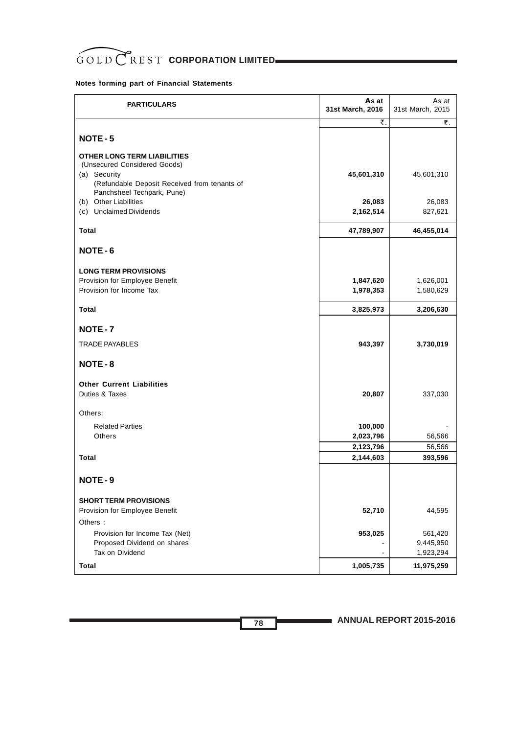**Notes forming part of Financial Statements**

| PARTICULARS | As at 31st March, 2016 | As at 31st March, 2015 |
|---|---|---|
| | ₹. | ₹. |
| **NOTE - 5** | | |
| **OTHER LONG TERM LIABILITIES** (Unsecured Considered Goods) | | |
| (a) Security (Refundable Deposit Received from tenants of Panchsheel Techpark, Pune) | **45,601,310** | 45,601,310 |
| (b) Other Liabilities | **26,083** | 26,083 |
| (c) Unclaimed Dividends | **2,162,514** | 827,621 |
| **Total** | **47,789,907** | **46,455,014** |
| **NOTE - 6** | | |
| **LONG TERM PROVISIONS** | | |
| Provision for Employee Benefit | **1,847,620** | 1,626,001 |
| Provision for Income Tax | **1,978,353** | 1,580,629 |
| **Total** | **3,825,973** | **3,206,630** |
| **NOTE - 7** | | |
| TRADE PAYABLES | **943,397** | **3,730,019** |
| **NOTE - 8** | | |
| **Other Current Liabilities** | | |
| Duties & Taxes | **20,807** | 337,030 |
| Others: | | |
| Related Parties | **100,000** | - |
| Others | **2,023,796** | 56,566 |
| | **2,123,796** | 56,566 |
| **Total** | **2,144,603** | **393,596** |
| **NOTE - 9** | | |
| **SHORT TERM PROVISIONS** | | |
| Provision for Employee Benefit | **52,710** | 44,595 |
| Others : | | |
| Provision for Income Tax (Net) | **953,025** | 561,420 |
| Proposed Dividend on shares | - | 9,445,950 |
| Tax on Dividend | - | 1,923,294 |
| **Total** | **1,005,735** | **11,975,259** |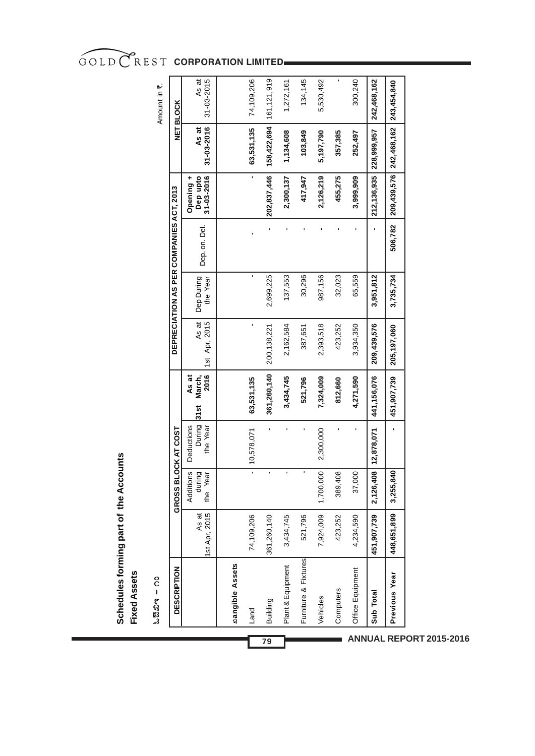## Schedules forming part of the Accounts

### Fixed Assets

ಓಔಏ – ೦೦

Amount in ₹.

| DESCRIPTION | GROSS BLOCK AT COST | | | | DEPRECIATION AS PER COMPANIES ACT, 2013 | | | | NET BLOCK | |
|---|---|---|---|---|---|---|---|---|---|---|
| | As at 1st Apr, 2015 | Additions during the Year | Deductions During the Year | As at 31st March, 2016 | As at 1st Apr, 2015 | Dep During the Year | Dep. on. Del. | Opening + Dep upto 31-03-2016 | As at 31-03-2016 | As at 31-03-2015 |
| **ಶangible Assets** | | | | | | | | | | |
| Land | 74,109,206 | - | 10,578,071 | 63,531,135 | - | - | - | - | 63,531,135 | 74,109,206 |
| Building | 361,260,140 | - | - | 361,260,140 | 200,138,221 | 2,699,225 | - | 202,837,446 | 158,422,694 | 161,121,919 |
| Plant & Equipment | 3,434,745 | - | - | 3,434,745 | 2,162,584 | 137,553 | - | 2,300,137 | 1,134,608 | 1,272,161 |
| Furniture & Fixtures | 521,796 | - | - | 521,796 | 387,651 | 30,296 | - | 417,947 | 103,849 | 134,145 |
| Vehicles | 7,924,009 | 1,700,000 | 2,300,000 | 7,324,009 | 2,393,518 | 987,156 | - | 2,126,219 | 5,197,790 | 5,530,492 |
| Computers | 423,252 | 389,408 | - | 812,660 | 423,252 | 32,023 | - | 455,275 | 357,385 | - |
| Office Equipment | 4,234,590 | 37,000 | - | 4,271,590 | 3,934,350 | 65,559 | - | 3,999,909 | 252,497 | 300,240 |
| **Sub Total** | **451,907,739** | **2,126,408** | **12,878,071** | **441,156,076** | **209,439,576** | **3,951,812** | **-** | **212,136,935** | **228,999,957** | **242,468,162** |
| **Previous Year** | **448,651,899** | **3,255,840** | **-** | **451,907,739** | **205,197,060** | **3,735,734** | **506,782** | **209,439,576** | **242,468,162** | **243,454,840** |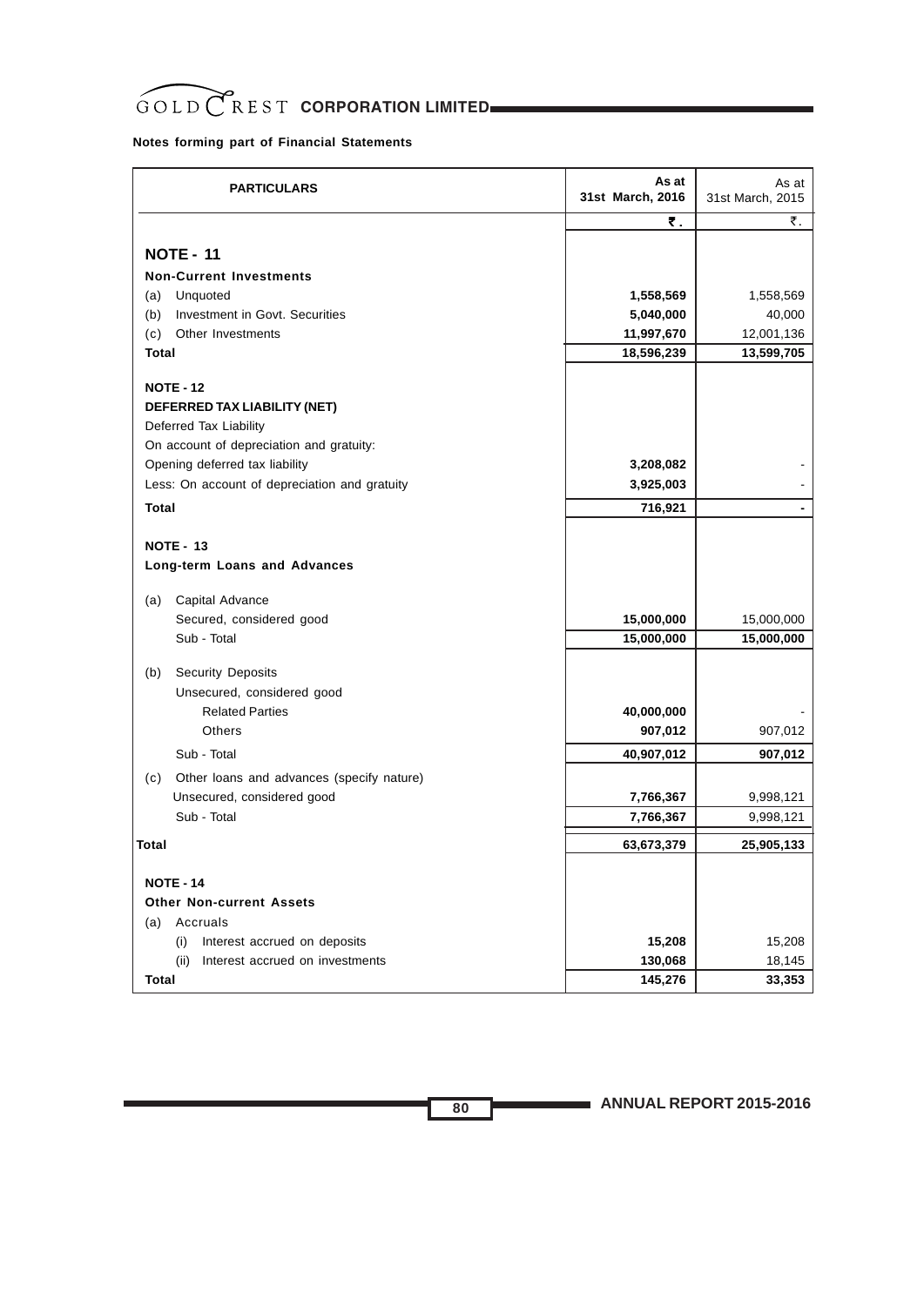**Notes forming part of Financial Statements**

| PARTICULARS | As at 31st March, 2016 | As at 31st March, 2015 |
|---|---|---|
| | ₹. | ₹. |
| **NOTE - 11** | | |
| **Non-Current Investments** | | |
| (a) Unquoted | **1,558,569** | 1,558,569 |
| (b) Investment in Govt. Securities | **5,040,000** | 40,000 |
| (c) Other Investments | **11,997,670** | 12,001,136 |
| **Total** | **18,596,239** | **13,599,705** |
| **NOTE - 12** | | |
| **DEFERRED TAX LIABILITY (NET)** | | |
| Deferred Tax Liability | | |
| On account of depreciation and gratuity: | | |
| Opening deferred tax liability | **3,208,082** | - |
| Less: On account of depreciation and gratuity | **3,925,003** | - |
| **Total** | **716,921** | **-** |
| **NOTE - 13** | | |
| **Long-term Loans and Advances** | | |
| (a) Capital Advance | | |
| Secured, considered good | **15,000,000** | 15,000,000 |
| Sub - Total | **15,000,000** | **15,000,000** |
| (b) Security Deposits | | |
| Unsecured, considered good | | |
| Related Parties | **40,000,000** | - |
| Others | **907,012** | 907,012 |
| Sub - Total | **40,907,012** | **907,012** |
| (c) Other loans and advances (specify nature) | | |
| Unsecured, considered good | **7,766,367** | 9,998,121 |
| Sub - Total | **7,766,367** | 9,998,121 |
| **Total** | **63,673,379** | **25,905,133** |
| **NOTE - 14** | | |
| **Other Non-current Assets** | | |
| (a) Accruals | | |
| (i) Interest accrued on deposits | **15,208** | 15,208 |
| (ii) Interest accrued on investments | **130,068** | 18,145 |
| **Total** | **145,276** | **33,353** |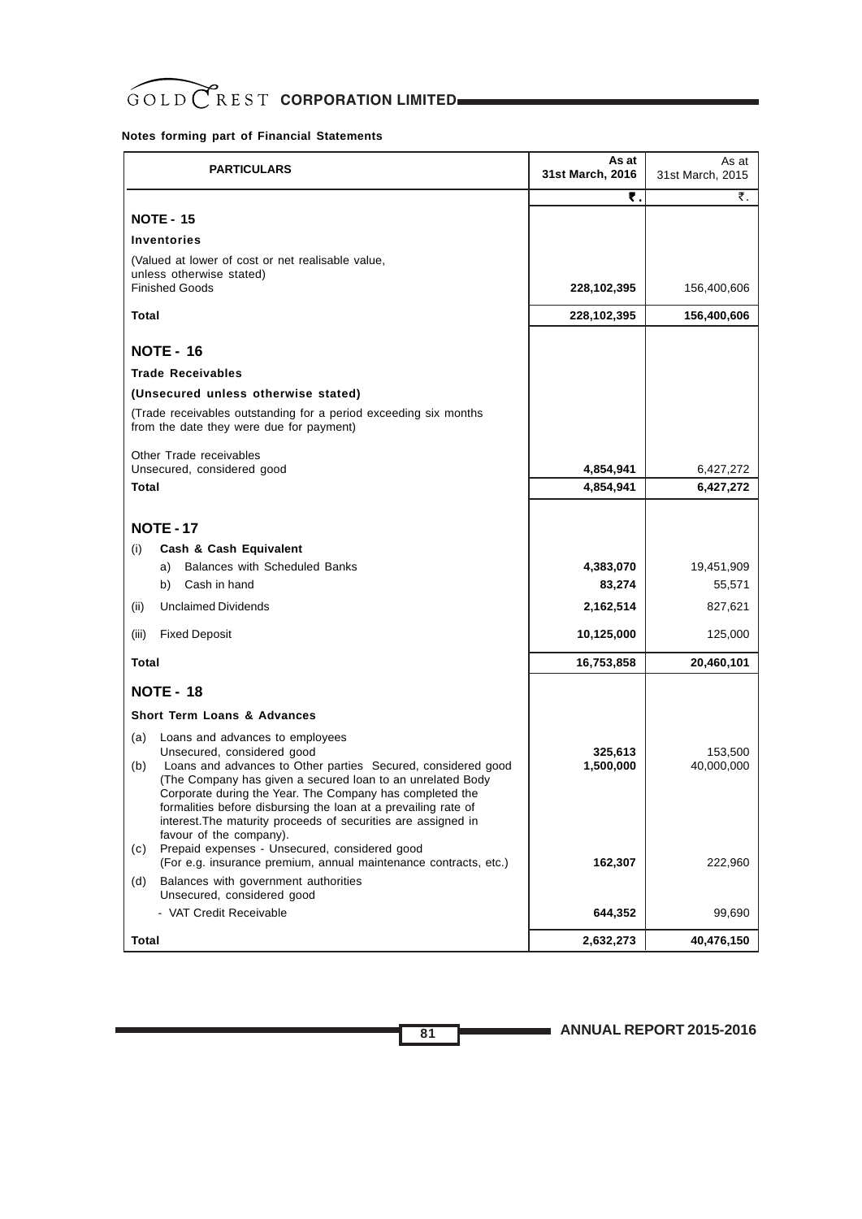**Notes forming part of Financial Statements**

| PARTICULARS | As at 31st March, 2016 | As at 31st March, 2015 |
|---|---|---|
| | **₹.** | ₹. |
| **NOTE - 15** | | |
| **Inventories** | | |
| (Valued at lower of cost or net realisable value, unless otherwise stated) | | |
| Finished Goods | **228,102,395** | 156,400,606 |
| **Total** | **228,102,395** | **156,400,606** |
| **NOTE - 16** | | |
| **Trade Receivables** | | |
| **(Unsecured unless otherwise stated)** | | |
| (Trade receivables outstanding for a period exceeding six months from the date they were due for payment) | | |
| Other Trade receivables | | |
| Unsecured, considered good | **4,854,941** | 6,427,272 |
| **Total** | **4,854,941** | **6,427,272** |
| **NOTE - 17** | | |
| (i) **Cash & Cash Equivalent** | | |
| a) Balances with Scheduled Banks | **4,383,070** | 19,451,909 |
| b) Cash in hand | **83,274** | 55,571 |
| (ii) Unclaimed Dividends | **2,162,514** | 827,621 |
| (iii) Fixed Deposit | **10,125,000** | 125,000 |
| **Total** | **16,753,858** | **20,460,101** |
| **NOTE - 18** | | |
| **Short Term Loans & Advances** | | |
| (a) Loans and advances to employees | | |
| Unsecured, considered good | **325,613** | 153,500 |
| (b) Loans and advances to Other parties Secured, considered good (The Company has given a secured loan to an unrelated Body Corporate during the Year. The Company has completed the formalities before disbursing the loan at a prevailing rate of interest.The maturity proceeds of securities are assigned in favour of the company). | **1,500,000** | 40,000,000 |
| (c) Prepaid expenses - Unsecured, considered good (For e.g. insurance premium, annual maintenance contracts, etc.) | **162,307** | 222,960 |
| (d) Balances with government authorities | | |
| Unsecured, considered good | | |
| - VAT Credit Receivable | **644,352** | 99,690 |
| **Total** | **2,632,273** | **40,476,150** |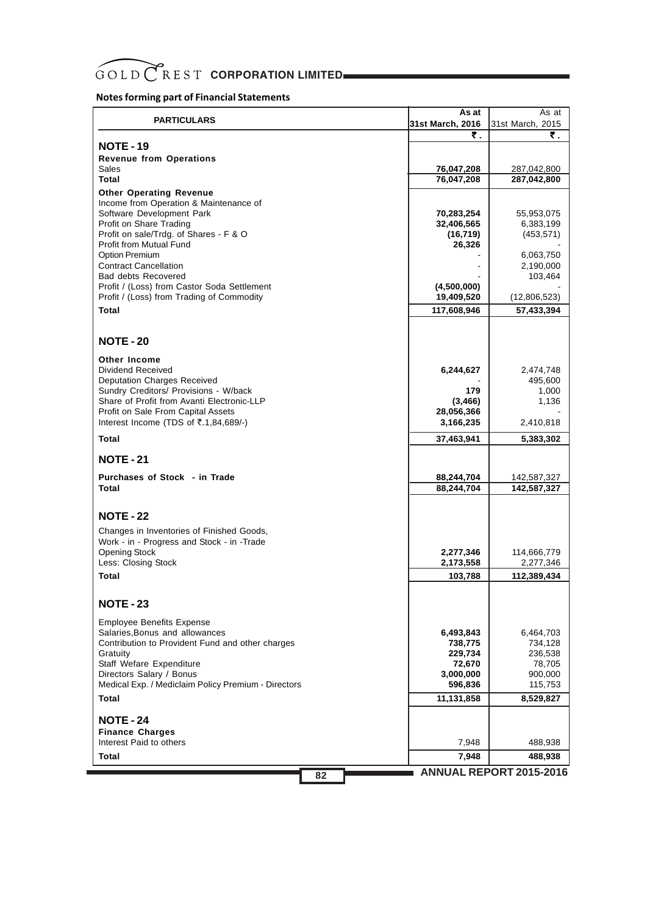## Notes forming part of Financial Statements

| PARTICULARS | As at 31st March, 2016 ₹. | As at 31st March, 2015 ₹. |
|---|---|---|
| **NOTE - 19** | | |
| **Revenue from Operations** | | |
| Sales | **76,047,208** | 287,042,800 |
| **Total** | **76,047,208** | **287,042,800** |
| **Other Operating Revenue** | | |
| Income from Operation & Maintenance of Software Development Park | **70,283,254** | 55,953,075 |
| Profit on Share Trading | **32,406,565** | 6,383,199 |
| Profit on sale/Trdg. of Shares - F & O | **(16,719)** | (453,571) |
| Profit from Mutual Fund | **26,326** | - |
| Option Premium | - | 6,063,750 |
| Contract Cancellation | - | 2,190,000 |
| Bad debts Recovered | - | 103,464 |
| Profit / (Loss) from Castor Soda Settlement | **(4,500,000)** | - |
| Profit / (Loss) from Trading of Commodity | **19,409,520** | (12,806,523) |
| **Total** | **117,608,946** | **57,433,394** |
| **NOTE - 20** | | |
| **Other Income** | | |
| Dividend Received | **6,244,627** | 2,474,748 |
| Deputation Charges Received | - | 495,600 |
| Sundry Creditors/ Provisions - W/back | **179** | 1,000 |
| Share of Profit from Avanti Electronic-LLP | **(3,466)** | 1,136 |
| Profit on Sale From Capital Assets | **28,056,366** | - |
| Interest Income (TDS of ₹.1,84,689/-) | **3,166,235** | 2,410,818 |
| **Total** | **37,463,941** | **5,383,302** |
| **NOTE - 21** | | |
| **Purchases of Stock - in Trade** | **88,244,704** | 142,587,327 |
| **Total** | **88,244,704** | **142,587,327** |
| **NOTE - 22** | | |
| Changes in Inventories of Finished Goods, Work - in - Progress and Stock - in -Trade | | |
| Opening Stock | **2,277,346** | 114,666,779 |
| Less: Closing Stock | **2,173,558** | 2,277,346 |
| **Total** | **103,788** | **112,389,434** |
| **NOTE - 23** | | |
| Employee Benefits Expense | | |
| Salaries,Bonus and allowances | **6,493,843** | 6,464,703 |
| Contribution to Provident Fund and other charges | **738,775** | 734,128 |
| Gratuity | **229,734** | 236,538 |
| Staff Wefare Expenditure | **72,670** | 78,705 |
| Directors Salary / Bonus | **3,000,000** | 900,000 |
| Medical Exp. / Mediclaim Policy Premium - Directors | **596,836** | 115,753 |
| **Total** | **11,131,858** | **8,529,827** |
| **NOTE - 24** | | |
| **Finance Charges** | | |
| Interest Paid to others | 7,948 | 488,938 |
| **Total** | **7,948** | **488,938** |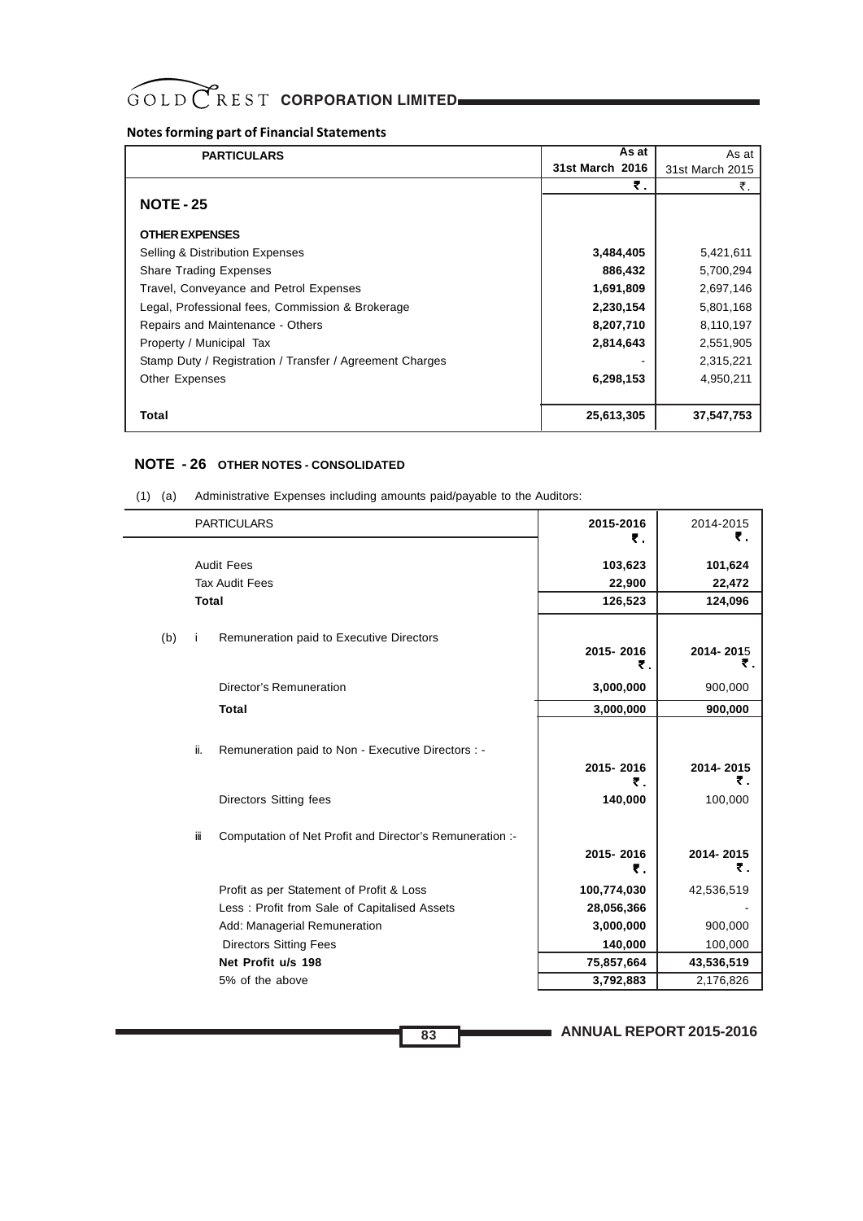## Notes forming part of Financial Statements

| PARTICULARS | As at 31st March 2016 ₹. | As at 31st March 2015 ₹. |
|---|---|---|
| **NOTE - 25** | | |
| **OTHER EXPENSES** | | |
| Selling & Distribution Expenses | **3,484,405** | 5,421,611 |
| Share Trading Expenses | **886,432** | 5,700,294 |
| Travel, Conveyance and Petrol Expenses | **1,691,809** | 2,697,146 |
| Legal, Professional fees, Commission & Brokerage | **2,230,154** | 5,801,168 |
| Repairs and Maintenance - Others | **8,207,710** | 8,110,197 |
| Property / Municipal Tax | **2,814,643** | 2,551,905 |
| Stamp Duty / Registration / Transfer / Agreement Charges | - | 2,315,221 |
| Other Expenses | **6,298,153** | 4,950,211 |
| **Total** | **25,613,305** | **37,547,753** |

## NOTE - 26 OTHER NOTES - CONSOLIDATED

(1) (a) Administrative Expenses including amounts paid/payable to the Auditors:

| PARTICULARS | 2015-2016 ₹. | 2014-2015 ₹. |
|---|---|---|
| Audit Fees | **103,623** | **101,624** |
| Tax Audit Fees | **22,900** | **22,472** |
| **Total** | **126,523** | **124,096** |

(b) i Remuneration paid to Executive Directors

| | 2015- 2016 ₹. | 2014- 2015 ₹. |
|---|---|---|
| Director's Remuneration | **3,000,000** | 900,000 |
| **Total** | **3,000,000** | **900,000** |

ii. Remuneration paid to Non - Executive Directors : -

| | 2015- 2016 ₹. | 2014- 2015 ₹. |
|---|---|---|
| Directors Sitting fees | **140,000** | 100,000 |

iii Computation of Net Profit and Director's Remuneration :-

| | 2015- 2016 ₹. | 2014- 2015 ₹. |
|---|---|---|
| Profit as per Statement of Profit & Loss | **100,774,030** | 42,536,519 |
| Less : Profit from Sale of Capitalised Assets | **28,056,366** | - |
| Add: Managerial Remuneration | **3,000,000** | 900,000 |
| Directors Sitting Fees | **140,000** | 100,000 |
| **Net Profit u/s 198** | **75,857,664** | **43,536,519** |
| 5% of the above | **3,792,883** | 2,176,826 |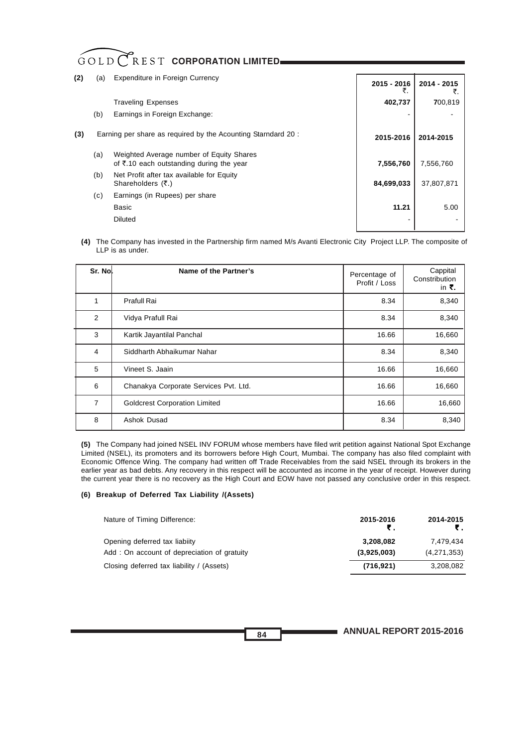**(2)** (a) Expenditure in Foreign Currency

| | 2015 - 2016 ₹. | 2014 - 2015 ₹. |
|---|---|---|
| Traveling Expenses | **402,737** | 700,819 |
| (b) Earnings in Foreign Exchange: | - | - |

**(3)** Earning per share as required by the Acounting Starndard 20 :

| | **2015-2016** | **2014-2015** |
|---|---|---|
| (a) Weighted Average number of Equity Shares of ₹.10 each outstanding during the year | **7,556,760** | 7,556,760 |
| (b) Net Profit after tax available for Equity Shareholders (₹.) | **84,699,033** | 37,807,871 |
| (c) Earnings (in Rupees) per share | | |
| Basic | **11.21** | 5.00 |
| Diluted | - | - |

**(4)** The Company has invested in the Partnership firm named M/s Avanti Electronic City Project LLP. The composite of LLP is as under.

| Sr. No. | Name of the Partner's | Percentage of Profit / Loss | Cappital Constribution in ₹. |
|---|---|---|---|
| 1 | Prafull Rai | 8.34 | 8,340 |
| 2 | Vidya Prafull Rai | 8.34 | 8,340 |
| 3 | Kartik Jayantilal Panchal | 16.66 | 16,660 |
| 4 | Siddharth Abhaikumar Nahar | 8.34 | 8,340 |
| 5 | Vineet S. Jaain | 16.66 | 16,660 |
| 6 | Chanakya Corporate Services Pvt. Ltd. | 16.66 | 16,660 |
| 7 | Goldcrest Corporation Limited | 16.66 | 16,660 |
| 8 | Ashok Dusad | 8.34 | 8,340 |

**(5)** The Company had joined NSEL INV FORUM whose members have filed writ petition against National Spot Exchange Limited (NSEL), its promoters and its borrowers before High Court, Mumbai. The company has also filed complaint with Economic Offence Wing. The company had written off Trade Receivables from the said NSEL through its brokers in the earlier year as bad debts. Any recovery in this respect will be accounted as income in the year of receipt. However during the current year there is no recovery as the High Court and EOW have not passed any conclusive order in this respect.

**(6) Breakup of Deferred Tax Liability /(Assets)**

| Nature of Timing Difference: | **2015-2016 ₹.** | **2014-2015 ₹.** |
|---|---|---|
| Opening deferred tax liabiity | **3,208,082** | 7,479,434 |
| Add : On account of depreciation of gratuity | **(3,925,003)** | (4,271,353) |
| Closing deferred tax liability / (Assets) | **(716,921)** | 3,208,082 |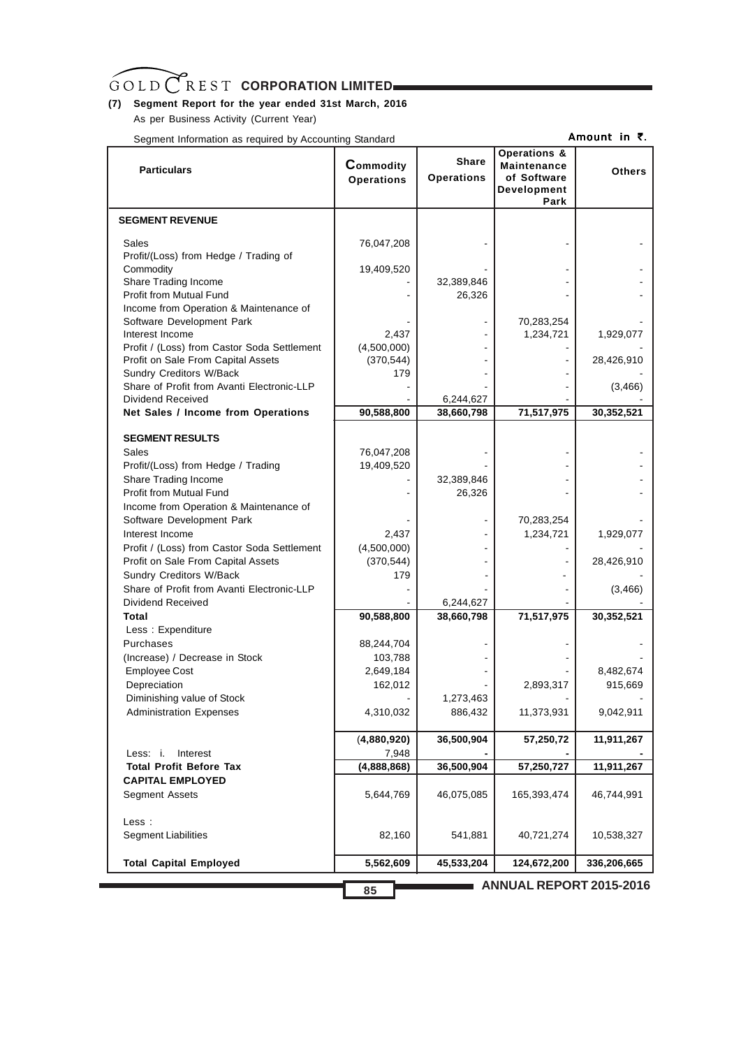**(7) Segment Report for the year ended 31st March, 2016**

As per Business Activity (Current Year)

Segment Information as required by Accounting Standard

Amount in ₹.

| Particulars | Commodity Operations | Share Operations | Operations & Maintenance of Software Development Park | Others |
|---|---|---|---|---|
| **SEGMENT REVENUE** | | | | |
| Sales | 76,047,208 | - | - | - |
| Profit/(Loss) from Hedge / Trading of Commodity | 19,409,520 | - | - | - |
| Share Trading Income | - | 32,389,846 | - | - |
| Profit from Mutual Fund | - | 26,326 | - | - |
| Income from Operation & Maintenance of Software Development Park | - | - | 70,283,254 | - |
| Interest Income | 2,437 | - | 1,234,721 | 1,929,077 |
| Profit / (Loss) from Castor Soda Settlement | (4,500,000) | - | - | - |
| Profit on Sale From Capital Assets | (370,544) | - | - | 28,426,910 |
| Sundry Creditors W/Back | 179 | - | - | - |
| Share of Profit from Avanti Electronic-LLP | - | - | - | (3,466) |
| Dividend Received | - | 6,244,627 | - | - |
| **Net Sales / Income from Operations** | **90,588,800** | **38,660,798** | **71,517,975** | **30,352,521** |
| **SEGMENT RESULTS** | | | | |
| Sales | 76,047,208 | - | - | - |
| Profit/(Loss) from Hedge / Trading | 19,409,520 | - | - | - |
| Share Trading Income | - | 32,389,846 | - | - |
| Profit from Mutual Fund | - | 26,326 | - | - |
| Income from Operation & Maintenance of Software Development Park | - | - | 70,283,254 | - |
| Interest Income | 2,437 | - | 1,234,721 | 1,929,077 |
| Profit / (Loss) from Castor Soda Settlement | (4,500,000) | - | - | - |
| Profit on Sale From Capital Assets | (370,544) | - | - | 28,426,910 |
| Sundry Creditors W/Back | 179 | - | - | - |
| Share of Profit from Avanti Electronic-LLP | - | - | - | (3,466) |
| Dividend Received | - | 6,244,627 | - | - |
| **Total** | **90,588,800** | **38,660,798** | **71,517,975** | **30,352,521** |
| Less : Expenditure | | | | |
| Purchases | 88,244,704 | - | - | - |
| (Increase) / Decrease in Stock | 103,788 | - | - | - |
| Employee Cost | 2,649,184 | - | - | 8,482,674 |
| Depreciation | 162,012 | - | 2,893,317 | 915,669 |
| Diminishing value of Stock | - | 1,273,463 | - | - |
| Administration Expenses | 4,310,032 | 886,432 | 11,373,931 | 9,042,911 |
| | **(4,880,920)** | **36,500,904** | **57,250,72** | **11,911,267** |
| Less: i. Interest | **7,948** | **-** | **-** | **-** |
| **Total Profit Before Tax** | **(4,888,868)** | **36,500,904** | **57,250,727** | **11,911,267** |
| **CAPITAL EMPLOYED** | | | | |
| Segment Assets | 5,644,769 | 46,075,085 | 165,393,474 | 46,744,991 |
| Less : | | | | |
| Segment Liabilities | 82,160 | 541,881 | 40,721,274 | 10,538,327 |
| **Total Capital Employed** | **5,562,609** | **45,533,204** | **124,672,200** | **336,206,665** |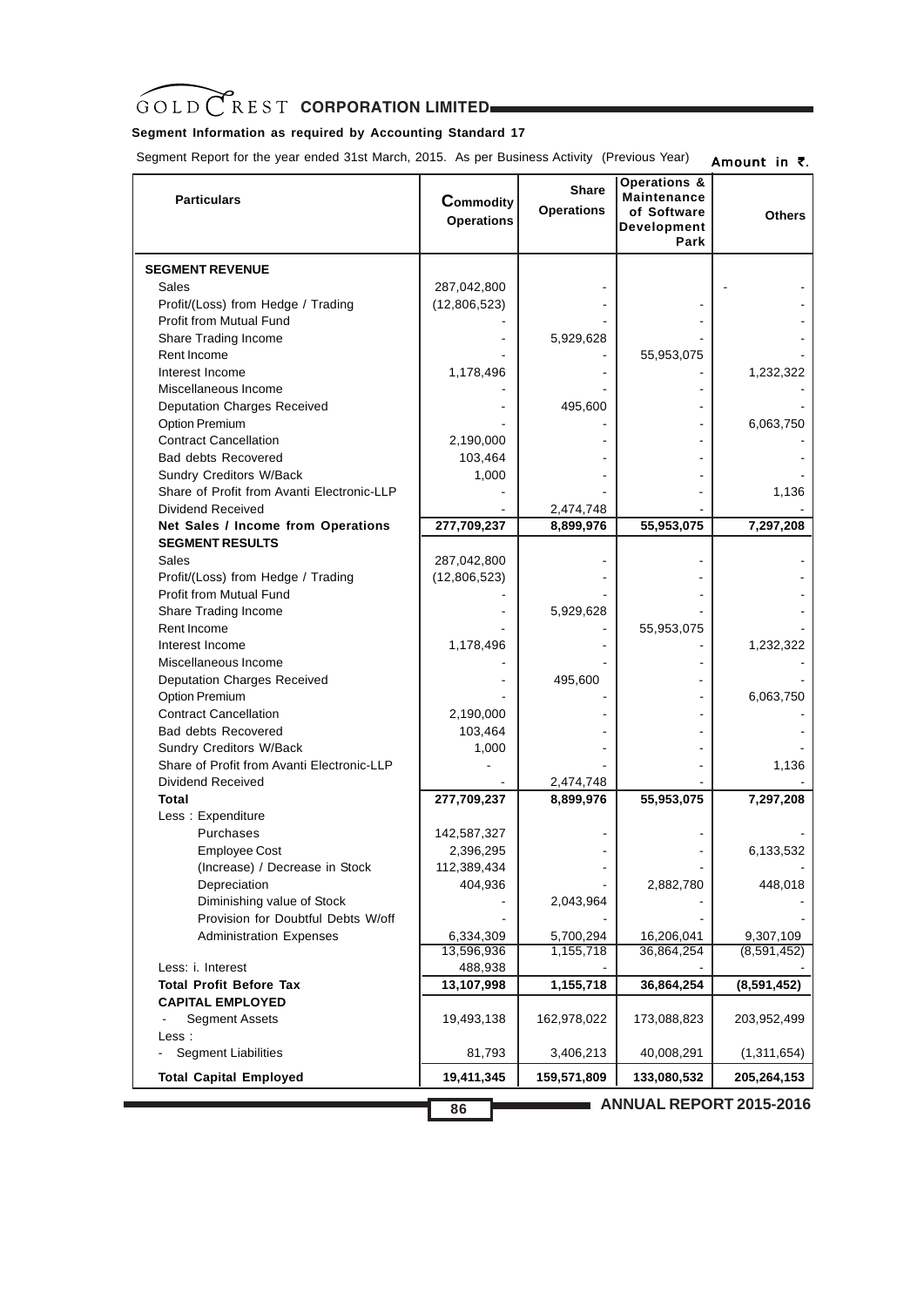## Segment Information as required by Accounting Standard 17

Segment Report for the year ended 31st March, 2015. As per Business Activity (Previous Year) Amount in ₹.

| Particulars | Commodity Operations | Share Operations | Operations & Maintenance of Software Development Park | Others |
|---|---|---|---|---|
| **SEGMENT REVENUE** | | | | |
| Sales | 287,042,800 | - | | - - |
| Profit/(Loss) from Hedge / Trading | (12,806,523) | - | - | - |
| Profit from Mutual Fund | - | - | - | - |
| Share Trading Income | - | 5,929,628 | - | - |
| Rent Income | - | - | 55,953,075 | - |
| Interest Income | 1,178,496 | - | - | 1,232,322 |
| Miscellaneous Income | - | - | - | - |
| Deputation Charges Received | - | 495,600 | - | - |
| Option Premium | - | - | - | 6,063,750 |
| Contract Cancellation | 2,190,000 | - | - | - |
| Bad debts Recovered | 103,464 | - | - | - |
| Sundry Creditors W/Back | 1,000 | - | - | - |
| Share of Profit from Avanti Electronic-LLP | - | - | - | 1,136 |
| Dividend Received | - | 2,474,748 | - | - |
| **Net Sales / Income from Operations** | **277,709,237** | **8,899,976** | **55,953,075** | **7,297,208** |
| **SEGMENT RESULTS** | | | | |
| Sales | 287,042,800 | - | - | - |
| Profit/(Loss) from Hedge / Trading | (12,806,523) | - | - | - |
| Profit from Mutual Fund | - | - | - | - |
| Share Trading Income | - | 5,929,628 | - | - |
| Rent Income | - | - | 55,953,075 | - |
| Interest Income | 1,178,496 | - | - | 1,232,322 |
| Miscellaneous Income | - | - | - | - |
| Deputation Charges Received | - | 495,600 | - | - |
| Option Premium | - | - | - | 6,063,750 |
| Contract Cancellation | 2,190,000 | - | - | - |
| Bad debts Recovered | 103,464 | - | - | - |
| Sundry Creditors W/Back | 1,000 | - | - | - |
| Share of Profit from Avanti Electronic-LLP | - | - | - | 1,136 |
| Dividend Received | - | 2,474,748 | - | - |
| **Total** | **277,709,237** | **8,899,976** | **55,953,075** | **7,297,208** |
| Less : Expenditure | | | | |
| Purchases | 142,587,327 | - | - | - |
| Employee Cost | 2,396,295 | - | - | 6,133,532 |
| (Increase) / Decrease in Stock | 112,389,434 | - | - | - |
| Depreciation | 404,936 | - | 2,882,780 | 448,018 |
| Diminishing value of Stock | - | 2,043,964 | - | - |
| Provision for Doubtful Debts W/off | - | - | - | - |
| Administration Expenses | 6,334,309 | 5,700,294 | 16,206,041 | 9,307,109 |
| | 13,596,936 | 1,155,718 | 36,864,254 | (8,591,452) |
| Less: i. Interest | 488,938 | - | - | - |
| **Total Profit Before Tax** | **13,107,998** | **1,155,718** | **36,864,254** | **(8,591,452)** |
| **CAPITAL EMPLOYED** | | | | |
| - Segment Assets | 19,493,138 | 162,978,022 | 173,088,823 | 203,952,499 |
| Less : | | | | |
| - Segment Liabilities | 81,793 | 3,406,213 | 40,008,291 | (1,311,654) |
| **Total Capital Employed** | **19,411,345** | **159,571,809** | **133,080,532** | **205,264,153** |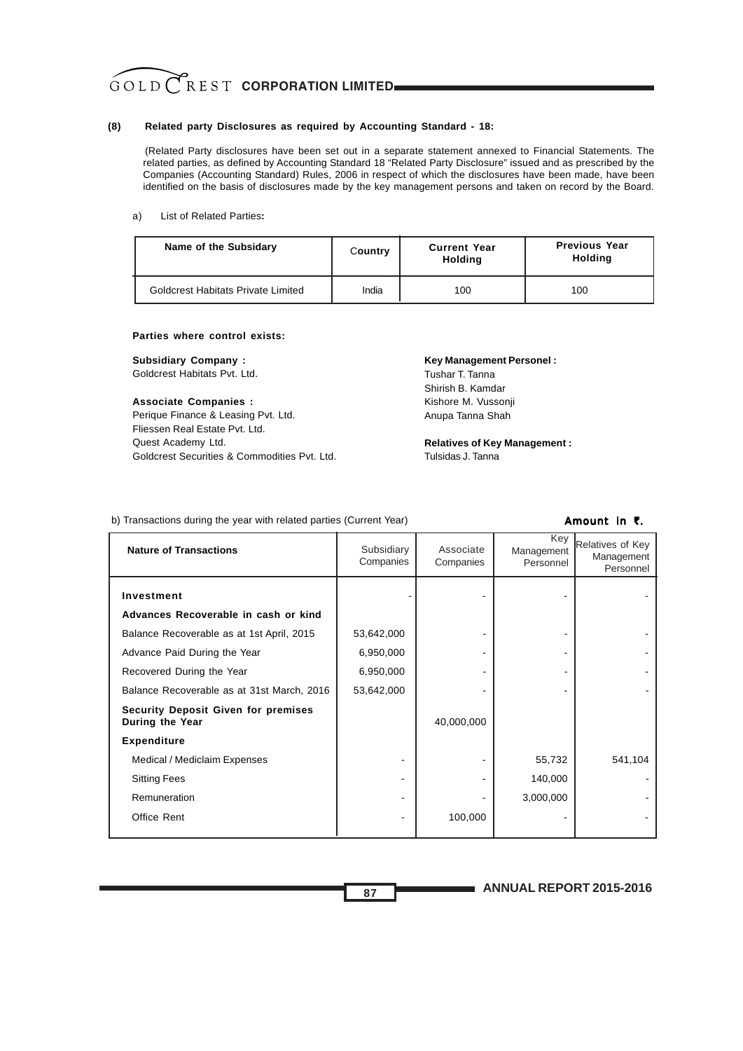**(8) Related party Disclosures as required by Accounting Standard - 18:**

(Related Party disclosures have been set out in a separate statement annexed to Financial Statements. The related parties, as defined by Accounting Standard 18 "Related Party Disclosure" issued and as prescribed by the Companies (Accounting Standard) Rules, 2006 in respect of which the disclosures have been made, have been identified on the basis of disclosures made by the key management persons and taken on record by the Board.

a) List of Related Parties**:**

| Name of the Subsidary | Country | Current Year Holding | Previous Year Holding |
|---|---|---|---|
| Goldcrest Habitats Private Limited | India | 100 | 100 |

**Parties where control exists:**

**Subsidiary Company :**
Goldcrest Habitats Pvt. Ltd.

**Associate Companies :**
Perique Finance & Leasing Pvt. Ltd.
Fliessen Real Estate Pvt. Ltd.
Quest Academy Ltd.
Goldcrest Securities & Commodities Pvt. Ltd.

**Key Management Personel :**
Tushar T. Tanna
Shirish B. Kamdar
Kishore M. Vussonji
Anupa Tanna Shah

**Relatives of Key Management :**
Tulsidas J. Tanna

b) Transactions during the year with related parties (Current Year) **Amount in ₹.**

| Nature of Transactions | Subsidiary Companies | Associate Companies | Key Management Personnel | Relatives of Key Management Personnel |
|---|---|---|---|---|
| **Investment** | - | - | - | - |
| **Advances Recoverable in cash or kind** | | | | |
| Balance Recoverable as at 1st April, 2015 | 53,642,000 | - | - | - |
| Advance Paid During the Year | 6,950,000 | - | - | - |
| Recovered During the Year | 6,950,000 | - | - | - |
| Balance Recoverable as at 31st March, 2016 | 53,642,000 | - | - | - |
| **Security Deposit Given for premises During the Year** | | 40,000,000 | | |
| **Expenditure** | | | | |
| Medical / Mediclaim Expenses | - | - | 55,732 | 541,104 |
| Sitting Fees | - | - | 140,000 | - |
| Remuneration | - | - | 3,000,000 | - |
| Office Rent | - | 100,000 | - | - |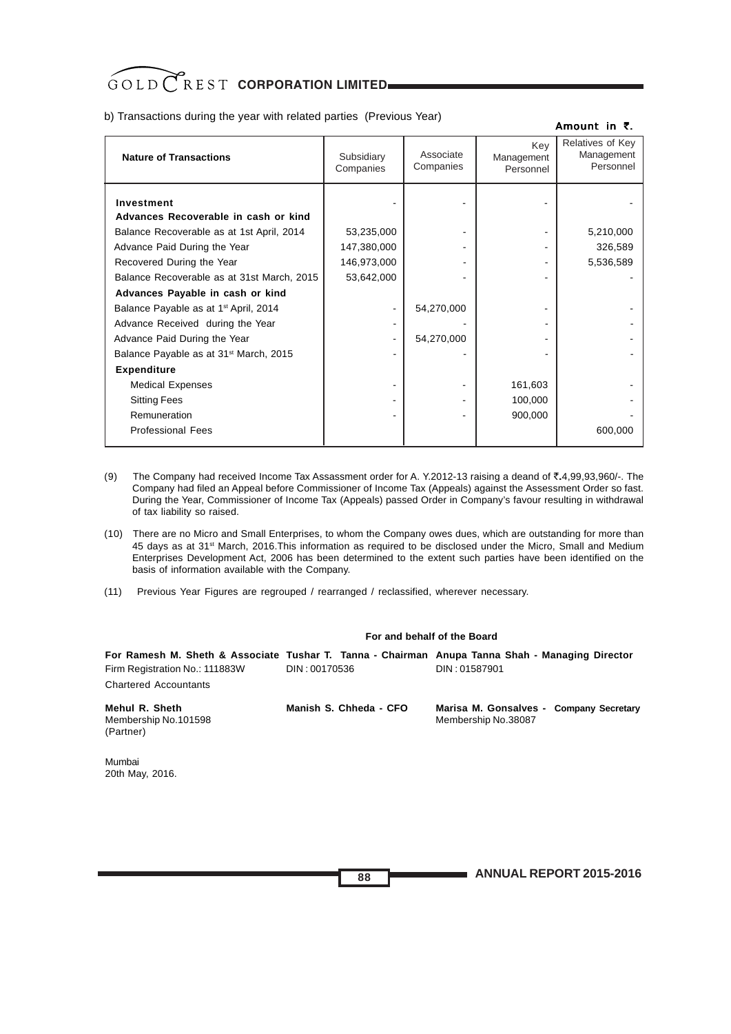b) Transactions during the year with related parties (Previous Year)

Amount in ₹.

| Nature of Transactions | Subsidiary Companies | Associate Companies | Key Management Personnel | Relatives of Key Management Personnel |
|---|---|---|---|---|
| **Investment** | - | - | - | - |
| **Advances Recoverable in cash or kind** | | | | |
| Balance Recoverable as at 1st April, 2014 | 53,235,000 | - | - | 5,210,000 |
| Advance Paid During the Year | 147,380,000 | - | - | 326,589 |
| Recovered During the Year | 146,973,000 | - | - | 5,536,589 |
| Balance Recoverable as at 31st March, 2015 | 53,642,000 | - | - | - |
| **Advances Payable in cash or kind** | | | | |
| Balance Payable as at 1st April, 2014 | - | 54,270,000 | - | - |
| Advance Received during the Year | - | - | - | - |
| Advance Paid During the Year | - | 54,270,000 | - | - |
| Balance Payable as at 31st March, 2015 | - | - | - | - |
| **Expenditure** | | | | |
| Medical Expenses | - | - | 161,603 | - |
| Sitting Fees | - | - | 100,000 | - |
| Remuneration | - | - | 900,000 | - |
| Professional Fees | | | | 600,000 |

(9) The Company had received Income Tax Assassment order for A. Y.2012-13 raising a deand of ₹.4,99,93,960/-. The Company had filed an Appeal before Commissioner of Income Tax (Appeals) against the Assessment Order so fast. During the Year, Commissioner of Income Tax (Appeals) passed Order in Company's favour resulting in withdrawal of tax liability so raised.

(10) There are no Micro and Small Enterprises, to whom the Company owes dues, which are outstanding for more than 45 days as at 31st March, 2016.This information as required to be disclosed under the Micro, Small and Medium Enterprises Development Act, 2006 has been determined to the extent such parties have been identified on the basis of information available with the Company.

(11) Previous Year Figures are regrouped / rearranged / reclassified, wherever necessary.

**For and behalf of the Board**

**For Ramesh M. Sheth & Associate** Firm Registration No.: 111883W Chartered Accountants

**Tushar T. Tanna - Chairman** DIN : 00170536

**Anupa Tanna Shah - Managing Director** DIN : 01587901

**Mehul R. Sheth** Membership No.101598 (Partner)

**Manish S. Chheda - CFO**

**Marisa M. Gonsalves - Company Secretary** Membership No.38087

Mumbai
20th May, 2016.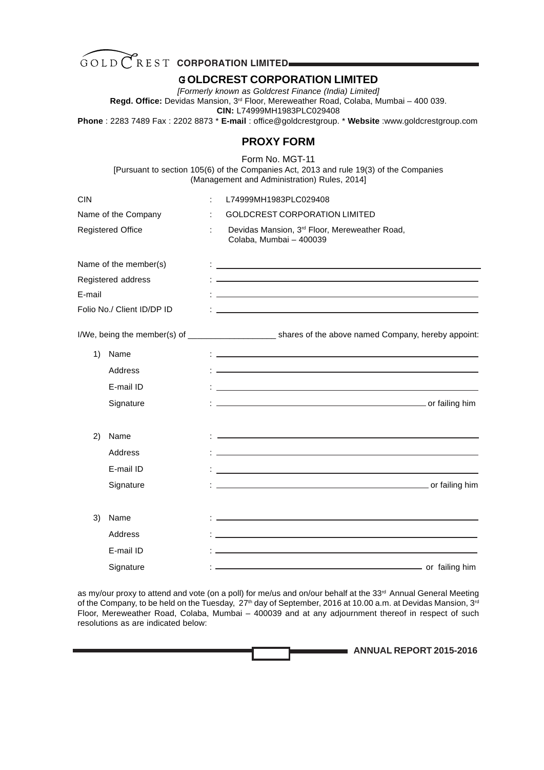# GOLDCREST CORPORATION LIMITED

*[Formerly known as Goldcrest Finance (India) Limited]*

**Regd. Office:** Devidas Mansion, 3rd Floor, Mereweather Road, Colaba, Mumbai – 400 039.

**CIN:** L74999MH1983PLC029408

**Phone** : 2283 7489 Fax : 2202 8873 * **E-mail** : office@goldcrestgroup. * **Website** :www.goldcrestgroup.com

## PROXY FORM

Form No. MGT-11

[Pursuant to section 105(6) of the Companies Act, 2013 and rule 19(3) of the Companies (Management and Administration) Rules, 2014]

| | | |
|---|---|---|
| CIN | : | L74999MH1983PLC029408 |
| Name of the Company | : | GOLDCREST CORPORATION LIMITED |
| Registered Office | : | Devidas Mansion, 3rd Floor, Mereweather Road, Colaba, Mumbai – 400039 |

Name of the member(s) : ______________________________

Registered address : ______________________________

E-mail : ______________________________

Folio No./ Client ID/DP ID : ______________________________

I/We, being the member(s) of ___________________ shares of the above named Company, hereby appoint:

1) Name : ______________________________

   Address : ______________________________

   E-mail ID : ______________________________

   Signature : ______________________________ or failing him

2) Name : ______________________________

   Address : ______________________________

   E-mail ID : ______________________________

   Signature : ______________________________ or failing him

3) Name : ______________________________

   Address : ______________________________

   E-mail ID : ______________________________

   Signature : ______________________________ or failing him

as my/our proxy to attend and vote (on a poll) for me/us and on/our behalf at the 33rd Annual General Meeting of the Company, to be held on the Tuesday, 27th day of September, 2016 at 10.00 a.m. at Devidas Mansion, 3rd Floor, Mereweather Road, Colaba, Mumbai – 400039 and at any adjournment thereof in respect of such resolutions as are indicated below: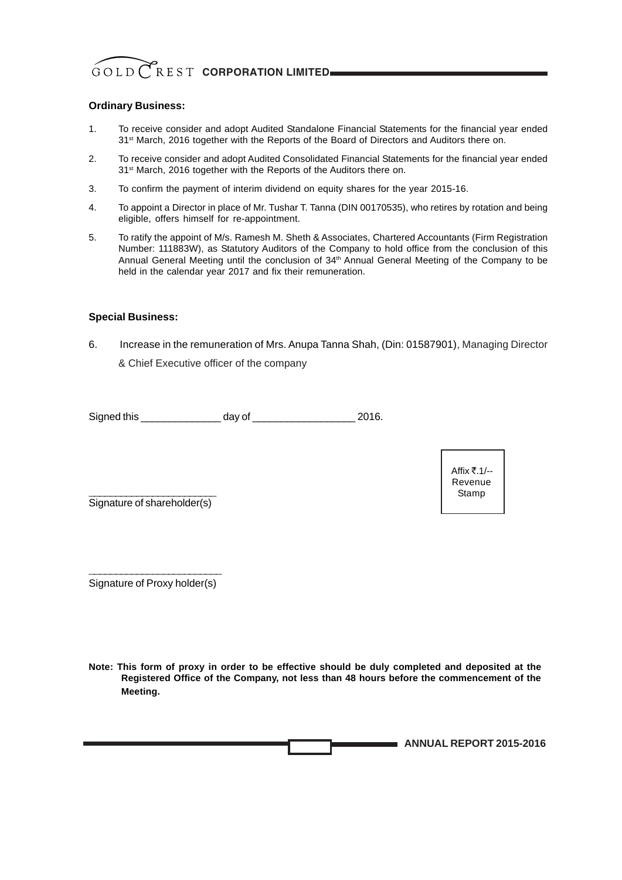**Ordinary Business:**

1. To receive consider and adopt Audited Standalone Financial Statements for the financial year ended 31st March, 2016 together with the Reports of the Board of Directors and Auditors there on.
2. To receive consider and adopt Audited Consolidated Financial Statements for the financial year ended 31st March, 2016 together with the Reports of the Auditors there on.
3. To confirm the payment of interim dividend on equity shares for the year 2015-16.
4. To appoint a Director in place of Mr. Tushar T. Tanna (DIN 00170535), who retires by rotation and being eligible, offers himself for re-appointment.
5. To ratify the appoint of M/s. Ramesh M. Sheth & Associates, Chartered Accountants (Firm Registration Number: 111883W), as Statutory Auditors of the Company to hold office from the conclusion of this Annual General Meeting until the conclusion of 34th Annual General Meeting of the Company to be held in the calendar year 2017 and fix their remuneration.

**Special Business:**

6. Increase in the remuneration of Mrs. Anupa Tanna Shah, (Din: 01587901), Managing Director & Chief Executive officer of the company

Signed this ______________ day of __________________ 2016.

_______________________
Signature of shareholder(s)

Affix ₹.1/-- Revenue Stamp

_______________________
Signature of Proxy holder(s)

**Note: This form of proxy in order to be effective should be duly completed and deposited at the Registered Office of the Company, not less than 48 hours before the commencement of the Meeting.**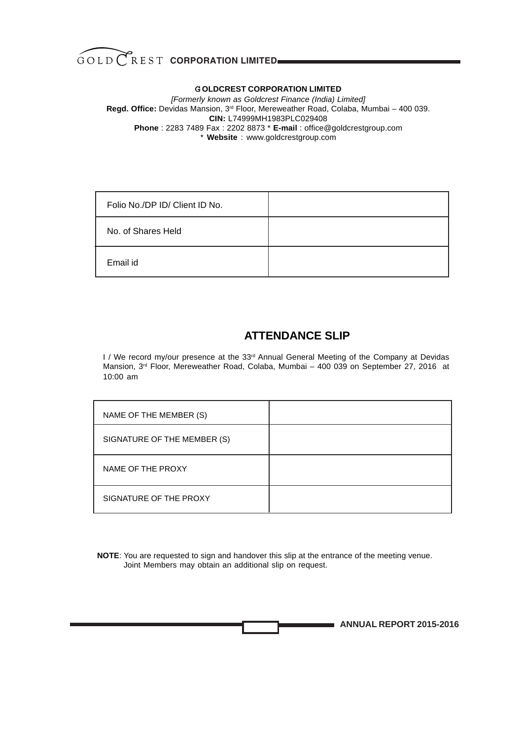**GOLDCREST CORPORATION LIMITED**

*[Formerly known as Goldcrest Finance (India) Limited]*

**Regd. Office:** Devidas Mansion, 3rd Floor, Mereweather Road, Colaba, Mumbai – 400 039.

**CIN:** L74999MH1983PLC029408

**Phone** : 2283 7489 Fax : 2202 8873 * **E-mail** : office@goldcrestgroup.com

* **Website** : www.goldcrestgroup.com

| Folio No./DP ID/ Client ID No. | |
|---|---|
| No. of Shares Held | |
| Email id | |

## ATTENDANCE SLIP

I / We record my/our presence at the 33rd Annual General Meeting of the Company at Devidas Mansion, 3rd Floor, Mereweather Road, Colaba, Mumbai – 400 039 on September 27, 2016 at 10:00 am

| NAME OF THE MEMBER (S) | |
|---|---|
| SIGNATURE OF THE MEMBER (S) | |
| NAME OF THE PROXY | |
| SIGNATURE OF THE PROXY | |

**NOTE**: You are requested to sign and handover this slip at the entrance of the meeting venue. Joint Members may obtain an additional slip on request.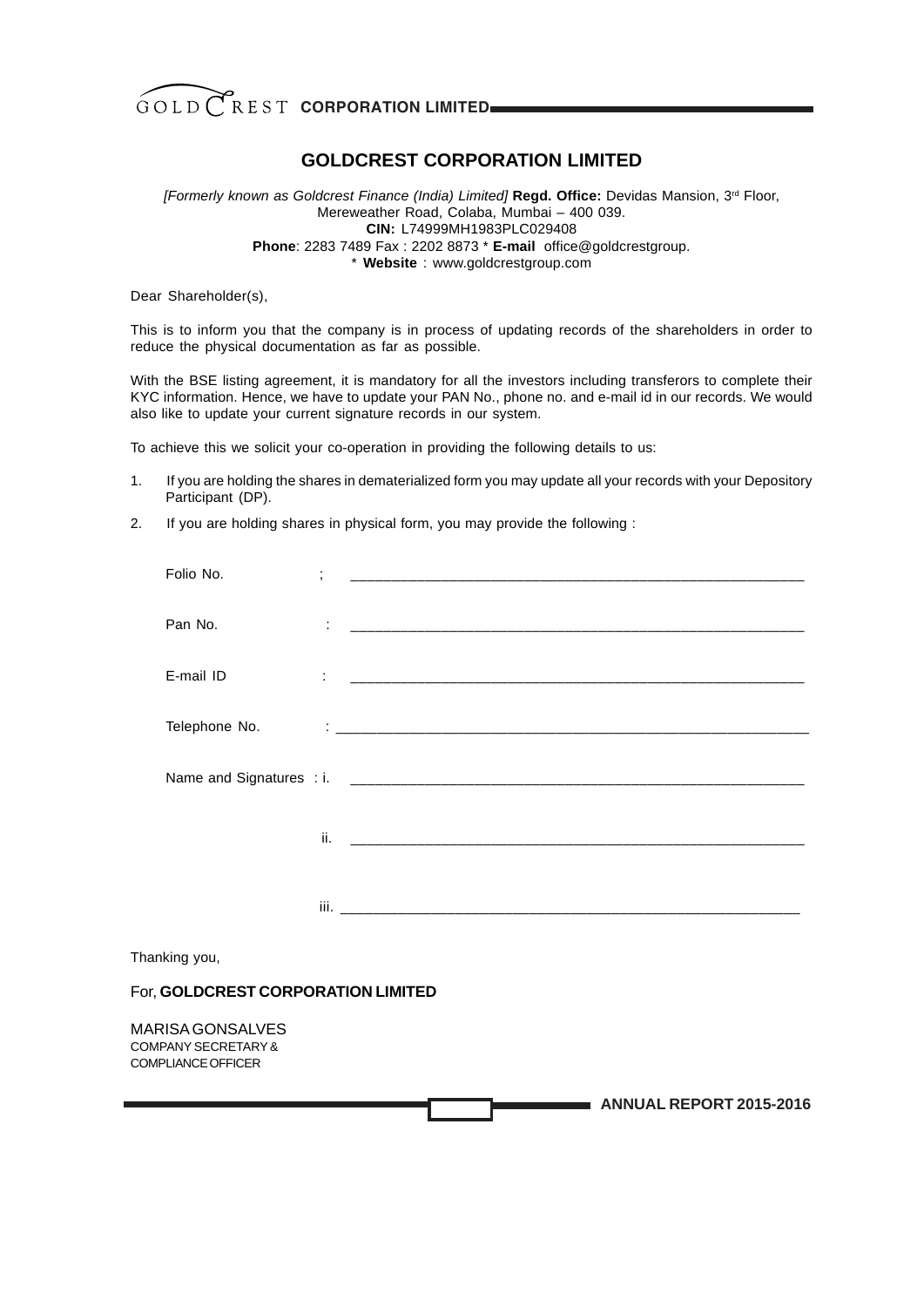# GOLDCREST CORPORATION LIMITED

*[Formerly known as Goldcrest Finance (India) Limited]* **Regd. Office:** Devidas Mansion, 3rd Floor, Mereweather Road, Colaba, Mumbai – 400 039.
**CIN:** L74999MH1983PLC029408
**Phone**: 2283 7489 Fax : 2202 8873 * **E-mail** office@goldcrestgroup.
* **Website** : www.goldcrestgroup.com

Dear Shareholder(s),

This is to inform you that the company is in process of updating records of the shareholders in order to reduce the physical documentation as far as possible.

With the BSE listing agreement, it is mandatory for all the investors including transferors to complete their KYC information. Hence, we have to update your PAN No., phone no. and e-mail id in our records. We would also like to update your current signature records in our system.

To achieve this we solicit your co-operation in providing the following details to us:

1. If you are holding the shares in dematerialized form you may update all your records with your Depository Participant (DP).

2. If you are holding shares in physical form, you may provide the following :

Folio No. ; ____________________________________________

Pan No. : ____________________________________________

E-mail ID : ____________________________________________

Telephone No. : ____________________________________________

Name and Signatures : i. ____________________________________________

ii. ____________________________________________

iii. ____________________________________________

Thanking you,

For, **GOLDCREST CORPORATION LIMITED**

MARISA GONSALVES
COMPANY SECRETARY &
COMPLIANCE OFFICER